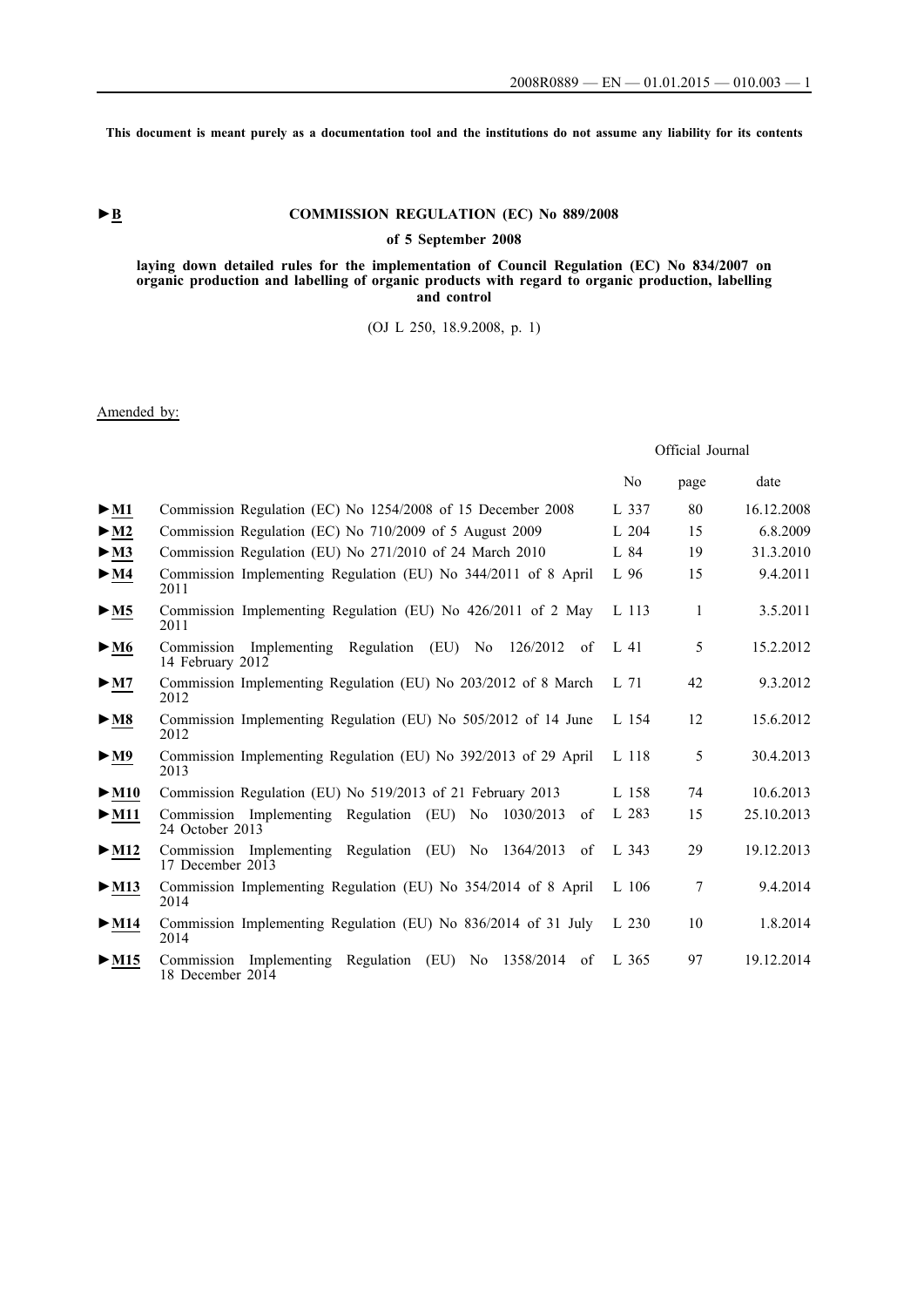This document is meant purely as a documentation tool and the institutions do not assume any liability for its contents

►B

# COMMISSION REGULATION (EC) No 889/2008

## of 5 September 2008

## laying down detailed rules for the implementation of Council Regulation (EC) No 834/2007 on organic production and labelling of organic products with regard to organic production, labelling and control

(OJ L 250, 18.9.2008, p. 1)

Amended by:

| | | Official Journal | | |
|---|---|---|---|---|
| | | No | page | date |
| ►M1 | Commission Regulation (EC) No 1254/2008 of 15 December 2008 | L 337 | 80 | 16.12.2008 |
| ►M2 | Commission Regulation (EC) No 710/2009 of 5 August 2009 | L 204 | 15 | 6.8.2009 |
| ►M3 | Commission Regulation (EU) No 271/2010 of 24 March 2010 | L 84 | 19 | 31.3.2010 |
| ►M4 | Commission Implementing Regulation (EU) No 344/2011 of 8 April 2011 | L 96 | 15 | 9.4.2011 |
| ►M5 | Commission Implementing Regulation (EU) No 426/2011 of 2 May 2011 | L 113 | 1 | 3.5.2011 |
| ►M6 | Commission Implementing Regulation (EU) No 126/2012 of 14 February 2012 | L 41 | 5 | 15.2.2012 |
| ►M7 | Commission Implementing Regulation (EU) No 203/2012 of 8 March 2012 | L 71 | 42 | 9.3.2012 |
| ►M8 | Commission Implementing Regulation (EU) No 505/2012 of 14 June 2012 | L 154 | 12 | 15.6.2012 |
| ►M9 | Commission Implementing Regulation (EU) No 392/2013 of 29 April 2013 | L 118 | 5 | 30.4.2013 |
| ►M10 | Commission Regulation (EU) No 519/2013 of 21 February 2013 | L 158 | 74 | 10.6.2013 |
| ►M11 | Commission Implementing Regulation (EU) No 1030/2013 of 24 October 2013 | L 283 | 15 | 25.10.2013 |
| ►M12 | Commission Implementing Regulation (EU) No 1364/2013 of 17 December 2013 | L 343 | 29 | 19.12.2013 |
| ►M13 | Commission Implementing Regulation (EU) No 354/2014 of 8 April 2014 | L 106 | 7 | 9.4.2014 |
| ►M14 | Commission Implementing Regulation (EU) No 836/2014 of 31 July 2014 | L 230 | 10 | 1.8.2014 |
| ►M15 | Commission Implementing Regulation (EU) No 1358/2014 of 18 December 2014 | L 365 | 97 | 19.12.2014 |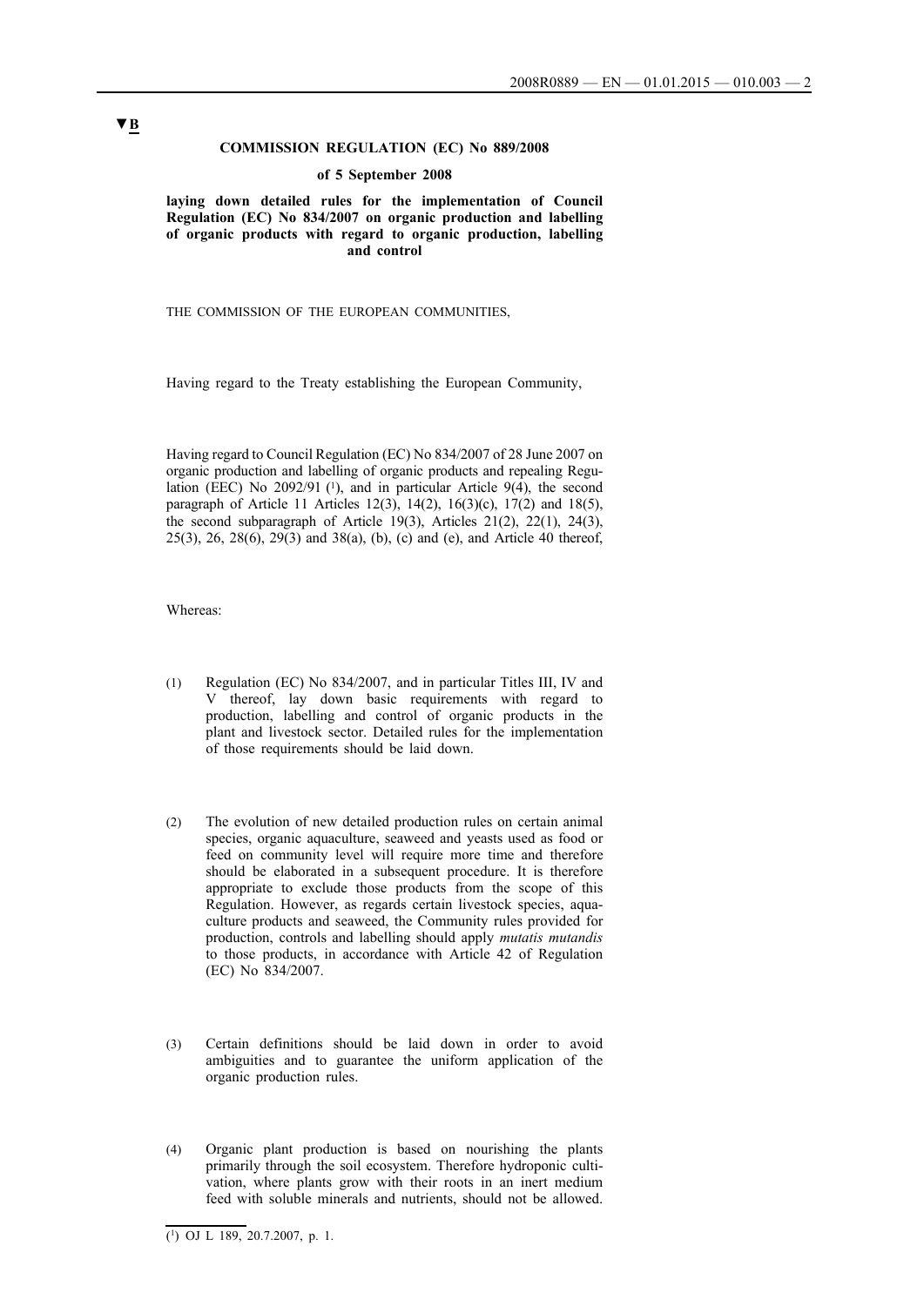▼B

**COMMISSION REGULATION (EC) No 889/2008**

**of 5 September 2008**

**laying down detailed rules for the implementation of Council Regulation (EC) No 834/2007 on organic production and labelling of organic products with regard to organic production, labelling and control**

THE COMMISSION OF THE EUROPEAN COMMUNITIES,

Having regard to the Treaty establishing the European Community,

Having regard to Council Regulation (EC) No 834/2007 of 28 June 2007 on organic production and labelling of organic products and repealing Regulation (EEC) No 2092/91 [1], and in particular Article 9(4), the second paragraph of Article 11 Articles 12(3), 14(2), 16(3)(c), 17(2) and 18(5), the second subparagraph of Article 19(3), Articles 21(2), 22(1), 24(3), 25(3), 26, 28(6), 29(3) and 38(a), (b), (c) and (e), and Article 40 thereof,

Whereas:

(1) Regulation (EC) No 834/2007, and in particular Titles III, IV and V thereof, lay down basic requirements with regard to production, labelling and control of organic products in the plant and livestock sector. Detailed rules for the implementation of those requirements should be laid down.

(2) The evolution of new detailed production rules on certain animal species, organic aquaculture, seaweed and yeasts used as food or feed on community level will require more time and therefore should be elaborated in a subsequent procedure. It is therefore appropriate to exclude those products from the scope of this Regulation. However, as regards certain livestock species, aquaculture products and seaweed, the Community rules provided for production, controls and labelling should apply *mutatis mutandis* to those products, in accordance with Article 42 of Regulation (EC) No 834/2007.

(3) Certain definitions should be laid down in order to avoid ambiguities and to guarantee the uniform application of the organic production rules.

(4) Organic plant production is based on nourishing the plants primarily through the soil ecosystem. Therefore hydroponic cultivation, where plants grow with their roots in an inert medium feed with soluble minerals and nutrients, should not be allowed.

[1] OJ L 189, 20.7.2007, p. 1.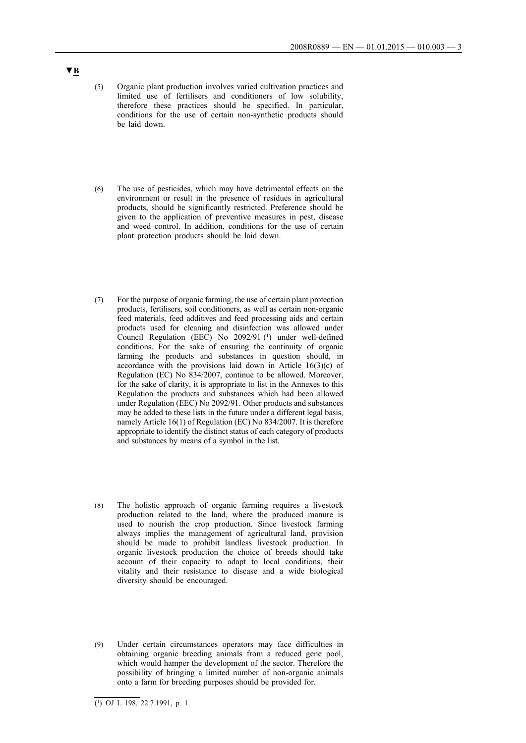**▼B**

(5) Organic plant production involves varied cultivation practices and limited use of fertilisers and conditioners of low solubility, therefore these practices should be specified. In particular, conditions for the use of certain non-synthetic products should be laid down.

(6) The use of pesticides, which may have detrimental effects on the environment or result in the presence of residues in agricultural products, should be significantly restricted. Preference should be given to the application of preventive measures in pest, disease and weed control. In addition, conditions for the use of certain plant protection products should be laid down.

(7) For the purpose of organic farming, the use of certain plant protection products, fertilisers, soil conditioners, as well as certain non-organic feed materials, feed additives and feed processing aids and certain products used for cleaning and disinfection was allowed under Council Regulation (EEC) No 2092/91 [1] under well-defined conditions. For the sake of ensuring the continuity of organic farming the products and substances in question should, in accordance with the provisions laid down in Article 16(3)(c) of Regulation (EC) No 834/2007, continue to be allowed. Moreover, for the sake of clarity, it is appropriate to list in the Annexes to this Regulation the products and substances which had been allowed under Regulation (EEC) No 2092/91. Other products and substances may be added to these lists in the future under a different legal basis, namely Article 16(1) of Regulation (EC) No 834/2007. It is therefore appropriate to identify the distinct status of each category of products and substances by means of a symbol in the list.

(8) The holistic approach of organic farming requires a livestock production related to the land, where the produced manure is used to nourish the crop production. Since livestock farming always implies the management of agricultural land, provision should be made to prohibit landless livestock production. In organic livestock production the choice of breeds should take account of their capacity to adapt to local conditions, their vitality and their resistance to disease and a wide biological diversity should be encouraged.

(9) Under certain circumstances operators may face difficulties in obtaining organic breeding animals from a reduced gene pool, which would hamper the development of the sector. Therefore the possibility of bringing a limited number of non-organic animals onto a farm for breeding purposes should be provided for.

---

[1] OJ L 198, 22.7.1991, p. 1.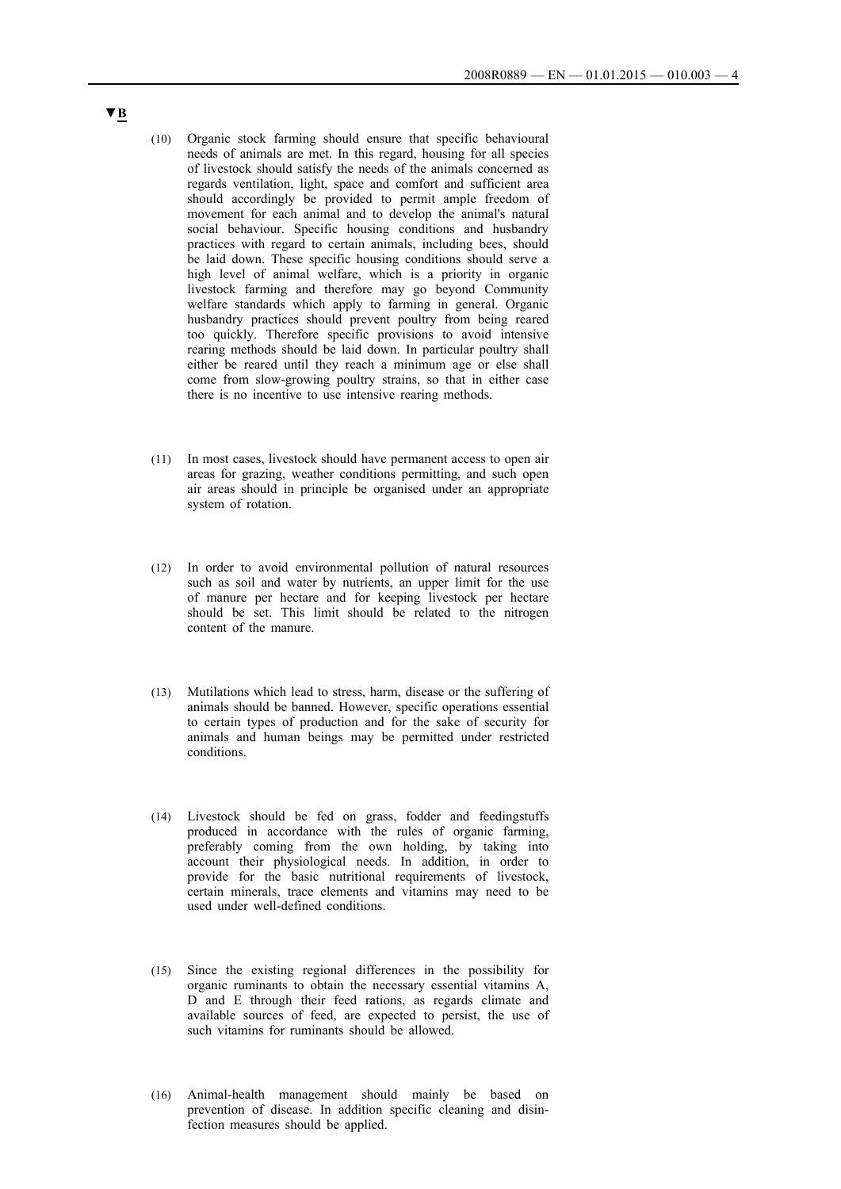▼B

(10) Organic stock farming should ensure that specific behavioural needs of animals are met. In this regard, housing for all species of livestock should satisfy the needs of the animals concerned as regards ventilation, light, space and comfort and sufficient area should accordingly be provided to permit ample freedom of movement for each animal and to develop the animal's natural social behaviour. Specific housing conditions and husbandry practices with regard to certain animals, including bees, should be laid down. These specific housing conditions should serve a high level of animal welfare, which is a priority in organic livestock farming and therefore may go beyond Community welfare standards which apply to farming in general. Organic husbandry practices should prevent poultry from being reared too quickly. Therefore specific provisions to avoid intensive rearing methods should be laid down. In particular poultry shall either be reared until they reach a minimum age or else shall come from slow-growing poultry strains, so that in either case there is no incentive to use intensive rearing methods.

(11) In most cases, livestock should have permanent access to open air areas for grazing, weather conditions permitting, and such open air areas should in principle be organised under an appropriate system of rotation.

(12) In order to avoid environmental pollution of natural resources such as soil and water by nutrients, an upper limit for the use of manure per hectare and for keeping livestock per hectare should be set. This limit should be related to the nitrogen content of the manure.

(13) Mutilations which lead to stress, harm, disease or the suffering of animals should be banned. However, specific operations essential to certain types of production and for the sake of security for animals and human beings may be permitted under restricted conditions.

(14) Livestock should be fed on grass, fodder and feedingstuffs produced in accordance with the rules of organic farming, preferably coming from the own holding, by taking into account their physiological needs. In addition, in order to provide for the basic nutritional requirements of livestock, certain minerals, trace elements and vitamins may need to be used under well-defined conditions.

(15) Since the existing regional differences in the possibility for organic ruminants to obtain the necessary essential vitamins A, D and E through their feed rations, as regards climate and available sources of feed, are expected to persist, the use of such vitamins for ruminants should be allowed.

(16) Animal-health management should mainly be based on prevention of disease. In addition specific cleaning and disinfection measures should be applied.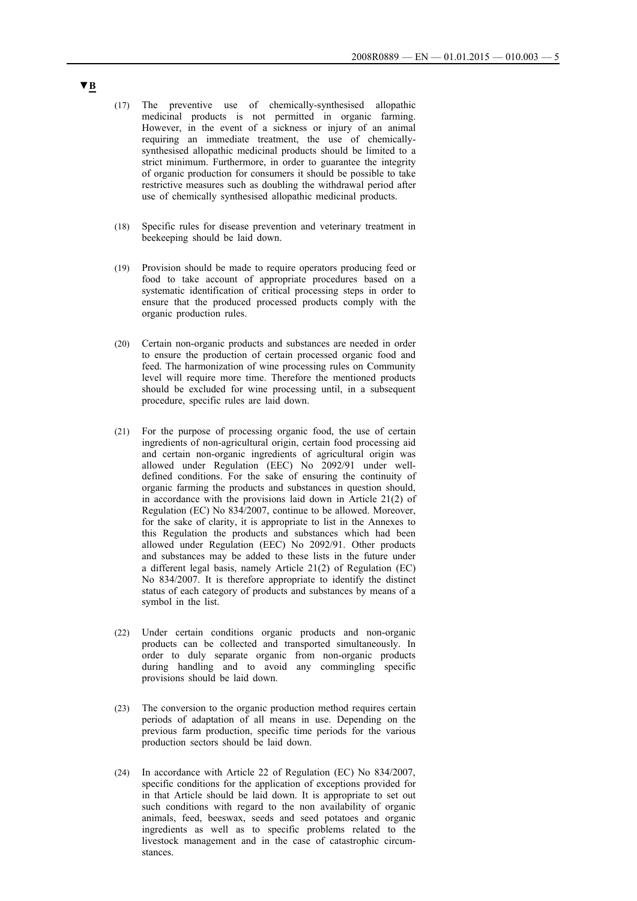▼B

(17) The preventive use of chemically-synthesised allopathic medicinal products is not permitted in organic farming. However, in the event of a sickness or injury of an animal requiring an immediate treatment, the use of chemically-synthesised allopathic medicinal products should be limited to a strict minimum. Furthermore, in order to guarantee the integrity of organic production for consumers it should be possible to take restrictive measures such as doubling the withdrawal period after use of chemically synthesised allopathic medicinal products.

(18) Specific rules for disease prevention and veterinary treatment in beekeeping should be laid down.

(19) Provision should be made to require operators producing feed or food to take account of appropriate procedures based on a systematic identification of critical processing steps in order to ensure that the produced processed products comply with the organic production rules.

(20) Certain non-organic products and substances are needed in order to ensure the production of certain processed organic food and feed. The harmonization of wine processing rules on Community level will require more time. Therefore the mentioned products should be excluded for wine processing until, in a subsequent procedure, specific rules are laid down.

(21) For the purpose of processing organic food, the use of certain ingredients of non-agricultural origin, certain food processing aid and certain non-organic ingredients of agricultural origin was allowed under Regulation (EEC) No 2092/91 under well-defined conditions. For the sake of ensuring the continuity of organic farming the products and substances in question should, in accordance with the provisions laid down in Article 21(2) of Regulation (EC) No 834/2007, continue to be allowed. Moreover, for the sake of clarity, it is appropriate to list in the Annexes to this Regulation the products and substances which had been allowed under Regulation (EEC) No 2092/91. Other products and substances may be added to these lists in the future under a different legal basis, namely Article 21(2) of Regulation (EC) No 834/2007. It is therefore appropriate to identify the distinct status of each category of products and substances by means of a symbol in the list.

(22) Under certain conditions organic products and non-organic products can be collected and transported simultaneously. In order to duly separate organic from non-organic products during handling and to avoid any commingling specific provisions should be laid down.

(23) The conversion to the organic production method requires certain periods of adaptation of all means in use. Depending on the previous farm production, specific time periods for the various production sectors should be laid down.

(24) In accordance with Article 22 of Regulation (EC) No 834/2007, specific conditions for the application of exceptions provided for in that Article should be laid down. It is appropriate to set out such conditions with regard to the non availability of organic animals, feed, beeswax, seeds and seed potatoes and organic ingredients as well as to specific problems related to the livestock management and in the case of catastrophic circumstances.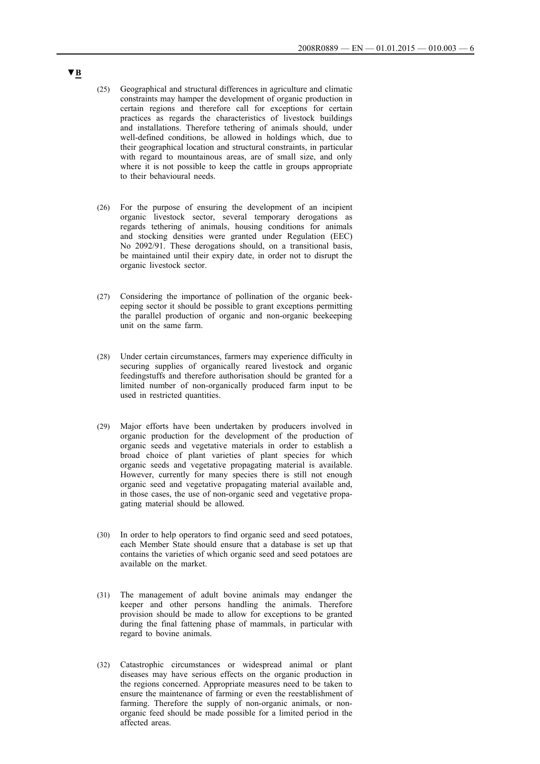▼B

(25) Geographical and structural differences in agriculture and climatic constraints may hamper the development of organic production in certain regions and therefore call for exceptions for certain practices as regards the characteristics of livestock buildings and installations. Therefore tethering of animals should, under well-defined conditions, be allowed in holdings which, due to their geographical location and structural constraints, in particular with regard to mountainous areas, are of small size, and only where it is not possible to keep the cattle in groups appropriate to their behavioural needs.

(26) For the purpose of ensuring the development of an incipient organic livestock sector, several temporary derogations as regards tethering of animals, housing conditions for animals and stocking densities were granted under Regulation (EEC) No 2092/91. These derogations should, on a transitional basis, be maintained until their expiry date, in order not to disrupt the organic livestock sector.

(27) Considering the importance of pollination of the organic beekeeping sector it should be possible to grant exceptions permitting the parallel production of organic and non-organic beekeeping unit on the same farm.

(28) Under certain circumstances, farmers may experience difficulty in securing supplies of organically reared livestock and organic feedingstuffs and therefore authorisation should be granted for a limited number of non-organically produced farm input to be used in restricted quantities.

(29) Major efforts have been undertaken by producers involved in organic production for the development of the production of organic seeds and vegetative materials in order to establish a broad choice of plant varieties of plant species for which organic seeds and vegetative propagating material is available. However, currently for many species there is still not enough organic seed and vegetative propagating material available and, in those cases, the use of non-organic seed and vegetative propagating material should be allowed.

(30) In order to help operators to find organic seed and seed potatoes, each Member State should ensure that a database is set up that contains the varieties of which organic seed and seed potatoes are available on the market.

(31) The management of adult bovine animals may endanger the keeper and other persons handling the animals. Therefore provision should be made to allow for exceptions to be granted during the final fattening phase of mammals, in particular with regard to bovine animals.

(32) Catastrophic circumstances or widespread animal or plant diseases may have serious effects on the organic production in the regions concerned. Appropriate measures need to be taken to ensure the maintenance of farming or even the reestablishment of farming. Therefore the supply of non-organic animals, or non-organic feed should be made possible for a limited period in the affected areas.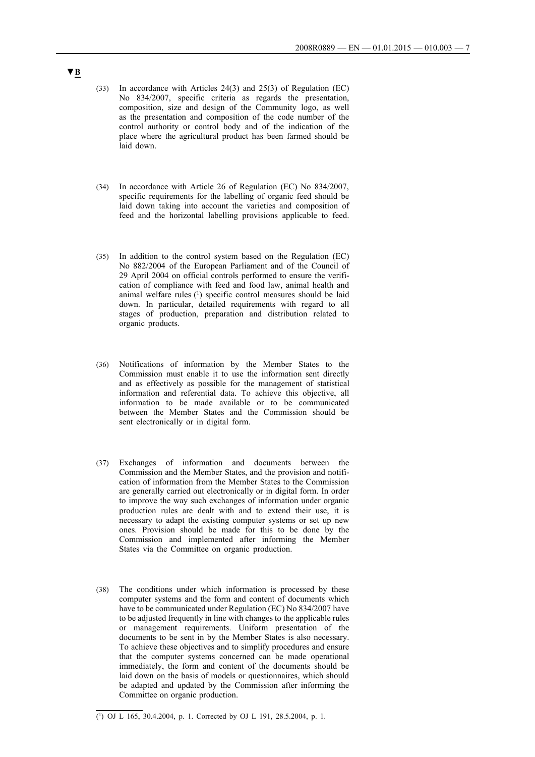▼B

(33) In accordance with Articles 24(3) and 25(3) of Regulation (EC) No 834/2007, specific criteria as regards the presentation, composition, size and design of the Community logo, as well as the presentation and composition of the code number of the control authority or control body and of the indication of the place where the agricultural product has been farmed should be laid down.

(34) In accordance with Article 26 of Regulation (EC) No 834/2007, specific requirements for the labelling of organic feed should be laid down taking into account the varieties and composition of feed and the horizontal labelling provisions applicable to feed.

(35) In addition to the control system based on the Regulation (EC) No 882/2004 of the European Parliament and of the Council of 29 April 2004 on official controls performed to ensure the verification of compliance with feed and food law, animal health and animal welfare rules [1] specific control measures should be laid down. In particular, detailed requirements with regard to all stages of production, preparation and distribution related to organic products.

(36) Notifications of information by the Member States to the Commission must enable it to use the information sent directly and as effectively as possible for the management of statistical information and referential data. To achieve this objective, all information to be made available or to be communicated between the Member States and the Commission should be sent electronically or in digital form.

(37) Exchanges of information and documents between the Commission and the Member States, and the provision and notification of information from the Member States to the Commission are generally carried out electronically or in digital form. In order to improve the way such exchanges of information under organic production rules are dealt with and to extend their use, it is necessary to adapt the existing computer systems or set up new ones. Provision should be made for this to be done by the Commission and implemented after informing the Member States via the Committee on organic production.

(38) The conditions under which information is processed by these computer systems and the form and content of documents which have to be communicated under Regulation (EC) No 834/2007 have to be adjusted frequently in line with changes to the applicable rules or management requirements. Uniform presentation of the documents to be sent in by the Member States is also necessary. To achieve these objectives and to simplify procedures and ensure that the computer systems concerned can be made operational immediately, the form and content of the documents should be laid down on the basis of models or questionnaires, which should be adapted and updated by the Commission after informing the Committee on organic production.

---

[1] OJ L 165, 30.4.2004, p. 1. Corrected by OJ L 191, 28.5.2004, p. 1.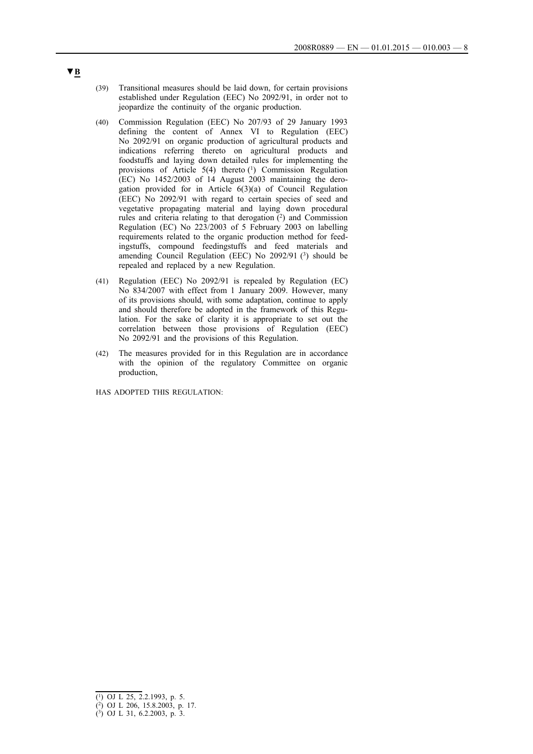**▼B**

(39) Transitional measures should be laid down, for certain provisions established under Regulation (EEC) No 2092/91, in order not to jeopardize the continuity of the organic production.

(40) Commission Regulation (EEC) No 207/93 of 29 January 1993 defining the content of Annex VI to Regulation (EEC) No 2092/91 on organic production of agricultural products and indications referring thereto on agricultural products and foodstuffs and laying down detailed rules for implementing the provisions of Article 5(4) thereto [1] Commission Regulation (EC) No 1452/2003 of 14 August 2003 maintaining the derogation provided for in Article 6(3)(a) of Council Regulation (EEC) No 2092/91 with regard to certain species of seed and vegetative propagating material and laying down procedural rules and criteria relating to that derogation [2] and Commission Regulation (EC) No 223/2003 of 5 February 2003 on labelling requirements related to the organic production method for feedingstuffs, compound feedingstuffs and feed materials and amending Council Regulation (EEC) No 2092/91 [3] should be repealed and replaced by a new Regulation.

(41) Regulation (EEC) No 2092/91 is repealed by Regulation (EC) No 834/2007 with effect from 1 January 2009. However, many of its provisions should, with some adaptation, continue to apply and should therefore be adopted in the framework of this Regulation. For the sake of clarity it is appropriate to set out the correlation between those provisions of Regulation (EEC) No 2092/91 and the provisions of this Regulation.

(42) The measures provided for in this Regulation are in accordance with the opinion of the regulatory Committee on organic production,

HAS ADOPTED THIS REGULATION:

---

[1] OJ L 25, 2.2.1993, p. 5.

[2] OJ L 206, 15.8.2003, p. 17.

[3] OJ L 31, 6.2.2003, p. 3.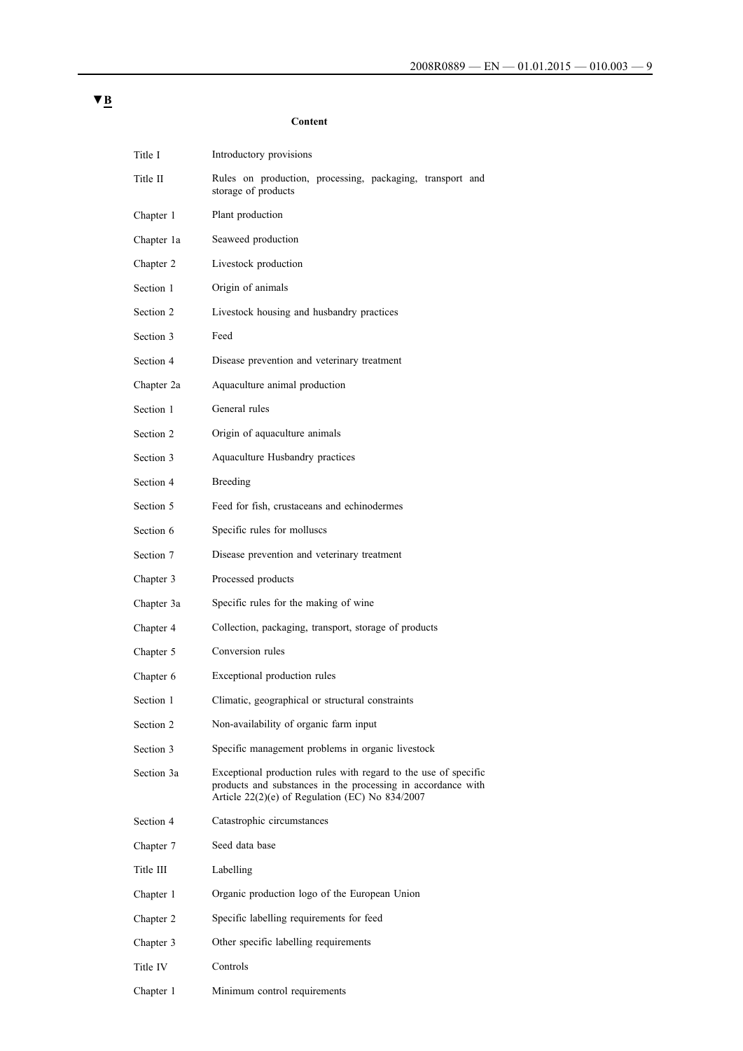▼B

**Content**

| | |
|---|---|
| Title I | Introductory provisions |
| Title II | Rules on production, processing, packaging, transport and storage of products |
| Chapter 1 | Plant production |
| Chapter 1a | Seaweed production |
| Chapter 2 | Livestock production |
| Section 1 | Origin of animals |
| Section 2 | Livestock housing and husbandry practices |
| Section 3 | Feed |
| Section 4 | Disease prevention and veterinary treatment |
| Chapter 2a | Aquaculture animal production |
| Section 1 | General rules |
| Section 2 | Origin of aquaculture animals |
| Section 3 | Aquaculture Husbandry practices |
| Section 4 | Breeding |
| Section 5 | Feed for fish, crustaceans and echinodermes |
| Section 6 | Specific rules for molluscs |
| Section 7 | Disease prevention and veterinary treatment |
| Chapter 3 | Processed products |
| Chapter 3a | Specific rules for the making of wine |
| Chapter 4 | Collection, packaging, transport, storage of products |
| Chapter 5 | Conversion rules |
| Chapter 6 | Exceptional production rules |
| Section 1 | Climatic, geographical or structural constraints |
| Section 2 | Non-availability of organic farm input |
| Section 3 | Specific management problems in organic livestock |
| Section 3a | Exceptional production rules with regard to the use of specific products and substances in the processing in accordance with Article 22(2)(e) of Regulation (EC) No 834/2007 |
| Section 4 | Catastrophic circumstances |
| Chapter 7 | Seed data base |
| Title III | Labelling |
| Chapter 1 | Organic production logo of the European Union |
| Chapter 2 | Specific labelling requirements for feed |
| Chapter 3 | Other specific labelling requirements |
| Title IV | Controls |
| Chapter 1 | Minimum control requirements |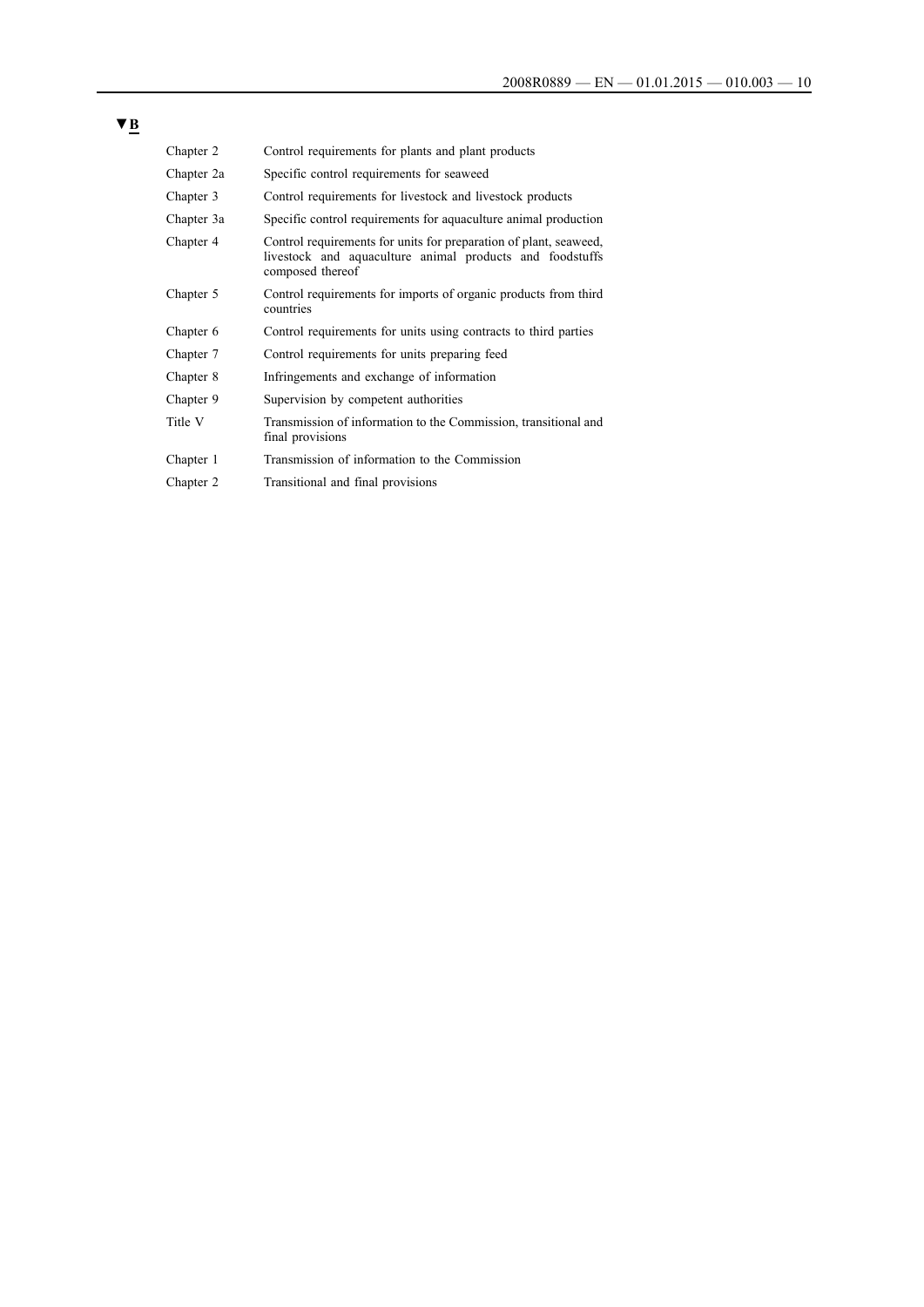▼B

| | |
|---|---|
| Chapter 2 | Control requirements for plants and plant products |
| Chapter 2a | Specific control requirements for seaweed |
| Chapter 3 | Control requirements for livestock and livestock products |
| Chapter 3a | Specific control requirements for aquaculture animal production |
| Chapter 4 | Control requirements for units for preparation of plant, seaweed, livestock and aquaculture animal products and foodstuffs composed thereof |
| Chapter 5 | Control requirements for imports of organic products from third countries |
| Chapter 6 | Control requirements for units using contracts to third parties |
| Chapter 7 | Control requirements for units preparing feed |
| Chapter 8 | Infringements and exchange of information |
| Chapter 9 | Supervision by competent authorities |
| Title V | Transmission of information to the Commission, transitional and final provisions |
| Chapter 1 | Transmission of information to the Commission |
| Chapter 2 | Transitional and final provisions |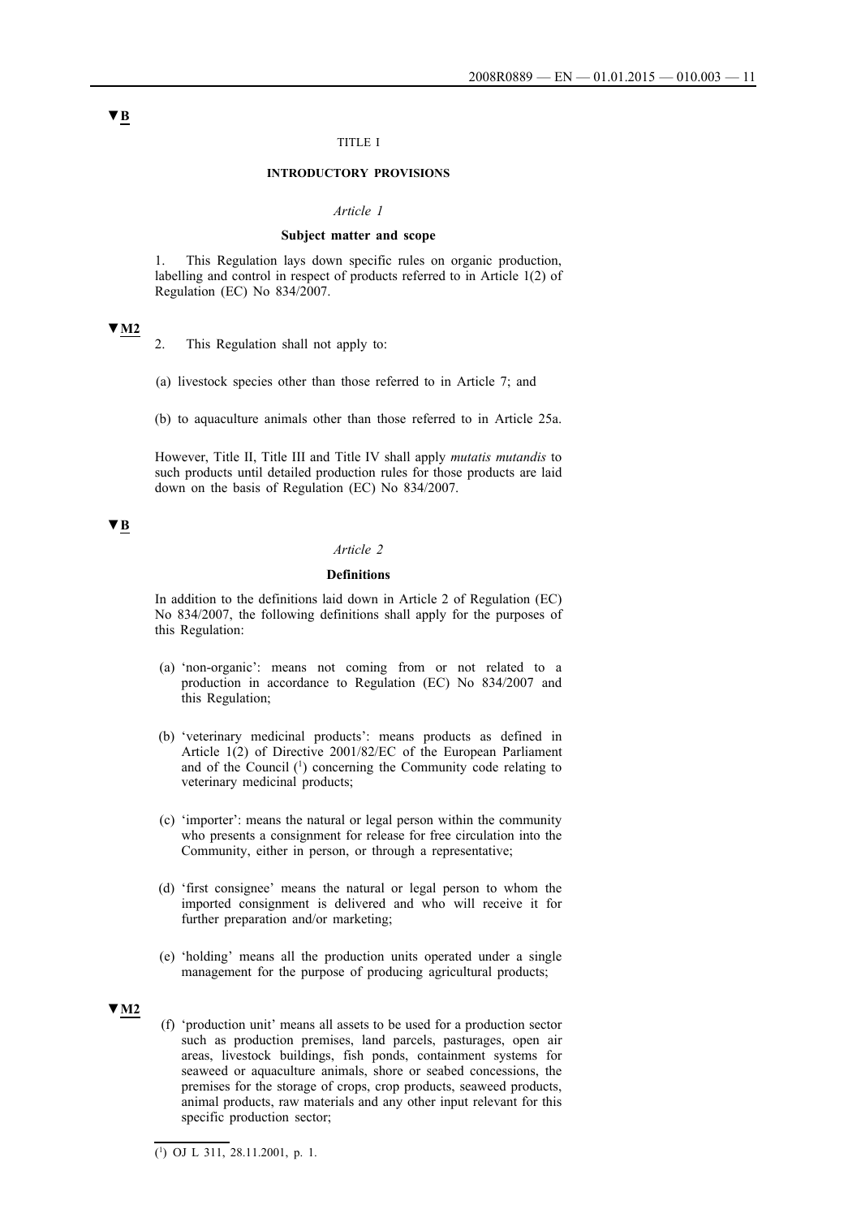▼B

TITLE I

**INTRODUCTORY PROVISIONS**

*Article 1*

**Subject matter and scope**

1. This Regulation lays down specific rules on organic production, labelling and control in respect of products referred to in Article 1(2) of Regulation (EC) No 834/2007.

▼M2

2. This Regulation shall not apply to:

(a) livestock species other than those referred to in Article 7; and

(b) to aquaculture animals other than those referred to in Article 25a.

However, Title II, Title III and Title IV shall apply *mutatis mutandis* to such products until detailed production rules for those products are laid down on the basis of Regulation (EC) No 834/2007.

▼B

*Article 2*

**Definitions**

In addition to the definitions laid down in Article 2 of Regulation (EC) No 834/2007, the following definitions shall apply for the purposes of this Regulation:

(a) 'non-organic': means not coming from or not related to a production in accordance to Regulation (EC) No 834/2007 and this Regulation;

(b) 'veterinary medicinal products': means products as defined in Article 1(2) of Directive 2001/82/EC of the European Parliament and of the Council [1] concerning the Community code relating to veterinary medicinal products;

(c) 'importer': means the natural or legal person within the community who presents a consignment for release for free circulation into the Community, either in person, or through a representative;

(d) 'first consignee' means the natural or legal person to whom the imported consignment is delivered and who will receive it for further preparation and/or marketing;

(e) 'holding' means all the production units operated under a single management for the purpose of producing agricultural products;

▼M2

(f) 'production unit' means all assets to be used for a production sector such as production premises, land parcels, pasturages, open air areas, livestock buildings, fish ponds, containment systems for seaweed or aquaculture animals, shore or seabed concessions, the premises for the storage of crops, crop products, seaweed products, animal products, raw materials and any other input relevant for this specific production sector;

---

[1] OJ L 311, 28.11.2001, p. 1.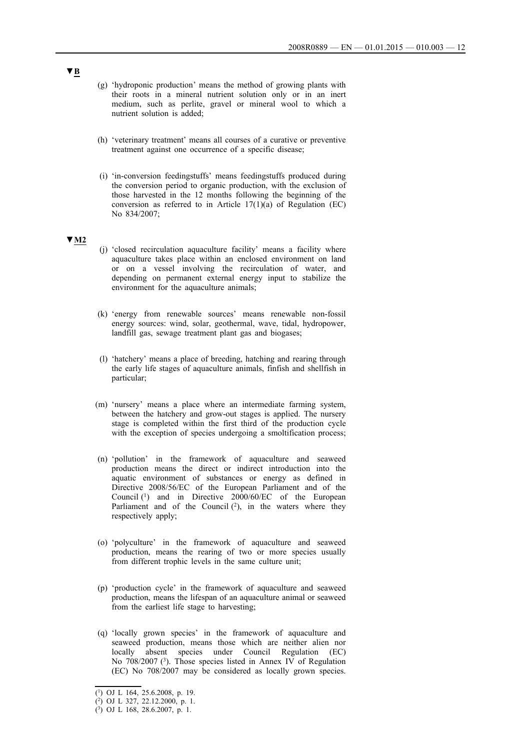▼B

(g) 'hydroponic production' means the method of growing plants with their roots in a mineral nutrient solution only or in an inert medium, such as perlite, gravel or mineral wool to which a nutrient solution is added;

(h) 'veterinary treatment' means all courses of a curative or preventive treatment against one occurrence of a specific disease;

(i) 'in-conversion feedingstuffs' means feedingstuffs produced during the conversion period to organic production, with the exclusion of those harvested in the 12 months following the beginning of the conversion as referred to in Article 17(1)(a) of Regulation (EC) No 834/2007;

▼M2

(j) 'closed recirculation aquaculture facility' means a facility where aquaculture takes place within an enclosed environment on land or on a vessel involving the recirculation of water, and depending on permanent external energy input to stabilize the environment for the aquaculture animals;

(k) 'energy from renewable sources' means renewable non-fossil energy sources: wind, solar, geothermal, wave, tidal, hydropower, landfill gas, sewage treatment plant gas and biogases;

(l) 'hatchery' means a place of breeding, hatching and rearing through the early life stages of aquaculture animals, finfish and shellfish in particular;

(m) 'nursery' means a place where an intermediate farming system, between the hatchery and grow-out stages is applied. The nursery stage is completed within the first third of the production cycle with the exception of species undergoing a smoltification process;

(n) 'pollution' in the framework of aquaculture and seaweed production means the direct or indirect introduction into the aquatic environment of substances or energy as defined in Directive 2008/56/EC of the European Parliament and of the Council [1] and in Directive 2000/60/EC of the European Parliament and of the Council [2], in the waters where they respectively apply;

(o) 'polyculture' in the framework of aquaculture and seaweed production, means the rearing of two or more species usually from different trophic levels in the same culture unit;

(p) 'production cycle' in the framework of aquaculture and seaweed production, means the lifespan of an aquaculture animal or seaweed from the earliest life stage to harvesting;

(q) 'locally grown species' in the framework of aquaculture and seaweed production, means those which are neither alien nor locally absent species under Council Regulation (EC) No 708/2007 [3]. Those species listed in Annex IV of Regulation (EC) No 708/2007 may be considered as locally grown species.

---

[1] OJ L 164, 25.6.2008, p. 19.

[2] OJ L 327, 22.12.2000, p. 1.

[3] OJ L 168, 28.6.2007, p. 1.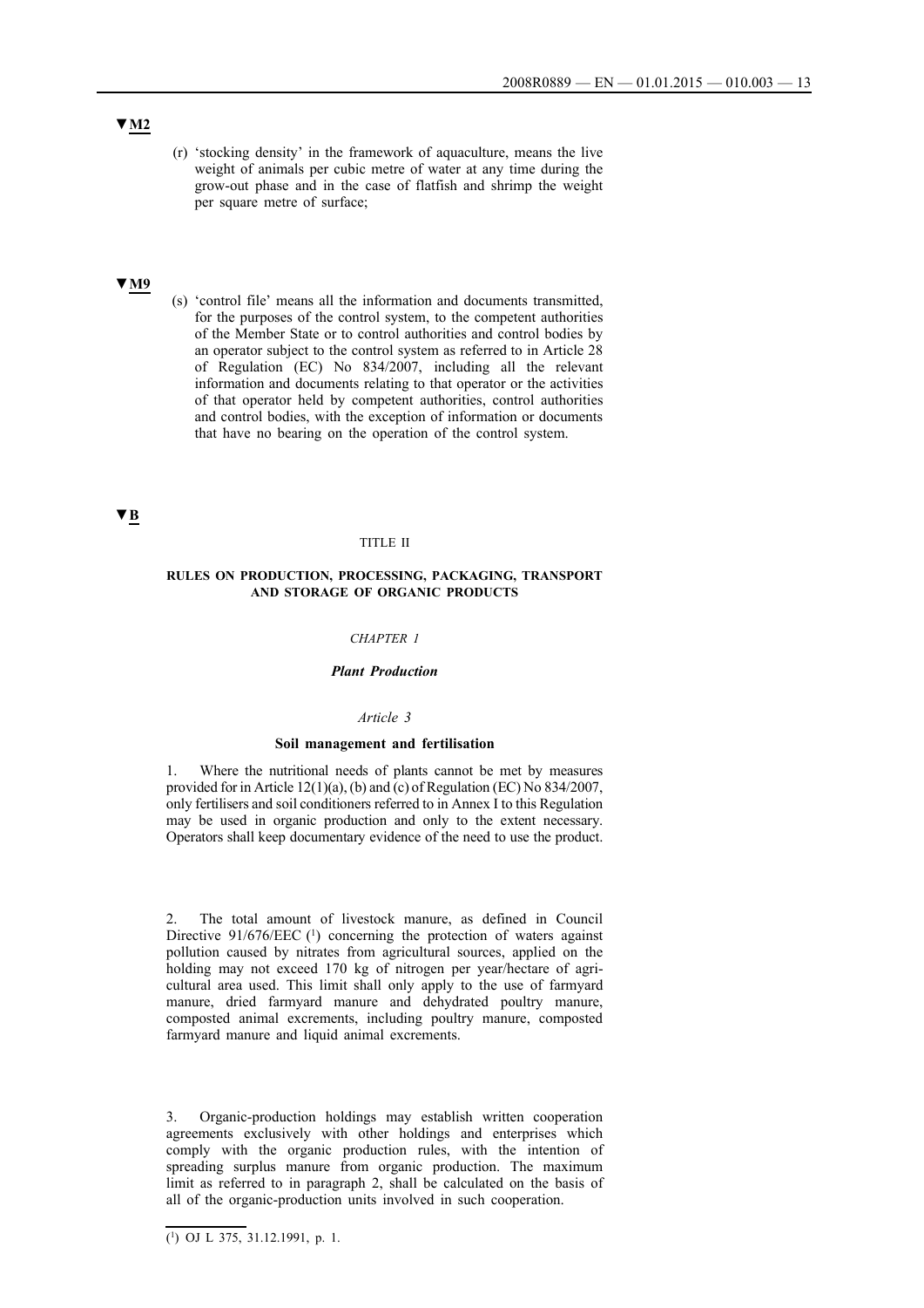▼M2

(r) 'stocking density' in the framework of aquaculture, means the live weight of animals per cubic metre of water at any time during the grow-out phase and in the case of flatfish and shrimp the weight per square metre of surface;

▼M9

(s) 'control file' means all the information and documents transmitted, for the purposes of the control system, to the competent authorities of the Member State or to control authorities and control bodies by an operator subject to the control system as referred to in Article 28 of Regulation (EC) No 834/2007, including all the relevant information and documents relating to that operator or the activities of that operator held by competent authorities, control authorities and control bodies, with the exception of information or documents that have no bearing on the operation of the control system.

▼B

TITLE II

**RULES ON PRODUCTION, PROCESSING, PACKAGING, TRANSPORT AND STORAGE OF ORGANIC PRODUCTS**

*CHAPTER 1*

***Plant Production***

*Article 3*

**Soil management and fertilisation**

1. Where the nutritional needs of plants cannot be met by measures provided for in Article 12(1)(a), (b) and (c) of Regulation (EC) No 834/2007, only fertilisers and soil conditioners referred to in Annex I to this Regulation may be used in organic production and only to the extent necessary. Operators shall keep documentary evidence of the need to use the product.

2. The total amount of livestock manure, as defined in Council Directive 91/676/EEC [1] concerning the protection of waters against pollution caused by nitrates from agricultural sources, applied on the holding may not exceed 170 kg of nitrogen per year/hectare of agricultural area used. This limit shall only apply to the use of farmyard manure, dried farmyard manure and dehydrated poultry manure, composted animal excrements, including poultry manure, composted farmyard manure and liquid animal excrements.

3. Organic-production holdings may establish written cooperation agreements exclusively with other holdings and enterprises which comply with the organic production rules, with the intention of spreading surplus manure from organic production. The maximum limit as referred to in paragraph 2, shall be calculated on the basis of all of the organic-production units involved in such cooperation.

---

[1] OJ L 375, 31.12.1991, p. 1.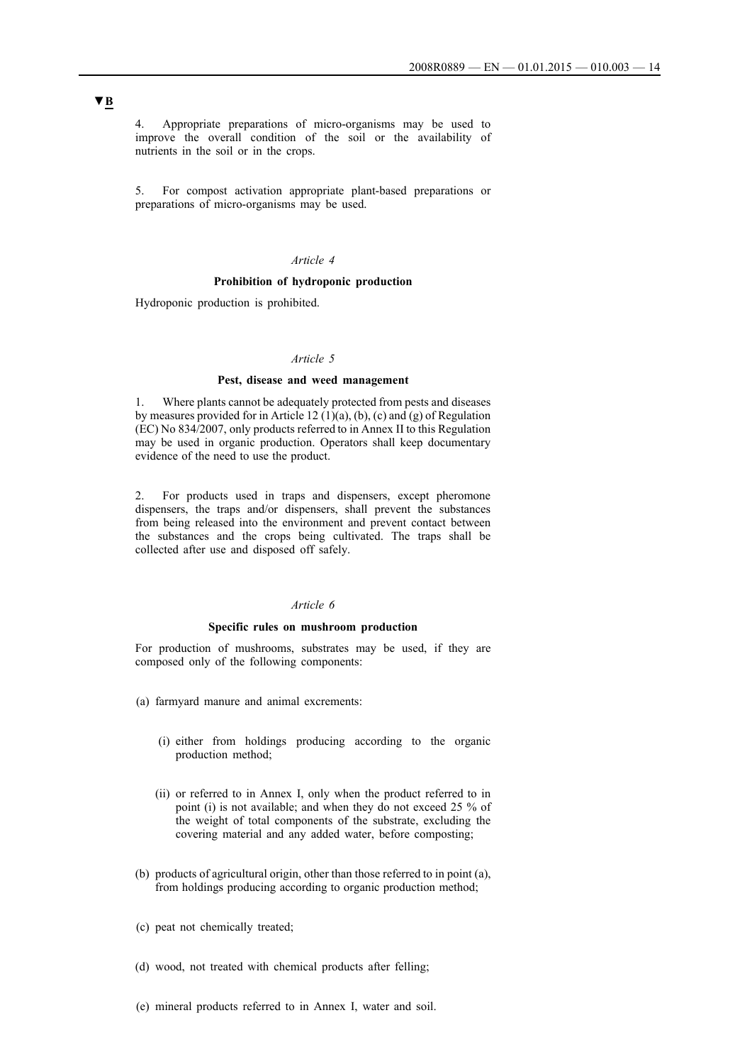▼B

4. Appropriate preparations of micro-organisms may be used to improve the overall condition of the soil or the availability of nutrients in the soil or in the crops.

5. For compost activation appropriate plant-based preparations or preparations of micro-organisms may be used.

*Article 4*

**Prohibition of hydroponic production**

Hydroponic production is prohibited.

*Article 5*

**Pest, disease and weed management**

1. Where plants cannot be adequately protected from pests and diseases by measures provided for in Article 12 (1)(a), (b), (c) and (g) of Regulation (EC) No 834/2007, only products referred to in Annex II to this Regulation may be used in organic production. Operators shall keep documentary evidence of the need to use the product.

2. For products used in traps and dispensers, except pheromone dispensers, the traps and/or dispensers, shall prevent the substances from being released into the environment and prevent contact between the substances and the crops being cultivated. The traps shall be collected after use and disposed off safely.

*Article 6*

**Specific rules on mushroom production**

For production of mushrooms, substrates may be used, if they are composed only of the following components:

(a) farmyard manure and animal excrements:

   (i) either from holdings producing according to the organic production method;

   (ii) or referred to in Annex I, only when the product referred to in point (i) is not available; and when they do not exceed 25 % of the weight of total components of the substrate, excluding the covering material and any added water, before composting;

(b) products of agricultural origin, other than those referred to in point (a), from holdings producing according to organic production method;

(c) peat not chemically treated;

(d) wood, not treated with chemical products after felling;

(e) mineral products referred to in Annex I, water and soil.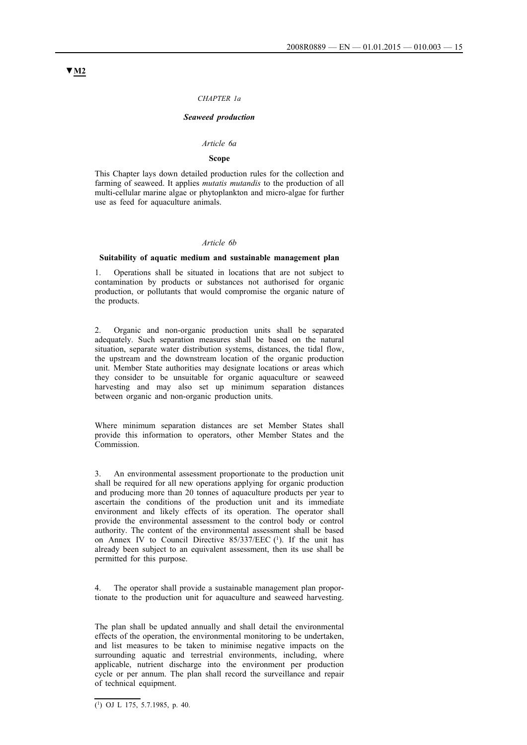▼M2

*CHAPTER 1a*

***Seaweed production***

*Article 6a*

**Scope**

This Chapter lays down detailed production rules for the collection and farming of seaweed. It applies *mutatis mutandis* to the production of all multi-cellular marine algae or phytoplankton and micro-algae for further use as feed for aquaculture animals.

*Article 6b*

**Suitability of aquatic medium and sustainable management plan**

1. Operations shall be situated in locations that are not subject to contamination by products or substances not authorised for organic production, or pollutants that would compromise the organic nature of the products.

2. Organic and non-organic production units shall be separated adequately. Such separation measures shall be based on the natural situation, separate water distribution systems, distances, the tidal flow, the upstream and the downstream location of the organic production unit. Member State authorities may designate locations or areas which they consider to be unsuitable for organic aquaculture or seaweed harvesting and may also set up minimum separation distances between organic and non-organic production units.

Where minimum separation distances are set Member States shall provide this information to operators, other Member States and the Commission.

3. An environmental assessment proportionate to the production unit shall be required for all new operations applying for organic production and producing more than 20 tonnes of aquaculture products per year to ascertain the conditions of the production unit and its immediate environment and likely effects of its operation. The operator shall provide the environmental assessment to the control body or control authority. The content of the environmental assessment shall be based on Annex IV to Council Directive 85/337/EEC [1]. If the unit has already been subject to an equivalent assessment, then its use shall be permitted for this purpose.

4. The operator shall provide a sustainable management plan proportionate to the production unit for aquaculture and seaweed harvesting.

The plan shall be updated annually and shall detail the environmental effects of the operation, the environmental monitoring to be undertaken, and list measures to be taken to minimise negative impacts on the surrounding aquatic and terrestrial environments, including, where applicable, nutrient discharge into the environment per production cycle or per annum. The plan shall record the surveillance and repair of technical equipment.

---

[1] OJ L 175, 5.7.1985, p. 40.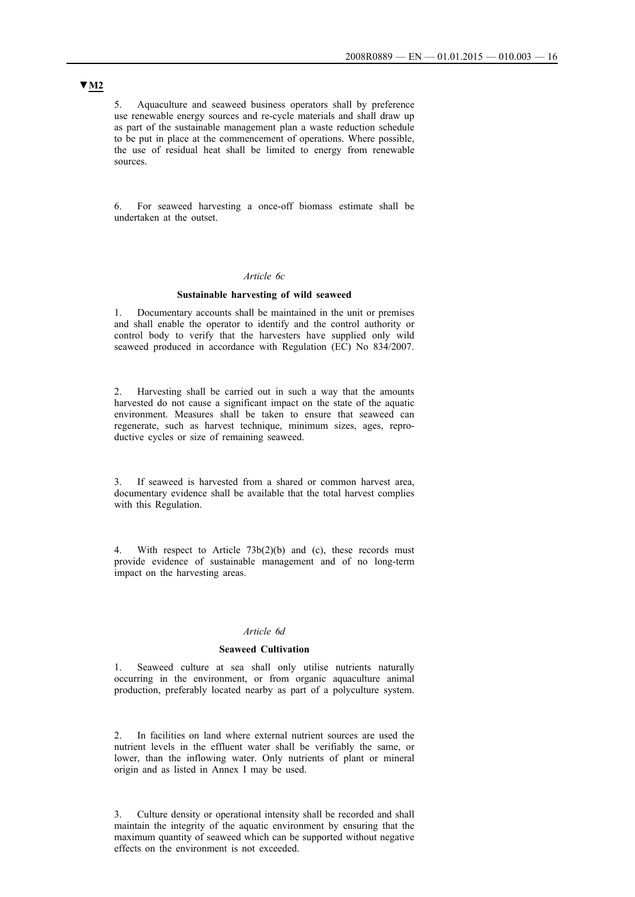▼M2

5. Aquaculture and seaweed business operators shall by preference use renewable energy sources and re-cycle materials and shall draw up as part of the sustainable management plan a waste reduction schedule to be put in place at the commencement of operations. Where possible, the use of residual heat shall be limited to energy from renewable sources.

6. For seaweed harvesting a once-off biomass estimate shall be undertaken at the outset.

*Article 6c*

**Sustainable harvesting of wild seaweed**

1. Documentary accounts shall be maintained in the unit or premises and shall enable the operator to identify and the control authority or control body to verify that the harvesters have supplied only wild seaweed produced in accordance with Regulation (EC) No 834/2007.

2. Harvesting shall be carried out in such a way that the amounts harvested do not cause a significant impact on the state of the aquatic environment. Measures shall be taken to ensure that seaweed can regenerate, such as harvest technique, minimum sizes, ages, reproductive cycles or size of remaining seaweed.

3. If seaweed is harvested from a shared or common harvest area, documentary evidence shall be available that the total harvest complies with this Regulation.

4. With respect to Article 73b(2)(b) and (c), these records must provide evidence of sustainable management and of no long-term impact on the harvesting areas.

*Article 6d*

**Seaweed Cultivation**

1. Seaweed culture at sea shall only utilise nutrients naturally occurring in the environment, or from organic aquaculture animal production, preferably located nearby as part of a polyculture system.

2. In facilities on land where external nutrient sources are used the nutrient levels in the effluent water shall be verifiably the same, or lower, than the inflowing water. Only nutrients of plant or mineral origin and as listed in Annex I may be used.

3. Culture density or operational intensity shall be recorded and shall maintain the integrity of the aquatic environment by ensuring that the maximum quantity of seaweed which can be supported without negative effects on the environment is not exceeded.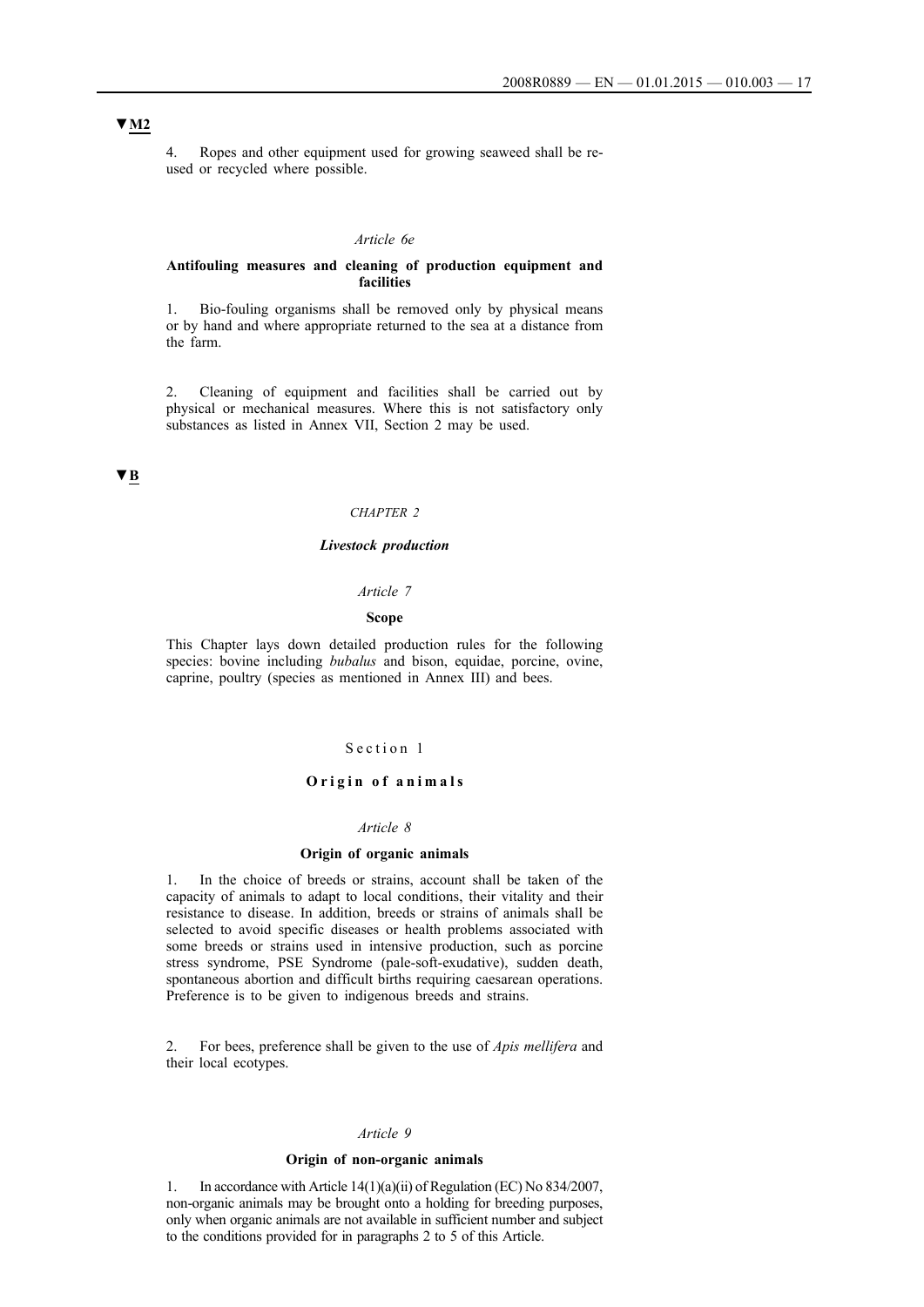▼M2

4. Ropes and other equipment used for growing seaweed shall be re-used or recycled where possible.

*Article 6e*

**Antifouling measures and cleaning of production equipment and facilities**

1. Bio-fouling organisms shall be removed only by physical means or by hand and where appropriate returned to the sea at a distance from the farm.

2. Cleaning of equipment and facilities shall be carried out by physical or mechanical measures. Where this is not satisfactory only substances as listed in Annex VII, Section 2 may be used.

▼B

*CHAPTER 2*

***Livestock production***

*Article 7*

**Scope**

This Chapter lays down detailed production rules for the following species: bovine including *bubalus* and bison, equidae, porcine, ovine, caprine, poultry (species as mentioned in Annex III) and bees.

Section 1

**Origin of animals**

*Article 8*

**Origin of organic animals**

1. In the choice of breeds or strains, account shall be taken of the capacity of animals to adapt to local conditions, their vitality and their resistance to disease. In addition, breeds or strains of animals shall be selected to avoid specific diseases or health problems associated with some breeds or strains used in intensive production, such as porcine stress syndrome, PSE Syndrome (pale-soft-exudative), sudden death, spontaneous abortion and difficult births requiring caesarean operations. Preference is to be given to indigenous breeds and strains.

2. For bees, preference shall be given to the use of *Apis mellifera* and their local ecotypes.

*Article 9*

**Origin of non-organic animals**

1. In accordance with Article 14(1)(a)(ii) of Regulation (EC) No 834/2007, non-organic animals may be brought onto a holding for breeding purposes, only when organic animals are not available in sufficient number and subject to the conditions provided for in paragraphs 2 to 5 of this Article.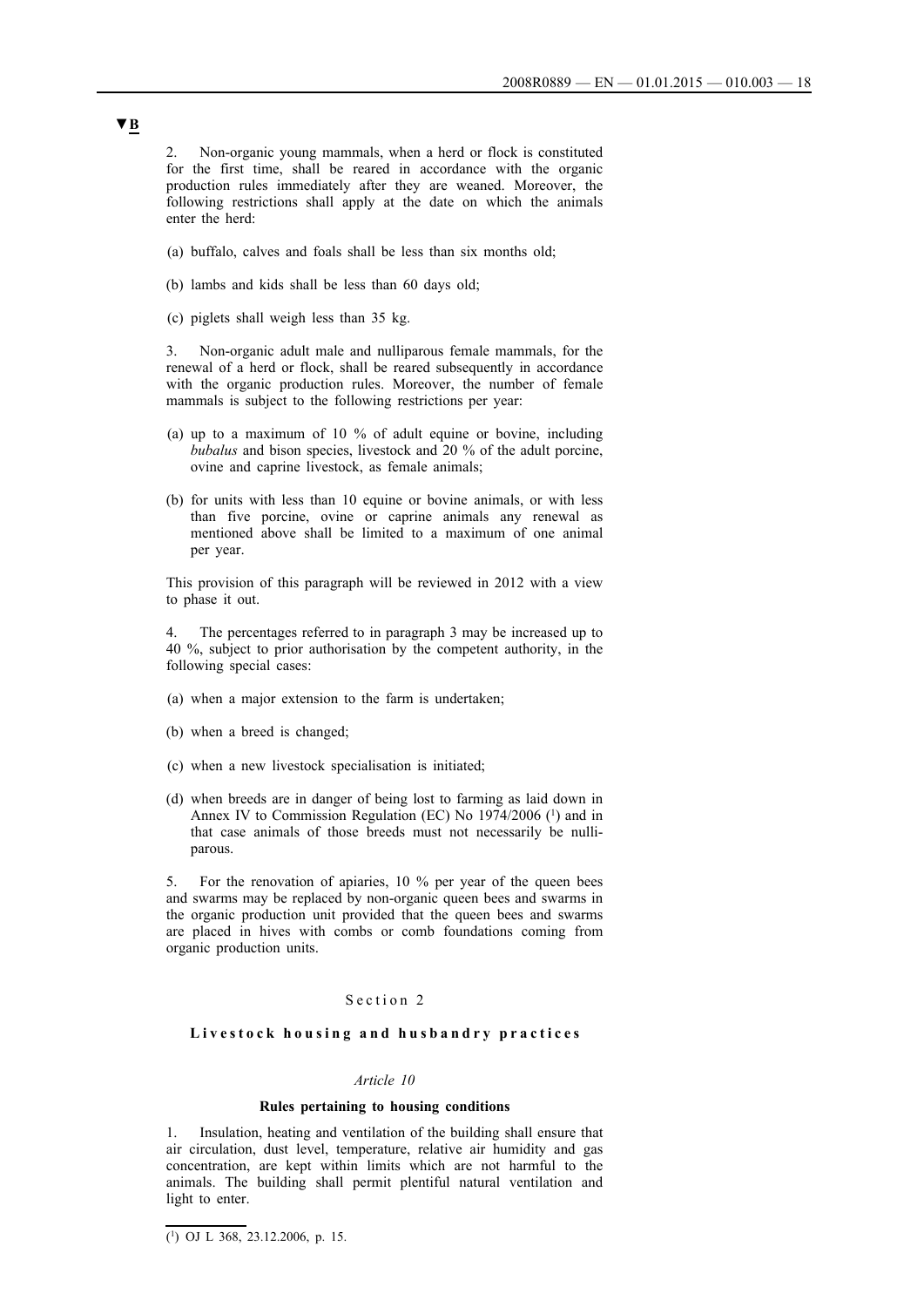▼B

2. Non-organic young mammals, when a herd or flock is constituted for the first time, shall be reared in accordance with the organic production rules immediately after they are weaned. Moreover, the following restrictions shall apply at the date on which the animals enter the herd:

(a) buffalo, calves and foals shall be less than six months old;

(b) lambs and kids shall be less than 60 days old;

(c) piglets shall weigh less than 35 kg.

3. Non-organic adult male and nulliparous female mammals, for the renewal of a herd or flock, shall be reared subsequently in accordance with the organic production rules. Moreover, the number of female mammals is subject to the following restrictions per year:

(a) up to a maximum of 10 % of adult equine or bovine, including *bubalus* and bison species, livestock and 20 % of the adult porcine, ovine and caprine livestock, as female animals;

(b) for units with less than 10 equine or bovine animals, or with less than five porcine, ovine or caprine animals any renewal as mentioned above shall be limited to a maximum of one animal per year.

This provision of this paragraph will be reviewed in 2012 with a view to phase it out.

4. The percentages referred to in paragraph 3 may be increased up to 40 %, subject to prior authorisation by the competent authority, in the following special cases:

(a) when a major extension to the farm is undertaken;

(b) when a breed is changed;

(c) when a new livestock specialisation is initiated;

(d) when breeds are in danger of being lost to farming as laid down in Annex IV to Commission Regulation (EC) No 1974/2006 [1] and in that case animals of those breeds must not necessarily be nulliparous.

5. For the renovation of apiaries, 10 % per year of the queen bees and swarms may be replaced by non-organic queen bees and swarms in the organic production unit provided that the queen bees and swarms are placed in hives with combs or comb foundations coming from organic production units.

Section 2

## Livestock housing and husbandry practices

*Article 10*

### Rules pertaining to housing conditions

1. Insulation, heating and ventilation of the building shall ensure that air circulation, dust level, temperature, relative air humidity and gas concentration, are kept within limits which are not harmful to the animals. The building shall permit plentiful natural ventilation and light to enter.

---

[1] OJ L 368, 23.12.2006, p. 15.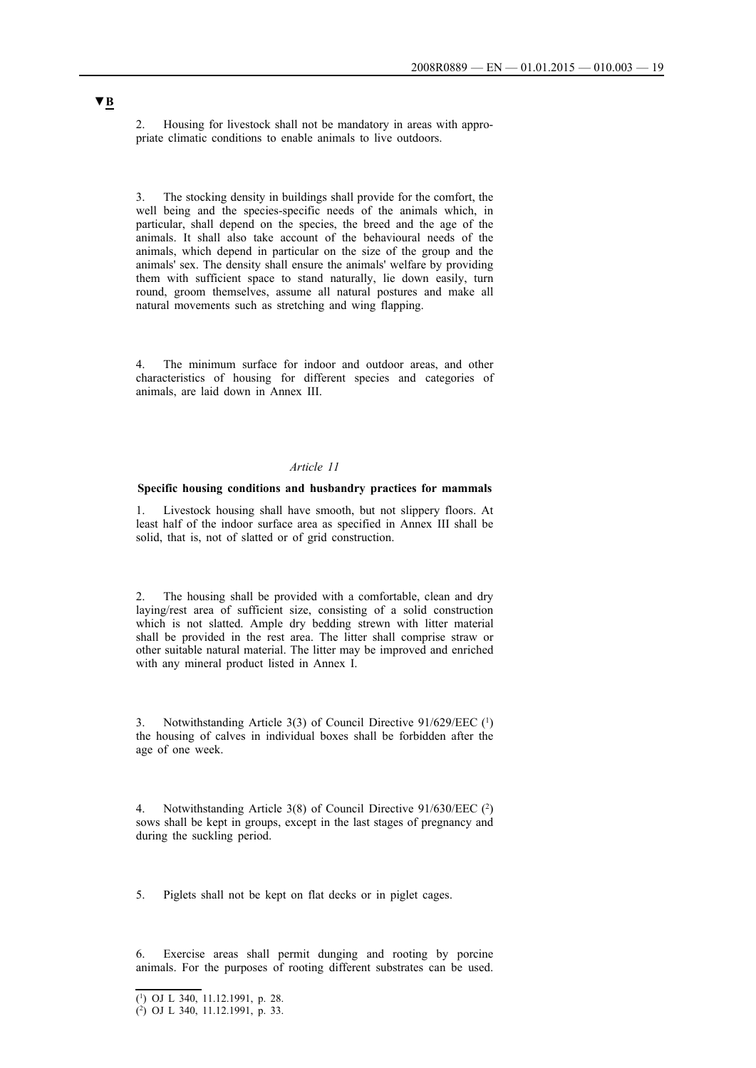▼B

2. Housing for livestock shall not be mandatory in areas with appropriate climatic conditions to enable animals to live outdoors.

3. The stocking density in buildings shall provide for the comfort, the well being and the species-specific needs of the animals which, in particular, shall depend on the species, the breed and the age of the animals. It shall also take account of the behavioural needs of the animals, which depend in particular on the size of the group and the animals' sex. The density shall ensure the animals' welfare by providing them with sufficient space to stand naturally, lie down easily, turn round, groom themselves, assume all natural postures and make all natural movements such as stretching and wing flapping.

4. The minimum surface for indoor and outdoor areas, and other characteristics of housing for different species and categories of animals, are laid down in Annex III.

*Article 11*

**Specific housing conditions and husbandry practices for mammals**

1. Livestock housing shall have smooth, but not slippery floors. At least half of the indoor surface area as specified in Annex III shall be solid, that is, not of slatted or of grid construction.

2. The housing shall be provided with a comfortable, clean and dry laying/rest area of sufficient size, consisting of a solid construction which is not slatted. Ample dry bedding strewn with litter material shall be provided in the rest area. The litter shall comprise straw or other suitable natural material. The litter may be improved and enriched with any mineral product listed in Annex I.

3. Notwithstanding Article 3(3) of Council Directive 91/629/EEC [1] the housing of calves in individual boxes shall be forbidden after the age of one week.

4. Notwithstanding Article 3(8) of Council Directive 91/630/EEC [2] sows shall be kept in groups, except in the last stages of pregnancy and during the suckling period.

5. Piglets shall not be kept on flat decks or in piglet cages.

6. Exercise areas shall permit dunging and rooting by porcine animals. For the purposes of rooting different substrates can be used.

---

[1] OJ L 340, 11.12.1991, p. 28.

[2] OJ L 340, 11.12.1991, p. 33.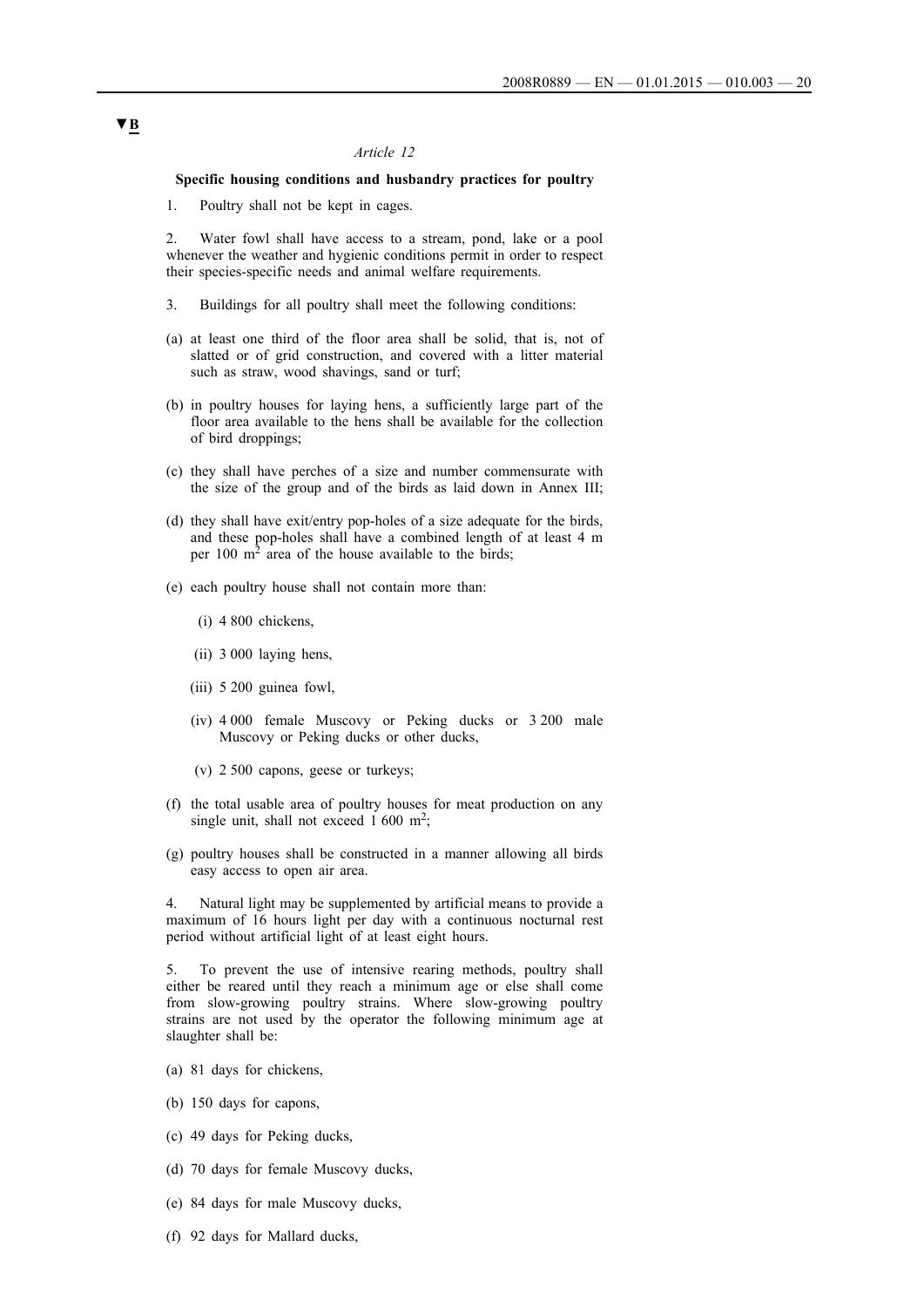▼B

*Article 12*

**Specific housing conditions and husbandry practices for poultry**

1. Poultry shall not be kept in cages.

2. Water fowl shall have access to a stream, pond, lake or a pool whenever the weather and hygienic conditions permit in order to respect their species-specific needs and animal welfare requirements.

3. Buildings for all poultry shall meet the following conditions:

(a) at least one third of the floor area shall be solid, that is, not of slatted or of grid construction, and covered with a litter material such as straw, wood shavings, sand or turf;

(b) in poultry houses for laying hens, a sufficiently large part of the floor area available to the hens shall be available for the collection of bird droppings;

(c) they shall have perches of a size and number commensurate with the size of the group and of the birds as laid down in Annex III;

(d) they shall have exit/entry pop-holes of a size adequate for the birds, and these pop-holes shall have a combined length of at least 4 m per 100 $m^2$ area of the house available to the birds;

(e) each poultry house shall not contain more than:

   (i) 4 800 chickens,

   (ii) 3 000 laying hens,

   (iii) 5 200 guinea fowl,

   (iv) 4 000 female Muscovy or Peking ducks or 3 200 male Muscovy or Peking ducks or other ducks,

   (v) 2 500 capons, geese or turkeys;

(f) the total usable area of poultry houses for meat production on any single unit, shall not exceed 1 600 $m^2$;

(g) poultry houses shall be constructed in a manner allowing all birds easy access to open air area.

4. Natural light may be supplemented by artificial means to provide a maximum of 16 hours light per day with a continuous nocturnal rest period without artificial light of at least eight hours.

5. To prevent the use of intensive rearing methods, poultry shall either be reared until they reach a minimum age or else shall come from slow-growing poultry strains. Where slow-growing poultry strains are not used by the operator the following minimum age at slaughter shall be:

(a) 81 days for chickens,

(b) 150 days for capons,

(c) 49 days for Peking ducks,

(d) 70 days for female Muscovy ducks,

(e) 84 days for male Muscovy ducks,

(f) 92 days for Mallard ducks,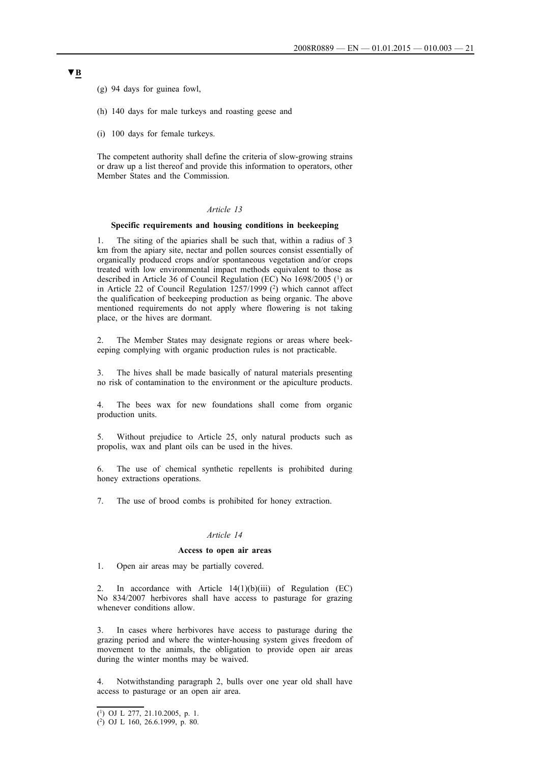**▼B**

(g) 94 days for guinea fowl,

(h) 140 days for male turkeys and roasting geese and

(i) 100 days for female turkeys.

The competent authority shall define the criteria of slow-growing strains or draw up a list thereof and provide this information to operators, other Member States and the Commission.

*Article 13*

**Specific requirements and housing conditions in beekeeping**

1. The siting of the apiaries shall be such that, within a radius of 3 km from the apiary site, nectar and pollen sources consist essentially of organically produced crops and/or spontaneous vegetation and/or crops treated with low environmental impact methods equivalent to those as described in Article 36 of Council Regulation (EC) No 1698/2005 [1] or in Article 22 of Council Regulation 1257/1999 [2] which cannot affect the qualification of beekeeping production as being organic. The above mentioned requirements do not apply where flowering is not taking place, or the hives are dormant.

2. The Member States may designate regions or areas where beekeeping complying with organic production rules is not practicable.

3. The hives shall be made basically of natural materials presenting no risk of contamination to the environment or the apiculture products.

4. The bees wax for new foundations shall come from organic production units.

5. Without prejudice to Article 25, only natural products such as propolis, wax and plant oils can be used in the hives.

6. The use of chemical synthetic repellents is prohibited during honey extractions operations.

7. The use of brood combs is prohibited for honey extraction.

*Article 14*

**Access to open air areas**

1. Open air areas may be partially covered.

2. In accordance with Article 14(1)(b)(iii) of Regulation (EC) No 834/2007 herbivores shall have access to pasturage for grazing whenever conditions allow.

3. In cases where herbivores have access to pasturage during the grazing period and where the winter-housing system gives freedom of movement to the animals, the obligation to provide open air areas during the winter months may be waived.

4. Notwithstanding paragraph 2, bulls over one year old shall have access to pasturage or an open air area.

---

[1] OJ L 277, 21.10.2005, p. 1.

[2] OJ L 160, 26.6.1999, p. 80.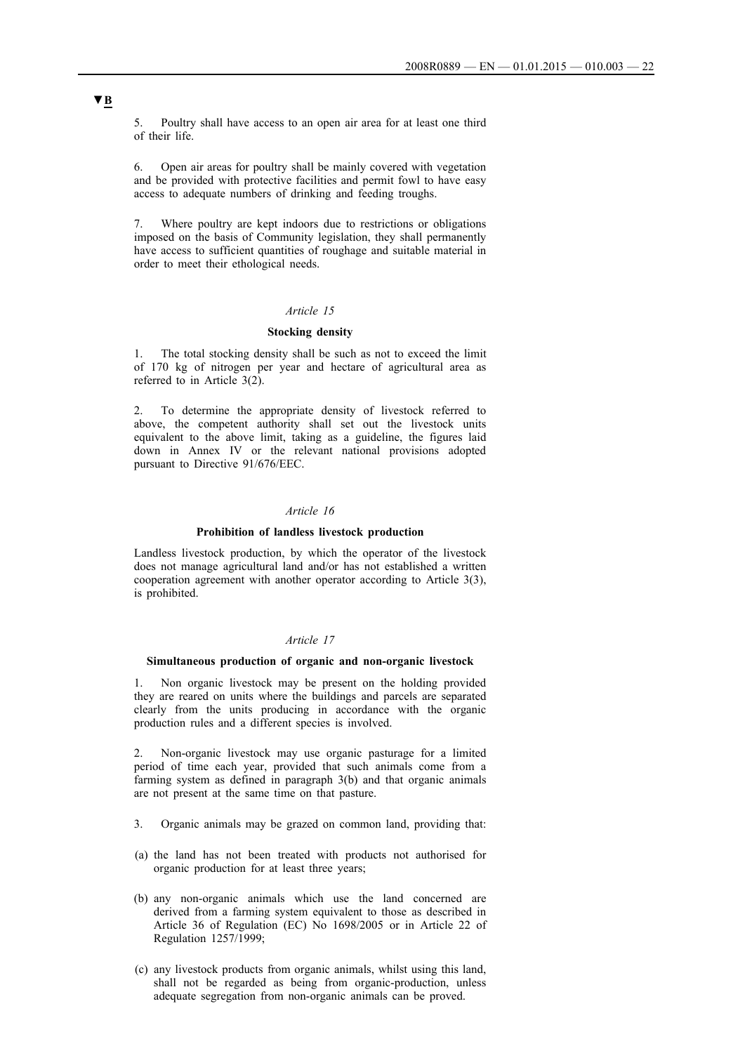**▼B**

5. Poultry shall have access to an open air area for at least one third of their life.

6. Open air areas for poultry shall be mainly covered with vegetation and be provided with protective facilities and permit fowl to have easy access to adequate numbers of drinking and feeding troughs.

7. Where poultry are kept indoors due to restrictions or obligations imposed on the basis of Community legislation, they shall permanently have access to sufficient quantities of roughage and suitable material in order to meet their ethological needs.

*Article 15*

**Stocking density**

1. The total stocking density shall be such as not to exceed the limit of 170 kg of nitrogen per year and hectare of agricultural area as referred to in Article 3(2).

2. To determine the appropriate density of livestock referred to above, the competent authority shall set out the livestock units equivalent to the above limit, taking as a guideline, the figures laid down in Annex IV or the relevant national provisions adopted pursuant to Directive 91/676/EEC.

*Article 16*

**Prohibition of landless livestock production**

Landless livestock production, by which the operator of the livestock does not manage agricultural land and/or has not established a written cooperation agreement with another operator according to Article 3(3), is prohibited.

*Article 17*

**Simultaneous production of organic and non-organic livestock**

1. Non organic livestock may be present on the holding provided they are reared on units where the buildings and parcels are separated clearly from the units producing in accordance with the organic production rules and a different species is involved.

2. Non-organic livestock may use organic pasturage for a limited period of time each year, provided that such animals come from a farming system as defined in paragraph 3(b) and that organic animals are not present at the same time on that pasture.

3. Organic animals may be grazed on common land, providing that:

(a) the land has not been treated with products not authorised for organic production for at least three years;

(b) any non-organic animals which use the land concerned are derived from a farming system equivalent to those as described in Article 36 of Regulation (EC) No 1698/2005 or in Article 22 of Regulation 1257/1999;

(c) any livestock products from organic animals, whilst using this land, shall not be regarded as being from organic-production, unless adequate segregation from non-organic animals can be proved.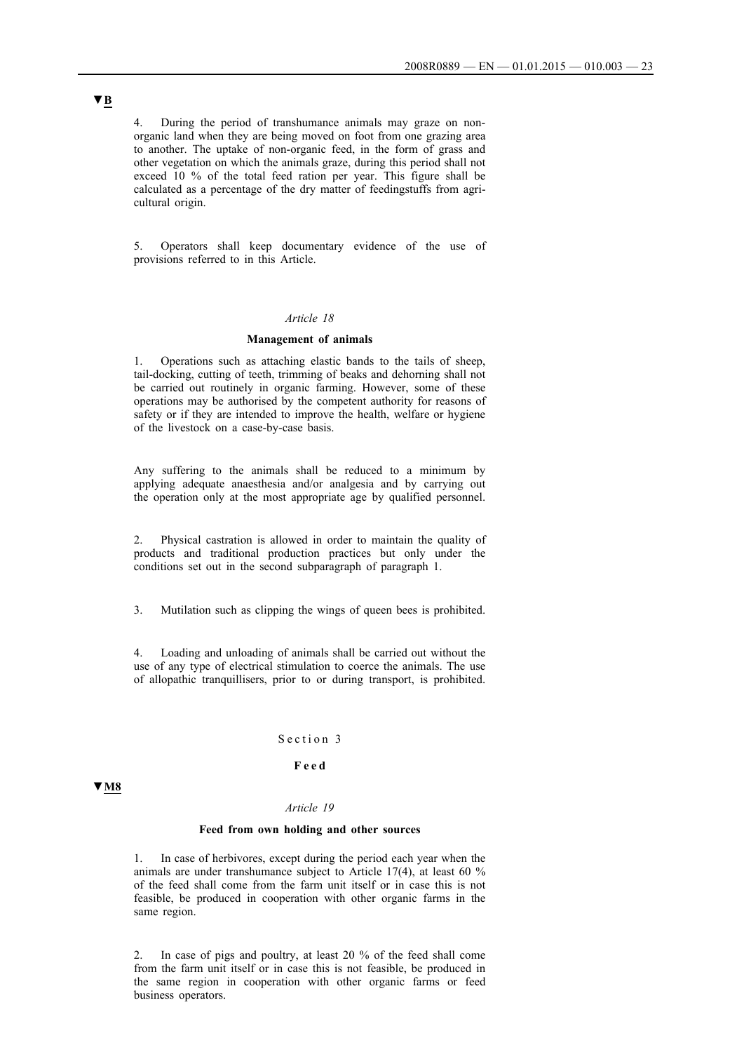▼B

4. During the period of transhumance animals may graze on non-organic land when they are being moved on foot from one grazing area to another. The uptake of non-organic feed, in the form of grass and other vegetation on which the animals graze, during this period shall not exceed 10 % of the total feed ration per year. This figure shall be calculated as a percentage of the dry matter of feedingstuffs from agricultural origin.

5. Operators shall keep documentary evidence of the use of provisions referred to in this Article.

*Article 18*

**Management of animals**

1. Operations such as attaching elastic bands to the tails of sheep, tail-docking, cutting of teeth, trimming of beaks and dehorning shall not be carried out routinely in organic farming. However, some of these operations may be authorised by the competent authority for reasons of safety or if they are intended to improve the health, welfare or hygiene of the livestock on a case-by-case basis.

Any suffering to the animals shall be reduced to a minimum by applying adequate anaesthesia and/or analgesia and by carrying out the operation only at the most appropriate age by qualified personnel.

2. Physical castration is allowed in order to maintain the quality of products and traditional production practices but only under the conditions set out in the second subparagraph of paragraph 1.

3. Mutilation such as clipping the wings of queen bees is prohibited.

4. Loading and unloading of animals shall be carried out without the use of any type of electrical stimulation to coerce the animals. The use of allopathic tranquillisers, prior to or during transport, is prohibited.

Section 3

**Feed**

▼M8

*Article 19*

**Feed from own holding and other sources**

1. In case of herbivores, except during the period each year when the animals are under transhumance subject to Article 17(4), at least 60 % of the feed shall come from the farm unit itself or in case this is not feasible, be produced in cooperation with other organic farms in the same region.

2. In case of pigs and poultry, at least 20 % of the feed shall come from the farm unit itself or in case this is not feasible, be produced in the same region in cooperation with other organic farms or feed business operators.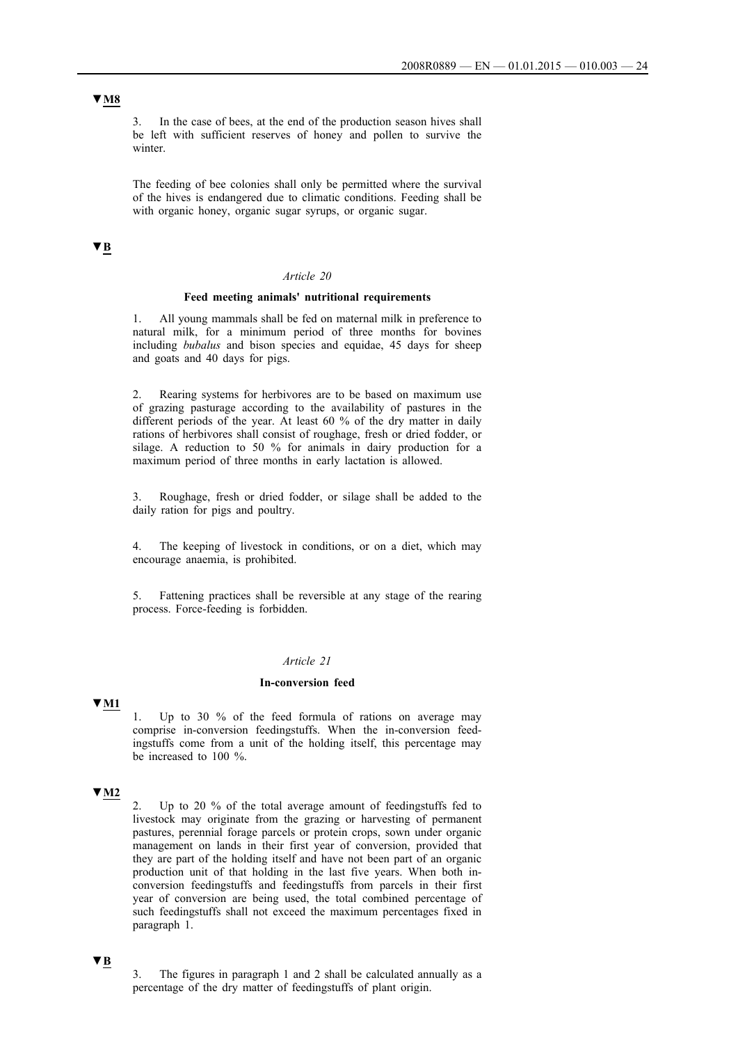▼M8

3. In the case of bees, at the end of the production season hives shall be left with sufficient reserves of honey and pollen to survive the winter.

The feeding of bee colonies shall only be permitted where the survival of the hives is endangered due to climatic conditions. Feeding shall be with organic honey, organic sugar syrups, or organic sugar.

▼B

*Article 20*

**Feed meeting animals' nutritional requirements**

1. All young mammals shall be fed on maternal milk in preference to natural milk, for a minimum period of three months for bovines including *bubalus* and bison species and equidae, 45 days for sheep and goats and 40 days for pigs.

2. Rearing systems for herbivores are to be based on maximum use of grazing pasturage according to the availability of pastures in the different periods of the year. At least 60 % of the dry matter in daily rations of herbivores shall consist of roughage, fresh or dried fodder, or silage. A reduction to 50 % for animals in dairy production for a maximum period of three months in early lactation is allowed.

3. Roughage, fresh or dried fodder, or silage shall be added to the daily ration for pigs and poultry.

4. The keeping of livestock in conditions, or on a diet, which may encourage anaemia, is prohibited.

5. Fattening practices shall be reversible at any stage of the rearing process. Force-feeding is forbidden.

*Article 21*

**In-conversion feed**

▼M1

1. Up to 30 % of the feed formula of rations on average may comprise in-conversion feedingstuffs. When the in-conversion feedingstuffs come from a unit of the holding itself, this percentage may be increased to 100 %.

▼M2

2. Up to 20 % of the total average amount of feedingstuffs fed to livestock may originate from the grazing or harvesting of permanent pastures, perennial forage parcels or protein crops, sown under organic management on lands in their first year of conversion, provided that they are part of the holding itself and have not been part of an organic production unit of that holding in the last five years. When both in-conversion feedingstuffs and feedingstuffs from parcels in their first year of conversion are being used, the total combined percentage of such feedingstuffs shall not exceed the maximum percentages fixed in paragraph 1.

▼B

3. The figures in paragraph 1 and 2 shall be calculated annually as a percentage of the dry matter of feedingstuffs of plant origin.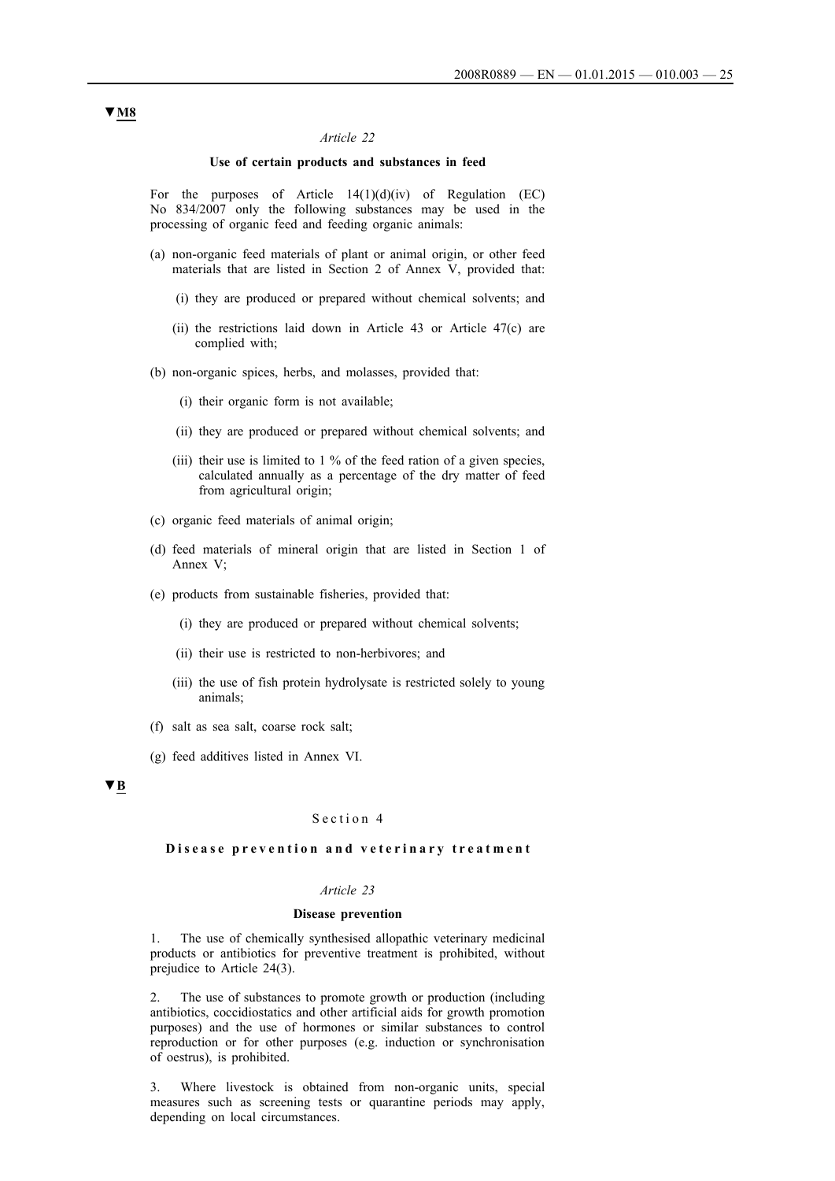▼M8

*Article 22*

**Use of certain products and substances in feed**

For the purposes of Article 14(1)(d)(iv) of Regulation (EC) No 834/2007 only the following substances may be used in the processing of organic feed and feeding organic animals:

(a) non-organic feed materials of plant or animal origin, or other feed materials that are listed in Section 2 of Annex V, provided that:

   (i) they are produced or prepared without chemical solvents; and

   (ii) the restrictions laid down in Article 43 or Article 47(c) are complied with;

(b) non-organic spices, herbs, and molasses, provided that:

   (i) their organic form is not available;

   (ii) they are produced or prepared without chemical solvents; and

   (iii) their use is limited to 1 % of the feed ration of a given species, calculated annually as a percentage of the dry matter of feed from agricultural origin;

(c) organic feed materials of animal origin;

(d) feed materials of mineral origin that are listed in Section 1 of Annex V;

(e) products from sustainable fisheries, provided that:

   (i) they are produced or prepared without chemical solvents;

   (ii) their use is restricted to non-herbivores; and

   (iii) the use of fish protein hydrolysate is restricted solely to young animals;

(f) salt as sea salt, coarse rock salt;

(g) feed additives listed in Annex VI.

▼B

### Section 4

**Disease prevention and veterinary treatment**

*Article 23*

**Disease prevention**

1. The use of chemically synthesised allopathic veterinary medicinal products or antibiotics for preventive treatment is prohibited, without prejudice to Article 24(3).

2. The use of substances to promote growth or production (including antibiotics, coccidiostatics and other artificial aids for growth promotion purposes) and the use of hormones or similar substances to control reproduction or for other purposes (e.g. induction or synchronisation of oestrus), is prohibited.

3. Where livestock is obtained from non-organic units, special measures such as screening tests or quarantine periods may apply, depending on local circumstances.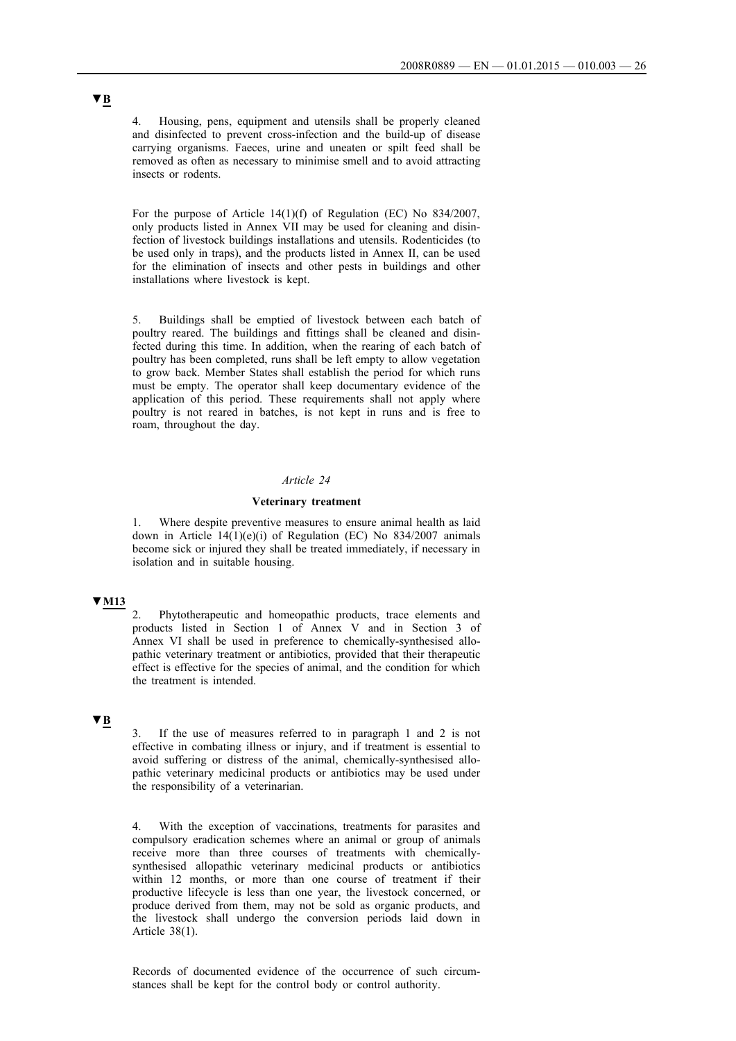▼B

4. Housing, pens, equipment and utensils shall be properly cleaned and disinfected to prevent cross-infection and the build-up of disease carrying organisms. Faeces, urine and uneaten or spilt feed shall be removed as often as necessary to minimise smell and to avoid attracting insects or rodents.

For the purpose of Article 14(1)(f) of Regulation (EC) No 834/2007, only products listed in Annex VII may be used for cleaning and disinfection of livestock buildings installations and utensils. Rodenticides (to be used only in traps), and the products listed in Annex II, can be used for the elimination of insects and other pests in buildings and other installations where livestock is kept.

5. Buildings shall be emptied of livestock between each batch of poultry reared. The buildings and fittings shall be cleaned and disinfected during this time. In addition, when the rearing of each batch of poultry has been completed, runs shall be left empty to allow vegetation to grow back. Member States shall establish the period for which runs must be empty. The operator shall keep documentary evidence of the application of this period. These requirements shall not apply where poultry is not reared in batches, is not kept in runs and is free to roam, throughout the day.

*Article 24*

**Veterinary treatment**

1. Where despite preventive measures to ensure animal health as laid down in Article 14(1)(e)(i) of Regulation (EC) No 834/2007 animals become sick or injured they shall be treated immediately, if necessary in isolation and in suitable housing.

▼M13

2. Phytotherapeutic and homeopathic products, trace elements and products listed in Section 1 of Annex V and in Section 3 of Annex VI shall be used in preference to chemically-synthesised allopathic veterinary treatment or antibiotics, provided that their therapeutic effect is effective for the species of animal, and the condition for which the treatment is intended.

▼B

3. If the use of measures referred to in paragraph 1 and 2 is not effective in combating illness or injury, and if treatment is essential to avoid suffering or distress of the animal, chemically-synthesised allopathic veterinary medicinal products or antibiotics may be used under the responsibility of a veterinarian.

4. With the exception of vaccinations, treatments for parasites and compulsory eradication schemes where an animal or group of animals receive more than three courses of treatments with chemically-synthesised allopathic veterinary medicinal products or antibiotics within 12 months, or more than one course of treatment if their productive lifecycle is less than one year, the livestock concerned, or produce derived from them, may not be sold as organic products, and the livestock shall undergo the conversion periods laid down in Article 38(1).

Records of documented evidence of the occurrence of such circumstances shall be kept for the control body or control authority.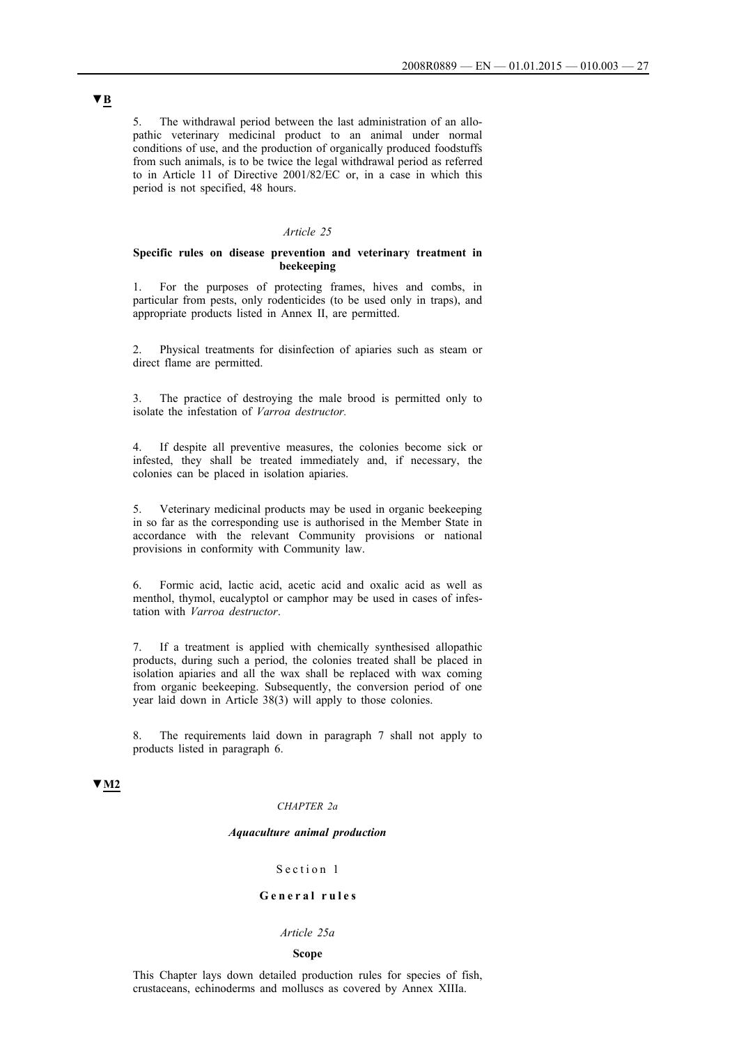▼B

5. The withdrawal period between the last administration of an allopathic veterinary medicinal product to an animal under normal conditions of use, and the production of organically produced foodstuffs from such animals, is to be twice the legal withdrawal period as referred to in Article 11 of Directive 2001/82/EC or, in a case in which this period is not specified, 48 hours.

*Article 25*

**Specific rules on disease prevention and veterinary treatment in beekeeping**

1. For the purposes of protecting frames, hives and combs, in particular from pests, only rodenticides (to be used only in traps), and appropriate products listed in Annex II, are permitted.

2. Physical treatments for disinfection of apiaries such as steam or direct flame are permitted.

3. The practice of destroying the male brood is permitted only to isolate the infestation of *Varroa destructor.*

4. If despite all preventive measures, the colonies become sick or infested, they shall be treated immediately and, if necessary, the colonies can be placed in isolation apiaries.

5. Veterinary medicinal products may be used in organic beekeeping in so far as the corresponding use is authorised in the Member State in accordance with the relevant Community provisions or national provisions in conformity with Community law.

6. Formic acid, lactic acid, acetic acid and oxalic acid as well as menthol, thymol, eucalyptol or camphor may be used in cases of infestation with *Varroa destructor*.

7. If a treatment is applied with chemically synthesised allopathic products, during such a period, the colonies treated shall be placed in isolation apiaries and all the wax shall be replaced with wax coming from organic beekeeping. Subsequently, the conversion period of one year laid down in Article 38(3) will apply to those colonies.

8. The requirements laid down in paragraph 7 shall not apply to products listed in paragraph 6.

▼M2

*CHAPTER 2a*

***Aquaculture animal production***

Section 1

**General rules**

*Article 25a*

**Scope**

This Chapter lays down detailed production rules for species of fish, crustaceans, echinoderms and molluscs as covered by Annex XIIIa.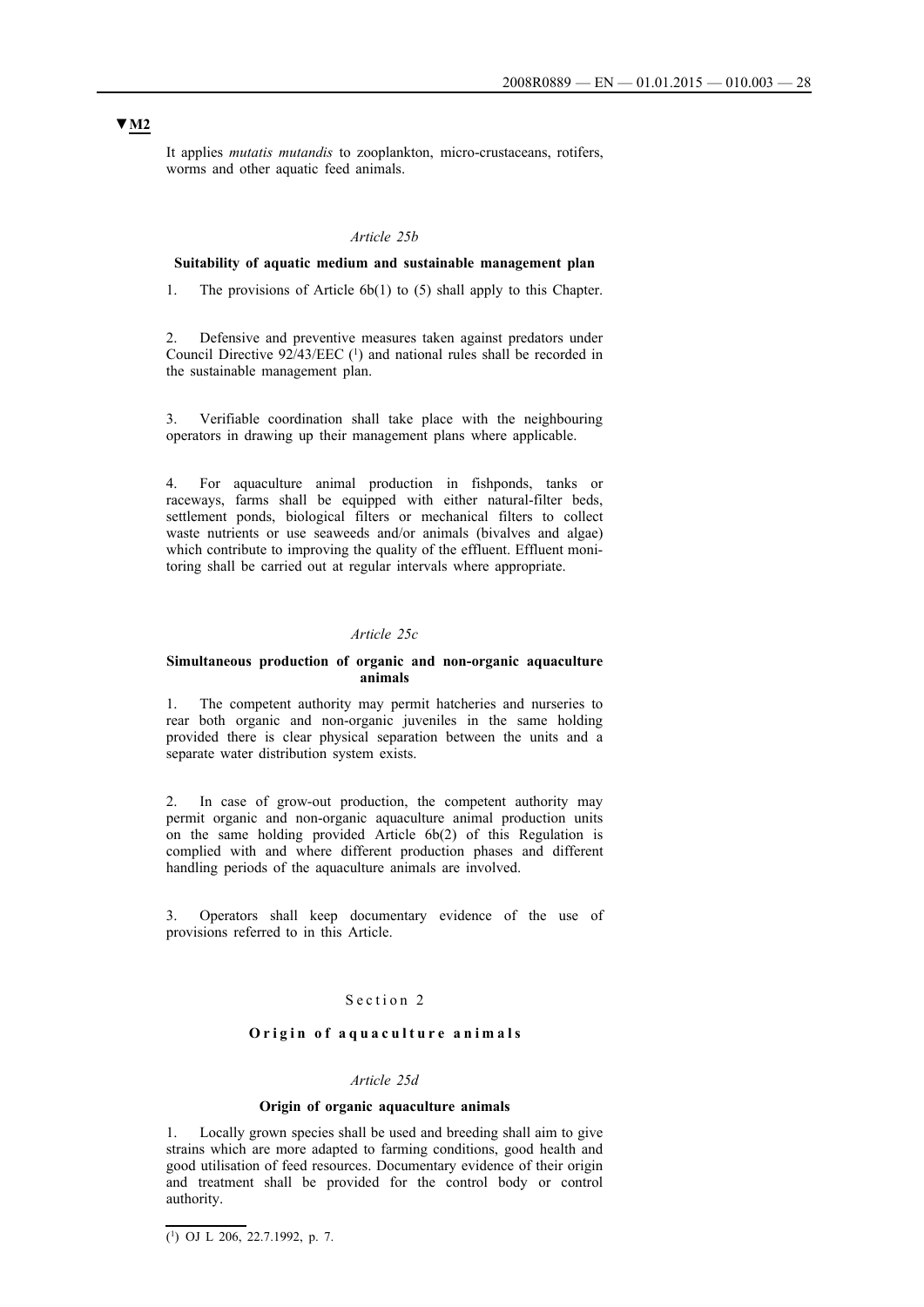▼M2

It applies *mutatis mutandis* to zooplankton, micro-crustaceans, rotifers, worms and other aquatic feed animals.

*Article 25b*

**Suitability of aquatic medium and sustainable management plan**

1. The provisions of Article 6b(1) to (5) shall apply to this Chapter.

2. Defensive and preventive measures taken against predators under Council Directive 92/43/EEC [1] and national rules shall be recorded in the sustainable management plan.

3. Verifiable coordination shall take place with the neighbouring operators in drawing up their management plans where applicable.

4. For aquaculture animal production in fishponds, tanks or raceways, farms shall be equipped with either natural-filter beds, settlement ponds, biological filters or mechanical filters to collect waste nutrients or use seaweeds and/or animals (bivalves and algae) which contribute to improving the quality of the effluent. Effluent monitoring shall be carried out at regular intervals where appropriate.

*Article 25c*

**Simultaneous production of organic and non-organic aquaculture animals**

1. The competent authority may permit hatcheries and nurseries to rear both organic and non-organic juveniles in the same holding provided there is clear physical separation between the units and a separate water distribution system exists.

2. In case of grow-out production, the competent authority may permit organic and non-organic aquaculture animal production units on the same holding provided Article 6b(2) of this Regulation is complied with and where different production phases and different handling periods of the aquaculture animals are involved.

3. Operators shall keep documentary evidence of the use of provisions referred to in this Article.

Section 2

**Origin of aquaculture animals**

*Article 25d*

**Origin of organic aquaculture animals**

1. Locally grown species shall be used and breeding shall aim to give strains which are more adapted to farming conditions, good health and good utilisation of feed resources. Documentary evidence of their origin and treatment shall be provided for the control body or control authority.

---

[1] OJ L 206, 22.7.1992, p. 7.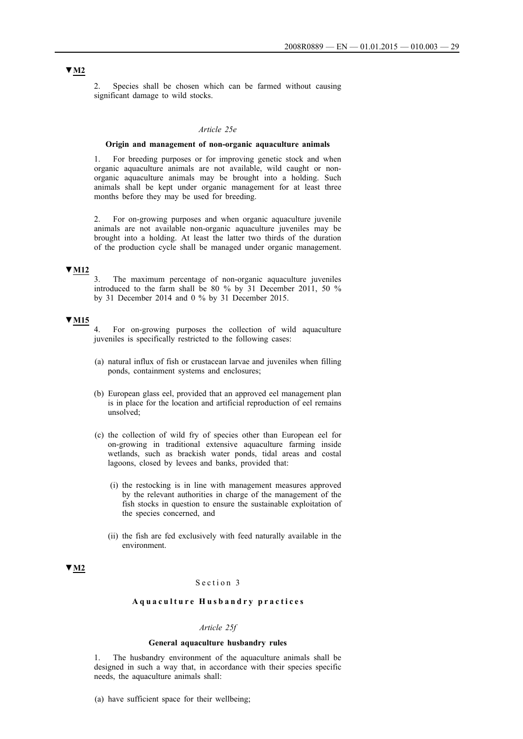▼M2

2. Species shall be chosen which can be farmed without causing significant damage to wild stocks.

*Article 25e*

**Origin and management of non-organic aquaculture animals**

1. For breeding purposes or for improving genetic stock and when organic aquaculture animals are not available, wild caught or non-organic aquaculture animals may be brought into a holding. Such animals shall be kept under organic management for at least three months before they may be used for breeding.

2. For on-growing purposes and when organic aquaculture juvenile animals are not available non-organic aquaculture juveniles may be brought into a holding. At least the latter two thirds of the duration of the production cycle shall be managed under organic management.

▼M12

3. The maximum percentage of non-organic aquaculture juveniles introduced to the farm shall be 80 % by 31 December 2011, 50 % by 31 December 2014 and 0 % by 31 December 2015.

▼M15

4. For on-growing purposes the collection of wild aquaculture juveniles is specifically restricted to the following cases:

(a) natural influx of fish or crustacean larvae and juveniles when filling ponds, containment systems and enclosures;

(b) European glass eel, provided that an approved eel management plan is in place for the location and artificial reproduction of eel remains unsolved;

(c) the collection of wild fry of species other than European eel for on-growing in traditional extensive aquaculture farming inside wetlands, such as brackish water ponds, tidal areas and costal lagoons, closed by levees and banks, provided that:

   (i) the restocking is in line with management measures approved by the relevant authorities in charge of the management of the fish stocks in question to ensure the sustainable exploitation of the species concerned, and

   (ii) the fish are fed exclusively with feed naturally available in the environment.

▼M2

## Section 3

### Aquaculture Husbandry practices

*Article 25f*

**General aquaculture husbandry rules**

1. The husbandry environment of the aquaculture animals shall be designed in such a way that, in accordance with their species specific needs, the aquaculture animals shall:

(a) have sufficient space for their wellbeing;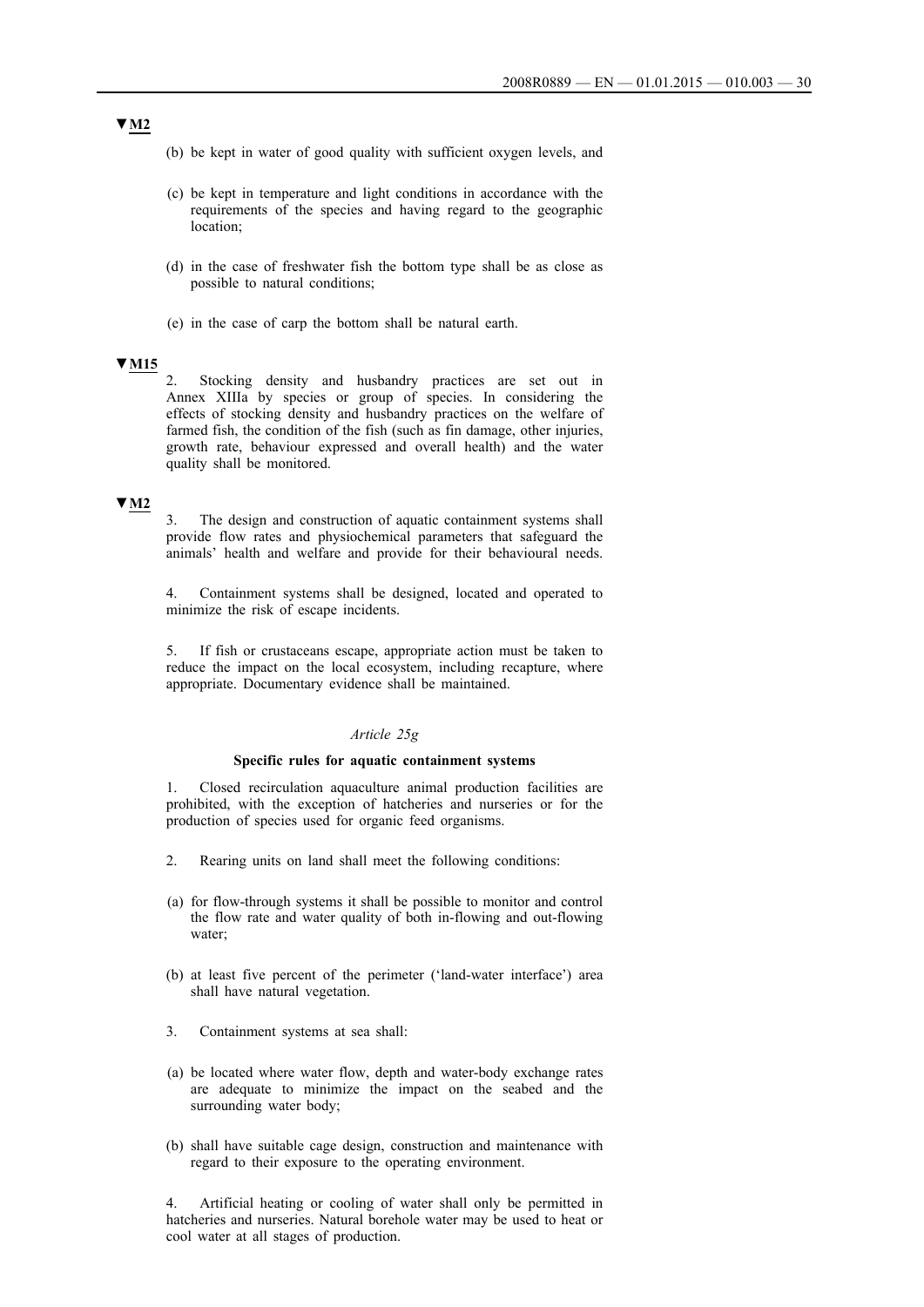▼M2

(b) be kept in water of good quality with sufficient oxygen levels, and

(c) be kept in temperature and light conditions in accordance with the requirements of the species and having regard to the geographic location;

(d) in the case of freshwater fish the bottom type shall be as close as possible to natural conditions;

(e) in the case of carp the bottom shall be natural earth.

▼M15

2. Stocking density and husbandry practices are set out in Annex XIIIa by species or group of species. In considering the effects of stocking density and husbandry practices on the welfare of farmed fish, the condition of the fish (such as fin damage, other injuries, growth rate, behaviour expressed and overall health) and the water quality shall be monitored.

▼M2

3. The design and construction of aquatic containment systems shall provide flow rates and physiochemical parameters that safeguard the animals' health and welfare and provide for their behavioural needs.

4. Containment systems shall be designed, located and operated to minimize the risk of escape incidents.

5. If fish or crustaceans escape, appropriate action must be taken to reduce the impact on the local ecosystem, including recapture, where appropriate. Documentary evidence shall be maintained.

*Article 25g*

**Specific rules for aquatic containment systems**

1. Closed recirculation aquaculture animal production facilities are prohibited, with the exception of hatcheries and nurseries or for the production of species used for organic feed organisms.

2. Rearing units on land shall meet the following conditions:

(a) for flow-through systems it shall be possible to monitor and control the flow rate and water quality of both in-flowing and out-flowing water;

(b) at least five percent of the perimeter ('land-water interface') area shall have natural vegetation.

3. Containment systems at sea shall:

(a) be located where water flow, depth and water-body exchange rates are adequate to minimize the impact on the seabed and the surrounding water body;

(b) shall have suitable cage design, construction and maintenance with regard to their exposure to the operating environment.

4. Artificial heating or cooling of water shall only be permitted in hatcheries and nurseries. Natural borehole water may be used to heat or cool water at all stages of production.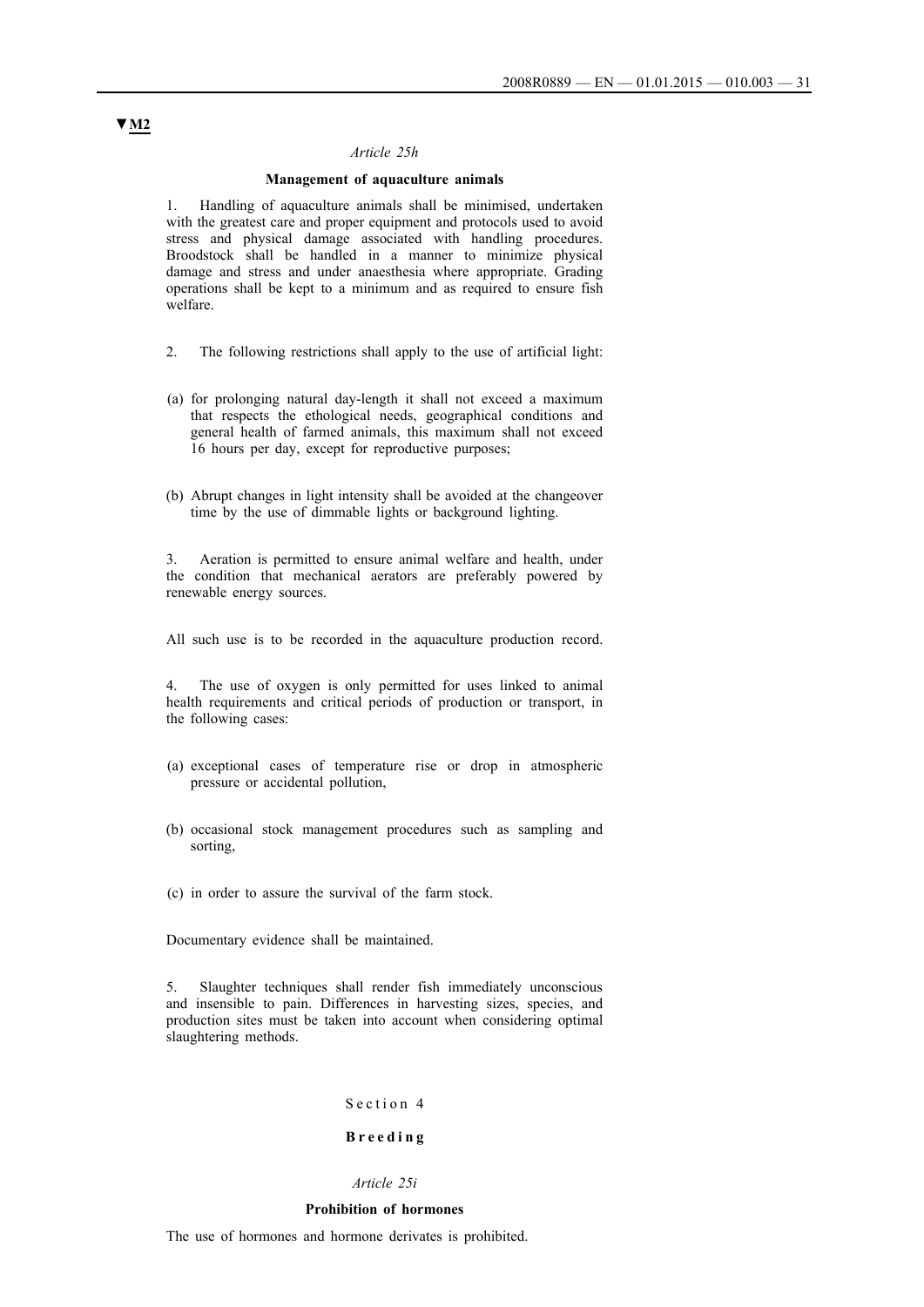▼M2

*Article 25h*

**Management of aquaculture animals**

1. Handling of aquaculture animals shall be minimised, undertaken with the greatest care and proper equipment and protocols used to avoid stress and physical damage associated with handling procedures. Broodstock shall be handled in a manner to minimize physical damage and stress and under anaesthesia where appropriate. Grading operations shall be kept to a minimum and as required to ensure fish welfare.

2. The following restrictions shall apply to the use of artificial light:

(a) for prolonging natural day-length it shall not exceed a maximum that respects the ethological needs, geographical conditions and general health of farmed animals, this maximum shall not exceed 16 hours per day, except for reproductive purposes;

(b) Abrupt changes in light intensity shall be avoided at the changeover time by the use of dimmable lights or background lighting.

3. Aeration is permitted to ensure animal welfare and health, under the condition that mechanical aerators are preferably powered by renewable energy sources.

All such use is to be recorded in the aquaculture production record.

4. The use of oxygen is only permitted for uses linked to animal health requirements and critical periods of production or transport, in the following cases:

(a) exceptional cases of temperature rise or drop in atmospheric pressure or accidental pollution,

(b) occasional stock management procedures such as sampling and sorting,

(c) in order to assure the survival of the farm stock.

Documentary evidence shall be maintained.

5. Slaughter techniques shall render fish immediately unconscious and insensible to pain. Differences in harvesting sizes, species, and production sites must be taken into account when considering optimal slaughtering methods.

Section 4

**Breeding**

*Article 25i*

**Prohibition of hormones**

The use of hormones and hormone derivates is prohibited.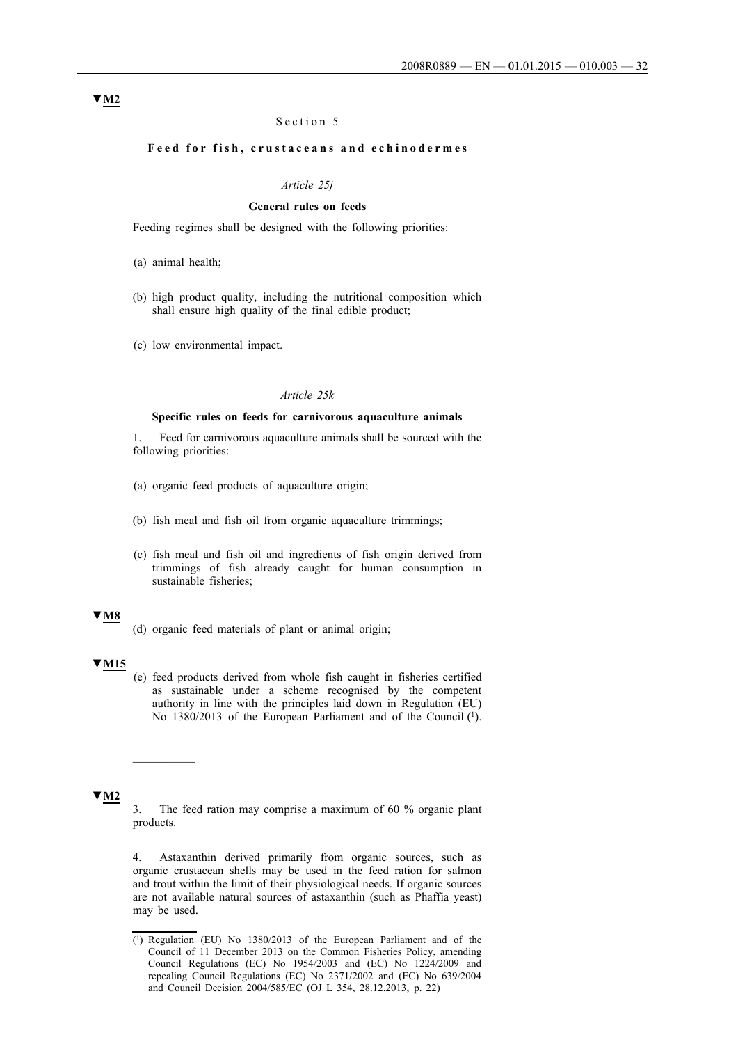▼M2

Section 5

**Feed for fish, crustaceans and echinodermes**

*Article 25j*

**General rules on feeds**

Feeding regimes shall be designed with the following priorities:

(a) animal health;

(b) high product quality, including the nutritional composition which shall ensure high quality of the final edible product;

(c) low environmental impact.

*Article 25k*

**Specific rules on feeds for carnivorous aquaculture animals**

1. Feed for carnivorous aquaculture animals shall be sourced with the following priorities:

(a) organic feed products of aquaculture origin;

(b) fish meal and fish oil from organic aquaculture trimmings;

(c) fish meal and fish oil and ingredients of fish origin derived from trimmings of fish already caught for human consumption in sustainable fisheries;

▼M8

(d) organic feed materials of plant or animal origin;

▼M15

(e) feed products derived from whole fish caught in fisheries certified as sustainable under a scheme recognised by the competent authority in line with the principles laid down in Regulation (EU) No 1380/2013 of the European Parliament and of the Council [1].

__________

▼M2

3. The feed ration may comprise a maximum of 60 % organic plant products.

4. Astaxanthin derived primarily from organic sources, such as organic crustacean shells may be used in the feed ration for salmon and trout within the limit of their physiological needs. If organic sources are not available natural sources of astaxanthin (such as Phaffia yeast) may be used.

[1] Regulation (EU) No 1380/2013 of the European Parliament and of the Council of 11 December 2013 on the Common Fisheries Policy, amending Council Regulations (EC) No 1954/2003 and (EC) No 1224/2009 and repealing Council Regulations (EC) No 2371/2002 and (EC) No 639/2004 and Council Decision 2004/585/EC (OJ L 354, 28.12.2013, p. 22)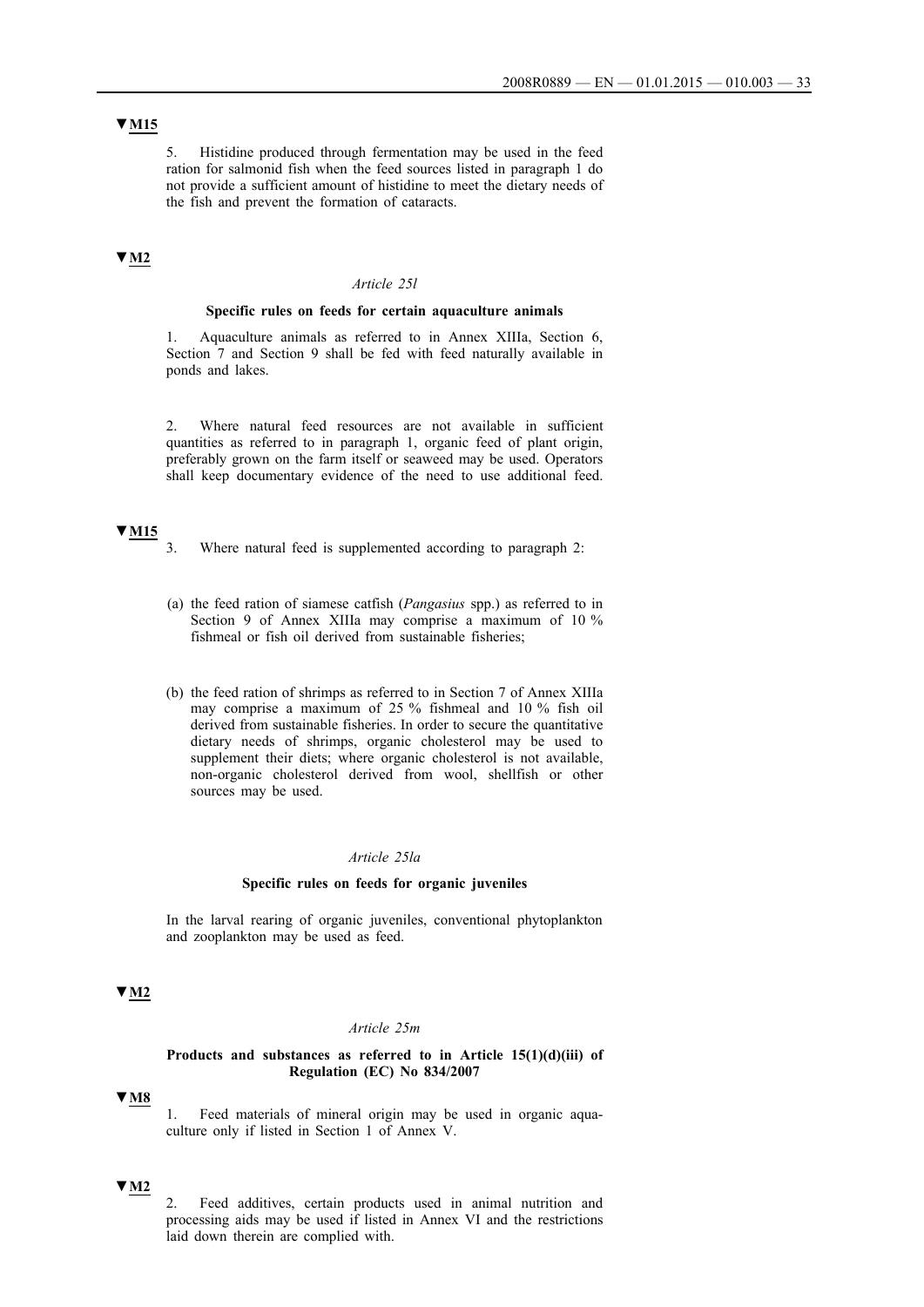▼M15

5. Histidine produced through fermentation may be used in the feed ration for salmonid fish when the feed sources listed in paragraph 1 do not provide a sufficient amount of histidine to meet the dietary needs of the fish and prevent the formation of cataracts.

▼M2

*Article 25l*

**Specific rules on feeds for certain aquaculture animals**

1. Aquaculture animals as referred to in Annex XIIIa, Section 6, Section 7 and Section 9 shall be fed with feed naturally available in ponds and lakes.

2. Where natural feed resources are not available in sufficient quantities as referred to in paragraph 1, organic feed of plant origin, preferably grown on the farm itself or seaweed may be used. Operators shall keep documentary evidence of the need to use additional feed.

▼M15

3. Where natural feed is supplemented according to paragraph 2:

(a) the feed ration of siamese catfish (*Pangasius* spp.) as referred to in Section 9 of Annex XIIIa may comprise a maximum of 10 % fishmeal or fish oil derived from sustainable fisheries;

(b) the feed ration of shrimps as referred to in Section 7 of Annex XIIIa may comprise a maximum of 25 % fishmeal and 10 % fish oil derived from sustainable fisheries. In order to secure the quantitative dietary needs of shrimps, organic cholesterol may be used to supplement their diets; where organic cholesterol is not available, non-organic cholesterol derived from wool, shellfish or other sources may be used.

*Article 25la*

**Specific rules on feeds for organic juveniles**

In the larval rearing of organic juveniles, conventional phytoplankton and zooplankton may be used as feed.

▼M2

*Article 25m*

**Products and substances as referred to in Article 15(1)(d)(iii) of Regulation (EC) No 834/2007**

▼M8

1. Feed materials of mineral origin may be used in organic aquaculture only if listed in Section 1 of Annex V.

▼M2

2. Feed additives, certain products used in animal nutrition and processing aids may be used if listed in Annex VI and the restrictions laid down therein are complied with.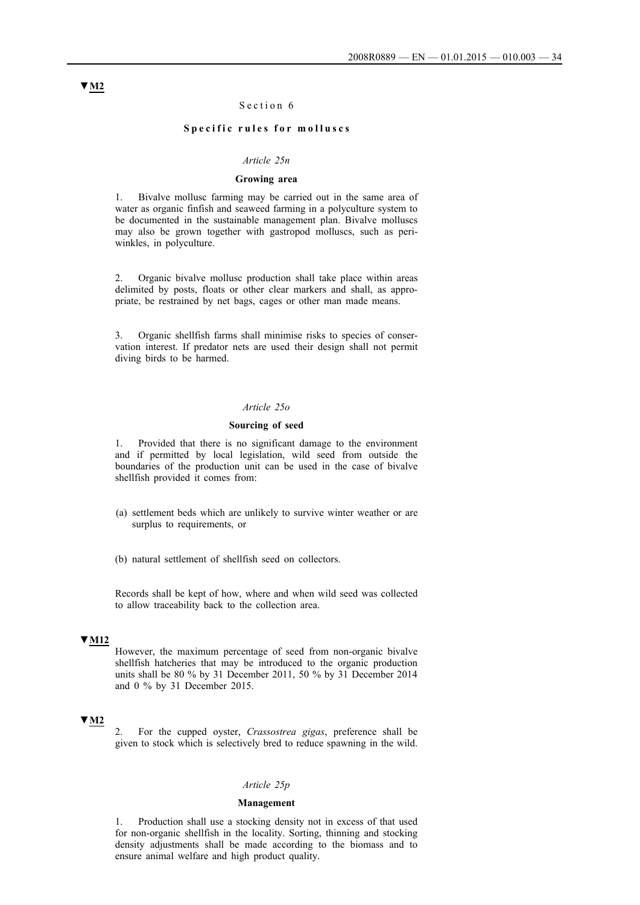▼M2

## Section 6

### Specific rules for molluscs

*Article 25n*

**Growing area**

1. Bivalve mollusc farming may be carried out in the same area of water as organic finfish and seaweed farming in a polyculture system to be documented in the sustainable management plan. Bivalve molluscs may also be grown together with gastropod molluscs, such as periwinkles, in polyculture.

2. Organic bivalve mollusc production shall take place within areas delimited by posts, floats or other clear markers and shall, as appropriate, be restrained by net bags, cages or other man made means.

3. Organic shellfish farms shall minimise risks to species of conservation interest. If predator nets are used their design shall not permit diving birds to be harmed.

*Article 25o*

**Sourcing of seed**

1. Provided that there is no significant damage to the environment and if permitted by local legislation, wild seed from outside the boundaries of the production unit can be used in the case of bivalve shellfish provided it comes from:

(a) settlement beds which are unlikely to survive winter weather or are surplus to requirements, or

(b) natural settlement of shellfish seed on collectors.

Records shall be kept of how, where and when wild seed was collected to allow traceability back to the collection area.

▼M12

However, the maximum percentage of seed from non-organic bivalve shellfish hatcheries that may be introduced to the organic production units shall be 80 % by 31 December 2011, 50 % by 31 December 2014 and 0 % by 31 December 2015.

▼M2

2. For the cupped oyster, *Crassostrea gigas*, preference shall be given to stock which is selectively bred to reduce spawning in the wild.

*Article 25p*

**Management**

1. Production shall use a stocking density not in excess of that used for non-organic shellfish in the locality. Sorting, thinning and stocking density adjustments shall be made according to the biomass and to ensure animal welfare and high product quality.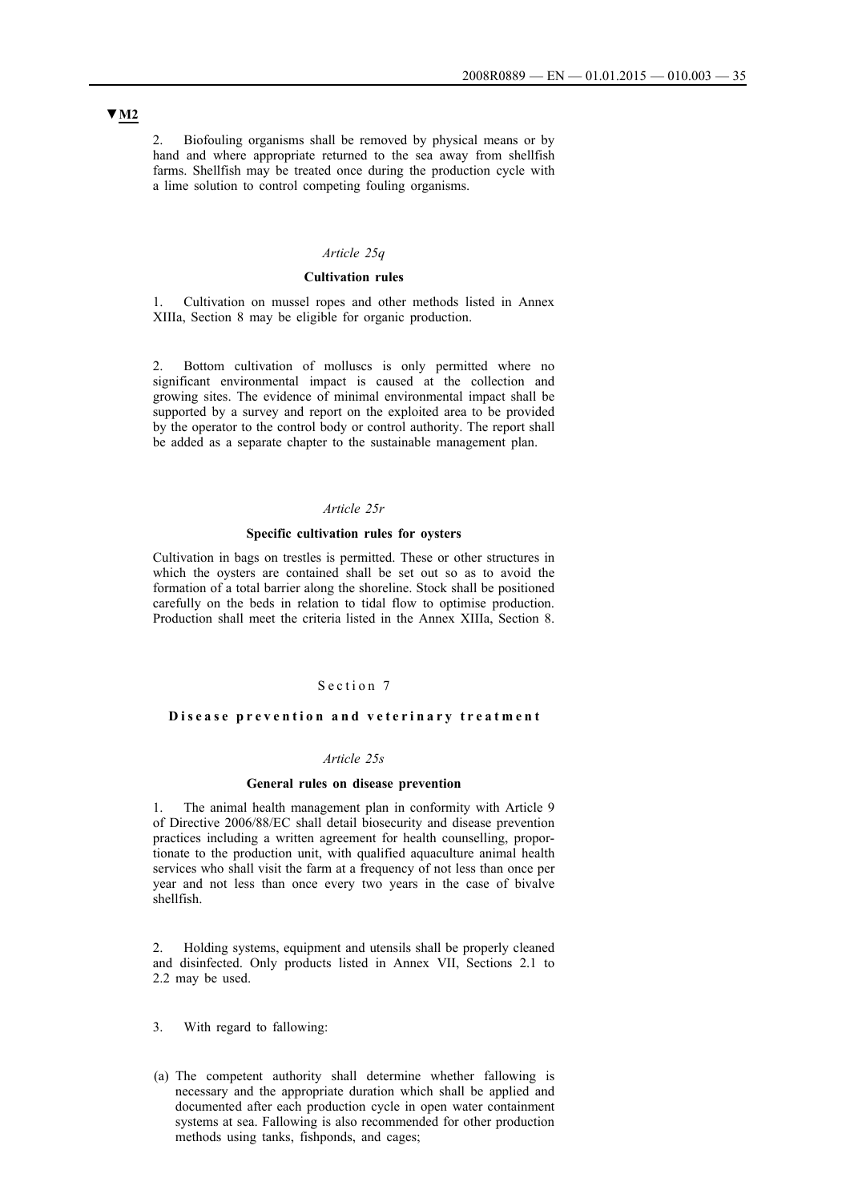▼M2

2. Biofouling organisms shall be removed by physical means or by hand and where appropriate returned to the sea away from shellfish farms. Shellfish may be treated once during the production cycle with a lime solution to control competing fouling organisms.

*Article 25q*

**Cultivation rules**

1. Cultivation on mussel ropes and other methods listed in Annex XIIIa, Section 8 may be eligible for organic production.

2. Bottom cultivation of molluscs is only permitted where no significant environmental impact is caused at the collection and growing sites. The evidence of minimal environmental impact shall be supported by a survey and report on the exploited area to be provided by the operator to the control body or control authority. The report shall be added as a separate chapter to the sustainable management plan.

*Article 25r*

**Specific cultivation rules for oysters**

Cultivation in bags on trestles is permitted. These or other structures in which the oysters are contained shall be set out so as to avoid the formation of a total barrier along the shoreline. Stock shall be positioned carefully on the beds in relation to tidal flow to optimise production. Production shall meet the criteria listed in the Annex XIIIa, Section 8.

## Section 7

**Disease prevention and veterinary treatment**

*Article 25s*

**General rules on disease prevention**

1. The animal health management plan in conformity with Article 9 of Directive 2006/88/EC shall detail biosecurity and disease prevention practices including a written agreement for health counselling, proportionate to the production unit, with qualified aquaculture animal health services who shall visit the farm at a frequency of not less than once per year and not less than once every two years in the case of bivalve shellfish.

2. Holding systems, equipment and utensils shall be properly cleaned and disinfected. Only products listed in Annex VII, Sections 2.1 to 2.2 may be used.

3. With regard to fallowing:

(a) The competent authority shall determine whether fallowing is necessary and the appropriate duration which shall be applied and documented after each production cycle in open water containment systems at sea. Fallowing is also recommended for other production methods using tanks, fishponds, and cages;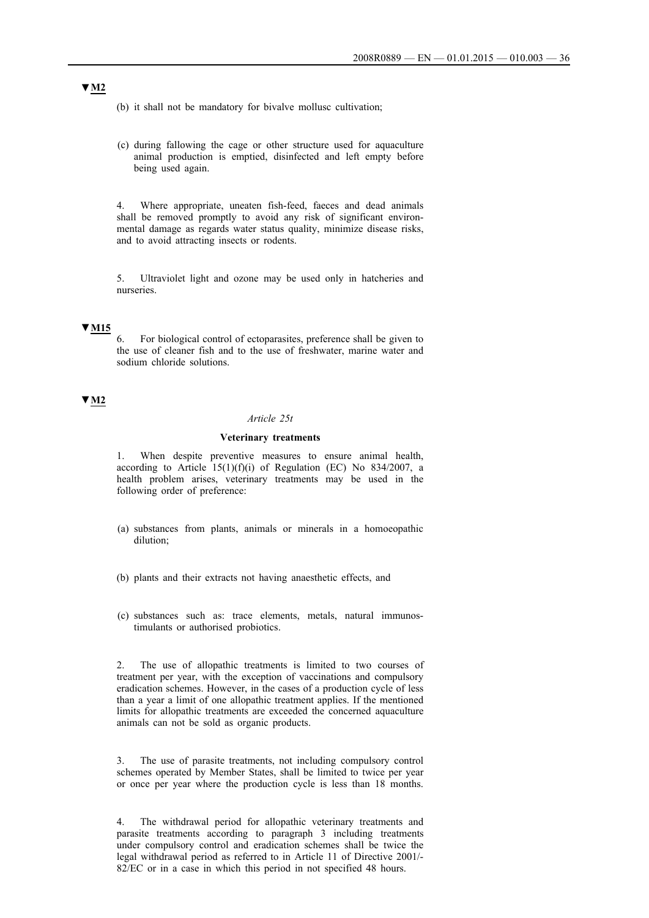▼M2

(b) it shall not be mandatory for bivalve mollusc cultivation;

(c) during fallowing the cage or other structure used for aquaculture animal production is emptied, disinfected and left empty before being used again.

4. Where appropriate, uneaten fish-feed, faeces and dead animals shall be removed promptly to avoid any risk of significant environmental damage as regards water status quality, minimize disease risks, and to avoid attracting insects or rodents.

5. Ultraviolet light and ozone may be used only in hatcheries and nurseries.

▼M15

6. For biological control of ectoparasites, preference shall be given to the use of cleaner fish and to the use of freshwater, marine water and sodium chloride solutions.

▼M2

*Article 25t*

**Veterinary treatments**

1. When despite preventive measures to ensure animal health, according to Article 15(1)(f)(i) of Regulation (EC) No 834/2007, a health problem arises, veterinary treatments may be used in the following order of preference:

(a) substances from plants, animals or minerals in a homoeopathic dilution;

(b) plants and their extracts not having anaesthetic effects, and

(c) substances such as: trace elements, metals, natural immunostimulants or authorised probiotics.

2. The use of allopathic treatments is limited to two courses of treatment per year, with the exception of vaccinations and compulsory eradication schemes. However, in the cases of a production cycle of less than a year a limit of one allopathic treatment applies. If the mentioned limits for allopathic treatments are exceeded the concerned aquaculture animals can not be sold as organic products.

3. The use of parasite treatments, not including compulsory control schemes operated by Member States, shall be limited to twice per year or once per year where the production cycle is less than 18 months.

4. The withdrawal period for allopathic veterinary treatments and parasite treatments according to paragraph 3 including treatments under compulsory control and eradication schemes shall be twice the legal withdrawal period as referred to in Article 11 of Directive 2001/82/EC or in a case in which this period in not specified 48 hours.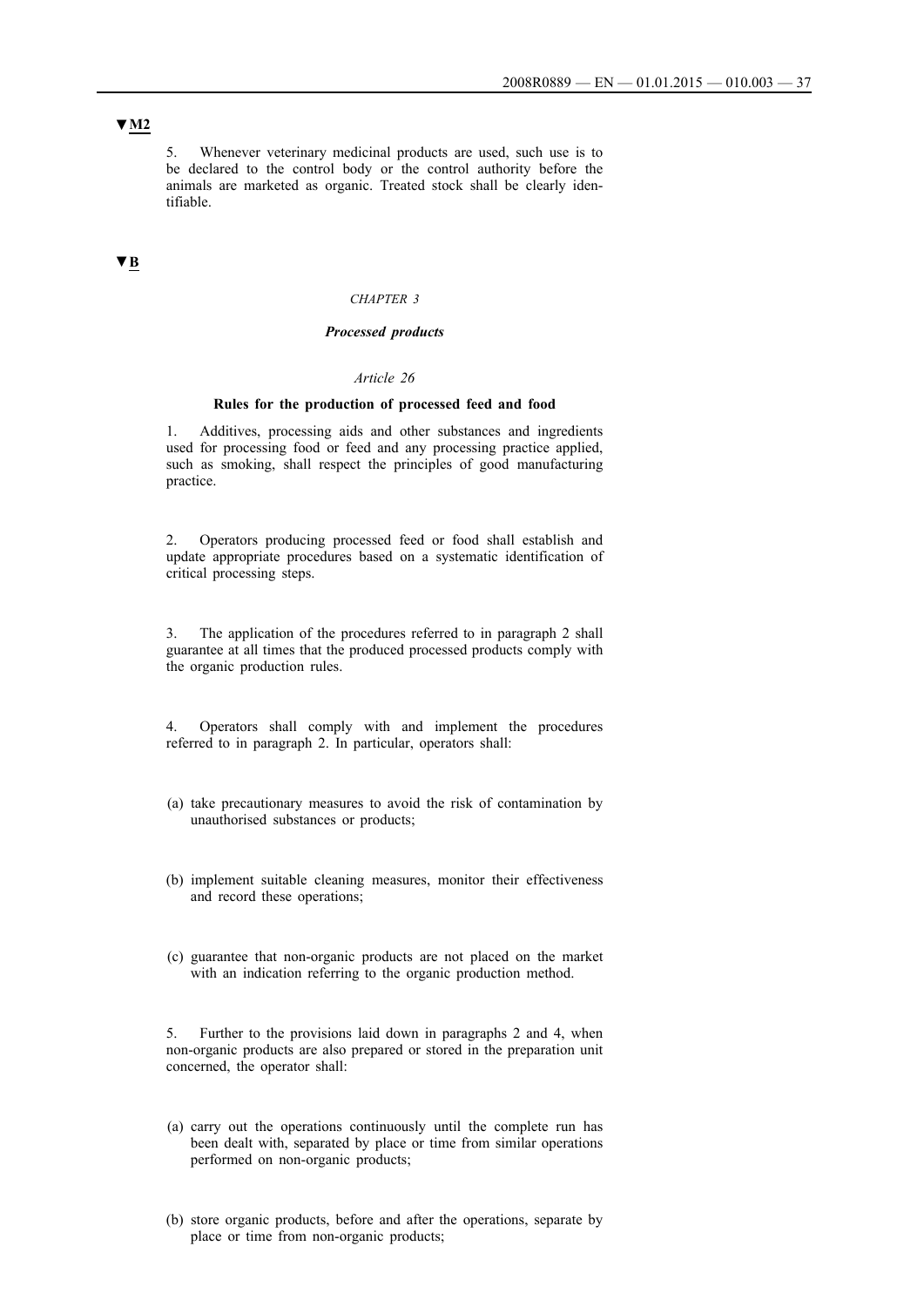▼M2

5. Whenever veterinary medicinal products are used, such use is to be declared to the control body or the control authority before the animals are marketed as organic. Treated stock shall be clearly identifiable.

▼B

*CHAPTER 3*

***Processed products***

*Article 26*

**Rules for the production of processed feed and food**

1. Additives, processing aids and other substances and ingredients used for processing food or feed and any processing practice applied, such as smoking, shall respect the principles of good manufacturing practice.

2. Operators producing processed feed or food shall establish and update appropriate procedures based on a systematic identification of critical processing steps.

3. The application of the procedures referred to in paragraph 2 shall guarantee at all times that the produced processed products comply with the organic production rules.

4. Operators shall comply with and implement the procedures referred to in paragraph 2. In particular, operators shall:

(a) take precautionary measures to avoid the risk of contamination by unauthorised substances or products;

(b) implement suitable cleaning measures, monitor their effectiveness and record these operations;

(c) guarantee that non-organic products are not placed on the market with an indication referring to the organic production method.

5. Further to the provisions laid down in paragraphs 2 and 4, when non-organic products are also prepared or stored in the preparation unit concerned, the operator shall:

(a) carry out the operations continuously until the complete run has been dealt with, separated by place or time from similar operations performed on non-organic products;

(b) store organic products, before and after the operations, separate by place or time from non-organic products;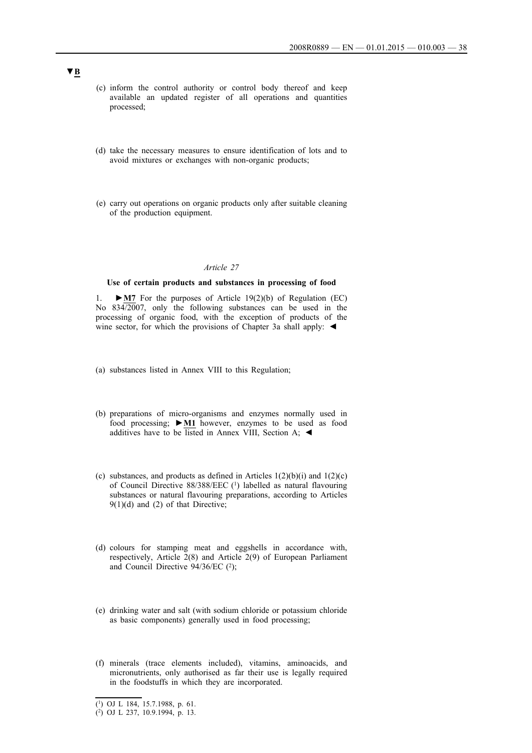▼B

(c) inform the control authority or control body thereof and keep available an updated register of all operations and quantities processed;

(d) take the necessary measures to ensure identification of lots and to avoid mixtures or exchanges with non-organic products;

(e) carry out operations on organic products only after suitable cleaning of the production equipment.

*Article 27*

**Use of certain products and substances in processing of food**

1. ►M7 For the purposes of Article 19(2)(b) of Regulation (EC) No 834/2007, only the following substances can be used in the processing of organic food, with the exception of products of the wine sector, for which the provisions of Chapter 3a shall apply: ◄

(a) substances listed in Annex VIII to this Regulation;

(b) preparations of micro-organisms and enzymes normally used in food processing; ►M1 however, enzymes to be used as food additives have to be listed in Annex VIII, Section A; ◄

(c) substances, and products as defined in Articles 1(2)(b)(i) and 1(2)(c) of Council Directive 88/388/EEC [1] labelled as natural flavouring substances or natural flavouring preparations, according to Articles 9(1)(d) and (2) of that Directive;

(d) colours for stamping meat and eggshells in accordance with, respectively, Article 2(8) and Article 2(9) of European Parliament and Council Directive 94/36/EC [2];

(e) drinking water and salt (with sodium chloride or potassium chloride as basic components) generally used in food processing;

(f) minerals (trace elements included), vitamins, aminoacids, and micronutrients, only authorised as far their use is legally required in the foodstuffs in which they are incorporated.

---

[1] OJ L 184, 15.7.1988, p. 61.

[2] OJ L 237, 10.9.1994, p. 13.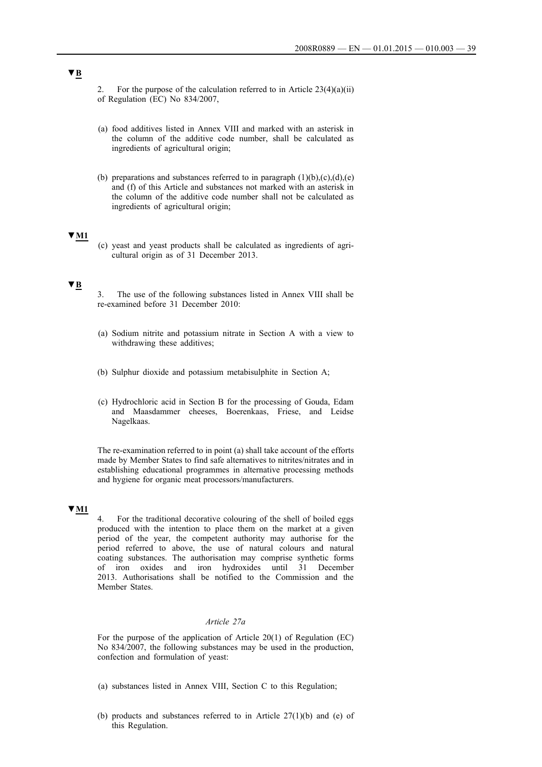▼B

2. For the purpose of the calculation referred to in Article 23(4)(a)(ii) of Regulation (EC) No 834/2007,

(a) food additives listed in Annex VIII and marked with an asterisk in the column of the additive code number, shall be calculated as ingredients of agricultural origin;

(b) preparations and substances referred to in paragraph (1)(b),(c),(d),(e) and (f) of this Article and substances not marked with an asterisk in the column of the additive code number shall not be calculated as ingredients of agricultural origin;

▼M1

(c) yeast and yeast products shall be calculated as ingredients of agricultural origin as of 31 December 2013.

▼B

3. The use of the following substances listed in Annex VIII shall be re-examined before 31 December 2010:

(a) Sodium nitrite and potassium nitrate in Section A with a view to withdrawing these additives;

(b) Sulphur dioxide and potassium metabisulphite in Section A;

(c) Hydrochloric acid in Section B for the processing of Gouda, Edam and Maasdammer cheeses, Boerenkaas, Friese, and Leidse Nagelkaas.

The re-examination referred to in point (a) shall take account of the efforts made by Member States to find safe alternatives to nitrites/nitrates and in establishing educational programmes in alternative processing methods and hygiene for organic meat processors/manufacturers.

▼M1

4. For the traditional decorative colouring of the shell of boiled eggs produced with the intention to place them on the market at a given period of the year, the competent authority may authorise for the period referred to above, the use of natural colours and natural coating substances. The authorisation may comprise synthetic forms of iron oxides and iron hydroxides until 31 December 2013. Authorisations shall be notified to the Commission and the Member States.

*Article 27a*

For the purpose of the application of Article 20(1) of Regulation (EC) No 834/2007, the following substances may be used in the production, confection and formulation of yeast:

(a) substances listed in Annex VIII, Section C to this Regulation;

(b) products and substances referred to in Article 27(1)(b) and (e) of this Regulation.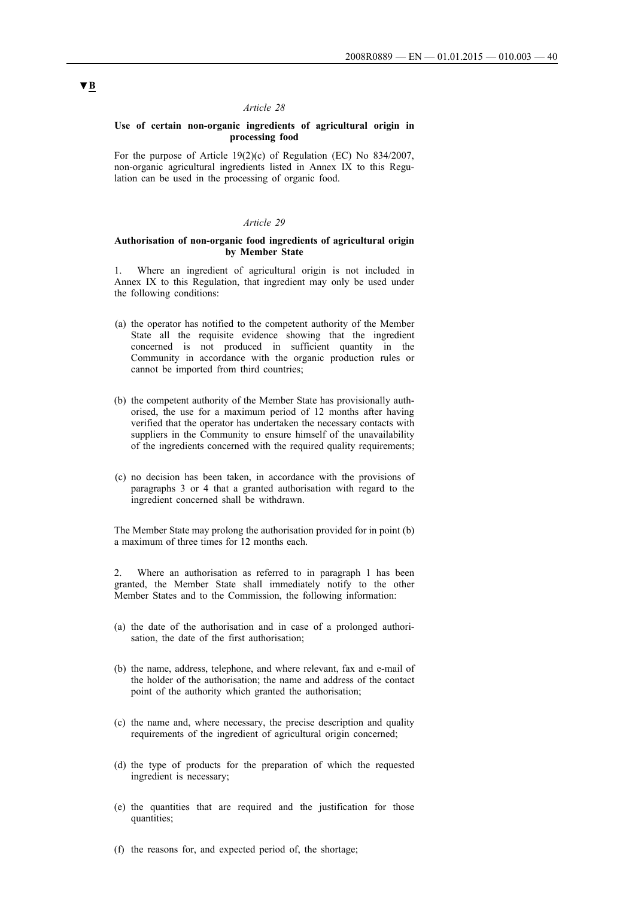▼B

*Article 28*

**Use of certain non-organic ingredients of agricultural origin in processing food**

For the purpose of Article 19(2)(c) of Regulation (EC) No 834/2007, non-organic agricultural ingredients listed in Annex IX to this Regulation can be used in the processing of organic food.

*Article 29*

**Authorisation of non-organic food ingredients of agricultural origin by Member State**

1. Where an ingredient of agricultural origin is not included in Annex IX to this Regulation, that ingredient may only be used under the following conditions:

(a) the operator has notified to the competent authority of the Member State all the requisite evidence showing that the ingredient concerned is not produced in sufficient quantity in the Community in accordance with the organic production rules or cannot be imported from third countries;

(b) the competent authority of the Member State has provisionally authorised, the use for a maximum period of 12 months after having verified that the operator has undertaken the necessary contacts with suppliers in the Community to ensure himself of the unavailability of the ingredients concerned with the required quality requirements;

(c) no decision has been taken, in accordance with the provisions of paragraphs 3 or 4 that a granted authorisation with regard to the ingredient concerned shall be withdrawn.

The Member State may prolong the authorisation provided for in point (b) a maximum of three times for 12 months each.

2. Where an authorisation as referred to in paragraph 1 has been granted, the Member State shall immediately notify to the other Member States and to the Commission, the following information:

(a) the date of the authorisation and in case of a prolonged authorisation, the date of the first authorisation;

(b) the name, address, telephone, and where relevant, fax and e-mail of the holder of the authorisation; the name and address of the contact point of the authority which granted the authorisation;

(c) the name and, where necessary, the precise description and quality requirements of the ingredient of agricultural origin concerned;

(d) the type of products for the preparation of which the requested ingredient is necessary;

(e) the quantities that are required and the justification for those quantities;

(f) the reasons for, and expected period of, the shortage;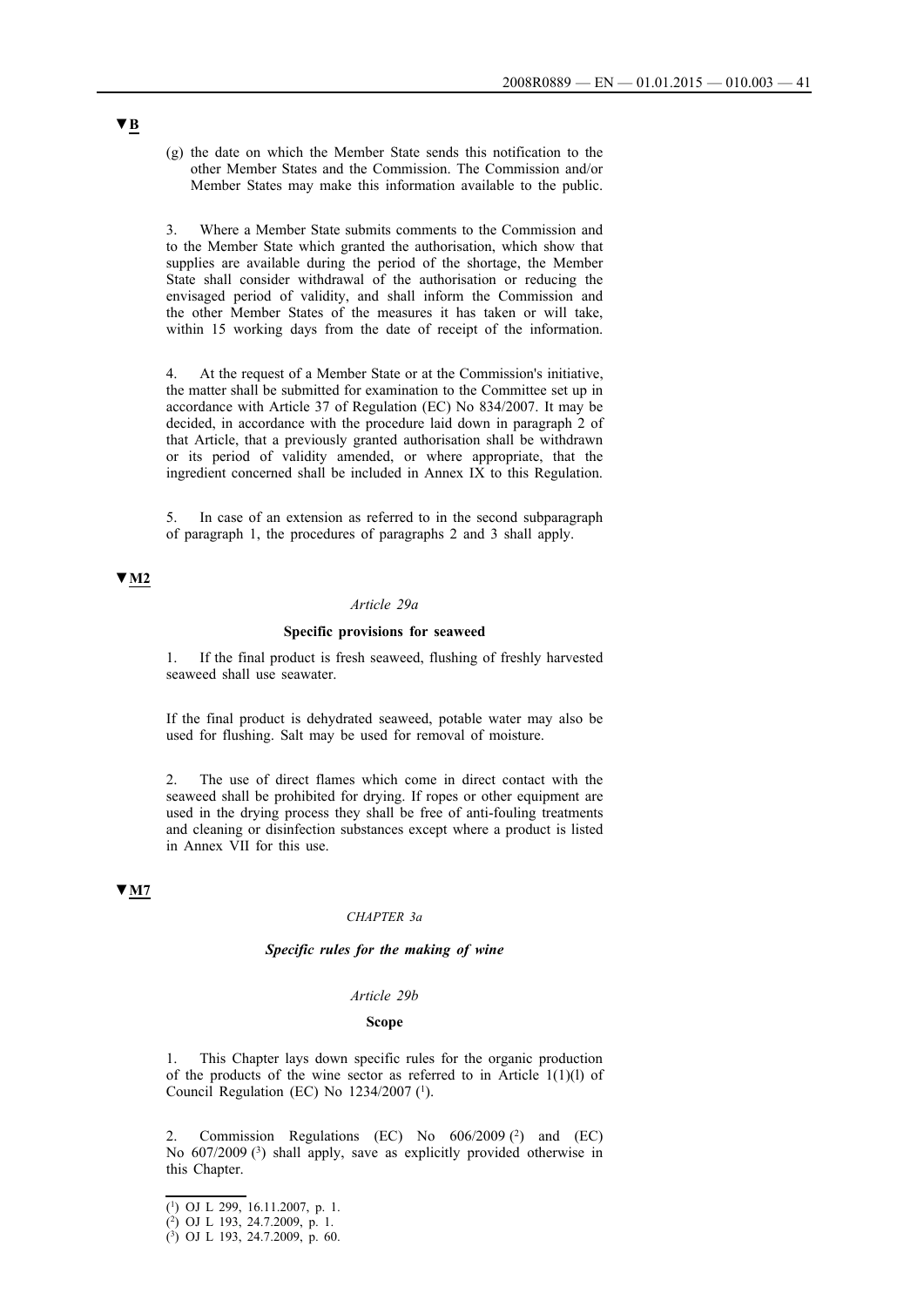▼B

(g) the date on which the Member State sends this notification to the other Member States and the Commission. The Commission and/or Member States may make this information available to the public.

3. Where a Member State submits comments to the Commission and to the Member State which granted the authorisation, which show that supplies are available during the period of the shortage, the Member State shall consider withdrawal of the authorisation or reducing the envisaged period of validity, and shall inform the Commission and the other Member States of the measures it has taken or will take, within 15 working days from the date of receipt of the information.

4. At the request of a Member State or at the Commission's initiative, the matter shall be submitted for examination to the Committee set up in accordance with Article 37 of Regulation (EC) No 834/2007. It may be decided, in accordance with the procedure laid down in paragraph 2 of that Article, that a previously granted authorisation shall be withdrawn or its period of validity amended, or where appropriate, that the ingredient concerned shall be included in Annex IX to this Regulation.

5. In case of an extension as referred to in the second subparagraph of paragraph 1, the procedures of paragraphs 2 and 3 shall apply.

▼M2

*Article 29a*

**Specific provisions for seaweed**

1. If the final product is fresh seaweed, flushing of freshly harvested seaweed shall use seawater.

If the final product is dehydrated seaweed, potable water may also be used for flushing. Salt may be used for removal of moisture.

2. The use of direct flames which come in direct contact with the seaweed shall be prohibited for drying. If ropes or other equipment are used in the drying process they shall be free of anti-fouling treatments and cleaning or disinfection substances except where a product is listed in Annex VII for this use.

▼M7

*CHAPTER 3a*

***Specific rules for the making of wine***

*Article 29b*

**Scope**

1. This Chapter lays down specific rules for the organic production of the products of the wine sector as referred to in Article 1(1)(l) of Council Regulation (EC) No 1234/2007 [1].

2. Commission Regulations (EC) No 606/2009 [2] and (EC) No 607/2009 [3] shall apply, save as explicitly provided otherwise in this Chapter.

---

[1] OJ L 299, 16.11.2007, p. 1.
[2] OJ L 193, 24.7.2009, p. 1.
[3] OJ L 193, 24.7.2009, p. 60.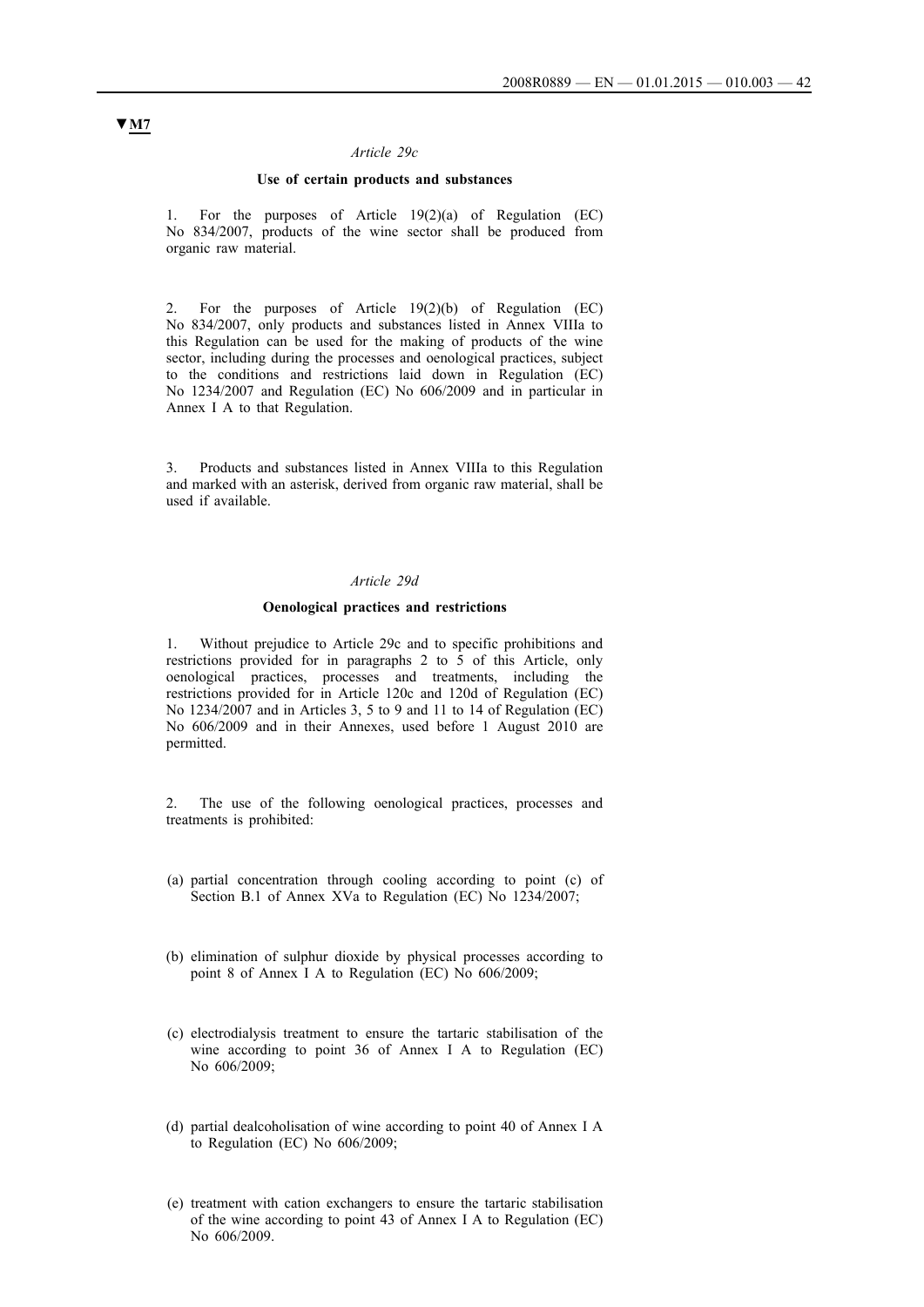▼M7

*Article 29c*

**Use of certain products and substances**

1. For the purposes of Article 19(2)(a) of Regulation (EC) No 834/2007, products of the wine sector shall be produced from organic raw material.

2. For the purposes of Article 19(2)(b) of Regulation (EC) No 834/2007, only products and substances listed in Annex VIIIa to this Regulation can be used for the making of products of the wine sector, including during the processes and oenological practices, subject to the conditions and restrictions laid down in Regulation (EC) No 1234/2007 and Regulation (EC) No 606/2009 and in particular in Annex I A to that Regulation.

3. Products and substances listed in Annex VIIIa to this Regulation and marked with an asterisk, derived from organic raw material, shall be used if available.

*Article 29d*

**Oenological practices and restrictions**

1. Without prejudice to Article 29c and to specific prohibitions and restrictions provided for in paragraphs 2 to 5 of this Article, only oenological practices, processes and treatments, including the restrictions provided for in Article 120c and 120d of Regulation (EC) No 1234/2007 and in Articles 3, 5 to 9 and 11 to 14 of Regulation (EC) No 606/2009 and in their Annexes, used before 1 August 2010 are permitted.

2. The use of the following oenological practices, processes and treatments is prohibited:

(a) partial concentration through cooling according to point (c) of Section B.1 of Annex XVa to Regulation (EC) No 1234/2007;

(b) elimination of sulphur dioxide by physical processes according to point 8 of Annex I A to Regulation (EC) No 606/2009;

(c) electrodialysis treatment to ensure the tartaric stabilisation of the wine according to point 36 of Annex I A to Regulation (EC) No 606/2009;

(d) partial dealcoholisation of wine according to point 40 of Annex I A to Regulation (EC) No 606/2009;

(e) treatment with cation exchangers to ensure the tartaric stabilisation of the wine according to point 43 of Annex I A to Regulation (EC) No 606/2009.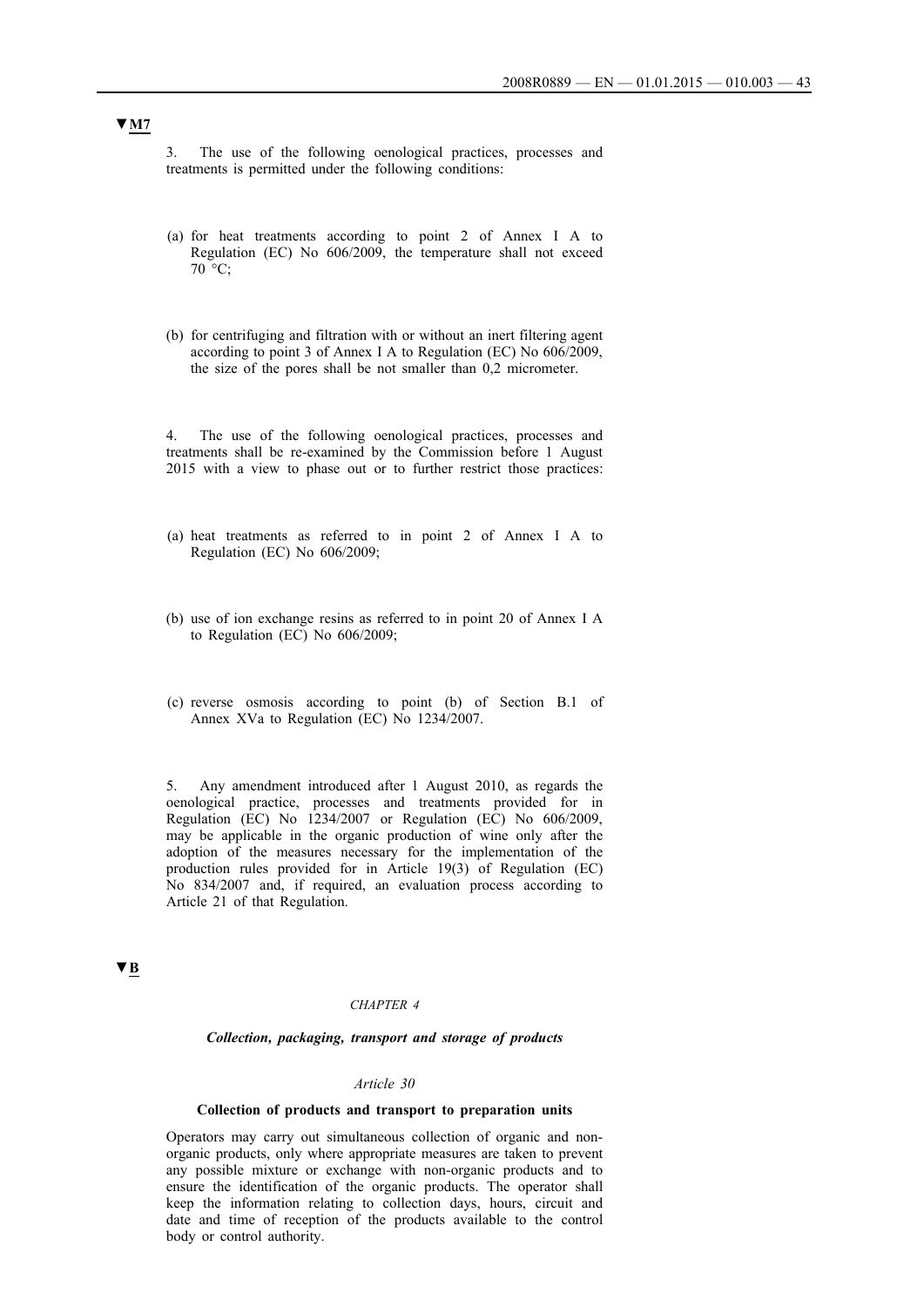▼M7

3. The use of the following oenological practices, processes and treatments is permitted under the following conditions:

(a) for heat treatments according to point 2 of Annex I A to Regulation (EC) No 606/2009, the temperature shall not exceed 70 °C;

(b) for centrifuging and filtration with or without an inert filtering agent according to point 3 of Annex I A to Regulation (EC) No 606/2009, the size of the pores shall be not smaller than 0,2 micrometer.

4. The use of the following oenological practices, processes and treatments shall be re-examined by the Commission before 1 August 2015 with a view to phase out or to further restrict those practices:

(a) heat treatments as referred to in point 2 of Annex I A to Regulation (EC) No 606/2009;

(b) use of ion exchange resins as referred to in point 20 of Annex I A to Regulation (EC) No 606/2009;

(c) reverse osmosis according to point (b) of Section B.1 of Annex XVa to Regulation (EC) No 1234/2007.

5. Any amendment introduced after 1 August 2010, as regards the oenological practice, processes and treatments provided for in Regulation (EC) No 1234/2007 or Regulation (EC) No 606/2009, may be applicable in the organic production of wine only after the adoption of the measures necessary for the implementation of the production rules provided for in Article 19(3) of Regulation (EC) No 834/2007 and, if required, an evaluation process according to Article 21 of that Regulation.

▼B

*CHAPTER 4*

***Collection, packaging, transport and storage of products***

*Article 30*

**Collection of products and transport to preparation units**

Operators may carry out simultaneous collection of organic and non-organic products, only where appropriate measures are taken to prevent any possible mixture or exchange with non-organic products and to ensure the identification of the organic products. The operator shall keep the information relating to collection days, hours, circuit and date and time of reception of the products available to the control body or control authority.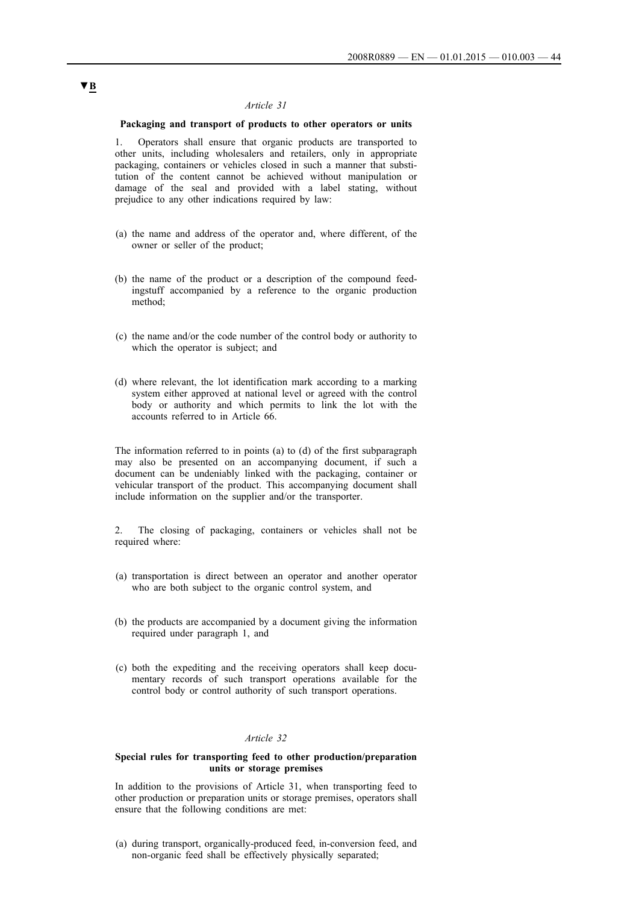▼B

*Article 31*

**Packaging and transport of products to other operators or units**

1. Operators shall ensure that organic products are transported to other units, including wholesalers and retailers, only in appropriate packaging, containers or vehicles closed in such a manner that substitution of the content cannot be achieved without manipulation or damage of the seal and provided with a label stating, without prejudice to any other indications required by law:

(a) the name and address of the operator and, where different, of the owner or seller of the product;

(b) the name of the product or a description of the compound feedingstuff accompanied by a reference to the organic production method;

(c) the name and/or the code number of the control body or authority to which the operator is subject; and

(d) where relevant, the lot identification mark according to a marking system either approved at national level or agreed with the control body or authority and which permits to link the lot with the accounts referred to in Article 66.

The information referred to in points (a) to (d) of the first subparagraph may also be presented on an accompanying document, if such a document can be undeniably linked with the packaging, container or vehicular transport of the product. This accompanying document shall include information on the supplier and/or the transporter.

2. The closing of packaging, containers or vehicles shall not be required where:

(a) transportation is direct between an operator and another operator who are both subject to the organic control system, and

(b) the products are accompanied by a document giving the information required under paragraph 1, and

(c) both the expediting and the receiving operators shall keep documentary records of such transport operations available for the control body or control authority of such transport operations.

*Article 32*

**Special rules for transporting feed to other production/preparation units or storage premises**

In addition to the provisions of Article 31, when transporting feed to other production or preparation units or storage premises, operators shall ensure that the following conditions are met:

(a) during transport, organically-produced feed, in-conversion feed, and non-organic feed shall be effectively physically separated;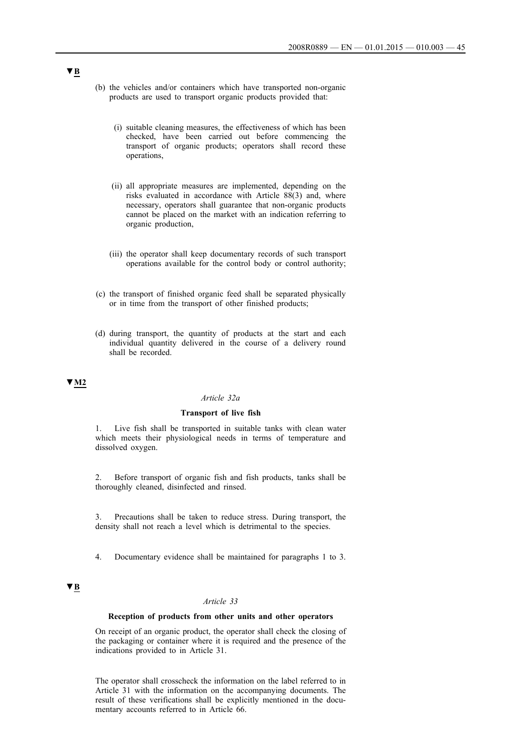▼B

(b) the vehicles and/or containers which have transported non-organic products are used to transport organic products provided that:

(i) suitable cleaning measures, the effectiveness of which has been checked, have been carried out before commencing the transport of organic products; operators shall record these operations,

(ii) all appropriate measures are implemented, depending on the risks evaluated in accordance with Article 88(3) and, where necessary, operators shall guarantee that non-organic products cannot be placed on the market with an indication referring to organic production,

(iii) the operator shall keep documentary records of such transport operations available for the control body or control authority;

(c) the transport of finished organic feed shall be separated physically or in time from the transport of other finished products;

(d) during transport, the quantity of products at the start and each individual quantity delivered in the course of a delivery round shall be recorded.

▼M2

*Article 32a*

**Transport of live fish**

1. Live fish shall be transported in suitable tanks with clean water which meets their physiological needs in terms of temperature and dissolved oxygen.

2. Before transport of organic fish and fish products, tanks shall be thoroughly cleaned, disinfected and rinsed.

3. Precautions shall be taken to reduce stress. During transport, the density shall not reach a level which is detrimental to the species.

4. Documentary evidence shall be maintained for paragraphs 1 to 3.

▼B

*Article 33*

**Reception of products from other units and other operators**

On receipt of an organic product, the operator shall check the closing of the packaging or container where it is required and the presence of the indications provided to in Article 31.

The operator shall crosscheck the information on the label referred to in Article 31 with the information on the accompanying documents. The result of these verifications shall be explicitly mentioned in the documentary accounts referred to in Article 66.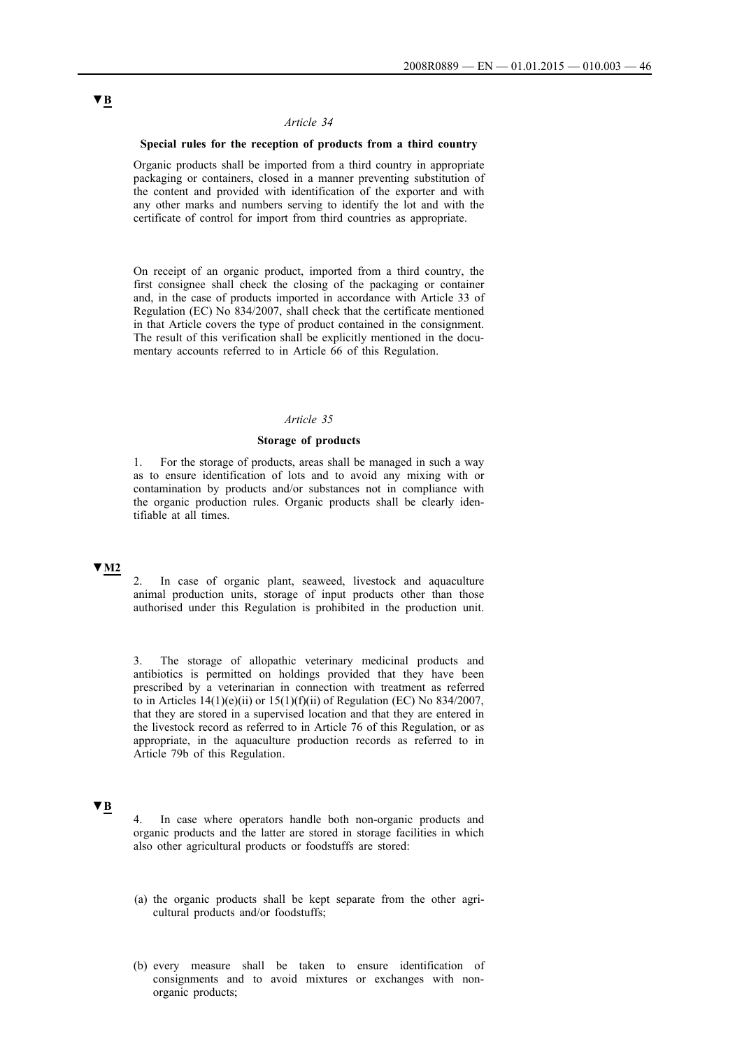▼B

*Article 34*

**Special rules for the reception of products from a third country**

Organic products shall be imported from a third country in appropriate packaging or containers, closed in a manner preventing substitution of the content and provided with identification of the exporter and with any other marks and numbers serving to identify the lot and with the certificate of control for import from third countries as appropriate.

On receipt of an organic product, imported from a third country, the first consignee shall check the closing of the packaging or container and, in the case of products imported in accordance with Article 33 of Regulation (EC) No 834/2007, shall check that the certificate mentioned in that Article covers the type of product contained in the consignment. The result of this verification shall be explicitly mentioned in the documentary accounts referred to in Article 66 of this Regulation.

*Article 35*

**Storage of products**

1. For the storage of products, areas shall be managed in such a way as to ensure identification of lots and to avoid any mixing with or contamination by products and/or substances not in compliance with the organic production rules. Organic products shall be clearly identifiable at all times.

▼M2

2. In case of organic plant, seaweed, livestock and aquaculture animal production units, storage of input products other than those authorised under this Regulation is prohibited in the production unit.

3. The storage of allopathic veterinary medicinal products and antibiotics is permitted on holdings provided that they have been prescribed by a veterinarian in connection with treatment as referred to in Articles 14(1)(e)(ii) or 15(1)(f)(ii) of Regulation (EC) No 834/2007, that they are stored in a supervised location and that they are entered in the livestock record as referred to in Article 76 of this Regulation, or as appropriate, in the aquaculture production records as referred to in Article 79b of this Regulation.

▼B

4. In case where operators handle both non-organic products and organic products and the latter are stored in storage facilities in which also other agricultural products or foodstuffs are stored:

(a) the organic products shall be kept separate from the other agricultural products and/or foodstuffs;

(b) every measure shall be taken to ensure identification of consignments and to avoid mixtures or exchanges with non-organic products;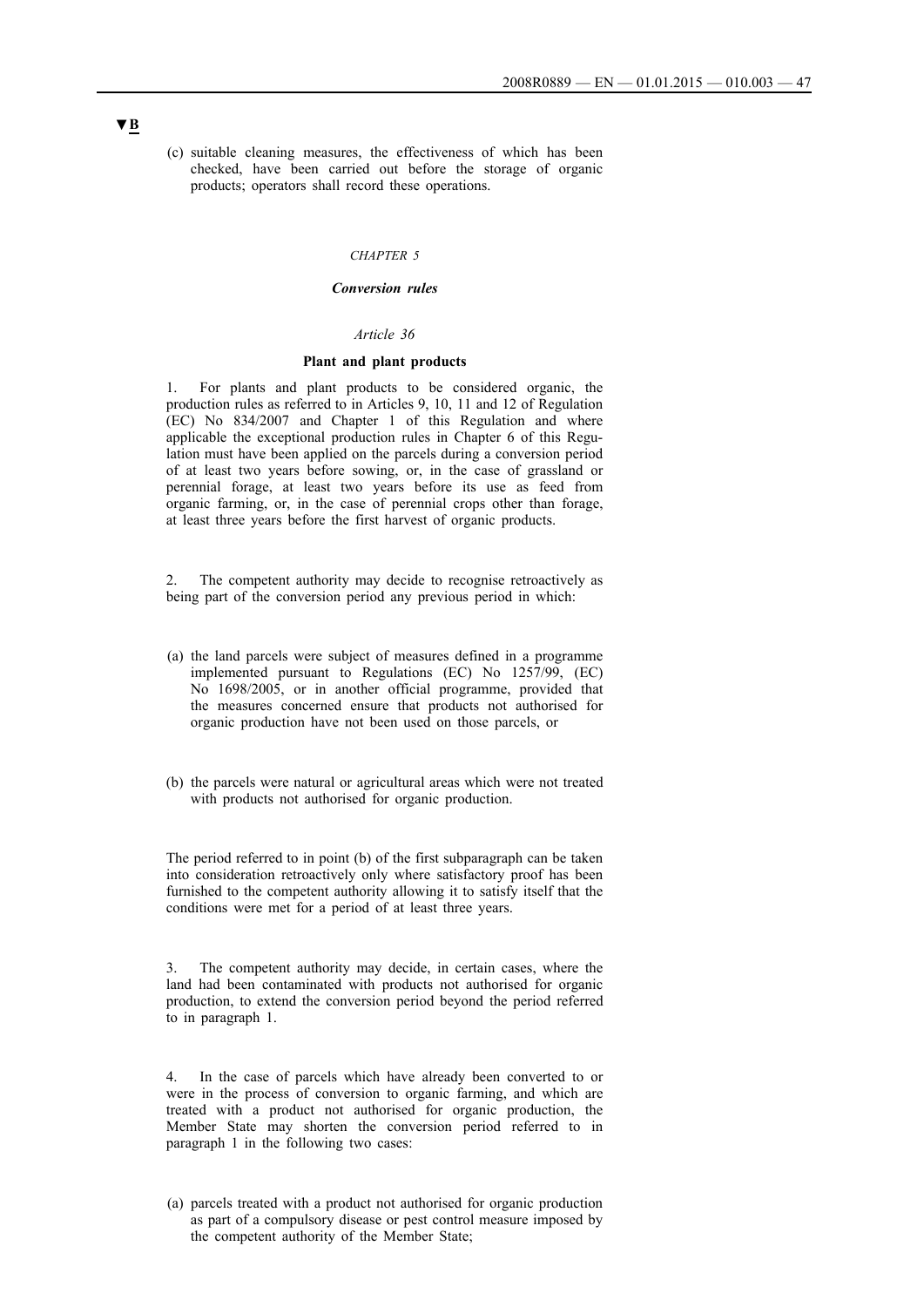▼B

(c) suitable cleaning measures, the effectiveness of which has been checked, have been carried out before the storage of organic products; operators shall record these operations.

*CHAPTER 5*

***Conversion rules***

*Article 36*

**Plant and plant products**

1. For plants and plant products to be considered organic, the production rules as referred to in Articles 9, 10, 11 and 12 of Regulation (EC) No 834/2007 and Chapter 1 of this Regulation and where applicable the exceptional production rules in Chapter 6 of this Regulation must have been applied on the parcels during a conversion period of at least two years before sowing, or, in the case of grassland or perennial forage, at least two years before its use as feed from organic farming, or, in the case of perennial crops other than forage, at least three years before the first harvest of organic products.

2. The competent authority may decide to recognise retroactively as being part of the conversion period any previous period in which:

(a) the land parcels were subject of measures defined in a programme implemented pursuant to Regulations (EC) No 1257/99, (EC) No 1698/2005, or in another official programme, provided that the measures concerned ensure that products not authorised for organic production have not been used on those parcels, or

(b) the parcels were natural or agricultural areas which were not treated with products not authorised for organic production.

The period referred to in point (b) of the first subparagraph can be taken into consideration retroactively only where satisfactory proof has been furnished to the competent authority allowing it to satisfy itself that the conditions were met for a period of at least three years.

3. The competent authority may decide, in certain cases, where the land had been contaminated with products not authorised for organic production, to extend the conversion period beyond the period referred to in paragraph 1.

4. In the case of parcels which have already been converted to or were in the process of conversion to organic farming, and which are treated with a product not authorised for organic production, the Member State may shorten the conversion period referred to in paragraph 1 in the following two cases:

(a) parcels treated with a product not authorised for organic production as part of a compulsory disease or pest control measure imposed by the competent authority of the Member State;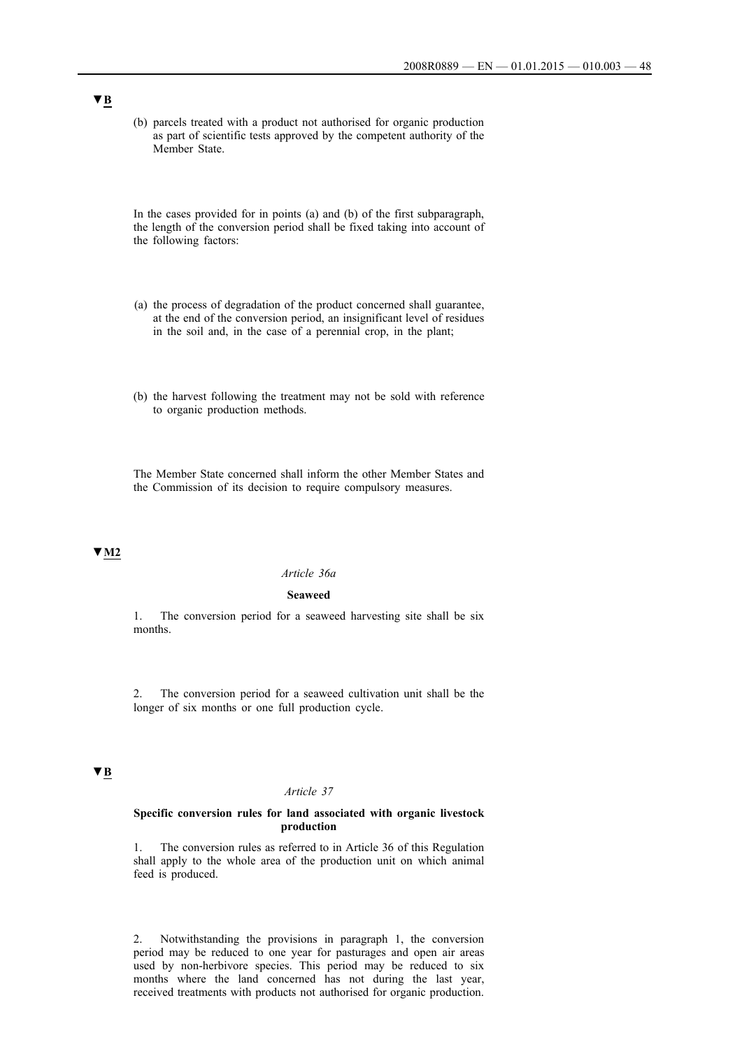▼B

(b) parcels treated with a product not authorised for organic production as part of scientific tests approved by the competent authority of the Member State.

In the cases provided for in points (a) and (b) of the first subparagraph, the length of the conversion period shall be fixed taking into account of the following factors:

(a) the process of degradation of the product concerned shall guarantee, at the end of the conversion period, an insignificant level of residues in the soil and, in the case of a perennial crop, in the plant;

(b) the harvest following the treatment may not be sold with reference to organic production methods.

The Member State concerned shall inform the other Member States and the Commission of its decision to require compulsory measures.

▼M2

*Article 36a*

**Seaweed**

1. The conversion period for a seaweed harvesting site shall be six months.

2. The conversion period for a seaweed cultivation unit shall be the longer of six months or one full production cycle.

▼B

*Article 37*

**Specific conversion rules for land associated with organic livestock production**

1. The conversion rules as referred to in Article 36 of this Regulation shall apply to the whole area of the production unit on which animal feed is produced.

2. Notwithstanding the provisions in paragraph 1, the conversion period may be reduced to one year for pasturages and open air areas used by non-herbivore species. This period may be reduced to six months where the land concerned has not during the last year, received treatments with products not authorised for organic production.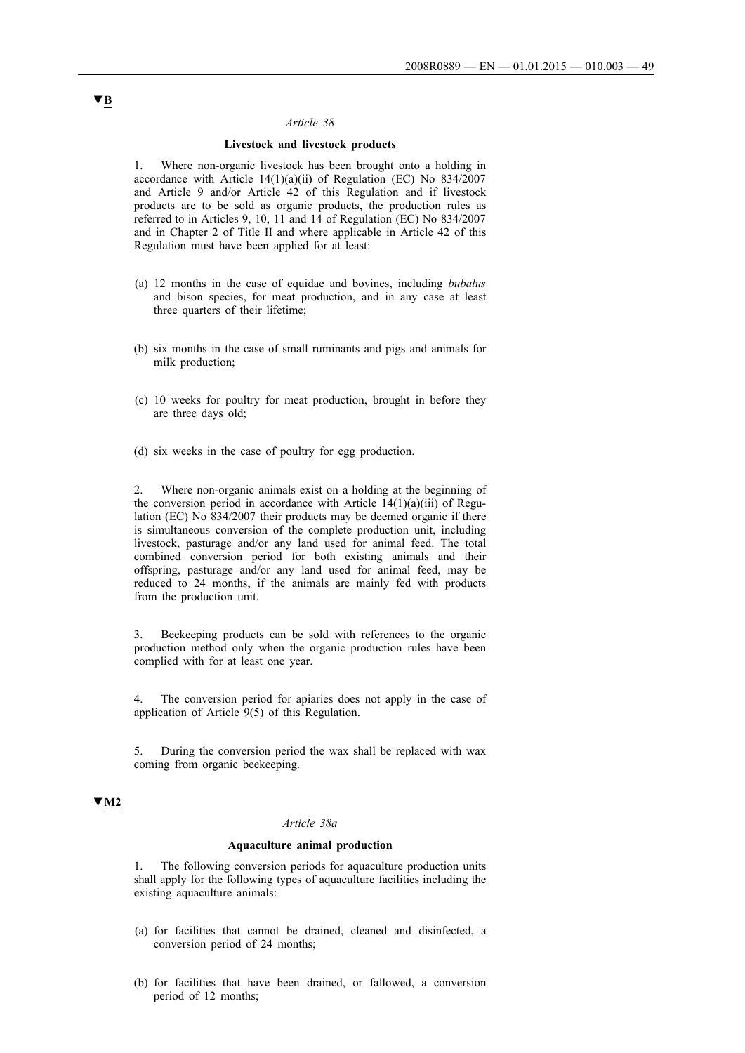▼B

*Article 38*

**Livestock and livestock products**

1. Where non-organic livestock has been brought onto a holding in accordance with Article 14(1)(a)(ii) of Regulation (EC) No 834/2007 and Article 9 and/or Article 42 of this Regulation and if livestock products are to be sold as organic products, the production rules as referred to in Articles 9, 10, 11 and 14 of Regulation (EC) No 834/2007 and in Chapter 2 of Title II and where applicable in Article 42 of this Regulation must have been applied for at least:

(a) 12 months in the case of equidae and bovines, including *bubalus* and bison species, for meat production, and in any case at least three quarters of their lifetime;

(b) six months in the case of small ruminants and pigs and animals for milk production;

(c) 10 weeks for poultry for meat production, brought in before they are three days old;

(d) six weeks in the case of poultry for egg production.

2. Where non-organic animals exist on a holding at the beginning of the conversion period in accordance with Article 14(1)(a)(iii) of Regulation (EC) No 834/2007 their products may be deemed organic if there is simultaneous conversion of the complete production unit, including livestock, pasturage and/or any land used for animal feed. The total combined conversion period for both existing animals and their offspring, pasturage and/or any land used for animal feed, may be reduced to 24 months, if the animals are mainly fed with products from the production unit.

3. Beekeeping products can be sold with references to the organic production method only when the organic production rules have been complied with for at least one year.

4. The conversion period for apiaries does not apply in the case of application of Article 9(5) of this Regulation.

5. During the conversion period the wax shall be replaced with wax coming from organic beekeeping.

▼M2

*Article 38a*

**Aquaculture animal production**

1. The following conversion periods for aquaculture production units shall apply for the following types of aquaculture facilities including the existing aquaculture animals:

(a) for facilities that cannot be drained, cleaned and disinfected, a conversion period of 24 months;

(b) for facilities that have been drained, or fallowed, a conversion period of 12 months;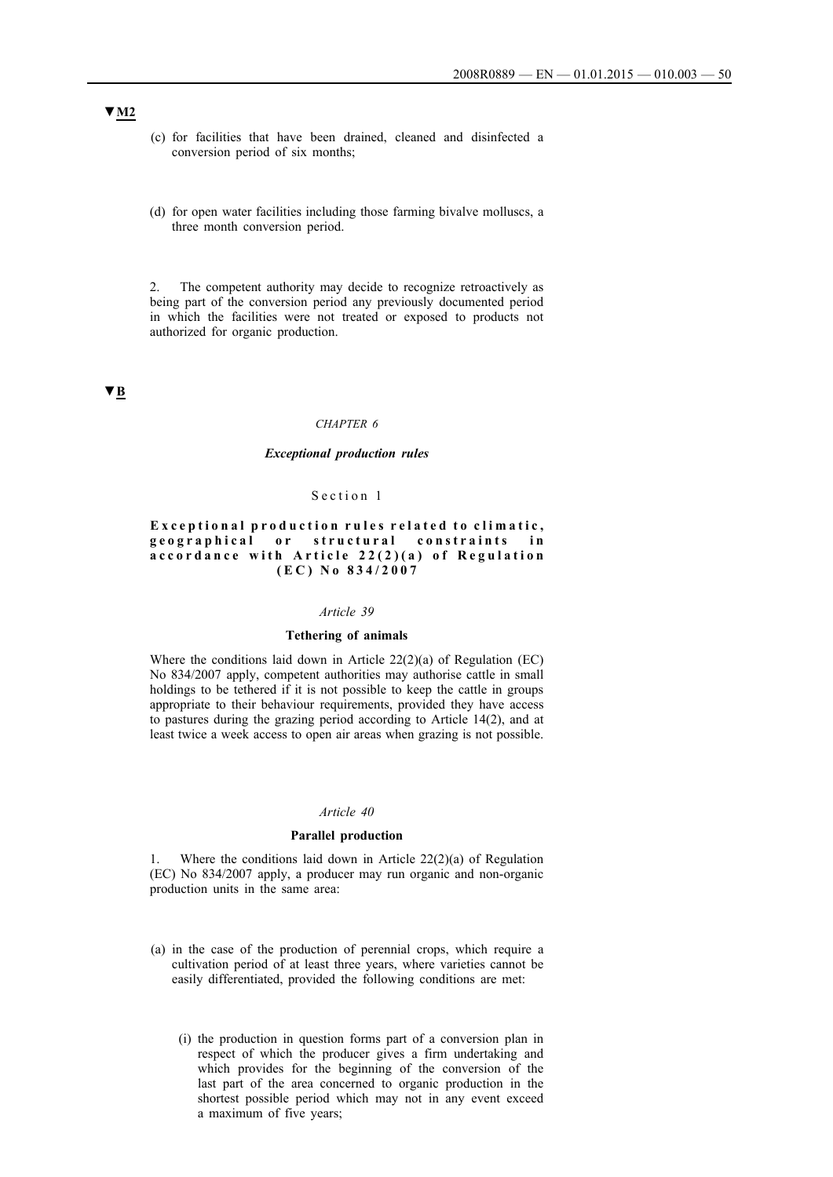▼M2

(c) for facilities that have been drained, cleaned and disinfected a conversion period of six months;

(d) for open water facilities including those farming bivalve molluscs, a three month conversion period.

2. The competent authority may decide to recognize retroactively as being part of the conversion period any previously documented period in which the facilities were not treated or exposed to products not authorized for organic production.

▼B

*CHAPTER 6*

***Exceptional production rules***

Section 1

**Exceptional production rules related to climatic, geographical or structural constraints in accordance with Article 22(2)(a) of Regulation (EC) No 834/2007**

*Article 39*

**Tethering of animals**

Where the conditions laid down in Article 22(2)(a) of Regulation (EC) No 834/2007 apply, competent authorities may authorise cattle in small holdings to be tethered if it is not possible to keep the cattle in groups appropriate to their behaviour requirements, provided they have access to pastures during the grazing period according to Article 14(2), and at least twice a week access to open air areas when grazing is not possible.

*Article 40*

**Parallel production**

1. Where the conditions laid down in Article 22(2)(a) of Regulation (EC) No 834/2007 apply, a producer may run organic and non-organic production units in the same area:

(a) in the case of the production of perennial crops, which require a cultivation period of at least three years, where varieties cannot be easily differentiated, provided the following conditions are met:

   (i) the production in question forms part of a conversion plan in respect of which the producer gives a firm undertaking and which provides for the beginning of the conversion of the last part of the area concerned to organic production in the shortest possible period which may not in any event exceed a maximum of five years;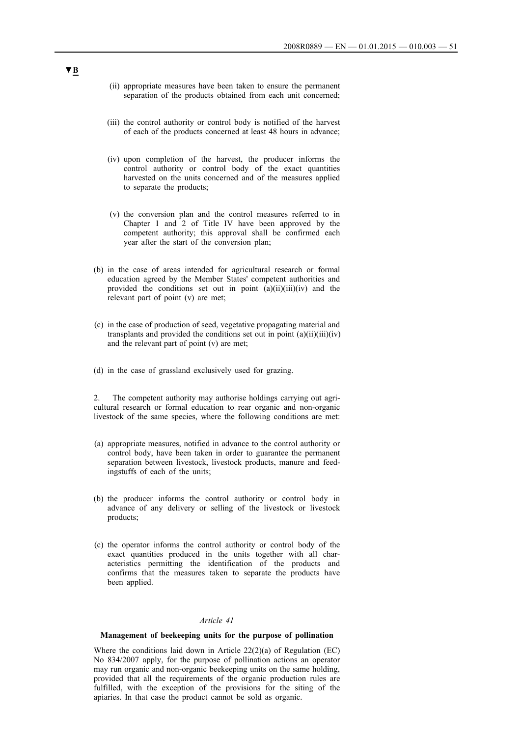▼B

(ii) appropriate measures have been taken to ensure the permanent separation of the products obtained from each unit concerned;

(iii) the control authority or control body is notified of the harvest of each of the products concerned at least 48 hours in advance;

(iv) upon completion of the harvest, the producer informs the control authority or control body of the exact quantities harvested on the units concerned and of the measures applied to separate the products;

(v) the conversion plan and the control measures referred to in Chapter 1 and 2 of Title IV have been approved by the competent authority; this approval shall be confirmed each year after the start of the conversion plan;

(b) in the case of areas intended for agricultural research or formal education agreed by the Member States' competent authorities and provided the conditions set out in point (a)(ii)(iii)(iv) and the relevant part of point (v) are met;

(c) in the case of production of seed, vegetative propagating material and transplants and provided the conditions set out in point (a)(ii)(iii)(iv) and the relevant part of point (v) are met;

(d) in the case of grassland exclusively used for grazing.

2. The competent authority may authorise holdings carrying out agricultural research or formal education to rear organic and non-organic livestock of the same species, where the following conditions are met:

(a) appropriate measures, notified in advance to the control authority or control body, have been taken in order to guarantee the permanent separation between livestock, livestock products, manure and feedingstuffs of each of the units;

(b) the producer informs the control authority or control body in advance of any delivery or selling of the livestock or livestock products;

(c) the operator informs the control authority or control body of the exact quantities produced in the units together with all characteristics permitting the identification of the products and confirms that the measures taken to separate the products have been applied.

*Article 41*

**Management of beekeeping units for the purpose of pollination**

Where the conditions laid down in Article 22(2)(a) of Regulation (EC) No 834/2007 apply, for the purpose of pollination actions an operator may run organic and non-organic beekeeping units on the same holding, provided that all the requirements of the organic production rules are fulfilled, with the exception of the provisions for the siting of the apiaries. In that case the product cannot be sold as organic.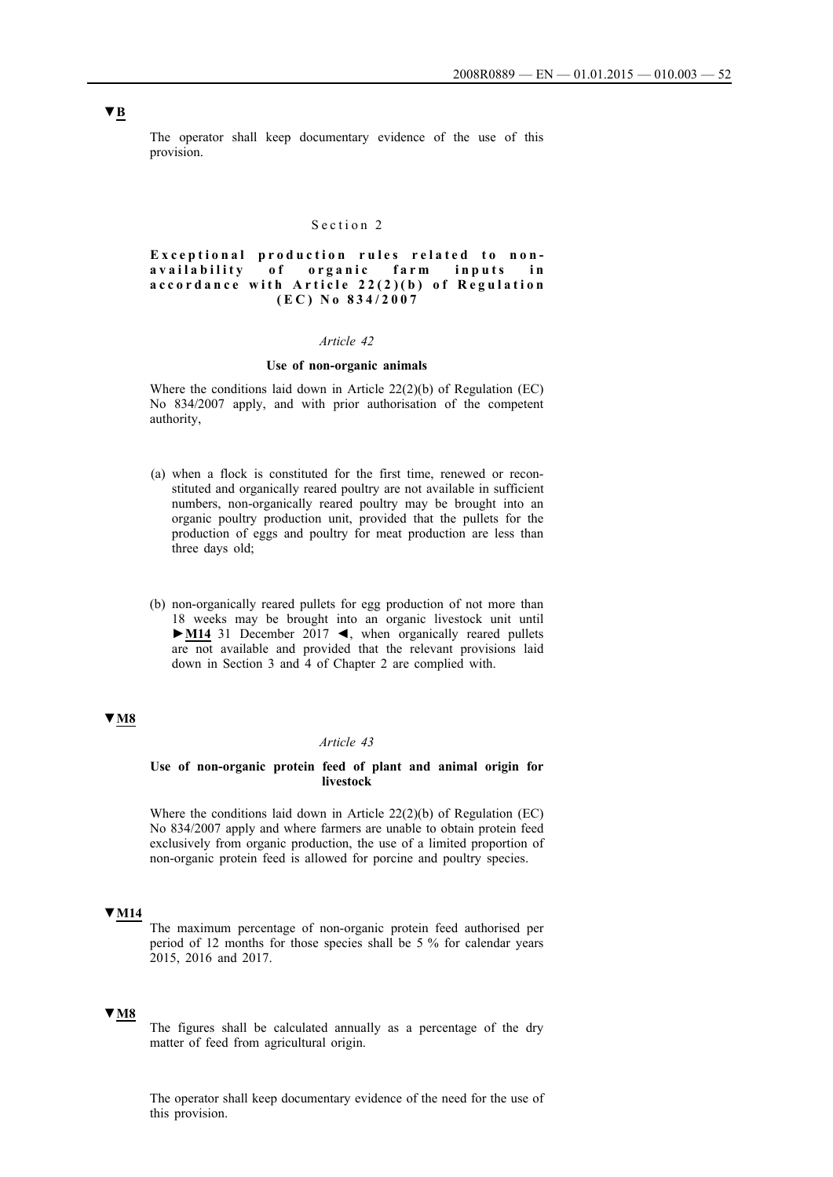▼B

The operator shall keep documentary evidence of the use of this provision.

Section 2

**Exceptional production rules related to non-availability of organic farm inputs in accordance with Article 22(2)(b) of Regulation (EC) No 834/2007**

*Article 42*

**Use of non-organic animals**

Where the conditions laid down in Article 22(2)(b) of Regulation (EC) No 834/2007 apply, and with prior authorisation of the competent authority,

(a) when a flock is constituted for the first time, renewed or reconstituted and organically reared poultry are not available in sufficient numbers, non-organically reared poultry may be brought into an organic poultry production unit, provided that the pullets for the production of eggs and poultry for meat production are less than three days old;

(b) non-organically reared pullets for egg production of not more than 18 weeks may be brought into an organic livestock unit until ►M14 31 December 2017 ◄, when organically reared pullets are not available and provided that the relevant provisions laid down in Section 3 and 4 of Chapter 2 are complied with.

▼M8

*Article 43*

**Use of non-organic protein feed of plant and animal origin for livestock**

Where the conditions laid down in Article 22(2)(b) of Regulation (EC) No 834/2007 apply and where farmers are unable to obtain protein feed exclusively from organic production, the use of a limited proportion of non-organic protein feed is allowed for porcine and poultry species.

▼M14

The maximum percentage of non-organic protein feed authorised per period of 12 months for those species shall be 5 % for calendar years 2015, 2016 and 2017.

▼M8

The figures shall be calculated annually as a percentage of the dry matter of feed from agricultural origin.

The operator shall keep documentary evidence of the need for the use of this provision.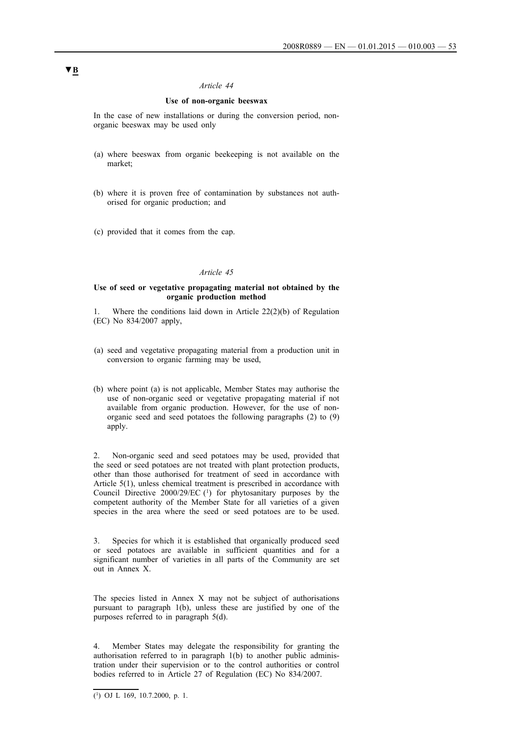▼B

*Article 44*

**Use of non-organic beeswax**

In the case of new installations or during the conversion period, non-organic beeswax may be used only

(a) where beeswax from organic beekeeping is not available on the market;

(b) where it is proven free of contamination by substances not authorised for organic production; and

(c) provided that it comes from the cap.

*Article 45*

**Use of seed or vegetative propagating material not obtained by the organic production method**

1. Where the conditions laid down in Article 22(2)(b) of Regulation (EC) No 834/2007 apply,

(a) seed and vegetative propagating material from a production unit in conversion to organic farming may be used,

(b) where point (a) is not applicable, Member States may authorise the use of non-organic seed or vegetative propagating material if not available from organic production. However, for the use of non-organic seed and seed potatoes the following paragraphs (2) to (9) apply.

2. Non-organic seed and seed potatoes may be used, provided that the seed or seed potatoes are not treated with plant protection products, other than those authorised for treatment of seed in accordance with Article 5(1), unless chemical treatment is prescribed in accordance with Council Directive 2000/29/EC [1] for phytosanitary purposes by the competent authority of the Member State for all varieties of a given species in the area where the seed or seed potatoes are to be used.

3. Species for which it is established that organically produced seed or seed potatoes are available in sufficient quantities and for a significant number of varieties in all parts of the Community are set out in Annex X.

The species listed in Annex X may not be subject of authorisations pursuant to paragraph 1(b), unless these are justified by one of the purposes referred to in paragraph 5(d).

4. Member States may delegate the responsibility for granting the authorisation referred to in paragraph 1(b) to another public administration under their supervision or to the control authorities or control bodies referred to in Article 27 of Regulation (EC) No 834/2007.

---

[1] OJ L 169, 10.7.2000, p. 1.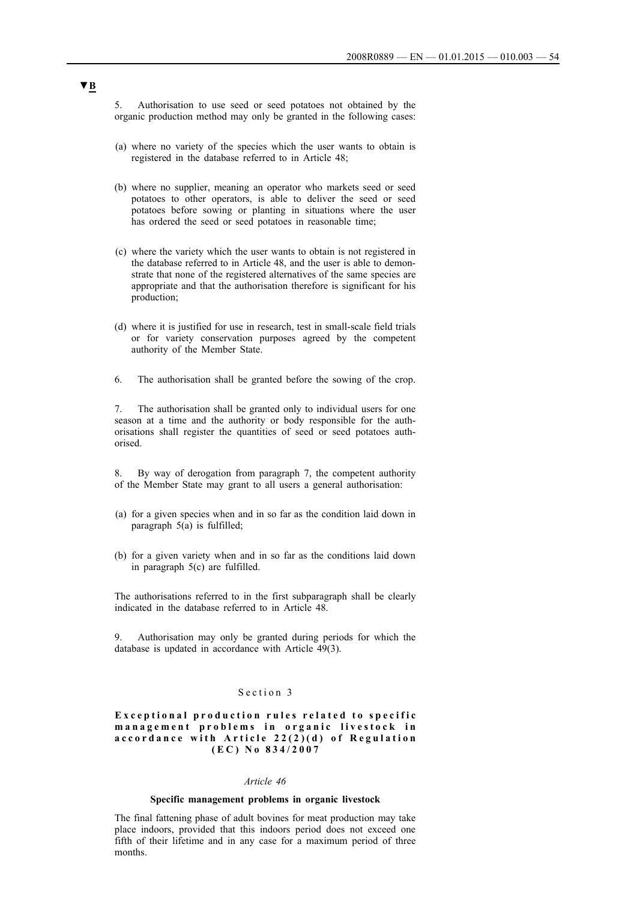▼B

5. Authorisation to use seed or seed potatoes not obtained by the organic production method may only be granted in the following cases:

(a) where no variety of the species which the user wants to obtain is registered in the database referred to in Article 48;

(b) where no supplier, meaning an operator who markets seed or seed potatoes to other operators, is able to deliver the seed or seed potatoes before sowing or planting in situations where the user has ordered the seed or seed potatoes in reasonable time;

(c) where the variety which the user wants to obtain is not registered in the database referred to in Article 48, and the user is able to demonstrate that none of the registered alternatives of the same species are appropriate and that the authorisation therefore is significant for his production;

(d) where it is justified for use in research, test in small-scale field trials or for variety conservation purposes agreed by the competent authority of the Member State.

6. The authorisation shall be granted before the sowing of the crop.

7. The authorisation shall be granted only to individual users for one season at a time and the authority or body responsible for the authorisations shall register the quantities of seed or seed potatoes authorised.

8. By way of derogation from paragraph 7, the competent authority of the Member State may grant to all users a general authorisation:

(a) for a given species when and in so far as the condition laid down in paragraph 5(a) is fulfilled;

(b) for a given variety when and in so far as the conditions laid down in paragraph 5(c) are fulfilled.

The authorisations referred to in the first subparagraph shall be clearly indicated in the database referred to in Article 48.

9. Authorisation may only be granted during periods for which the database is updated in accordance with Article 49(3).

Section 3

**Exceptional production rules related to specific management problems in organic livestock in accordance with Article 22(2)(d) of Regulation (EC) No 834/2007**

*Article 46*

**Specific management problems in organic livestock**

The final fattening phase of adult bovines for meat production may take place indoors, provided that this indoors period does not exceed one fifth of their lifetime and in any case for a maximum period of three months.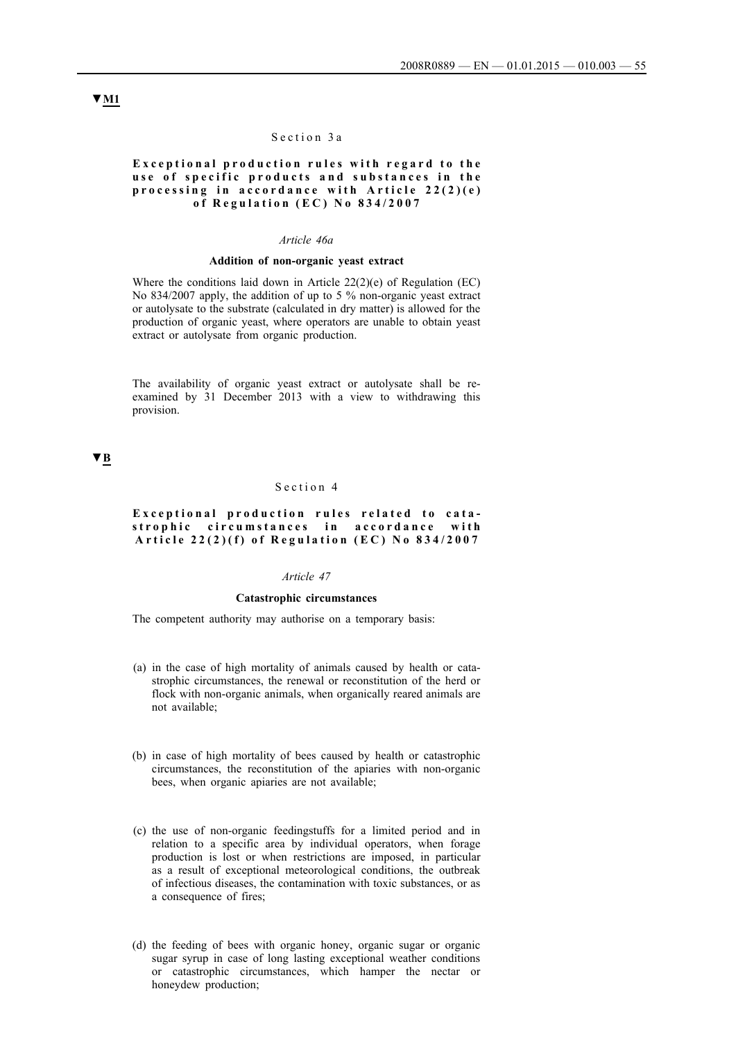▼M1

Section 3a

**Exceptional production rules with regard to the use of specific products and substances in the processing in accordance with Article 22(2)(e) of Regulation (EC) No 834/2007**

*Article 46a*

**Addition of non-organic yeast extract**

Where the conditions laid down in Article 22(2)(e) of Regulation (EC) No 834/2007 apply, the addition of up to 5 % non-organic yeast extract or autolysate to the substrate (calculated in dry matter) is allowed for the production of organic yeast, where operators are unable to obtain yeast extract or autolysate from organic production.

The availability of organic yeast extract or autolysate shall be re-examined by 31 December 2013 with a view to withdrawing this provision.

▼B

Section 4

**Exceptional production rules related to catastrophic circumstances in accordance with Article 22(2)(f) of Regulation (EC) No 834/2007**

*Article 47*

**Catastrophic circumstances**

The competent authority may authorise on a temporary basis:

(a) in the case of high mortality of animals caused by health or catastrophic circumstances, the renewal or reconstitution of the herd or flock with non-organic animals, when organically reared animals are not available;

(b) in case of high mortality of bees caused by health or catastrophic circumstances, the reconstitution of the apiaries with non-organic bees, when organic apiaries are not available;

(c) the use of non-organic feedingstuffs for a limited period and in relation to a specific area by individual operators, when forage production is lost or when restrictions are imposed, in particular as a result of exceptional meteorological conditions, the outbreak of infectious diseases, the contamination with toxic substances, or as a consequence of fires;

(d) the feeding of bees with organic honey, organic sugar or organic sugar syrup in case of long lasting exceptional weather conditions or catastrophic circumstances, which hamper the nectar or honeydew production;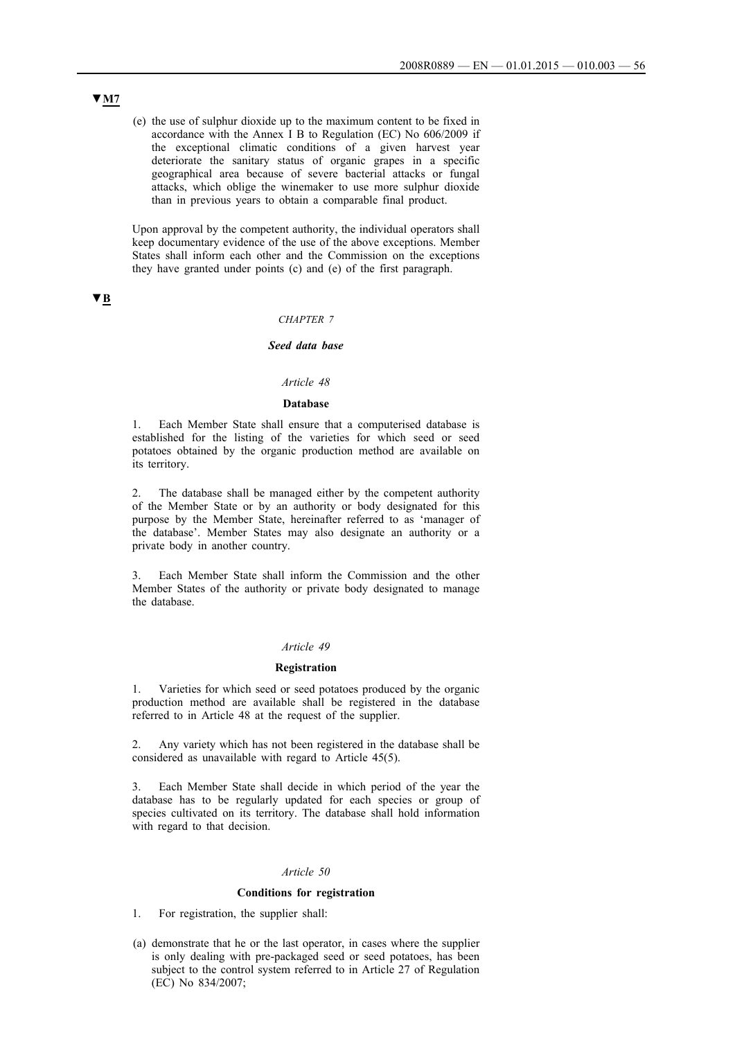▼M7

(e) the use of sulphur dioxide up to the maximum content to be fixed in accordance with the Annex I B to Regulation (EC) No 606/2009 if the exceptional climatic conditions of a given harvest year deteriorate the sanitary status of organic grapes in a specific geographical area because of severe bacterial attacks or fungal attacks, which oblige the winemaker to use more sulphur dioxide than in previous years to obtain a comparable final product.

Upon approval by the competent authority, the individual operators shall keep documentary evidence of the use of the above exceptions. Member States shall inform each other and the Commission on the exceptions they have granted under points (c) and (e) of the first paragraph.

▼B

*CHAPTER 7*

***Seed data base***

*Article 48*

**Database**

1. Each Member State shall ensure that a computerised database is established for the listing of the varieties for which seed or seed potatoes obtained by the organic production method are available on its territory.

2. The database shall be managed either by the competent authority of the Member State or by an authority or body designated for this purpose by the Member State, hereinafter referred to as 'manager of the database'. Member States may also designate an authority or a private body in another country.

3. Each Member State shall inform the Commission and the other Member States of the authority or private body designated to manage the database.

*Article 49*

**Registration**

1. Varieties for which seed or seed potatoes produced by the organic production method are available shall be registered in the database referred to in Article 48 at the request of the supplier.

2. Any variety which has not been registered in the database shall be considered as unavailable with regard to Article 45(5).

3. Each Member State shall decide in which period of the year the database has to be regularly updated for each species or group of species cultivated on its territory. The database shall hold information with regard to that decision.

*Article 50*

**Conditions for registration**

1. For registration, the supplier shall:

(a) demonstrate that he or the last operator, in cases where the supplier is only dealing with pre-packaged seed or seed potatoes, has been subject to the control system referred to in Article 27 of Regulation (EC) No 834/2007;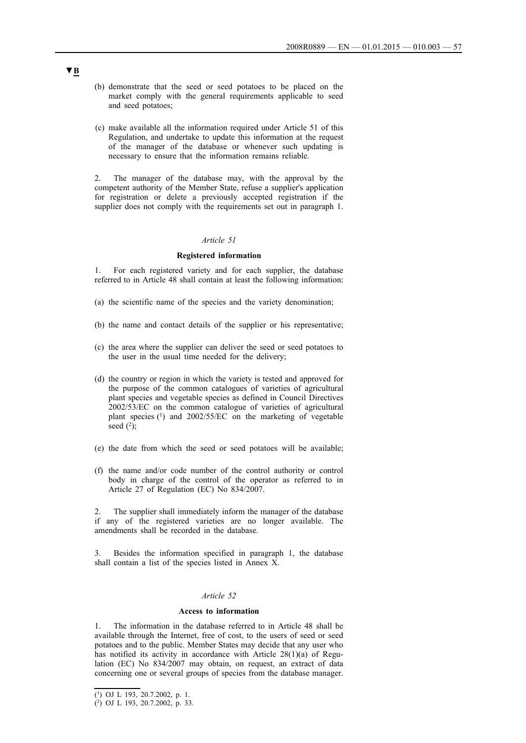▼B

(b) demonstrate that the seed or seed potatoes to be placed on the market comply with the general requirements applicable to seed and seed potatoes;

(c) make available all the information required under Article 51 of this Regulation, and undertake to update this information at the request of the manager of the database or whenever such updating is necessary to ensure that the information remains reliable.

2. The manager of the database may, with the approval by the competent authority of the Member State, refuse a supplier's application for registration or delete a previously accepted registration if the supplier does not comply with the requirements set out in paragraph 1.

*Article 51*

**Registered information**

1. For each registered variety and for each supplier, the database referred to in Article 48 shall contain at least the following information:

(a) the scientific name of the species and the variety denomination;

(b) the name and contact details of the supplier or his representative;

(c) the area where the supplier can deliver the seed or seed potatoes to the user in the usual time needed for the delivery;

(d) the country or region in which the variety is tested and approved for the purpose of the common catalogues of varieties of agricultural plant species and vegetable species as defined in Council Directives 2002/53/EC on the common catalogue of varieties of agricultural plant species [1] and 2002/55/EC on the marketing of vegetable seed [2];

(e) the date from which the seed or seed potatoes will be available;

(f) the name and/or code number of the control authority or control body in charge of the control of the operator as referred to in Article 27 of Regulation (EC) No 834/2007.

2. The supplier shall immediately inform the manager of the database if any of the registered varieties are no longer available. The amendments shall be recorded in the database.

3. Besides the information specified in paragraph 1, the database shall contain a list of the species listed in Annex X.

*Article 52*

**Access to information**

1. The information in the database referred to in Article 48 shall be available through the Internet, free of cost, to the users of seed or seed potatoes and to the public. Member States may decide that any user who has notified its activity in accordance with Article 28(1)(a) of Regulation (EC) No 834/2007 may obtain, on request, an extract of data concerning one or several groups of species from the database manager.

---

[1] OJ L 193, 20.7.2002, p. 1.

[2] OJ L 193, 20.7.2002, p. 33.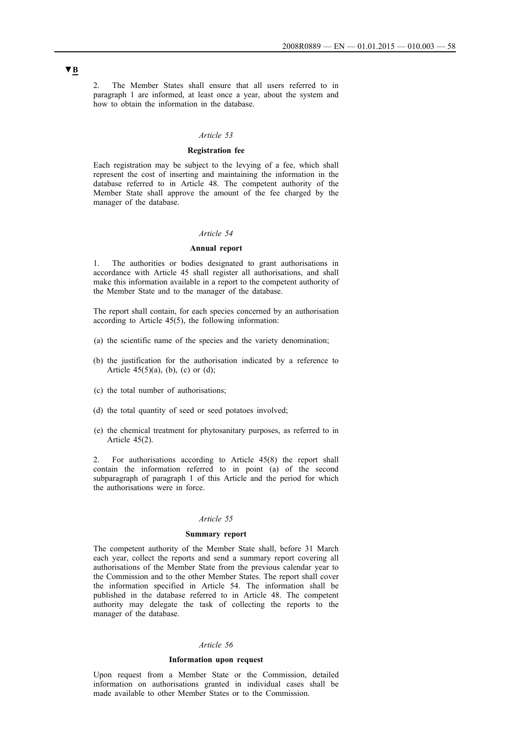▼B

2. The Member States shall ensure that all users referred to in paragraph 1 are informed, at least once a year, about the system and how to obtain the information in the database.

*Article 53*

**Registration fee**

Each registration may be subject to the levying of a fee, which shall represent the cost of inserting and maintaining the information in the database referred to in Article 48. The competent authority of the Member State shall approve the amount of the fee charged by the manager of the database.

*Article 54*

**Annual report**

1. The authorities or bodies designated to grant authorisations in accordance with Article 45 shall register all authorisations, and shall make this information available in a report to the competent authority of the Member State and to the manager of the database.

The report shall contain, for each species concerned by an authorisation according to Article 45(5), the following information:

(a) the scientific name of the species and the variety denomination;

(b) the justification for the authorisation indicated by a reference to Article 45(5)(a), (b), (c) or (d);

(c) the total number of authorisations;

(d) the total quantity of seed or seed potatoes involved;

(e) the chemical treatment for phytosanitary purposes, as referred to in Article 45(2).

2. For authorisations according to Article 45(8) the report shall contain the information referred to in point (a) of the second subparagraph of paragraph 1 of this Article and the period for which the authorisations were in force.

*Article 55*

**Summary report**

The competent authority of the Member State shall, before 31 March each year, collect the reports and send a summary report covering all authorisations of the Member State from the previous calendar year to the Commission and to the other Member States. The report shall cover the information specified in Article 54. The information shall be published in the database referred to in Article 48. The competent authority may delegate the task of collecting the reports to the manager of the database.

*Article 56*

**Information upon request**

Upon request from a Member State or the Commission, detailed information on authorisations granted in individual cases shall be made available to other Member States or to the Commission.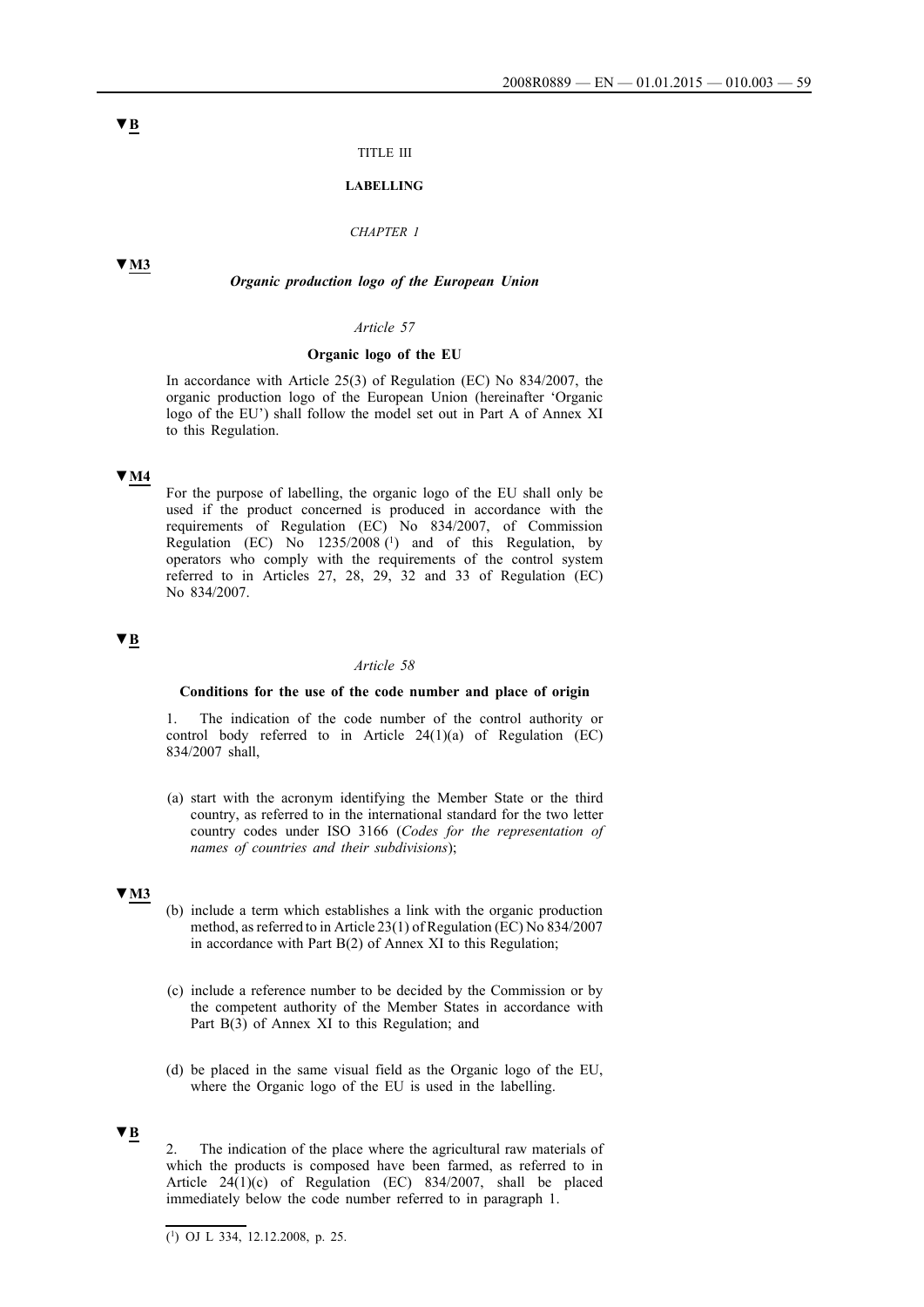▼B

TITLE III

**LABELLING**

*CHAPTER 1*

▼M3

***Organic production logo of the European Union***

*Article 57*

**Organic logo of the EU**

In accordance with Article 25(3) of Regulation (EC) No 834/2007, the organic production logo of the European Union (hereinafter 'Organic logo of the EU') shall follow the model set out in Part A of Annex XI to this Regulation.

▼M4

For the purpose of labelling, the organic logo of the EU shall only be used if the product concerned is produced in accordance with the requirements of Regulation (EC) No 834/2007, of Commission Regulation (EC) No 1235/2008 [1] and of this Regulation, by operators who comply with the requirements of the control system referred to in Articles 27, 28, 29, 32 and 33 of Regulation (EC) No 834/2007.

▼B

*Article 58*

**Conditions for the use of the code number and place of origin**

1. The indication of the code number of the control authority or control body referred to in Article 24(1)(a) of Regulation (EC) 834/2007 shall,

(a) start with the acronym identifying the Member State or the third country, as referred to in the international standard for the two letter country codes under ISO 3166 (*Codes for the representation of names of countries and their subdivisions*);

▼M3

(b) include a term which establishes a link with the organic production method, as referred to in Article 23(1) of Regulation (EC) No 834/2007 in accordance with Part B(2) of Annex XI to this Regulation;

(c) include a reference number to be decided by the Commission or by the competent authority of the Member States in accordance with Part B(3) of Annex XI to this Regulation; and

(d) be placed in the same visual field as the Organic logo of the EU, where the Organic logo of the EU is used in the labelling.

▼B

2. The indication of the place where the agricultural raw materials of which the products is composed have been farmed, as referred to in Article 24(1)(c) of Regulation (EC) 834/2007, shall be placed immediately below the code number referred to in paragraph 1.

[1] OJ L 334, 12.12.2008, p. 25.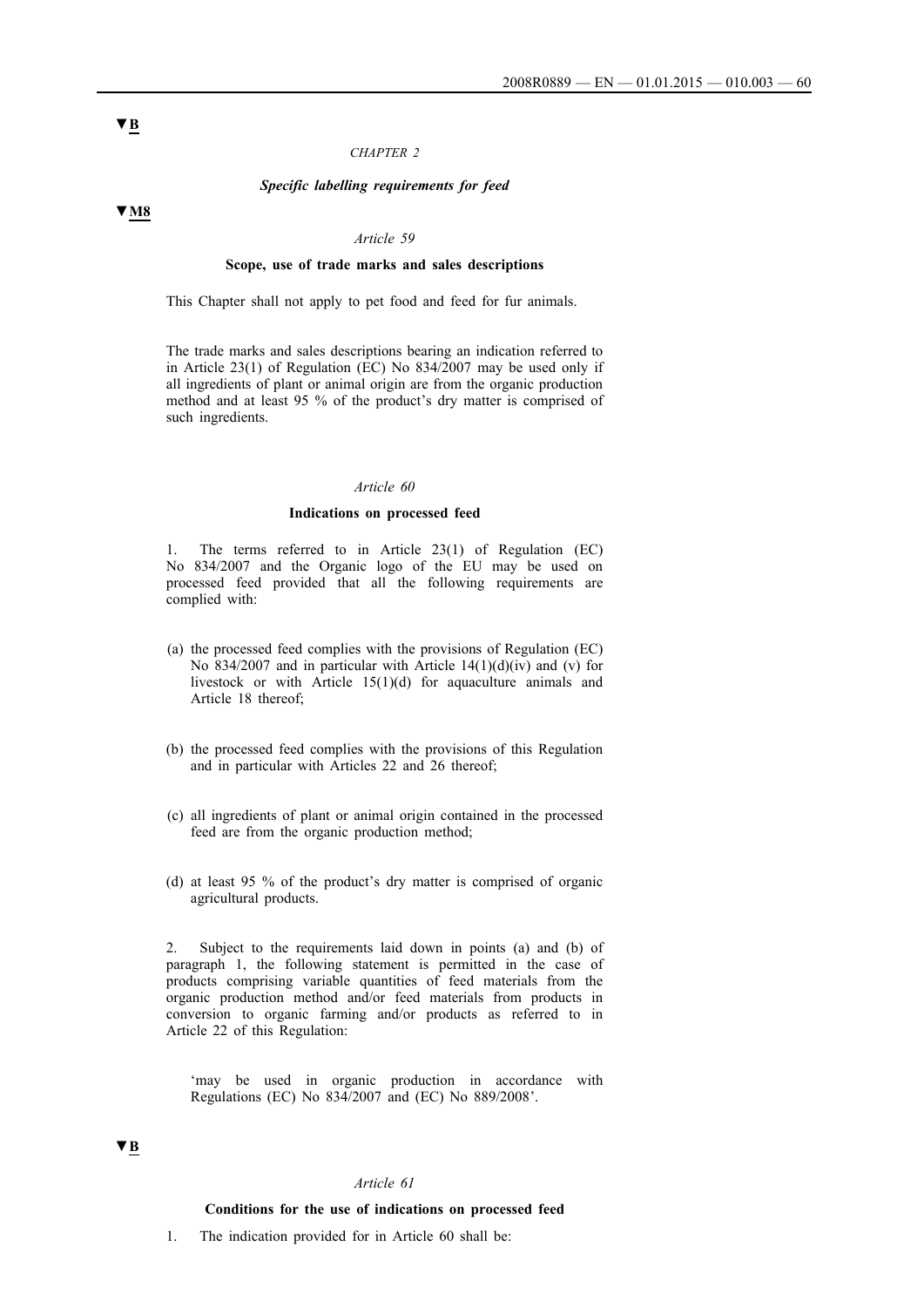▼B

*CHAPTER 2*

***Specific labelling requirements for feed***

▼M8

*Article 59*

**Scope, use of trade marks and sales descriptions**

This Chapter shall not apply to pet food and feed for fur animals.

The trade marks and sales descriptions bearing an indication referred to in Article 23(1) of Regulation (EC) No 834/2007 may be used only if all ingredients of plant or animal origin are from the organic production method and at least 95 % of the product's dry matter is comprised of such ingredients.

*Article 60*

**Indications on processed feed**

1. The terms referred to in Article 23(1) of Regulation (EC) No 834/2007 and the Organic logo of the EU may be used on processed feed provided that all the following requirements are complied with:

(a) the processed feed complies with the provisions of Regulation (EC) No 834/2007 and in particular with Article 14(1)(d)(iv) and (v) for livestock or with Article 15(1)(d) for aquaculture animals and Article 18 thereof;

(b) the processed feed complies with the provisions of this Regulation and in particular with Articles 22 and 26 thereof;

(c) all ingredients of plant or animal origin contained in the processed feed are from the organic production method;

(d) at least 95 % of the product's dry matter is comprised of organic agricultural products.

2. Subject to the requirements laid down in points (a) and (b) of paragraph 1, the following statement is permitted in the case of products comprising variable quantities of feed materials from the organic production method and/or feed materials from products in conversion to organic farming and/or products as referred to in Article 22 of this Regulation:

'may be used in organic production in accordance with Regulations (EC) No 834/2007 and (EC) No 889/2008'.

▼B

*Article 61*

**Conditions for the use of indications on processed feed**

1. The indication provided for in Article 60 shall be: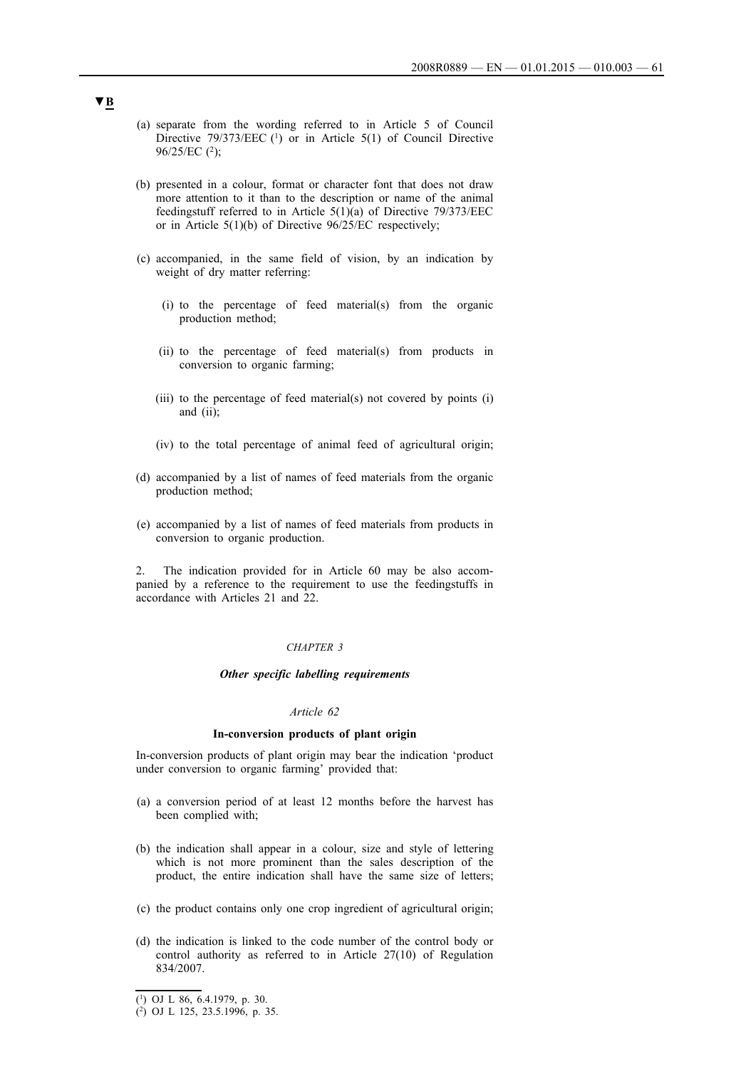▼B

(a) separate from the wording referred to in Article 5 of Council Directive 79/373/EEC ([1]) or in Article 5(1) of Council Directive 96/25/EC ([2]);

(b) presented in a colour, format or character font that does not draw more attention to it than to the description or name of the animal feedingstuff referred to in Article 5(1)(a) of Directive 79/373/EEC or in Article 5(1)(b) of Directive 96/25/EC respectively;

(c) accompanied, in the same field of vision, by an indication by weight of dry matter referring:

  (i) to the percentage of feed material(s) from the organic production method;

  (ii) to the percentage of feed material(s) from products in conversion to organic farming;

  (iii) to the percentage of feed material(s) not covered by points (i) and (ii);

  (iv) to the total percentage of animal feed of agricultural origin;

(d) accompanied by a list of names of feed materials from the organic production method;

(e) accompanied by a list of names of feed materials from products in conversion to organic production.

2. The indication provided for in Article 60 may be also accompanied by a reference to the requirement to use the feedingstuffs in accordance with Articles 21 and 22.

*CHAPTER 3*

***Other specific labelling requirements***

*Article 62*

**In-conversion products of plant origin**

In-conversion products of plant origin may bear the indication 'product under conversion to organic farming' provided that:

(a) a conversion period of at least 12 months before the harvest has been complied with;

(b) the indication shall appear in a colour, size and style of lettering which is not more prominent than the sales description of the product, the entire indication shall have the same size of letters;

(c) the product contains only one crop ingredient of agricultural origin;

(d) the indication is linked to the code number of the control body or control authority as referred to in Article 27(10) of Regulation 834/2007.

---

([1]) OJ L 86, 6.4.1979, p. 30.

([2]) OJ L 125, 23.5.1996, p. 35.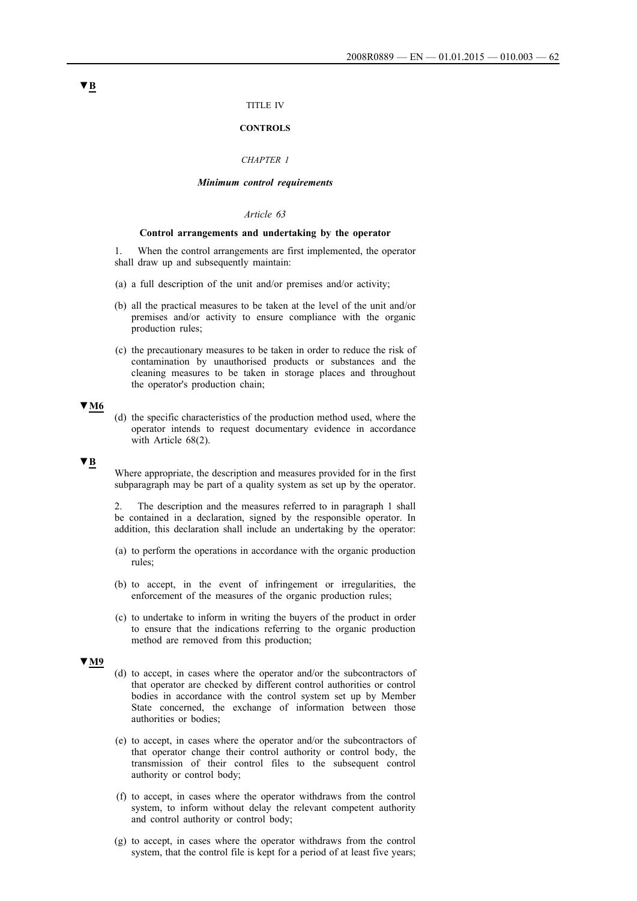▼B

TITLE IV

**CONTROLS**

*CHAPTER 1*

***Minimum control requirements***

*Article 63*

**Control arrangements and undertaking by the operator**

1. When the control arrangements are first implemented, the operator shall draw up and subsequently maintain:

(a) a full description of the unit and/or premises and/or activity;

(b) all the practical measures to be taken at the level of the unit and/or premises and/or activity to ensure compliance with the organic production rules;

(c) the precautionary measures to be taken in order to reduce the risk of contamination by unauthorised products or substances and the cleaning measures to be taken in storage places and throughout the operator's production chain;

▼M6

(d) the specific characteristics of the production method used, where the operator intends to request documentary evidence in accordance with Article 68(2).

▼B

Where appropriate, the description and measures provided for in the first subparagraph may be part of a quality system as set up by the operator.

2. The description and the measures referred to in paragraph 1 shall be contained in a declaration, signed by the responsible operator. In addition, this declaration shall include an undertaking by the operator:

(a) to perform the operations in accordance with the organic production rules;

(b) to accept, in the event of infringement or irregularities, the enforcement of the measures of the organic production rules;

(c) to undertake to inform in writing the buyers of the product in order to ensure that the indications referring to the organic production method are removed from this production;

▼M9

(d) to accept, in cases where the operator and/or the subcontractors of that operator are checked by different control authorities or control bodies in accordance with the control system set up by Member State concerned, the exchange of information between those authorities or bodies;

(e) to accept, in cases where the operator and/or the subcontractors of that operator change their control authority or control body, the transmission of their control files to the subsequent control authority or control body;

(f) to accept, in cases where the operator withdraws from the control system, to inform without delay the relevant competent authority and control authority or control body;

(g) to accept, in cases where the operator withdraws from the control system, that the control file is kept for a period of at least five years;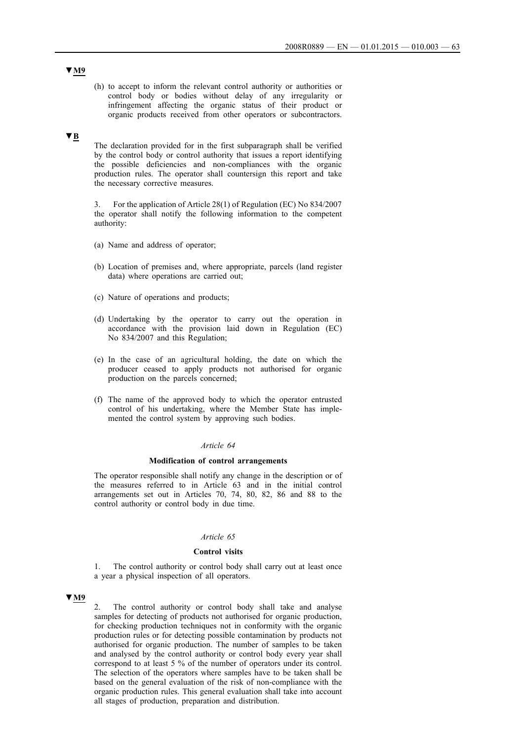▼M9

(h) to accept to inform the relevant control authority or authorities or control body or bodies without delay of any irregularity or infringement affecting the organic status of their product or organic products received from other operators or subcontractors.

▼B

The declaration provided for in the first subparagraph shall be verified by the control body or control authority that issues a report identifying the possible deficiencies and non-compliances with the organic production rules. The operator shall countersign this report and take the necessary corrective measures.

3. For the application of Article 28(1) of Regulation (EC) No 834/2007 the operator shall notify the following information to the competent authority:

(a) Name and address of operator;

(b) Location of premises and, where appropriate, parcels (land register data) where operations are carried out;

(c) Nature of operations and products;

(d) Undertaking by the operator to carry out the operation in accordance with the provision laid down in Regulation (EC) No 834/2007 and this Regulation;

(e) In the case of an agricultural holding, the date on which the producer ceased to apply products not authorised for organic production on the parcels concerned;

(f) The name of the approved body to which the operator entrusted control of his undertaking, where the Member State has implemented the control system by approving such bodies.

*Article 64*

**Modification of control arrangements**

The operator responsible shall notify any change in the description or of the measures referred to in Article 63 and in the initial control arrangements set out in Articles 70, 74, 80, 82, 86 and 88 to the control authority or control body in due time.

*Article 65*

**Control visits**

1. The control authority or control body shall carry out at least once a year a physical inspection of all operators.

▼M9

2. The control authority or control body shall take and analyse samples for detecting of products not authorised for organic production, for checking production techniques not in conformity with the organic production rules or for detecting possible contamination by products not authorised for organic production. The number of samples to be taken and analysed by the control authority or control body every year shall correspond to at least 5 % of the number of operators under its control. The selection of the operators where samples have to be taken shall be based on the general evaluation of the risk of non-compliance with the organic production rules. This general evaluation shall take into account all stages of production, preparation and distribution.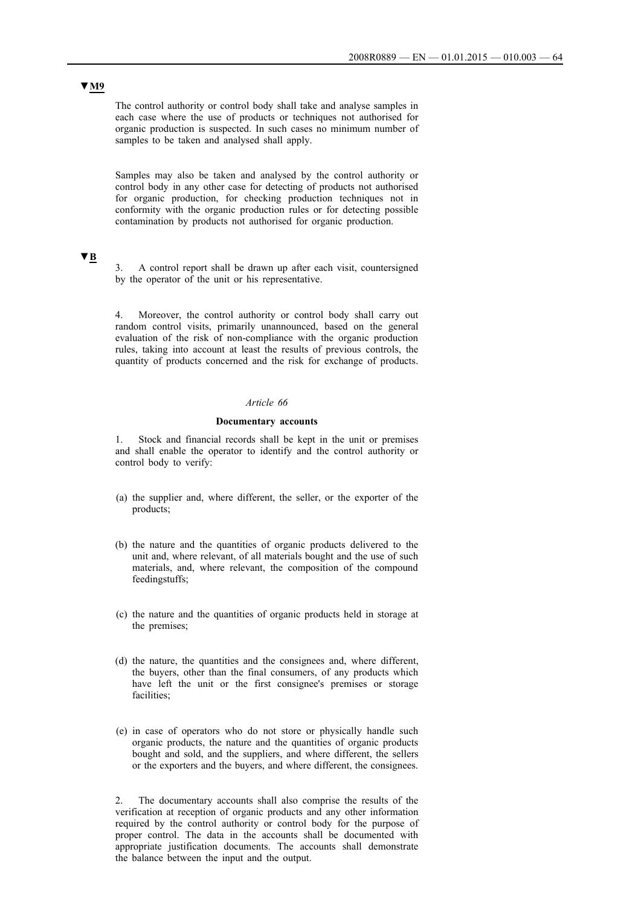▼M9

The control authority or control body shall take and analyse samples in each case where the use of products or techniques not authorised for organic production is suspected. In such cases no minimum number of samples to be taken and analysed shall apply.

Samples may also be taken and analysed by the control authority or control body in any other case for detecting of products not authorised for organic production, for checking production techniques not in conformity with the organic production rules or for detecting possible contamination by products not authorised for organic production.

▼B

3. A control report shall be drawn up after each visit, countersigned by the operator of the unit or his representative.

4. Moreover, the control authority or control body shall carry out random control visits, primarily unannounced, based on the general evaluation of the risk of non-compliance with the organic production rules, taking into account at least the results of previous controls, the quantity of products concerned and the risk for exchange of products.

*Article 66*

**Documentary accounts**

1. Stock and financial records shall be kept in the unit or premises and shall enable the operator to identify and the control authority or control body to verify:

(a) the supplier and, where different, the seller, or the exporter of the products;

(b) the nature and the quantities of organic products delivered to the unit and, where relevant, of all materials bought and the use of such materials, and, where relevant, the composition of the compound feedingstuffs;

(c) the nature and the quantities of organic products held in storage at the premises;

(d) the nature, the quantities and the consignees and, where different, the buyers, other than the final consumers, of any products which have left the unit or the first consignee's premises or storage facilities;

(e) in case of operators who do not store or physically handle such organic products, the nature and the quantities of organic products bought and sold, and the suppliers, and where different, the sellers or the exporters and the buyers, and where different, the consignees.

2. The documentary accounts shall also comprise the results of the verification at reception of organic products and any other information required by the control authority or control body for the purpose of proper control. The data in the accounts shall be documented with appropriate justification documents. The accounts shall demonstrate the balance between the input and the output.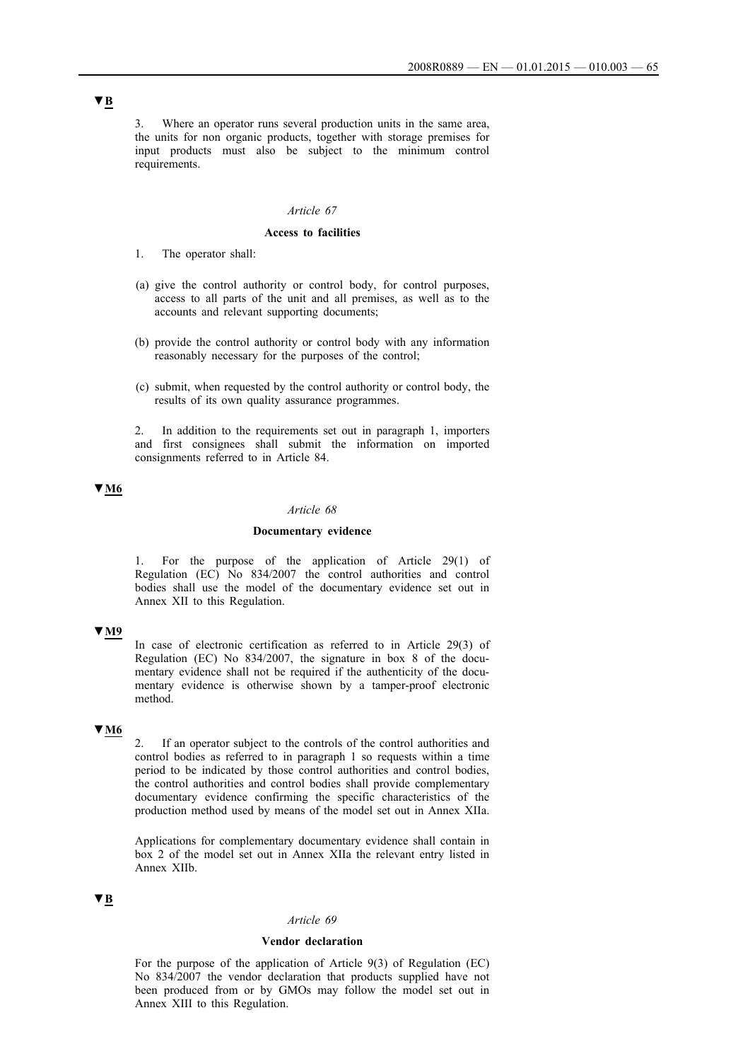▼B

3. Where an operator runs several production units in the same area, the units for non organic products, together with storage premises for input products must also be subject to the minimum control requirements.

*Article 67*

**Access to facilities**

1. The operator shall:

(a) give the control authority or control body, for control purposes, access to all parts of the unit and all premises, as well as to the accounts and relevant supporting documents;

(b) provide the control authority or control body with any information reasonably necessary for the purposes of the control;

(c) submit, when requested by the control authority or control body, the results of its own quality assurance programmes.

2. In addition to the requirements set out in paragraph 1, importers and first consignees shall submit the information on imported consignments referred to in Article 84.

▼M6

*Article 68*

**Documentary evidence**

1. For the purpose of the application of Article 29(1) of Regulation (EC) No 834/2007 the control authorities and control bodies shall use the model of the documentary evidence set out in Annex XII to this Regulation.

▼M9

In case of electronic certification as referred to in Article 29(3) of Regulation (EC) No 834/2007, the signature in box 8 of the documentary evidence shall not be required if the authenticity of the documentary evidence is otherwise shown by a tamper-proof electronic method.

▼M6

2. If an operator subject to the controls of the control authorities and control bodies as referred to in paragraph 1 so requests within a time period to be indicated by those control authorities and control bodies, the control authorities and control bodies shall provide complementary documentary evidence confirming the specific characteristics of the production method used by means of the model set out in Annex XIIa.

Applications for complementary documentary evidence shall contain in box 2 of the model set out in Annex XIIa the relevant entry listed in Annex XIIb.

▼B

*Article 69*

**Vendor declaration**

For the purpose of the application of Article 9(3) of Regulation (EC) No 834/2007 the vendor declaration that products supplied have not been produced from or by GMOs may follow the model set out in Annex XIII to this Regulation.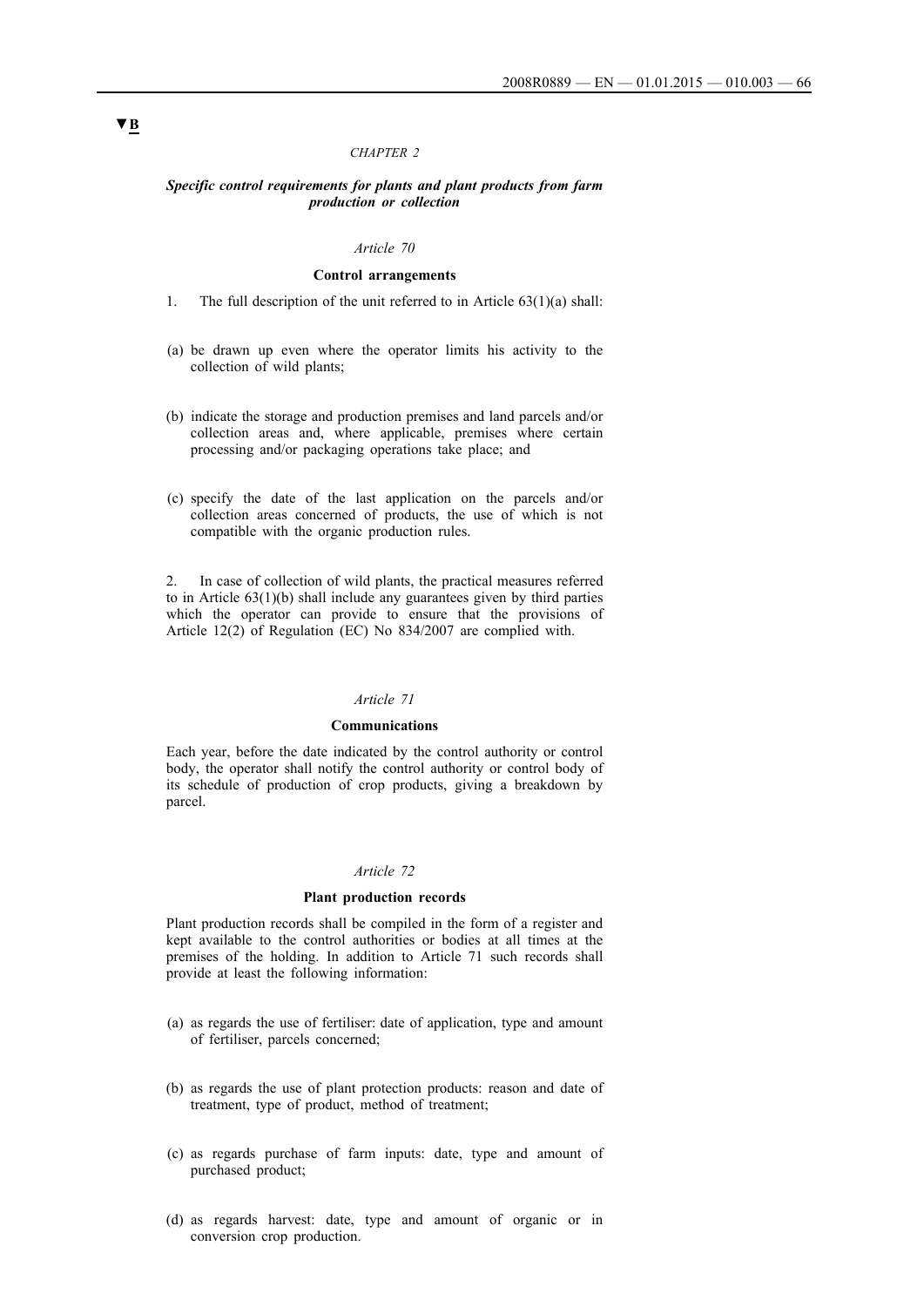▼B

*CHAPTER 2*

***Specific control requirements for plants and plant products from farm production or collection***

*Article 70*

**Control arrangements**

1. The full description of the unit referred to in Article 63(1)(a) shall:

(a) be drawn up even where the operator limits his activity to the collection of wild plants;

(b) indicate the storage and production premises and land parcels and/or collection areas and, where applicable, premises where certain processing and/or packaging operations take place; and

(c) specify the date of the last application on the parcels and/or collection areas concerned of products, the use of which is not compatible with the organic production rules.

2. In case of collection of wild plants, the practical measures referred to in Article 63(1)(b) shall include any guarantees given by third parties which the operator can provide to ensure that the provisions of Article 12(2) of Regulation (EC) No 834/2007 are complied with.

*Article 71*

**Communications**

Each year, before the date indicated by the control authority or control body, the operator shall notify the control authority or control body of its schedule of production of crop products, giving a breakdown by parcel.

*Article 72*

**Plant production records**

Plant production records shall be compiled in the form of a register and kept available to the control authorities or bodies at all times at the premises of the holding. In addition to Article 71 such records shall provide at least the following information:

(a) as regards the use of fertiliser: date of application, type and amount of fertiliser, parcels concerned;

(b) as regards the use of plant protection products: reason and date of treatment, type of product, method of treatment;

(c) as regards purchase of farm inputs: date, type and amount of purchased product;

(d) as regards harvest: date, type and amount of organic or in conversion crop production.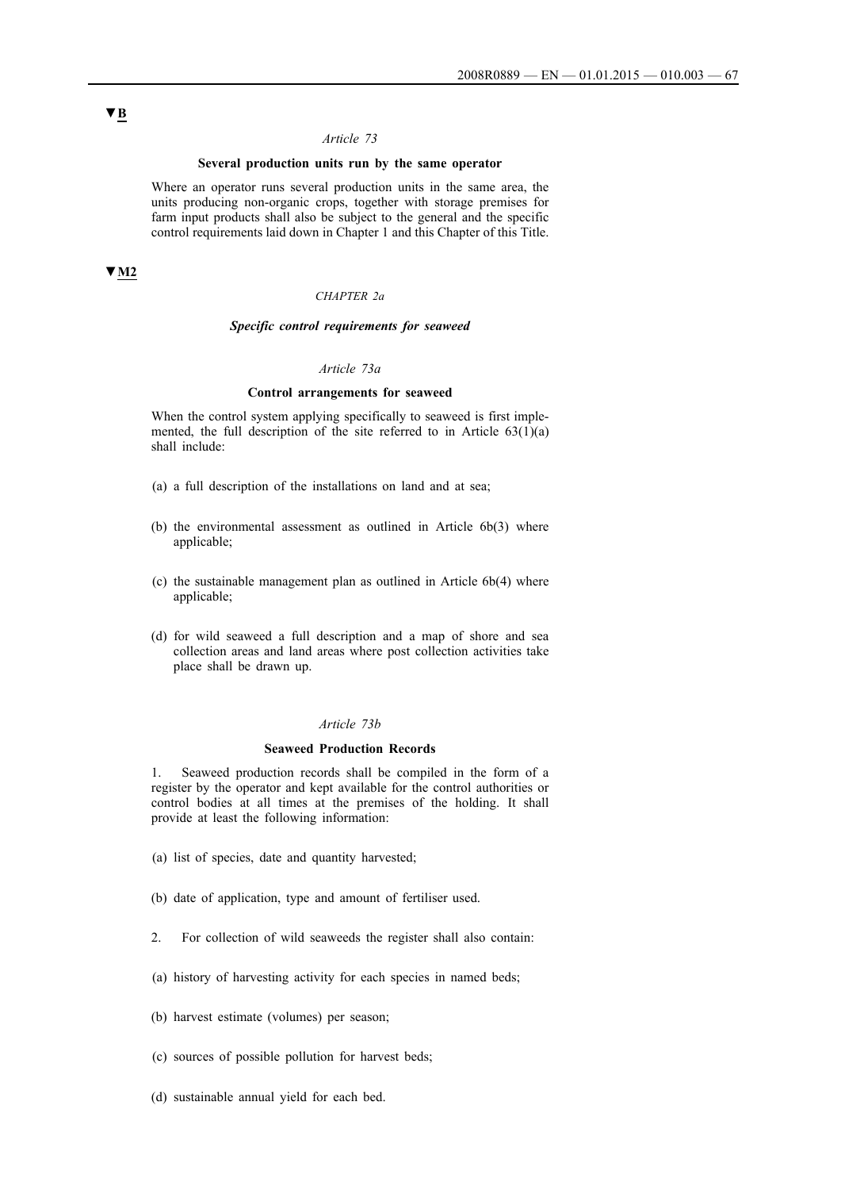▼B

*Article 73*

**Several production units run by the same operator**

Where an operator runs several production units in the same area, the units producing non-organic crops, together with storage premises for farm input products shall also be subject to the general and the specific control requirements laid down in Chapter 1 and this Chapter of this Title.

▼M2

*CHAPTER 2a*

***Specific control requirements for seaweed***

*Article 73a*

**Control arrangements for seaweed**

When the control system applying specifically to seaweed is first implemented, the full description of the site referred to in Article 63(1)(a) shall include:

(a) a full description of the installations on land and at sea;

(b) the environmental assessment as outlined in Article 6b(3) where applicable;

(c) the sustainable management plan as outlined in Article 6b(4) where applicable;

(d) for wild seaweed a full description and a map of shore and sea collection areas and land areas where post collection activities take place shall be drawn up.

*Article 73b*

**Seaweed Production Records**

1. Seaweed production records shall be compiled in the form of a register by the operator and kept available for the control authorities or control bodies at all times at the premises of the holding. It shall provide at least the following information:

(a) list of species, date and quantity harvested;

(b) date of application, type and amount of fertiliser used.

2. For collection of wild seaweeds the register shall also contain:

(a) history of harvesting activity for each species in named beds;

(b) harvest estimate (volumes) per season;

(c) sources of possible pollution for harvest beds;

(d) sustainable annual yield for each bed.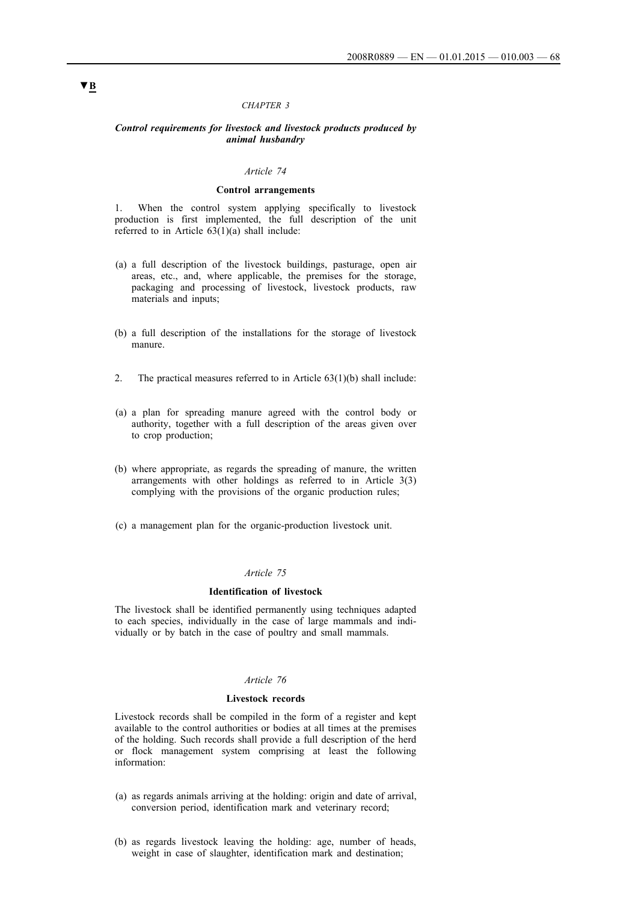▼B

*CHAPTER 3*

***Control requirements for livestock and livestock products produced by animal husbandry***

*Article 74*

**Control arrangements**

1. When the control system applying specifically to livestock production is first implemented, the full description of the unit referred to in Article 63(1)(a) shall include:

(a) a full description of the livestock buildings, pasturage, open air areas, etc., and, where applicable, the premises for the storage, packaging and processing of livestock, livestock products, raw materials and inputs;

(b) a full description of the installations for the storage of livestock manure.

2. The practical measures referred to in Article 63(1)(b) shall include:

(a) a plan for spreading manure agreed with the control body or authority, together with a full description of the areas given over to crop production;

(b) where appropriate, as regards the spreading of manure, the written arrangements with other holdings as referred to in Article 3(3) complying with the provisions of the organic production rules;

(c) a management plan for the organic-production livestock unit.

*Article 75*

**Identification of livestock**

The livestock shall be identified permanently using techniques adapted to each species, individually in the case of large mammals and individually or by batch in the case of poultry and small mammals.

*Article 76*

**Livestock records**

Livestock records shall be compiled in the form of a register and kept available to the control authorities or bodies at all times at the premises of the holding. Such records shall provide a full description of the herd or flock management system comprising at least the following information:

(a) as regards animals arriving at the holding: origin and date of arrival, conversion period, identification mark and veterinary record;

(b) as regards livestock leaving the holding: age, number of heads, weight in case of slaughter, identification mark and destination;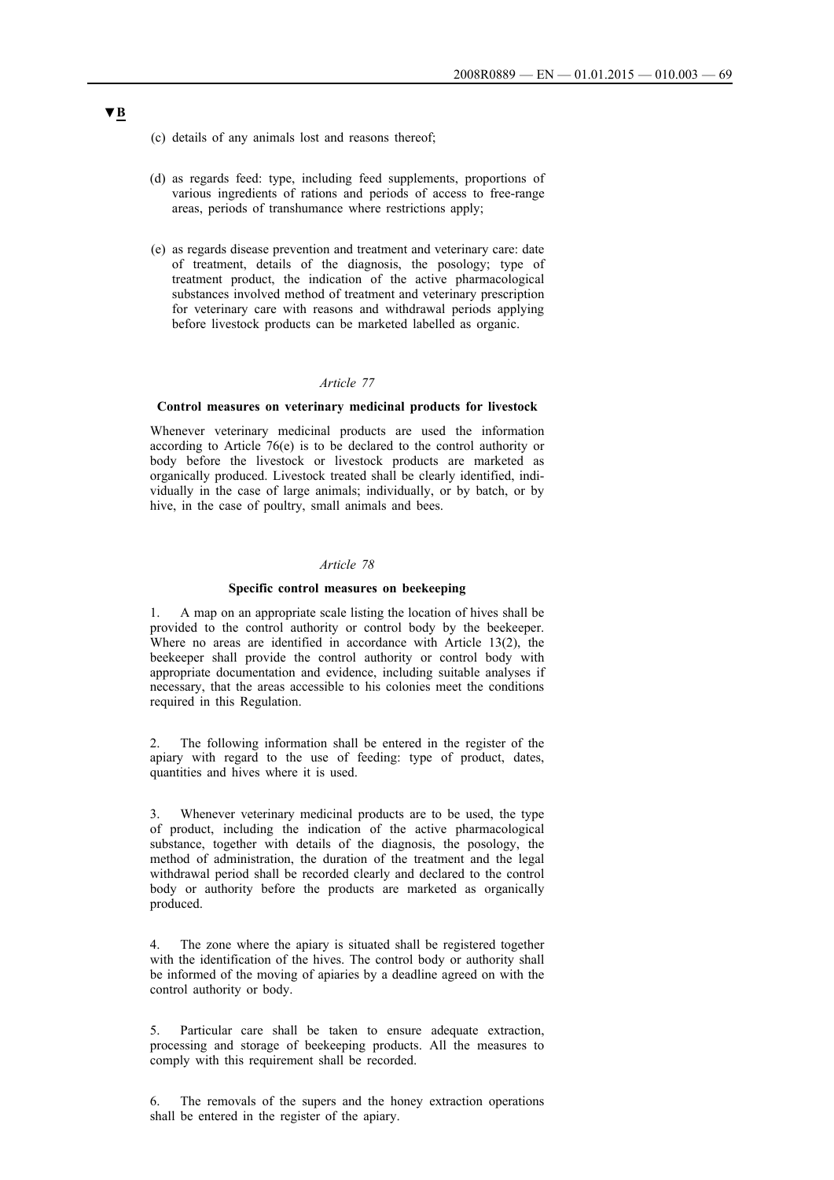▼B

(c) details of any animals lost and reasons thereof;

(d) as regards feed: type, including feed supplements, proportions of various ingredients of rations and periods of access to free-range areas, periods of transhumance where restrictions apply;

(e) as regards disease prevention and treatment and veterinary care: date of treatment, details of the diagnosis, the posology; type of treatment product, the indication of the active pharmacological substances involved method of treatment and veterinary prescription for veterinary care with reasons and withdrawal periods applying before livestock products can be marketed labelled as organic.

*Article 77*

**Control measures on veterinary medicinal products for livestock**

Whenever veterinary medicinal products are used the information according to Article 76(e) is to be declared to the control authority or body before the livestock or livestock products are marketed as organically produced. Livestock treated shall be clearly identified, individually in the case of large animals; individually, or by batch, or by hive, in the case of poultry, small animals and bees.

*Article 78*

**Specific control measures on beekeeping**

1. A map on an appropriate scale listing the location of hives shall be provided to the control authority or control body by the beekeeper. Where no areas are identified in accordance with Article 13(2), the beekeeper shall provide the control authority or control body with appropriate documentation and evidence, including suitable analyses if necessary, that the areas accessible to his colonies meet the conditions required in this Regulation.

2. The following information shall be entered in the register of the apiary with regard to the use of feeding: type of product, dates, quantities and hives where it is used.

3. Whenever veterinary medicinal products are to be used, the type of product, including the indication of the active pharmacological substance, together with details of the diagnosis, the posology, the method of administration, the duration of the treatment and the legal withdrawal period shall be recorded clearly and declared to the control body or authority before the products are marketed as organically produced.

4. The zone where the apiary is situated shall be registered together with the identification of the hives. The control body or authority shall be informed of the moving of apiaries by a deadline agreed on with the control authority or body.

5. Particular care shall be taken to ensure adequate extraction, processing and storage of beekeeping products. All the measures to comply with this requirement shall be recorded.

6. The removals of the supers and the honey extraction operations shall be entered in the register of the apiary.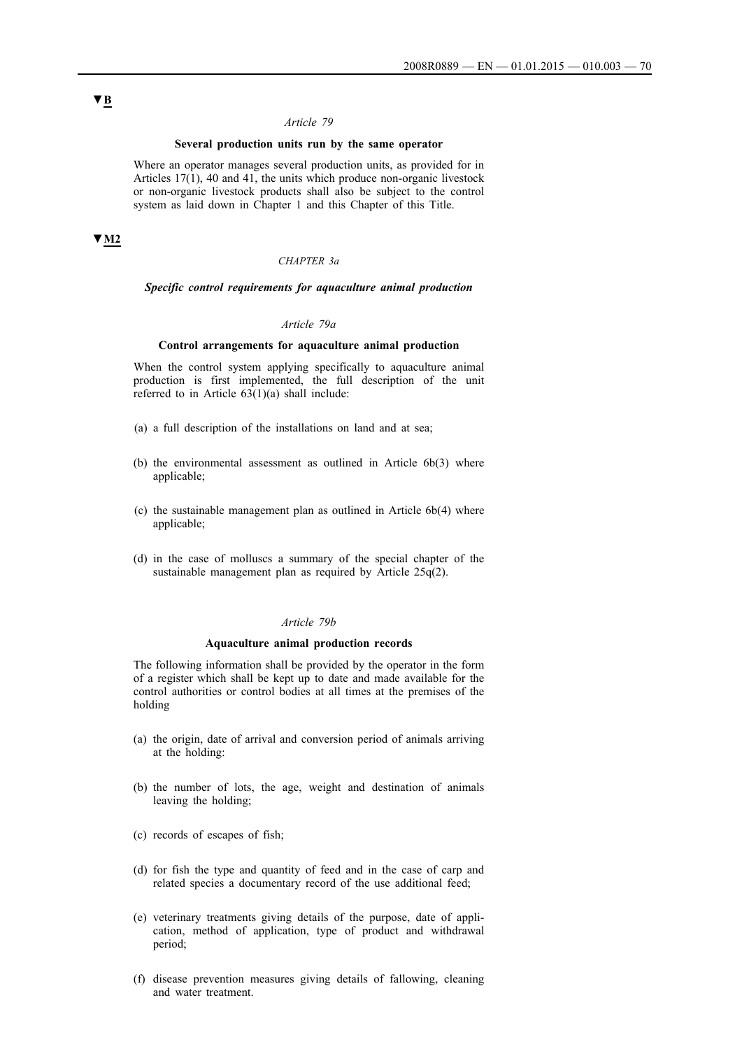▼B

*Article 79*

**Several production units run by the same operator**

Where an operator manages several production units, as provided for in Articles 17(1), 40 and 41, the units which produce non-organic livestock or non-organic livestock products shall also be subject to the control system as laid down in Chapter 1 and this Chapter of this Title.

▼M2

*CHAPTER 3a*

***Specific control requirements for aquaculture animal production***

*Article 79a*

**Control arrangements for aquaculture animal production**

When the control system applying specifically to aquaculture animal production is first implemented, the full description of the unit referred to in Article 63(1)(a) shall include:

(a) a full description of the installations on land and at sea;

(b) the environmental assessment as outlined in Article 6b(3) where applicable;

(c) the sustainable management plan as outlined in Article 6b(4) where applicable;

(d) in the case of molluscs a summary of the special chapter of the sustainable management plan as required by Article 25q(2).

*Article 79b*

**Aquaculture animal production records**

The following information shall be provided by the operator in the form of a register which shall be kept up to date and made available for the control authorities or control bodies at all times at the premises of the holding

(a) the origin, date of arrival and conversion period of animals arriving at the holding:

(b) the number of lots, the age, weight and destination of animals leaving the holding;

(c) records of escapes of fish;

(d) for fish the type and quantity of feed and in the case of carp and related species a documentary record of the use additional feed;

(e) veterinary treatments giving details of the purpose, date of application, method of application, type of product and withdrawal period;

(f) disease prevention measures giving details of fallowing, cleaning and water treatment.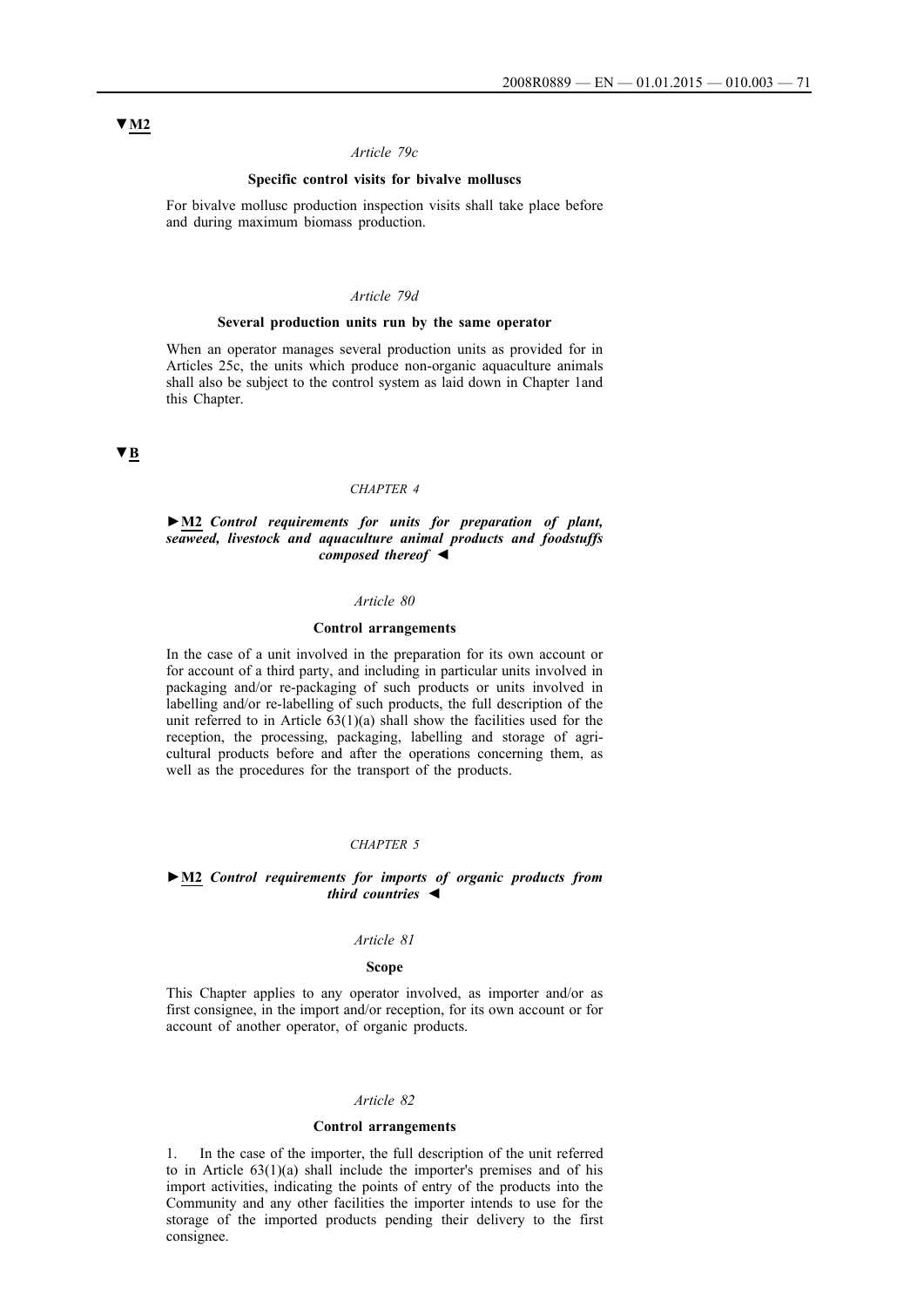▼M2

*Article 79c*

**Specific control visits for bivalve molluscs**

For bivalve mollusc production inspection visits shall take place before and during maximum biomass production.

*Article 79d*

**Several production units run by the same operator**

When an operator manages several production units as provided for in Articles 25c, the units which produce non-organic aquaculture animals shall also be subject to the control system as laid down in Chapter 1and this Chapter.

▼B

*CHAPTER 4*

►M2 ***Control requirements for units for preparation of plant, seaweed, livestock and aquaculture animal products and foodstuffs composed thereof*** ◄

*Article 80*

**Control arrangements**

In the case of a unit involved in the preparation for its own account or for account of a third party, and including in particular units involved in packaging and/or re-packaging of such products or units involved in labelling and/or re-labelling of such products, the full description of the unit referred to in Article 63(1)(a) shall show the facilities used for the reception, the processing, packaging, labelling and storage of agricultural products before and after the operations concerning them, as well as the procedures for the transport of the products.

*CHAPTER 5*

►M2 ***Control requirements for imports of organic products from third countries*** ◄

*Article 81*

**Scope**

This Chapter applies to any operator involved, as importer and/or as first consignee, in the import and/or reception, for its own account or for account of another operator, of organic products.

*Article 82*

**Control arrangements**

1. In the case of the importer, the full description of the unit referred to in Article 63(1)(a) shall include the importer's premises and of his import activities, indicating the points of entry of the products into the Community and any other facilities the importer intends to use for the storage of the imported products pending their delivery to the first consignee.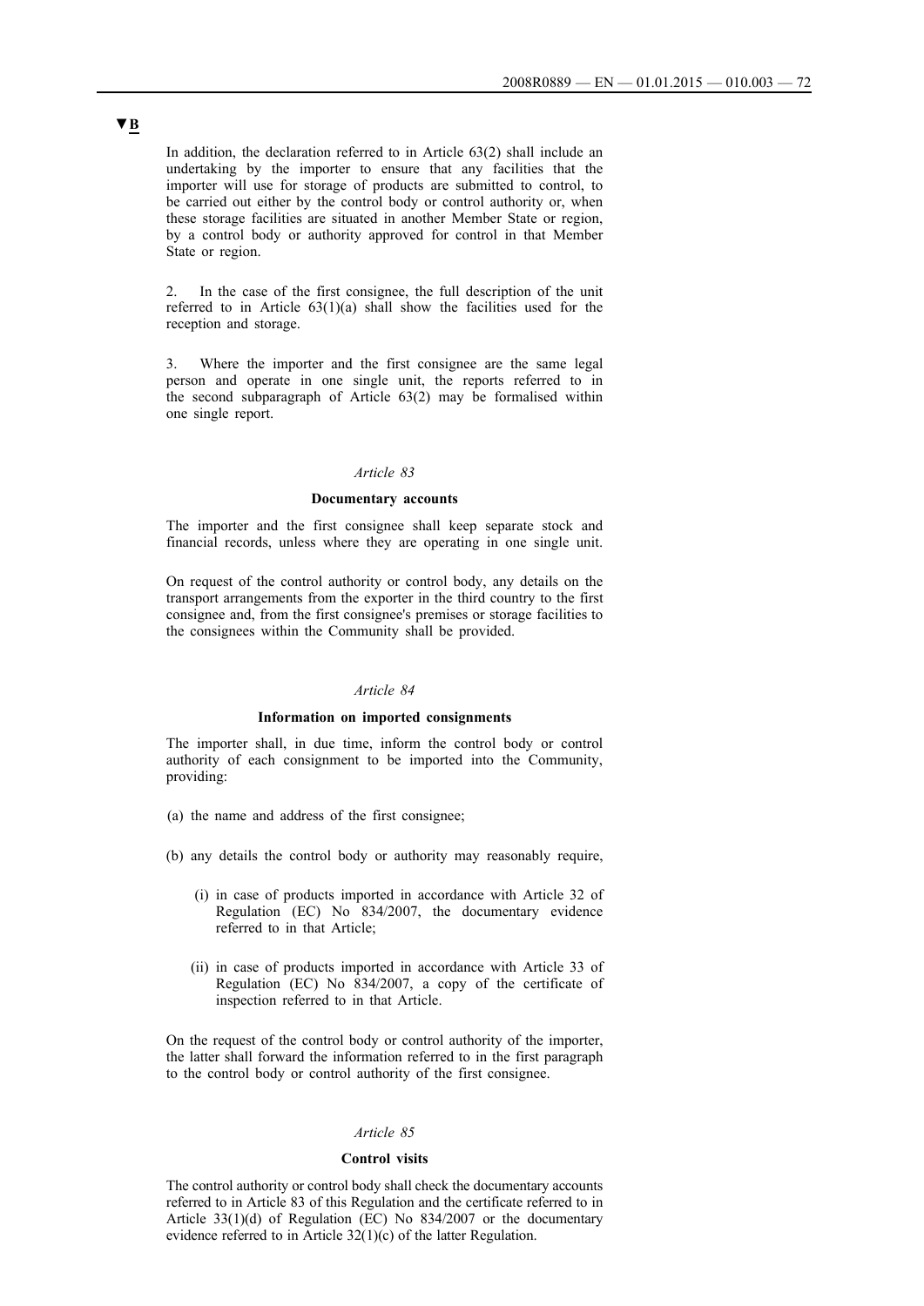▼B

In addition, the declaration referred to in Article 63(2) shall include an undertaking by the importer to ensure that any facilities that the importer will use for storage of products are submitted to control, to be carried out either by the control body or control authority or, when these storage facilities are situated in another Member State or region, by a control body or authority approved for control in that Member State or region.

2. In the case of the first consignee, the full description of the unit referred to in Article 63(1)(a) shall show the facilities used for the reception and storage.

3. Where the importer and the first consignee are the same legal person and operate in one single unit, the reports referred to in the second subparagraph of Article 63(2) may be formalised within one single report.

*Article 83*

**Documentary accounts**

The importer and the first consignee shall keep separate stock and financial records, unless where they are operating in one single unit.

On request of the control authority or control body, any details on the transport arrangements from the exporter in the third country to the first consignee and, from the first consignee's premises or storage facilities to the consignees within the Community shall be provided.

*Article 84*

**Information on imported consignments**

The importer shall, in due time, inform the control body or control authority of each consignment to be imported into the Community, providing:

(a) the name and address of the first consignee;

(b) any details the control body or authority may reasonably require,

   (i) in case of products imported in accordance with Article 32 of Regulation (EC) No 834/2007, the documentary evidence referred to in that Article;

   (ii) in case of products imported in accordance with Article 33 of Regulation (EC) No 834/2007, a copy of the certificate of inspection referred to in that Article.

On the request of the control body or control authority of the importer, the latter shall forward the information referred to in the first paragraph to the control body or control authority of the first consignee.

*Article 85*

**Control visits**

The control authority or control body shall check the documentary accounts referred to in Article 83 of this Regulation and the certificate referred to in Article 33(1)(d) of Regulation (EC) No 834/2007 or the documentary evidence referred to in Article 32(1)(c) of the latter Regulation.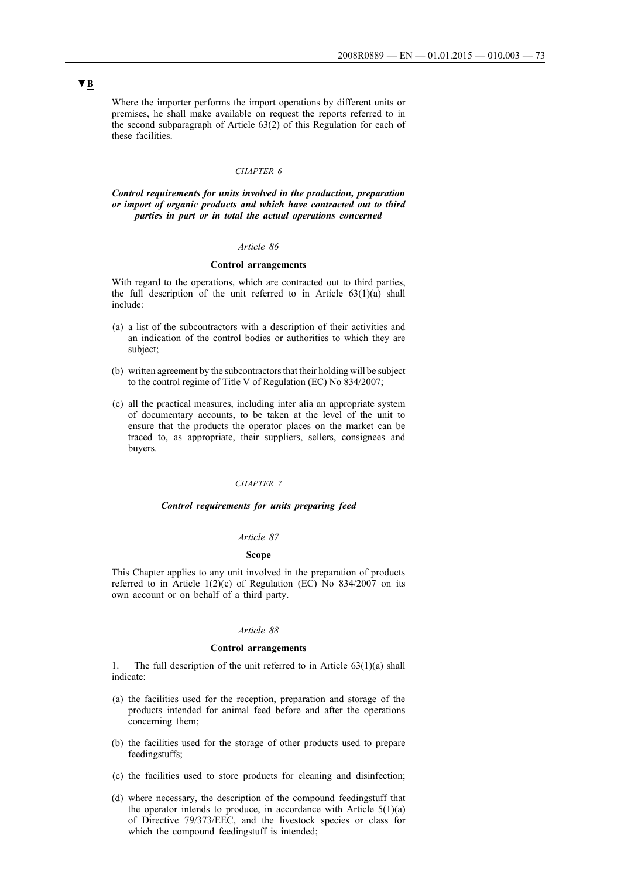▼B

Where the importer performs the import operations by different units or premises, he shall make available on request the reports referred to in the second subparagraph of Article 63(2) of this Regulation for each of these facilities.

### *CHAPTER 6*

### ***Control requirements for units involved in the production, preparation or import of organic products and which have contracted out to third parties in part or in total the actual operations concerned***

#### *Article 86*

#### **Control arrangements**

With regard to the operations, which are contracted out to third parties, the full description of the unit referred to in Article 63(1)(a) shall include:

(a) a list of the subcontractors with a description of their activities and an indication of the control bodies or authorities to which they are subject;

(b) written agreement by the subcontractors that their holding will be subject to the control regime of Title V of Regulation (EC) No 834/2007;

(c) all the practical measures, including inter alia an appropriate system of documentary accounts, to be taken at the level of the unit to ensure that the products the operator places on the market can be traced to, as appropriate, their suppliers, sellers, consignees and buyers.

### *CHAPTER 7*

### ***Control requirements for units preparing feed***

#### *Article 87*

#### **Scope**

This Chapter applies to any unit involved in the preparation of products referred to in Article 1(2)(c) of Regulation (EC) No 834/2007 on its own account or on behalf of a third party.

#### *Article 88*

#### **Control arrangements**

1. The full description of the unit referred to in Article 63(1)(a) shall indicate:

(a) the facilities used for the reception, preparation and storage of the products intended for animal feed before and after the operations concerning them;

(b) the facilities used for the storage of other products used to prepare feedingstuffs;

(c) the facilities used to store products for cleaning and disinfection;

(d) where necessary, the description of the compound feedingstuff that the operator intends to produce, in accordance with Article 5(1)(a) of Directive 79/373/EEC, and the livestock species or class for which the compound feedingstuff is intended;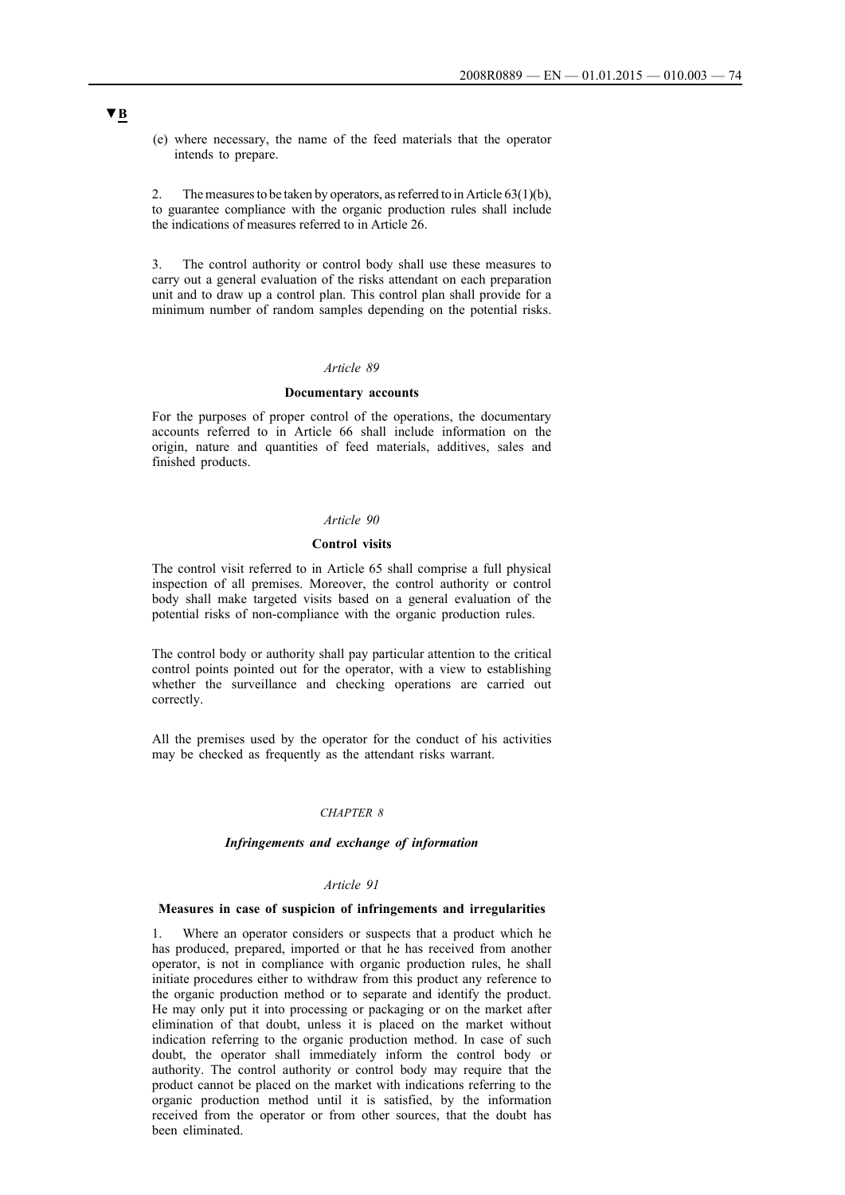▼B

(e) where necessary, the name of the feed materials that the operator intends to prepare.

2. The measures to be taken by operators, as referred to in Article 63(1)(b), to guarantee compliance with the organic production rules shall include the indications of measures referred to in Article 26.

3. The control authority or control body shall use these measures to carry out a general evaluation of the risks attendant on each preparation unit and to draw up a control plan. This control plan shall provide for a minimum number of random samples depending on the potential risks.

*Article 89*

**Documentary accounts**

For the purposes of proper control of the operations, the documentary accounts referred to in Article 66 shall include information on the origin, nature and quantities of feed materials, additives, sales and finished products.

*Article 90*

**Control visits**

The control visit referred to in Article 65 shall comprise a full physical inspection of all premises. Moreover, the control authority or control body shall make targeted visits based on a general evaluation of the potential risks of non-compliance with the organic production rules.

The control body or authority shall pay particular attention to the critical control points pointed out for the operator, with a view to establishing whether the surveillance and checking operations are carried out correctly.

All the premises used by the operator for the conduct of his activities may be checked as frequently as the attendant risks warrant.

*CHAPTER 8*

***Infringements and exchange of information***

*Article 91*

**Measures in case of suspicion of infringements and irregularities**

1. Where an operator considers or suspects that a product which he has produced, prepared, imported or that he has received from another operator, is not in compliance with organic production rules, he shall initiate procedures either to withdraw from this product any reference to the organic production method or to separate and identify the product. He may only put it into processing or packaging or on the market after elimination of that doubt, unless it is placed on the market without indication referring to the organic production method. In case of such doubt, the operator shall immediately inform the control body or authority. The control authority or control body may require that the product cannot be placed on the market with indications referring to the organic production method until it is satisfied, by the information received from the operator or from other sources, that the doubt has been eliminated.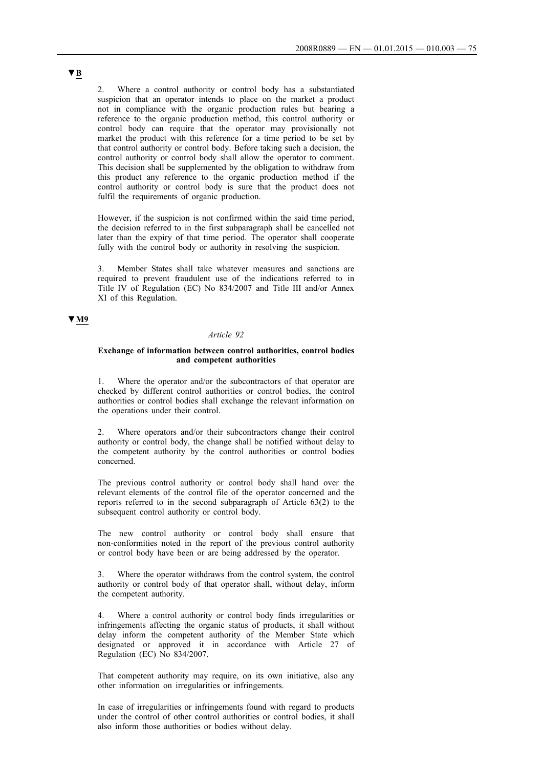▼B

2. Where a control authority or control body has a substantiated suspicion that an operator intends to place on the market a product not in compliance with the organic production rules but bearing a reference to the organic production method, this control authority or control body can require that the operator may provisionally not market the product with this reference for a time period to be set by that control authority or control body. Before taking such a decision, the control authority or control body shall allow the operator to comment. This decision shall be supplemented by the obligation to withdraw from this product any reference to the organic production method if the control authority or control body is sure that the product does not fulfil the requirements of organic production.

However, if the suspicion is not confirmed within the said time period, the decision referred to in the first subparagraph shall be cancelled not later than the expiry of that time period. The operator shall cooperate fully with the control body or authority in resolving the suspicion.

3. Member States shall take whatever measures and sanctions are required to prevent fraudulent use of the indications referred to in Title IV of Regulation (EC) No 834/2007 and Title III and/or Annex XI of this Regulation.

▼M9

*Article 92*

**Exchange of information between control authorities, control bodies and competent authorities**

1. Where the operator and/or the subcontractors of that operator are checked by different control authorities or control bodies, the control authorities or control bodies shall exchange the relevant information on the operations under their control.

2. Where operators and/or their subcontractors change their control authority or control body, the change shall be notified without delay to the competent authority by the control authorities or control bodies concerned.

The previous control authority or control body shall hand over the relevant elements of the control file of the operator concerned and the reports referred to in the second subparagraph of Article 63(2) to the subsequent control authority or control body.

The new control authority or control body shall ensure that non-conformities noted in the report of the previous control authority or control body have been or are being addressed by the operator.

3. Where the operator withdraws from the control system, the control authority or control body of that operator shall, without delay, inform the competent authority.

4. Where a control authority or control body finds irregularities or infringements affecting the organic status of products, it shall without delay inform the competent authority of the Member State which designated or approved it in accordance with Article 27 of Regulation (EC) No 834/2007.

That competent authority may require, on its own initiative, also any other information on irregularities or infringements.

In case of irregularities or infringements found with regard to products under the control of other control authorities or control bodies, it shall also inform those authorities or bodies without delay.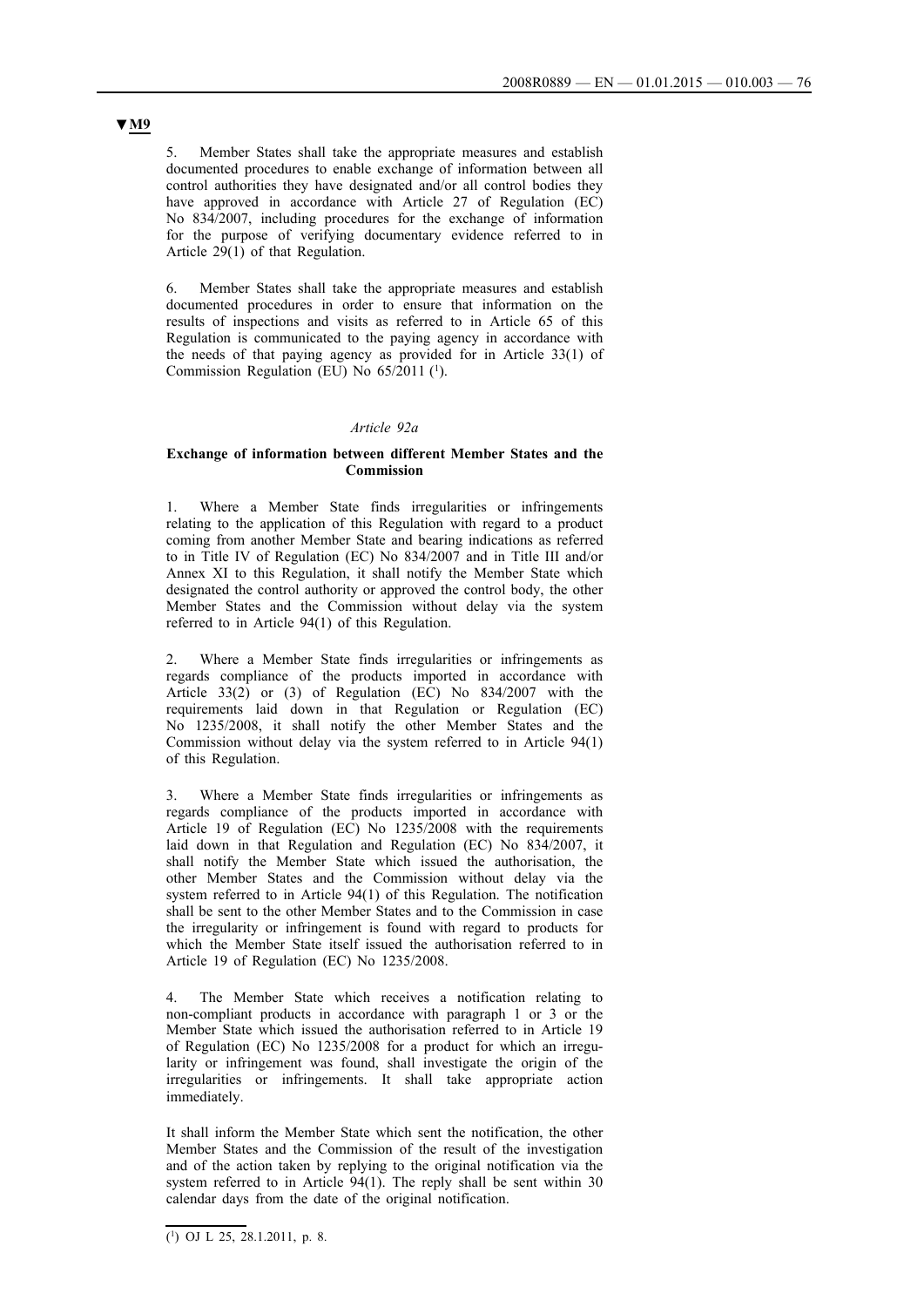▼M9

5. Member States shall take the appropriate measures and establish documented procedures to enable exchange of information between all control authorities they have designated and/or all control bodies they have approved in accordance with Article 27 of Regulation (EC) No 834/2007, including procedures for the exchange of information for the purpose of verifying documentary evidence referred to in Article 29(1) of that Regulation.

6. Member States shall take the appropriate measures and establish documented procedures in order to ensure that information on the results of inspections and visits as referred to in Article 65 of this Regulation is communicated to the paying agency in accordance with the needs of that paying agency as provided for in Article 33(1) of Commission Regulation (EU) No 65/2011 [1].

*Article 92a*

**Exchange of information between different Member States and the Commission**

1. Where a Member State finds irregularities or infringements relating to the application of this Regulation with regard to a product coming from another Member State and bearing indications as referred to in Title IV of Regulation (EC) No 834/2007 and in Title III and/or Annex XI to this Regulation, it shall notify the Member State which designated the control authority or approved the control body, the other Member States and the Commission without delay via the system referred to in Article 94(1) of this Regulation.

2. Where a Member State finds irregularities or infringements as regards compliance of the products imported in accordance with Article 33(2) or (3) of Regulation (EC) No 834/2007 with the requirements laid down in that Regulation or Regulation (EC) No 1235/2008, it shall notify the other Member States and the Commission without delay via the system referred to in Article 94(1) of this Regulation.

3. Where a Member State finds irregularities or infringements as regards compliance of the products imported in accordance with Article 19 of Regulation (EC) No 1235/2008 with the requirements laid down in that Regulation and Regulation (EC) No 834/2007, it shall notify the Member State which issued the authorisation, the other Member States and the Commission without delay via the system referred to in Article 94(1) of this Regulation. The notification shall be sent to the other Member States and to the Commission in case the irregularity or infringement is found with regard to products for which the Member State itself issued the authorisation referred to in Article 19 of Regulation (EC) No 1235/2008.

4. The Member State which receives a notification relating to non-compliant products in accordance with paragraph 1 or 3 or the Member State which issued the authorisation referred to in Article 19 of Regulation (EC) No 1235/2008 for a product for which an irregularity or infringement was found, shall investigate the origin of the irregularities or infringements. It shall take appropriate action immediately.

It shall inform the Member State which sent the notification, the other Member States and the Commission of the result of the investigation and of the action taken by replying to the original notification via the system referred to in Article 94(1). The reply shall be sent within 30 calendar days from the date of the original notification.

[1] OJ L 25, 28.1.2011, p. 8.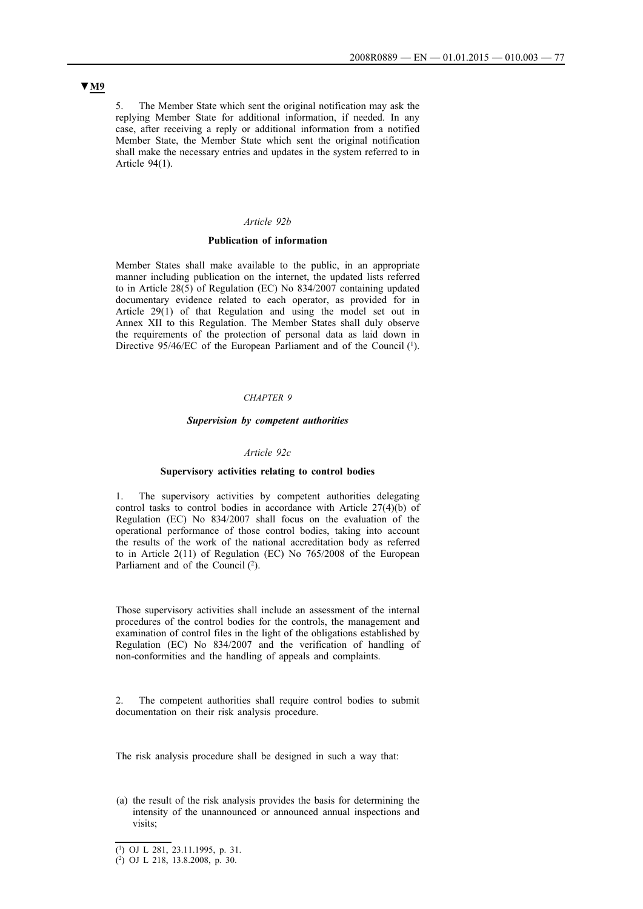▼M9

5. The Member State which sent the original notification may ask the replying Member State for additional information, if needed. In any case, after receiving a reply or additional information from a notified Member State, the Member State which sent the original notification shall make the necessary entries and updates in the system referred to in Article 94(1).

*Article 92b*

**Publication of information**

Member States shall make available to the public, in an appropriate manner including publication on the internet, the updated lists referred to in Article 28(5) of Regulation (EC) No 834/2007 containing updated documentary evidence related to each operator, as provided for in Article 29(1) of that Regulation and using the model set out in Annex XII to this Regulation. The Member States shall duly observe the requirements of the protection of personal data as laid down in Directive 95/46/EC of the European Parliament and of the Council [1].

*CHAPTER 9*

***Supervision by competent authorities***

*Article 92c*

**Supervisory activities relating to control bodies**

1. The supervisory activities by competent authorities delegating control tasks to control bodies in accordance with Article 27(4)(b) of Regulation (EC) No 834/2007 shall focus on the evaluation of the operational performance of those control bodies, taking into account the results of the work of the national accreditation body as referred to in Article 2(11) of Regulation (EC) No 765/2008 of the European Parliament and of the Council [2].

Those supervisory activities shall include an assessment of the internal procedures of the control bodies for the controls, the management and examination of control files in the light of the obligations established by Regulation (EC) No 834/2007 and the verification of handling of non-conformities and the handling of appeals and complaints.

2. The competent authorities shall require control bodies to submit documentation on their risk analysis procedure.

The risk analysis procedure shall be designed in such a way that:

(a) the result of the risk analysis provides the basis for determining the intensity of the unannounced or announced annual inspections and visits;

---

[1] OJ L 281, 23.11.1995, p. 31.

[2] OJ L 218, 13.8.2008, p. 30.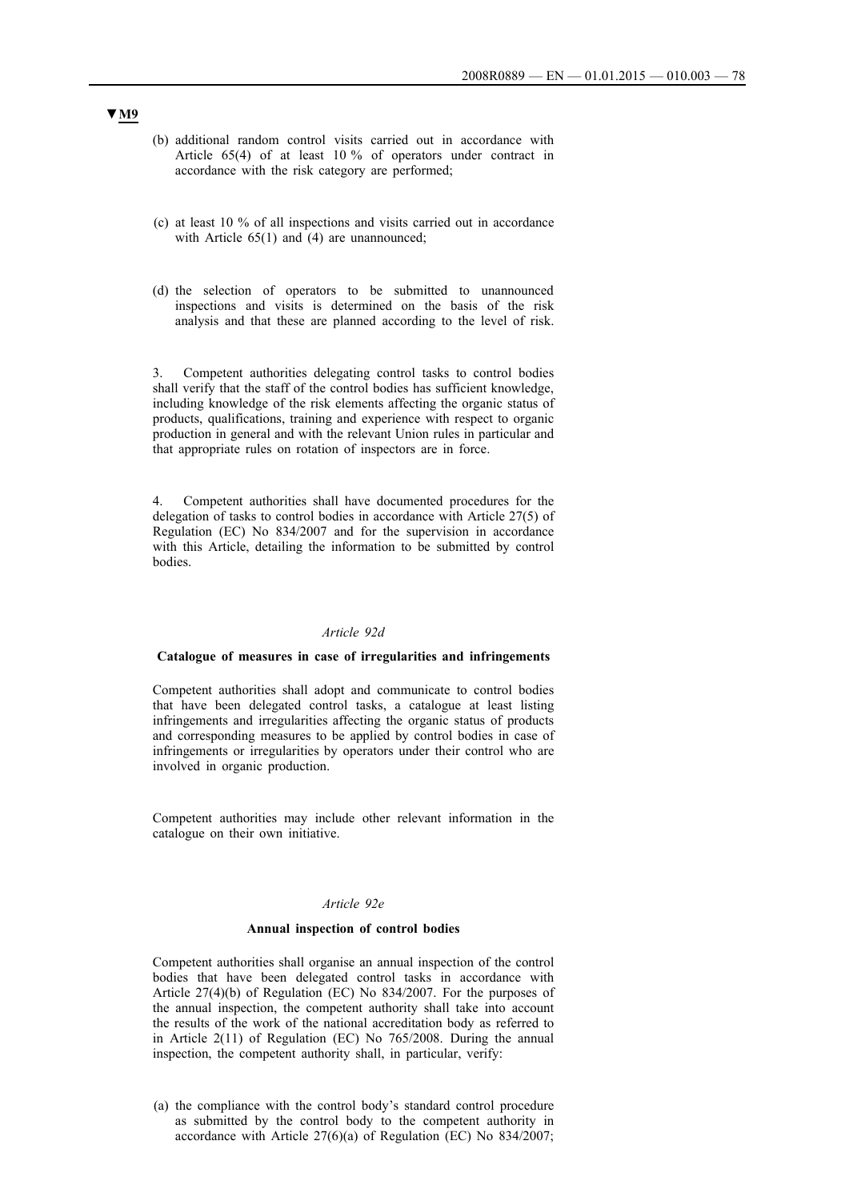▼M9

(b) additional random control visits carried out in accordance with Article 65(4) of at least 10 % of operators under contract in accordance with the risk category are performed;

(c) at least 10 % of all inspections and visits carried out in accordance with Article 65(1) and (4) are unannounced;

(d) the selection of operators to be submitted to unannounced inspections and visits is determined on the basis of the risk analysis and that these are planned according to the level of risk.

3. Competent authorities delegating control tasks to control bodies shall verify that the staff of the control bodies has sufficient knowledge, including knowledge of the risk elements affecting the organic status of products, qualifications, training and experience with respect to organic production in general and with the relevant Union rules in particular and that appropriate rules on rotation of inspectors are in force.

4. Competent authorities shall have documented procedures for the delegation of tasks to control bodies in accordance with Article 27(5) of Regulation (EC) No 834/2007 and for the supervision in accordance with this Article, detailing the information to be submitted by control bodies.

*Article 92d*

**Catalogue of measures in case of irregularities and infringements**

Competent authorities shall adopt and communicate to control bodies that have been delegated control tasks, a catalogue at least listing infringements and irregularities affecting the organic status of products and corresponding measures to be applied by control bodies in case of infringements or irregularities by operators under their control who are involved in organic production.

Competent authorities may include other relevant information in the catalogue on their own initiative.

*Article 92e*

**Annual inspection of control bodies**

Competent authorities shall organise an annual inspection of the control bodies that have been delegated control tasks in accordance with Article 27(4)(b) of Regulation (EC) No 834/2007. For the purposes of the annual inspection, the competent authority shall take into account the results of the work of the national accreditation body as referred to in Article 2(11) of Regulation (EC) No 765/2008. During the annual inspection, the competent authority shall, in particular, verify:

(a) the compliance with the control body's standard control procedure as submitted by the control body to the competent authority in accordance with Article 27(6)(a) of Regulation (EC) No 834/2007;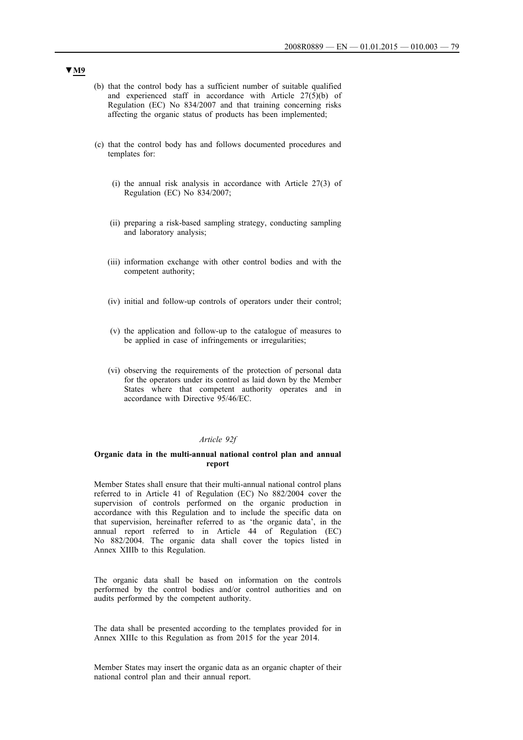▼M9

(b) that the control body has a sufficient number of suitable qualified and experienced staff in accordance with Article 27(5)(b) of Regulation (EC) No 834/2007 and that training concerning risks affecting the organic status of products has been implemented;

(c) that the control body has and follows documented procedures and templates for:

   (i) the annual risk analysis in accordance with Article 27(3) of Regulation (EC) No 834/2007;

   (ii) preparing a risk-based sampling strategy, conducting sampling and laboratory analysis;

   (iii) information exchange with other control bodies and with the competent authority;

   (iv) initial and follow-up controls of operators under their control;

   (v) the application and follow-up to the catalogue of measures to be applied in case of infringements or irregularities;

   (vi) observing the requirements of the protection of personal data for the operators under its control as laid down by the Member States where that competent authority operates and in accordance with Directive 95/46/EC.

*Article 92f*

**Organic data in the multi-annual national control plan and annual report**

Member States shall ensure that their multi-annual national control plans referred to in Article 41 of Regulation (EC) No 882/2004 cover the supervision of controls performed on the organic production in accordance with this Regulation and to include the specific data on that supervision, hereinafter referred to as 'the organic data', in the annual report referred to in Article 44 of Regulation (EC) No 882/2004. The organic data shall cover the topics listed in Annex XIIIb to this Regulation.

The organic data shall be based on information on the controls performed by the control bodies and/or control authorities and on audits performed by the competent authority.

The data shall be presented according to the templates provided for in Annex XIIIc to this Regulation as from 2015 for the year 2014.

Member States may insert the organic data as an organic chapter of their national control plan and their annual report.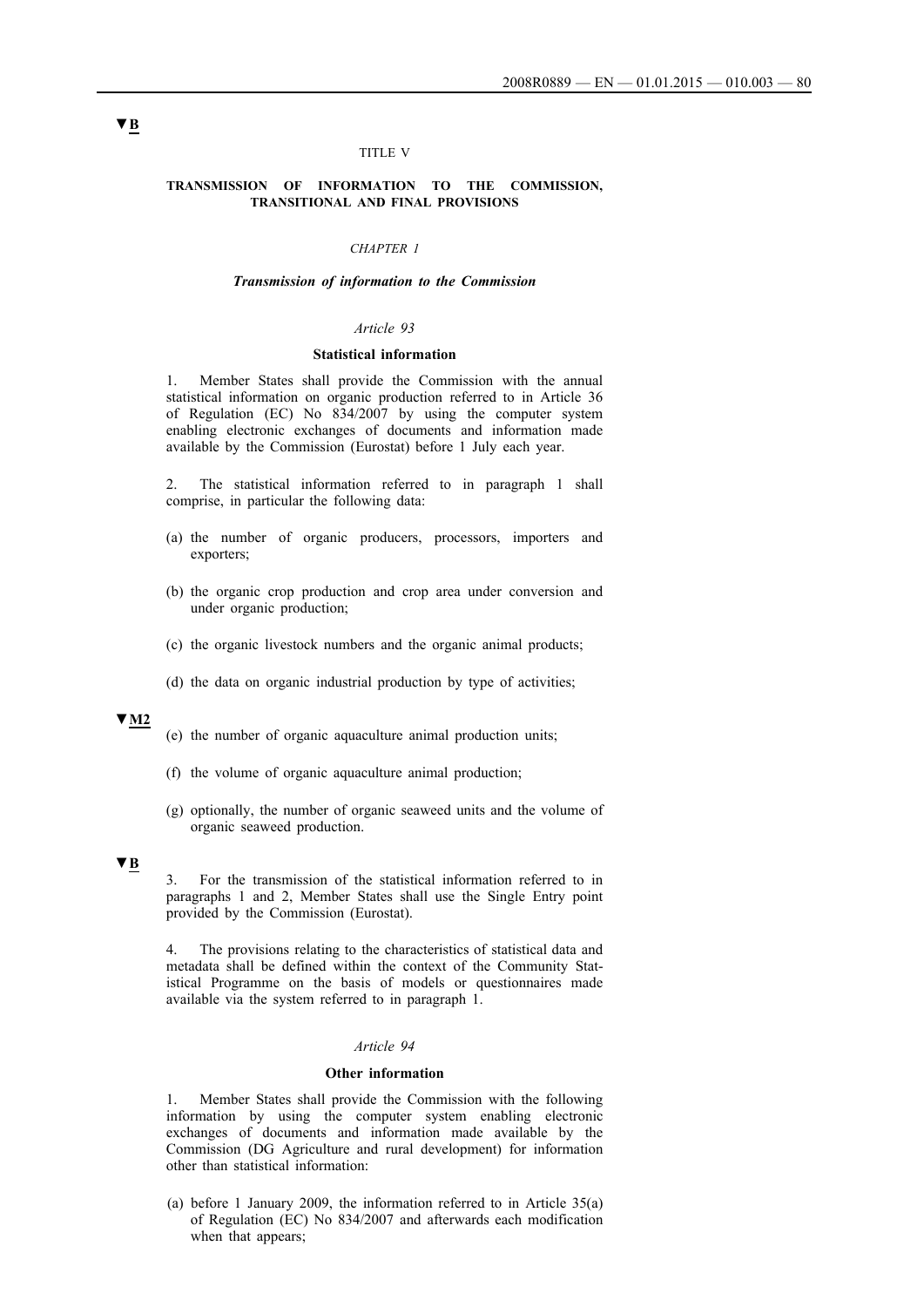▼B

TITLE V

**TRANSMISSION OF INFORMATION TO THE COMMISSION, TRANSITIONAL AND FINAL PROVISIONS**

*CHAPTER 1*

***Transmission of information to the Commission***

*Article 93*

**Statistical information**

1. Member States shall provide the Commission with the annual statistical information on organic production referred to in Article 36 of Regulation (EC) No 834/2007 by using the computer system enabling electronic exchanges of documents and information made available by the Commission (Eurostat) before 1 July each year.

2. The statistical information referred to in paragraph 1 shall comprise, in particular the following data:

(a) the number of organic producers, processors, importers and exporters;

(b) the organic crop production and crop area under conversion and under organic production;

(c) the organic livestock numbers and the organic animal products;

(d) the data on organic industrial production by type of activities;

▼M2

(e) the number of organic aquaculture animal production units;

(f) the volume of organic aquaculture animal production;

(g) optionally, the number of organic seaweed units and the volume of organic seaweed production.

▼B

3. For the transmission of the statistical information referred to in paragraphs 1 and 2, Member States shall use the Single Entry point provided by the Commission (Eurostat).

4. The provisions relating to the characteristics of statistical data and metadata shall be defined within the context of the Community Statistical Programme on the basis of models or questionnaires made available via the system referred to in paragraph 1.

*Article 94*

**Other information**

1. Member States shall provide the Commission with the following information by using the computer system enabling electronic exchanges of documents and information made available by the Commission (DG Agriculture and rural development) for information other than statistical information:

(a) before 1 January 2009, the information referred to in Article 35(a) of Regulation (EC) No 834/2007 and afterwards each modification when that appears;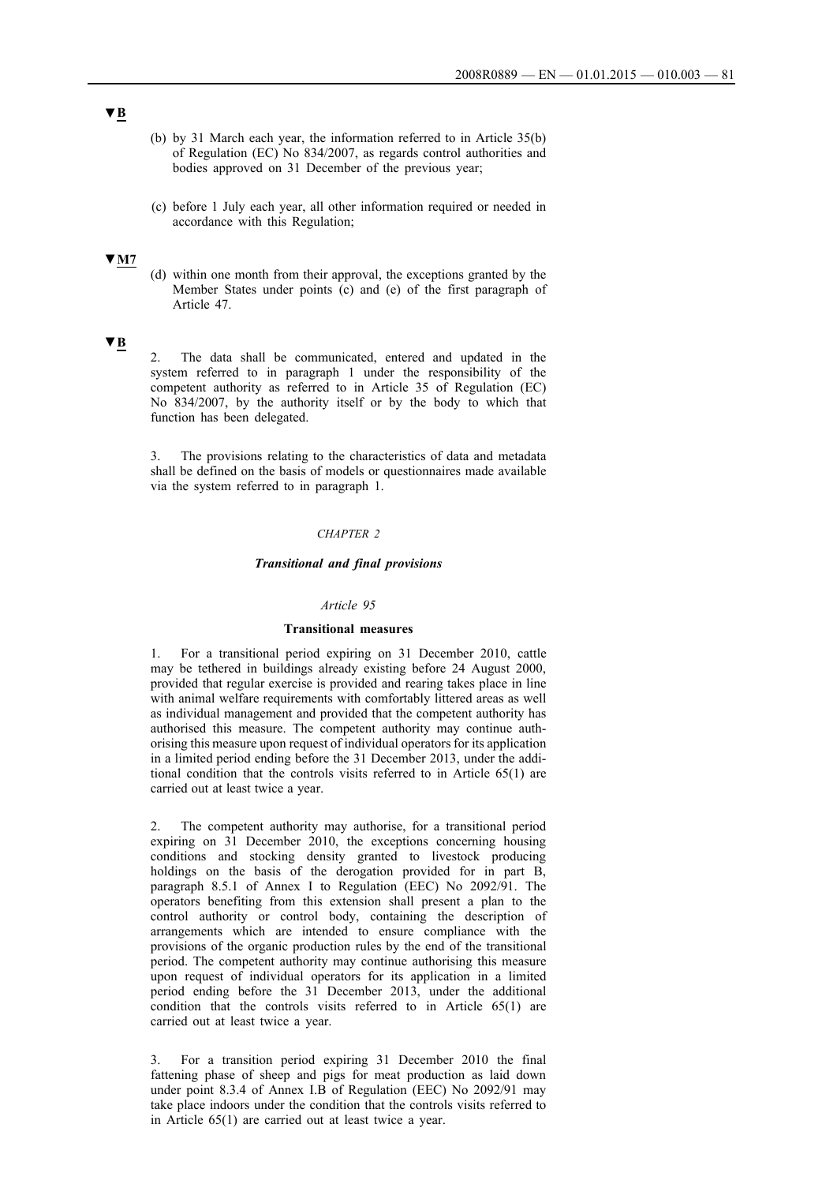▼B

(b) by 31 March each year, the information referred to in Article 35(b) of Regulation (EC) No 834/2007, as regards control authorities and bodies approved on 31 December of the previous year;

(c) before 1 July each year, all other information required or needed in accordance with this Regulation;

▼M7

(d) within one month from their approval, the exceptions granted by the Member States under points (c) and (e) of the first paragraph of Article 47.

▼B

2. The data shall be communicated, entered and updated in the system referred to in paragraph 1 under the responsibility of the competent authority as referred to in Article 35 of Regulation (EC) No 834/2007, by the authority itself or by the body to which that function has been delegated.

3. The provisions relating to the characteristics of data and metadata shall be defined on the basis of models or questionnaires made available via the system referred to in paragraph 1.

*CHAPTER 2*

***Transitional and final provisions***

*Article 95*

**Transitional measures**

1. For a transitional period expiring on 31 December 2010, cattle may be tethered in buildings already existing before 24 August 2000, provided that regular exercise is provided and rearing takes place in line with animal welfare requirements with comfortably littered areas as well as individual management and provided that the competent authority has authorised this measure. The competent authority may continue authorising this measure upon request of individual operators for its application in a limited period ending before the 31 December 2013, under the additional condition that the controls visits referred to in Article 65(1) are carried out at least twice a year.

2. The competent authority may authorise, for a transitional period expiring on 31 December 2010, the exceptions concerning housing conditions and stocking density granted to livestock producing holdings on the basis of the derogation provided for in part B, paragraph 8.5.1 of Annex I to Regulation (EEC) No 2092/91. The operators benefiting from this extension shall present a plan to the control authority or control body, containing the description of arrangements which are intended to ensure compliance with the provisions of the organic production rules by the end of the transitional period. The competent authority may continue authorising this measure upon request of individual operators for its application in a limited period ending before the 31 December 2013, under the additional condition that the controls visits referred to in Article 65(1) are carried out at least twice a year.

3. For a transition period expiring 31 December 2010 the final fattening phase of sheep and pigs for meat production as laid down under point 8.3.4 of Annex I.B of Regulation (EEC) No 2092/91 may take place indoors under the condition that the controls visits referred to in Article 65(1) are carried out at least twice a year.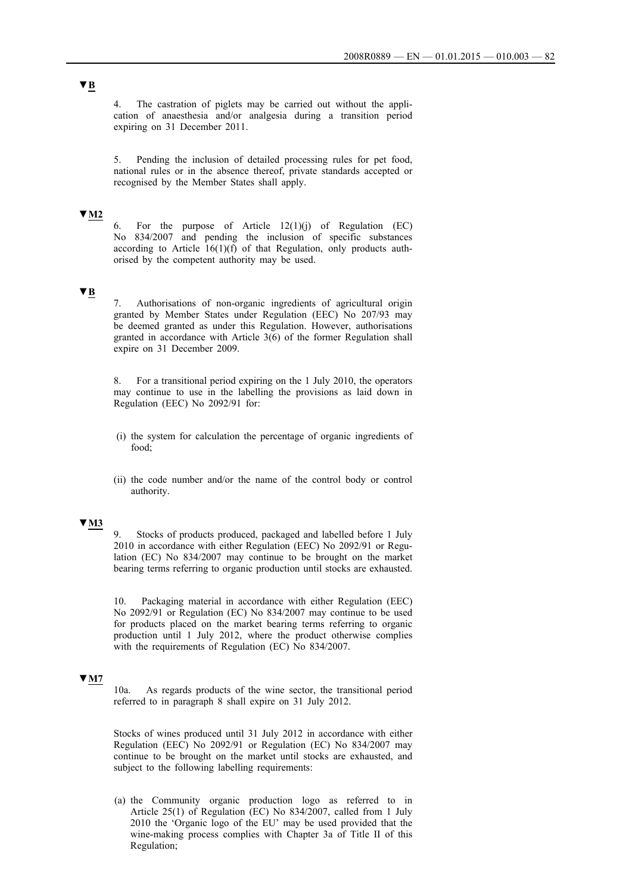▼B

4. The castration of piglets may be carried out without the application of anaesthesia and/or analgesia during a transition period expiring on 31 December 2011.

5. Pending the inclusion of detailed processing rules for pet food, national rules or in the absence thereof, private standards accepted or recognised by the Member States shall apply.

▼M2

6. For the purpose of Article 12(1)(j) of Regulation (EC) No 834/2007 and pending the inclusion of specific substances according to Article 16(1)(f) of that Regulation, only products authorised by the competent authority may be used.

▼B

7. Authorisations of non-organic ingredients of agricultural origin granted by Member States under Regulation (EEC) No 207/93 may be deemed granted as under this Regulation. However, authorisations granted in accordance with Article 3(6) of the former Regulation shall expire on 31 December 2009.

8. For a transitional period expiring on the 1 July 2010, the operators may continue to use in the labelling the provisions as laid down in Regulation (EEC) No 2092/91 for:

(i) the system for calculation the percentage of organic ingredients of food;

(ii) the code number and/or the name of the control body or control authority.

▼M3

9. Stocks of products produced, packaged and labelled before 1 July 2010 in accordance with either Regulation (EEC) No 2092/91 or Regulation (EC) No 834/2007 may continue to be brought on the market bearing terms referring to organic production until stocks are exhausted.

10. Packaging material in accordance with either Regulation (EEC) No 2092/91 or Regulation (EC) No 834/2007 may continue to be used for products placed on the market bearing terms referring to organic production until 1 July 2012, where the product otherwise complies with the requirements of Regulation (EC) No 834/2007.

▼M7

10a. As regards products of the wine sector, the transitional period referred to in paragraph 8 shall expire on 31 July 2012.

Stocks of wines produced until 31 July 2012 in accordance with either Regulation (EEC) No 2092/91 or Regulation (EC) No 834/2007 may continue to be brought on the market until stocks are exhausted, and subject to the following labelling requirements:

(a) the Community organic production logo as referred to in Article 25(1) of Regulation (EC) No 834/2007, called from 1 July 2010 the 'Organic logo of the EU' may be used provided that the wine-making process complies with Chapter 3a of Title II of this Regulation;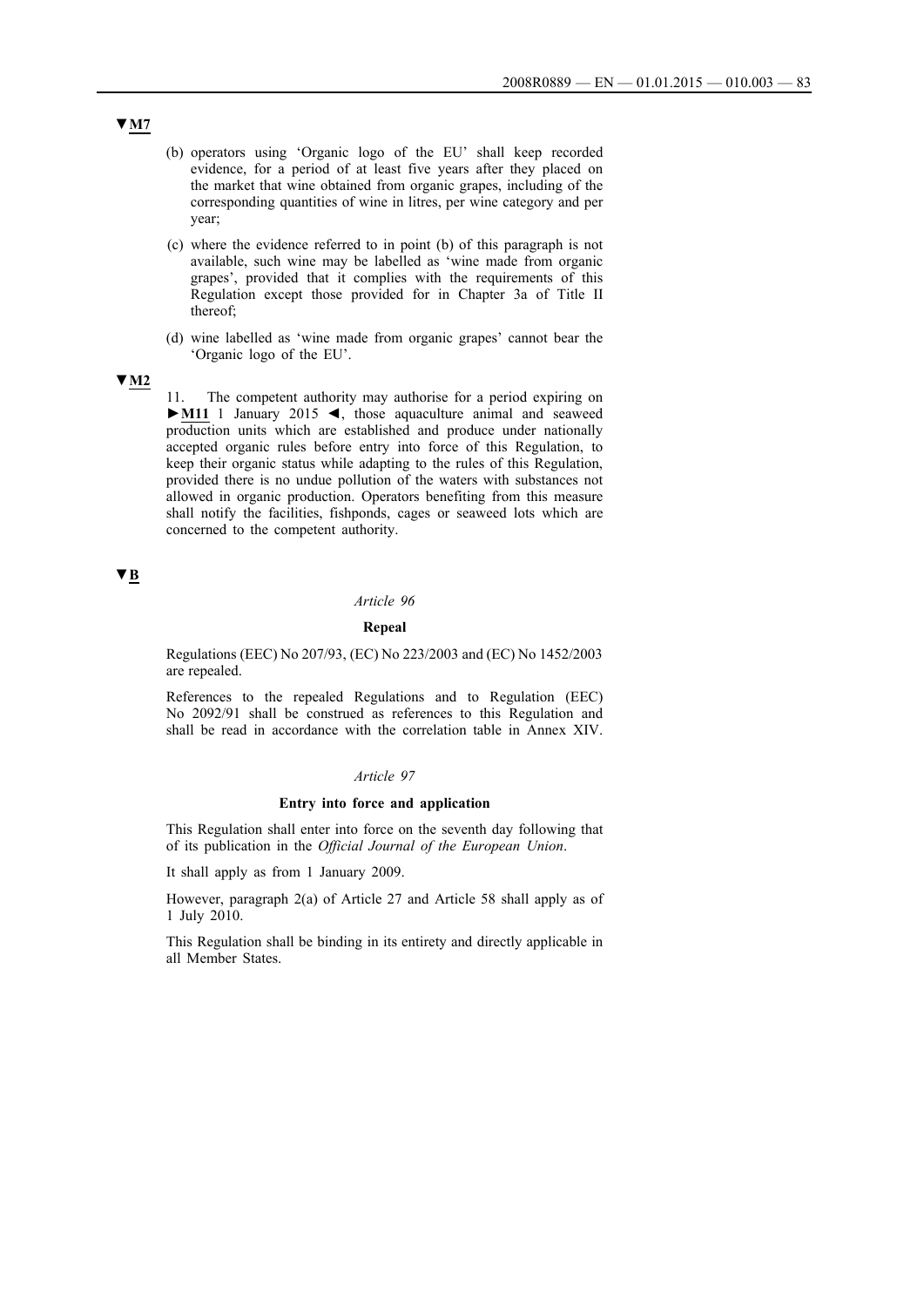▼M7

(b) operators using 'Organic logo of the EU' shall keep recorded evidence, for a period of at least five years after they placed on the market that wine obtained from organic grapes, including of the corresponding quantities of wine in litres, per wine category and per year;

(c) where the evidence referred to in point (b) of this paragraph is not available, such wine may be labelled as 'wine made from organic grapes', provided that it complies with the requirements of this Regulation except those provided for in Chapter 3a of Title II thereof;

(d) wine labelled as 'wine made from organic grapes' cannot bear the 'Organic logo of the EU'.

▼M2

11. The competent authority may authorise for a period expiring on ►M11 1 January 2015 ◄, those aquaculture animal and seaweed production units which are established and produce under nationally accepted organic rules before entry into force of this Regulation, to keep their organic status while adapting to the rules of this Regulation, provided there is no undue pollution of the waters with substances not allowed in organic production. Operators benefiting from this measure shall notify the facilities, fishponds, cages or seaweed lots which are concerned to the competent authority.

▼B

*Article 96*

**Repeal**

Regulations (EEC) No 207/93, (EC) No 223/2003 and (EC) No 1452/2003 are repealed.

References to the repealed Regulations and to Regulation (EEC) No 2092/91 shall be construed as references to this Regulation and shall be read in accordance with the correlation table in Annex XIV.

*Article 97*

**Entry into force and application**

This Regulation shall enter into force on the seventh day following that of its publication in the *Official Journal of the European Union*.

It shall apply as from 1 January 2009.

However, paragraph 2(a) of Article 27 and Article 58 shall apply as of 1 July 2010.

This Regulation shall be binding in its entirety and directly applicable in all Member States.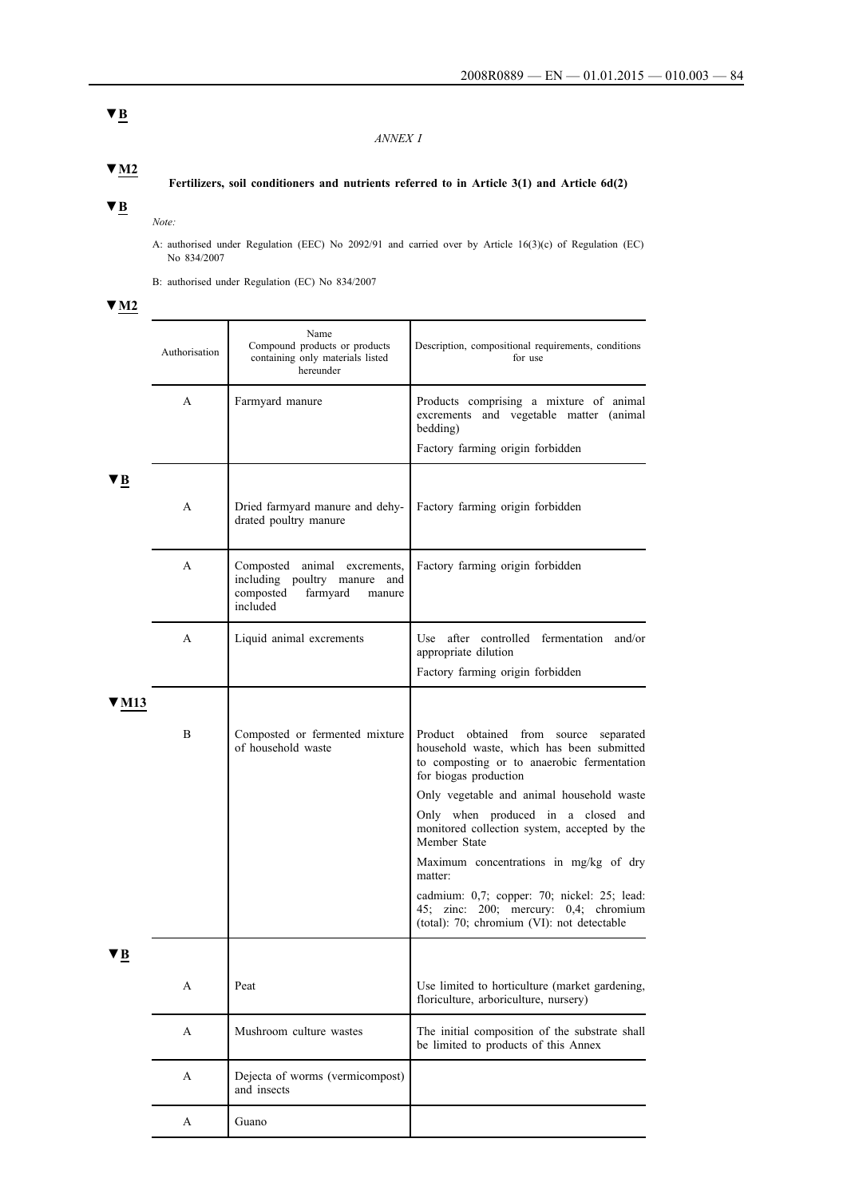▼B

*ANNEX I*

▼M2

**Fertilizers, soil conditioners and nutrients referred to in Article 3(1) and Article 6d(2)**

▼B

*Note:*

A: authorised under Regulation (EEC) No 2092/91 and carried over by Article 16(3)(c) of Regulation (EC) No 834/2007

B: authorised under Regulation (EC) No 834/2007

▼M2

| Authorisation | Name<br>Compound products or products containing only materials listed hereunder | Description, compositional requirements, conditions for use |
|---|---|---|
| A | Farmyard manure | Products comprising a mixture of animal excrements and vegetable matter (animal bedding)<br>Factory farming origin forbidden |
| A | Dried farmyard manure and dehydrated poultry manure | Factory farming origin forbidden |
| A | Composted animal excrements, including poultry manure and composted farmyard manure included | Factory farming origin forbidden |
| A | Liquid animal excrements | Use after controlled fermentation and/or appropriate dilution<br>Factory farming origin forbidden |
| B | Composted or fermented mixture of household waste | Product obtained from source separated household waste, which has been submitted to composting or to anaerobic fermentation for biogas production<br>Only vegetable and animal household waste<br>Only when produced in a closed and monitored collection system, accepted by the Member State<br>Maximum concentrations in mg/kg of dry matter:<br>cadmium: 0,7; copper: 70; nickel: 25; lead: 45; zinc: 200; mercury: 0,4; chromium (total): 70; chromium (VI): not detectable |
| A | Peat | Use limited to horticulture (market gardening, floriculture, arboriculture, nursery) |
| A | Mushroom culture wastes | The initial composition of the substrate shall be limited to products of this Annex |
| A | Dejecta of worms (vermicompost) and insects | |
| A | Guano | |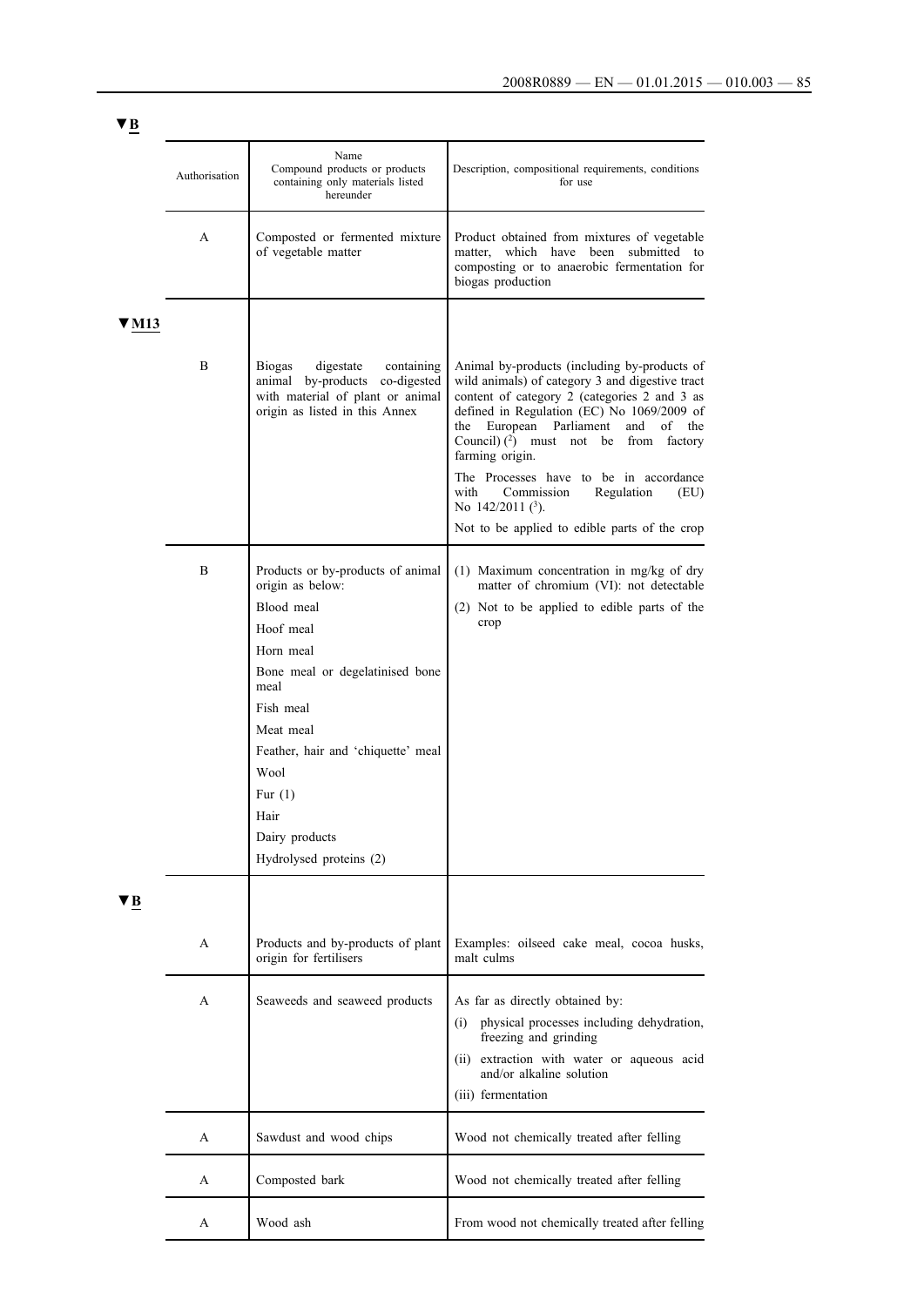▼B

| Authorisation | Name<br>Compound products or products containing only materials listed hereunder | Description, compositional requirements, conditions for use |
|---|---|---|
| A | Composted or fermented mixture of vegetable matter | Product obtained from mixtures of vegetable matter, which have been submitted to composting or to anaerobic fermentation for biogas production |
| ▼M13 | | |
| B | Biogas digestate containing animal by-products co-digested with material of plant or animal origin as listed in this Annex | Animal by-products (including by-products of wild animals) of category 3 and digestive tract content of category 2 (categories 2 and 3 as defined in Regulation (EC) No 1069/2009 of the European Parliament and of the Council) [2] must not be from factory farming origin.<br>The Processes have to be in accordance with Commission Regulation (EU) No 142/2011 [3].<br>Not to be applied to edible parts of the crop |
| B | Products or by-products of animal origin as below:<br>Blood meal<br>Hoof meal<br>Horn meal<br>Bone meal or degelatinised bone meal<br>Fish meal<br>Meat meal<br>Feather, hair and 'chiquette' meal<br>Wool<br>Fur (1)<br>Hair<br>Dairy products<br>Hydrolysed proteins (2) | (1) Maximum concentration in mg/kg of dry matter of chromium (VI): not detectable<br>(2) Not to be applied to edible parts of the crop |
| ▼B | | |
| A | Products and by-products of plant origin for fertilisers | Examples: oilseed cake meal, cocoa husks, malt culms |
| A | Seaweeds and seaweed products | As far as directly obtained by:<br>(i) physical processes including dehydration, freezing and grinding<br>(ii) extraction with water or aqueous acid and/or alkaline solution<br>(iii) fermentation |
| A | Sawdust and wood chips | Wood not chemically treated after felling |
| A | Composted bark | Wood not chemically treated after felling |
| A | Wood ash | From wood not chemically treated after felling |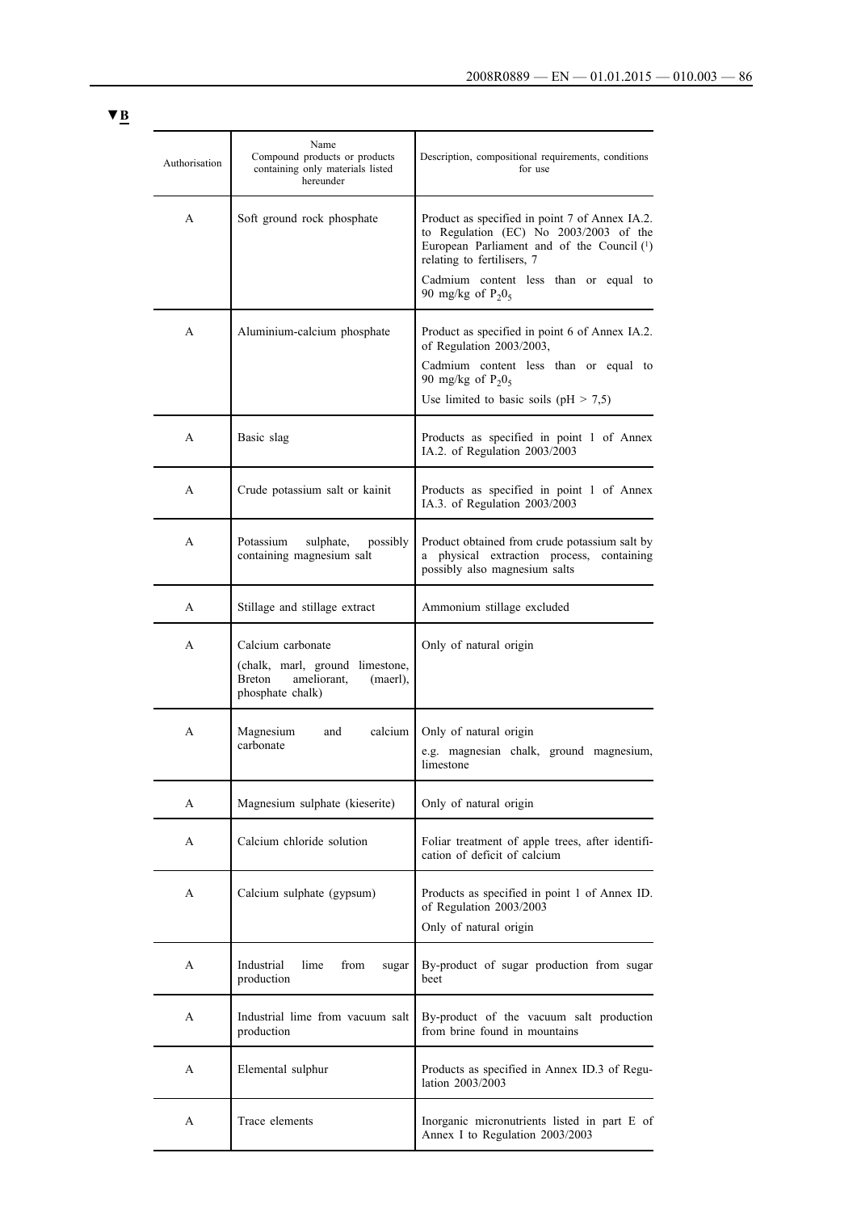▼B

| Authorisation | Name<br>Compound products or products containing only materials listed hereunder | Description, compositional requirements, conditions for use |
|---|---|---|
| A | Soft ground rock phosphate | Product as specified in point 7 of Annex IA.2. to Regulation (EC) No 2003/2003 of the European Parliament and of the Council (1) relating to fertilisers, 7<br>Cadmium content less than or equal to 90 mg/kg of $P_2 0_5$ |
| A | Aluminium-calcium phosphate | Product as specified in point 6 of Annex IA.2. of Regulation 2003/2003,<br>Cadmium content less than or equal to 90 mg/kg of $P_2 0_5$<br>Use limited to basic soils (pH > 7,5) |
| A | Basic slag | Products as specified in point 1 of Annex IA.2. of Regulation 2003/2003 |
| A | Crude potassium salt or kainit | Products as specified in point 1 of Annex IA.3. of Regulation 2003/2003 |
| A | Potassium sulphate, possibly containing magnesium salt | Product obtained from crude potassium salt by a physical extraction process, containing possibly also magnesium salts |
| A | Stillage and stillage extract | Ammonium stillage excluded |
| A | Calcium carbonate<br>(chalk, marl, ground limestone, Breton ameliorant, (maerl), phosphate chalk) | Only of natural origin |
| A | Magnesium and calcium carbonate | Only of natural origin<br>e.g. magnesian chalk, ground magnesium, limestone |
| A | Magnesium sulphate (kieserite) | Only of natural origin |
| A | Calcium chloride solution | Foliar treatment of apple trees, after identification of deficit of calcium |
| A | Calcium sulphate (gypsum) | Products as specified in point 1 of Annex ID. of Regulation 2003/2003<br>Only of natural origin |
| A | Industrial lime from sugar production | By-product of sugar production from sugar beet |
| A | Industrial lime from vacuum salt production | By-product of the vacuum salt production from brine found in mountains |
| A | Elemental sulphur | Products as specified in Annex ID.3 of Regulation 2003/2003 |
| A | Trace elements | Inorganic micronutrients listed in part E of Annex I to Regulation 2003/2003 |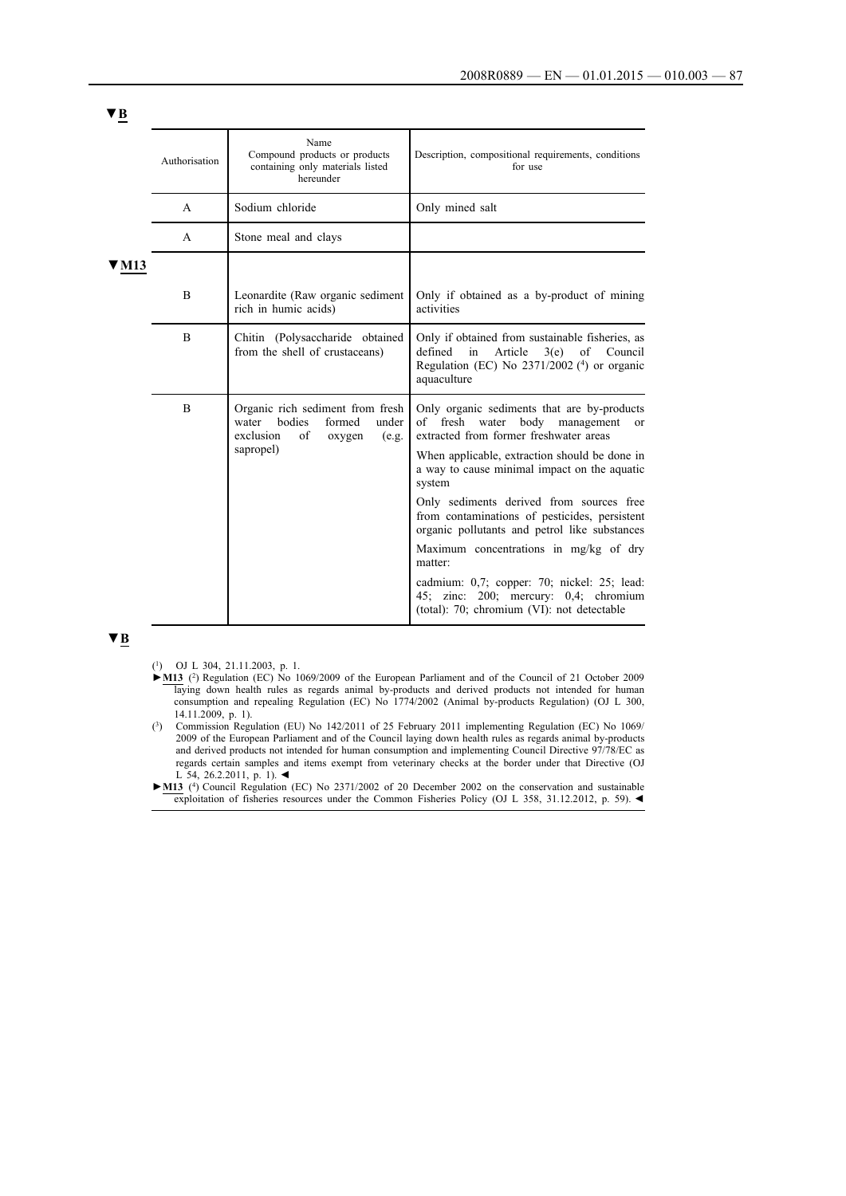▼B

| Authorisation | Name<br>Compound products or products containing only materials listed hereunder | Description, compositional requirements, conditions for use |
|---|---|---|
| A | Sodium chloride | Only mined salt |
| A | Stone meal and clays | |

▼M13

| Authorisation | Name<br>Compound products or products containing only materials listed hereunder | Description, compositional requirements, conditions for use |
|---|---|---|
| B | Leonardite (Raw organic sediment rich in humic acids) | Only if obtained as a by-product of mining activities |
| B | Chitin (Polysaccharide obtained from the shell of crustaceans) | Only if obtained from sustainable fisheries, as defined in Article 3(e) of Council Regulation (EC) No 2371/2002 [4] or organic aquaculture |
| B | Organic rich sediment from fresh water bodies formed under exclusion of oxygen (e.g. sapropel) | Only organic sediments that are by-products of fresh water body management or extracted from former freshwater areas<br>When applicable, extraction should be done in a way to cause minimal impact on the aquatic system<br>Only sediments derived from sources free from contaminations of pesticides, persistent organic pollutants and petrol like substances<br>Maximum concentrations in mg/kg of dry matter:<br>cadmium: 0,7; copper: 70; nickel: 25; lead: 45; zinc: 200; mercury: 0,4; chromium (total): 70; chromium (VI): not detectable |

▼B

(1) OJ L 304, 21.11.2003, p. 1.

►M13 (2) Regulation (EC) No 1069/2009 of the European Parliament and of the Council of 21 October 2009 laying down health rules as regards animal by-products and derived products not intended for human consumption and repealing Regulation (EC) No 1774/2002 (Animal by-products Regulation) (OJ L 300, 14.11.2009, p. 1).

(3) Commission Regulation (EU) No 142/2011 of 25 February 2011 implementing Regulation (EC) No 1069/2009 of the European Parliament and of the Council laying down health rules as regards animal by-products and derived products not intended for human consumption and implementing Council Directive 97/78/EC as regards certain samples and items exempt from veterinary checks at the border under that Directive (OJ L 54, 26.2.2011, p. 1). ◄

►M13 (4) Council Regulation (EC) No 2371/2002 of 20 December 2002 on the conservation and sustainable exploitation of fisheries resources under the Common Fisheries Policy (OJ L 358, 31.12.2012, p. 59). ◄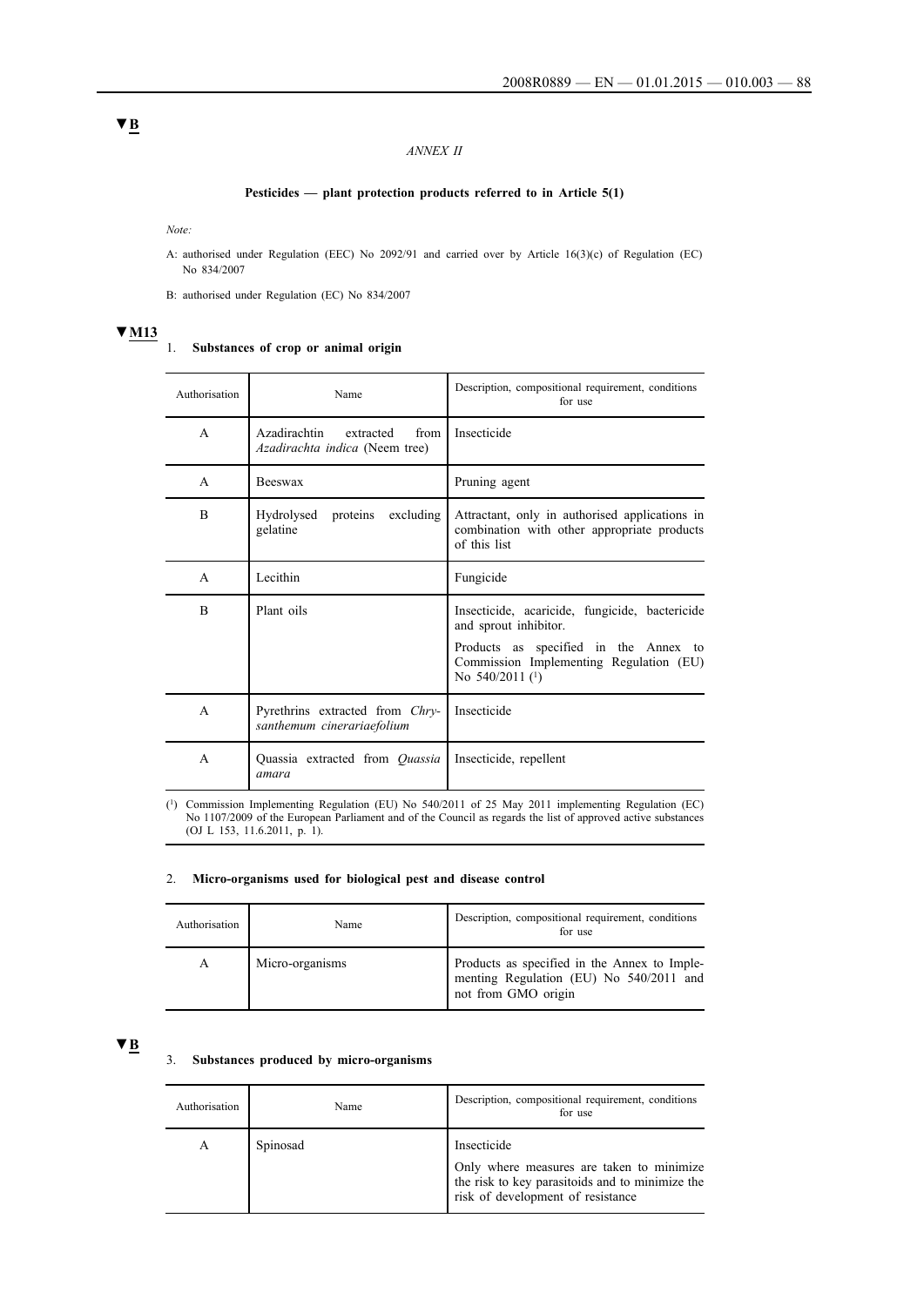▼B

*ANNEX II*

**Pesticides — plant protection products referred to in Article 5(1)**

*Note:*

A: authorised under Regulation (EEC) No 2092/91 and carried over by Article 16(3)(c) of Regulation (EC) No 834/2007

B: authorised under Regulation (EC) No 834/2007

▼M13

1. **Substances of crop or animal origin**

| Authorisation | Name | Description, compositional requirement, conditions for use |
|---|---|---|
| A | Azadirachtin extracted from *Azadirachta indica* (Neem tree) | Insecticide |
| A | Beeswax | Pruning agent |
| B | Hydrolysed proteins excluding gelatine | Attractant, only in authorised applications in combination with other appropriate products of this list |
| A | Lecithin | Fungicide |
| B | Plant oils | Insecticide, acaricide, fungicide, bactericide and sprout inhibitor.<br>Products as specified in the Annex to Commission Implementing Regulation (EU) No 540/2011 (1) |
| A | Pyrethrins extracted from *Chrysanthemum cinerariaefolium* | Insecticide |
| A | Quassia extracted from *Quassia amara* | Insecticide, repellent |

(1) Commission Implementing Regulation (EU) No 540/2011 of 25 May 2011 implementing Regulation (EC) No 1107/2009 of the European Parliament and of the Council as regards the list of approved active substances (OJ L 153, 11.6.2011, p. 1).

2. **Micro-organisms used for biological pest and disease control**

| Authorisation | Name | Description, compositional requirement, conditions for use |
|---|---|---|
| A | Micro-organisms | Products as specified in the Annex to Implementing Regulation (EU) No 540/2011 and not from GMO origin |

▼B

3. **Substances produced by micro-organisms**

| Authorisation | Name | Description, compositional requirement, conditions for use |
|---|---|---|
| A | Spinosad | Insecticide<br>Only where measures are taken to minimize the risk to key parasitoids and to minimize the risk of development of resistance |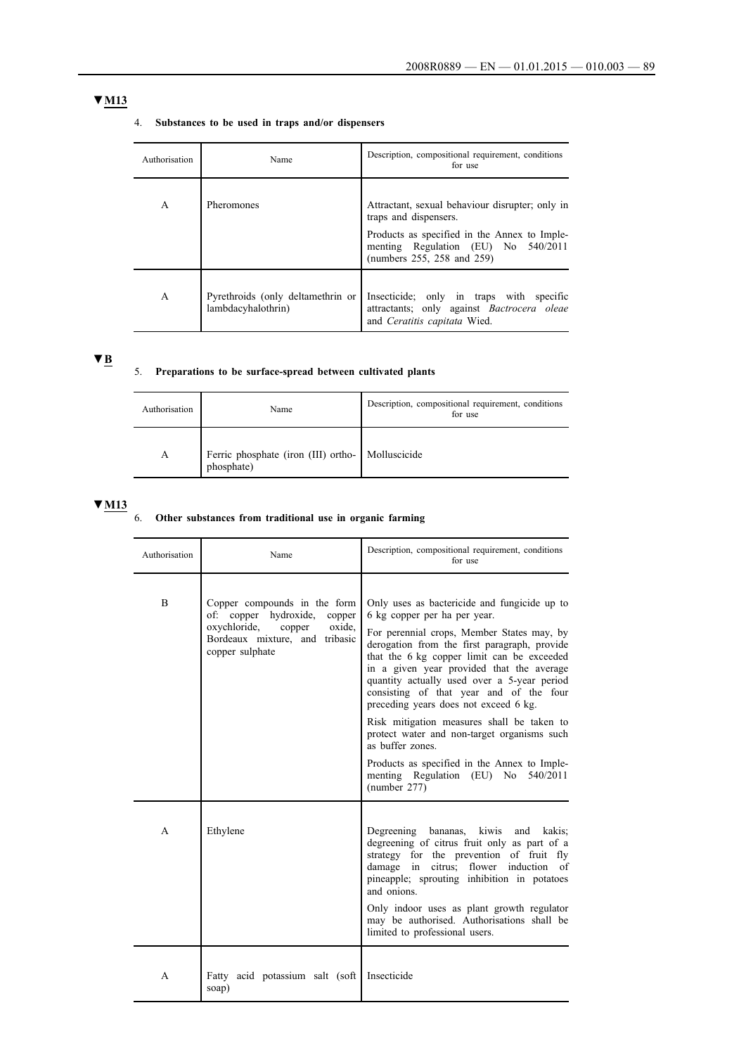▼M13

4. **Substances to be used in traps and/or dispensers**

| Authorisation | Name | Description, compositional requirement, conditions for use |
| --- | --- | --- |
| A | Pheromones | Attractant, sexual behaviour disrupter; only in traps and dispensers.<br><br>Products as specified in the Annex to Implementing Regulation (EU) No 540/2011 (numbers 255, 258 and 259) |
| A | Pyrethroids (only deltamethrin or lambdacyhalothrin) | Insecticide; only in traps with specific attractants; only against *Bactrocera oleae* and *Ceratitis capitata* Wied. |

▼B

5. **Preparations to be surface-spread between cultivated plants**

| Authorisation | Name | Description, compositional requirement, conditions for use |
| --- | --- | --- |
| A | Ferric phosphate (iron (III) orthophosphate) | Molluscicide |

▼M13

6. **Other substances from traditional use in organic farming**

| Authorisation | Name | Description, compositional requirement, conditions for use |
| --- | --- | --- |
| B | Copper compounds in the form of: copper hydroxide, copper oxychloride, copper oxide, Bordeaux mixture, and tribasic copper sulphate | Only uses as bactericide and fungicide up to 6 kg copper per ha per year.<br><br>For perennial crops, Member States may, by derogation from the first paragraph, provide that the 6 kg copper limit can be exceeded in a given year provided that the average quantity actually used over a 5-year period consisting of that year and of the four preceding years does not exceed 6 kg.<br><br>Risk mitigation measures shall be taken to protect water and non-target organisms such as buffer zones.<br><br>Products as specified in the Annex to Implementing Regulation (EU) No 540/2011 (number 277) |
| A | Ethylene | Degreening bananas, kiwis and kakis; degreening of citrus fruit only as part of a strategy for the prevention of fruit fly damage in citrus; flower induction of pineapple; sprouting inhibition in potatoes and onions.<br><br>Only indoor uses as plant growth regulator may be authorised. Authorisations shall be limited to professional users. |
| A | Fatty acid potassium salt (soft soap) | Insecticide |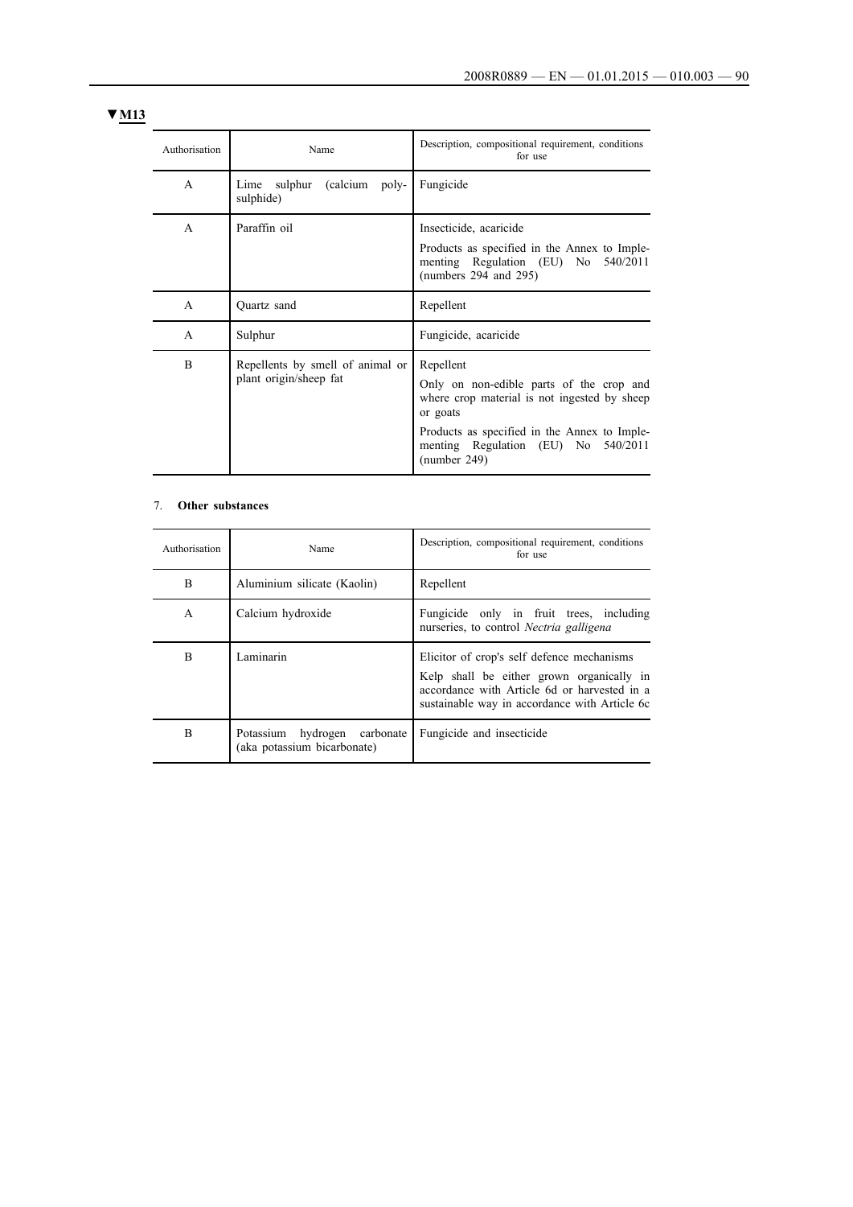▼M13

| Authorisation | Name | Description, compositional requirement, conditions for use |
|---|---|---|
| A | Lime sulphur (calcium poly-sulphide) | Fungicide |
| A | Paraffin oil | Insecticide, acaricide<br><br>Products as specified in the Annex to Implementing Regulation (EU) No 540/2011 (numbers 294 and 295) |
| A | Quartz sand | Repellent |
| A | Sulphur | Fungicide, acaricide |
| B | Repellents by smell of animal or plant origin/sheep fat | Repellent<br><br>Only on non-edible parts of the crop and where crop material is not ingested by sheep or goats<br><br>Products as specified in the Annex to Implementing Regulation (EU) No 540/2011 (number 249) |

7. **Other substances**

| Authorisation | Name | Description, compositional requirement, conditions for use |
|---|---|---|
| B | Aluminium silicate (Kaolin) | Repellent |
| A | Calcium hydroxide | Fungicide only in fruit trees, including nurseries, to control *Nectria galligena* |
| B | Laminarin | Elicitor of crop's self defence mechanisms<br><br>Kelp shall be either grown organically in accordance with Article 6d or harvested in a sustainable way in accordance with Article 6c |
| B | Potassium hydrogen carbonate (aka potassium bicarbonate) | Fungicide and insecticide |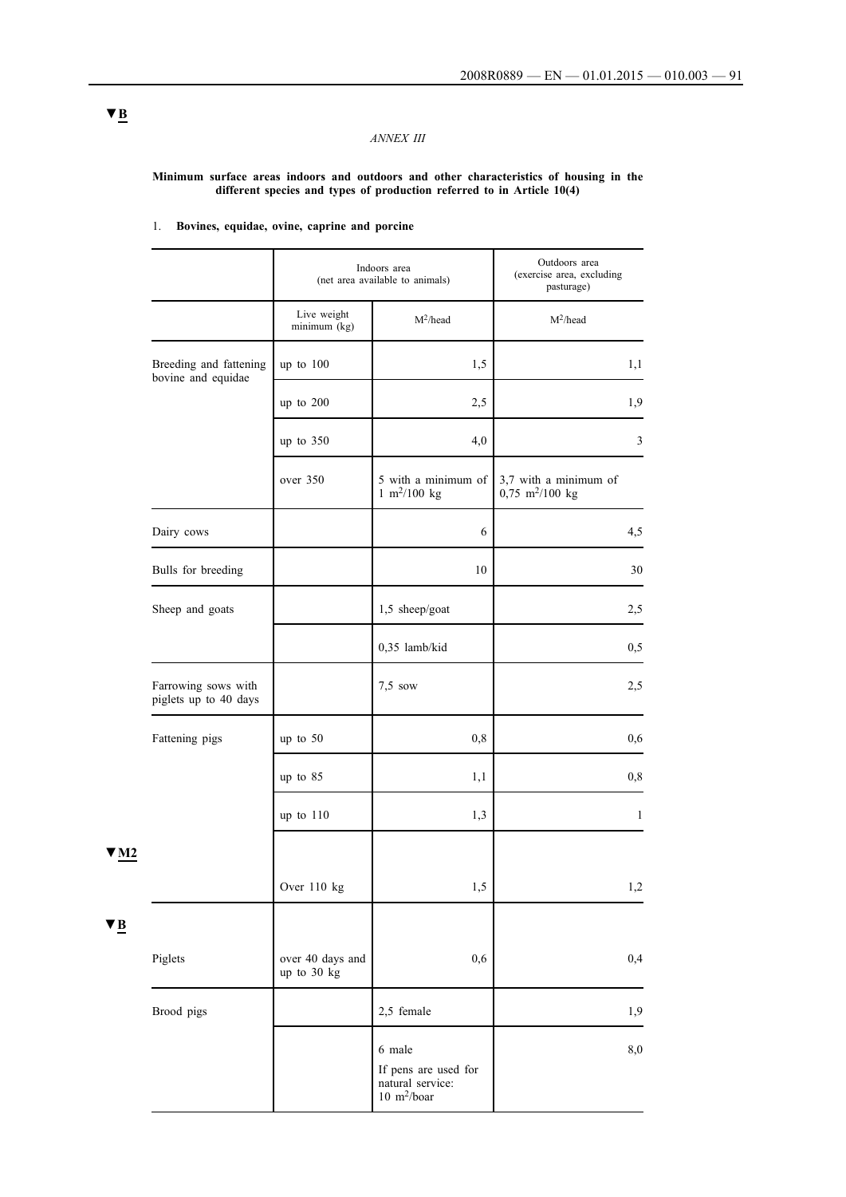▼B

*ANNEX III*

**Minimum surface areas indoors and outdoors and other characteristics of housing in the different species and types of production referred to in Article 10(4)**

1. **Bovines, equidae, ovine, caprine and porcine**

| | Indoors area (net area available to animals) | | Outdoors area (exercise area, excluding pasturage) |
|---|---|---|---|
| | Live weight minimum (kg) | $M^2$/head | $M^2$/head |
| Breeding and fattening bovine and equidae | up to 100 | 1,5 | 1,1 |
| | up to 200 | 2,5 | 1,9 |
| | up to 350 | 4,0 | 3 |
| | over 350 | 5 with a minimum of 1 $m^2$/100 kg | 3,7 with a minimum of 0,75 $m^2$/100 kg |
| Dairy cows | | 6 | 4,5 |
| Bulls for breeding | | 10 | 30 |
| Sheep and goats | | 1,5 sheep/goat | 2,5 |
| | | 0,35 lamb/kid | 0,5 |
| Farrowing sows with piglets up to 40 days | | 7,5 sow | 2,5 |
| Fattening pigs | up to 50 | 0,8 | 0,6 |
| | up to 85 | 1,1 | 0,8 |
| | up to 110 | 1,3 | 1 |
| ▼M2 | | | |
| | Over 110 kg | 1,5 | 1,2 |
| ▼B | | | |
| Piglets | over 40 days and up to 30 kg | 0,6 | 0,4 |
| Brood pigs | | 2,5 female | 1,9 |
| | | 6 male<br>If pens are used for natural service: 10 $m^2$/boar | 8,0 |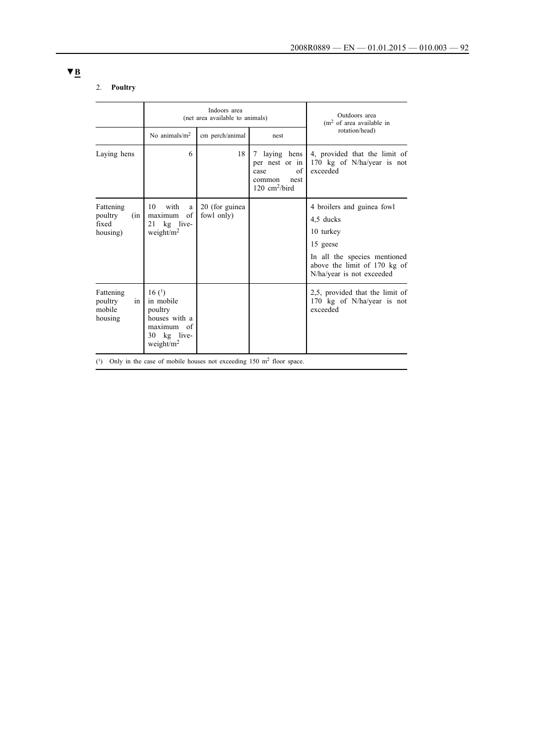▼B

2. **Poultry**

| | Indoors area (net area available to animals) | | | Outdoors area ($m^2$ of area available in rotation/head) |
|---|---|---|---|---|
| | No animals/$m^2$ | cm perch/animal | nest | |
| Laying hens | 6 | 18 | 7 laying hens per nest or in case of common nest 120 $cm^2$/bird | 4, provided that the limit of 170 kg of N/ha/year is not exceeded |
| Fattening poultry (in fixed housing) | 10 with a maximum of 21 kg live-weight/$m^2$ | 20 (for guinea fowl only) | | 4 broilers and guinea fowl<br>4,5 ducks<br>10 turkey<br>15 geese<br>In all the species mentioned above the limit of 170 kg of N/ha/year is not exceeded |
| Fattening poultry in mobile housing | 16 [1] in mobile poultry houses with a maximum of 30 kg live-weight/$m^2$ | | | 2,5, provided that the limit of 170 kg of N/ha/year is not exceeded |

[1] Only in the case of mobile houses not exceeding 150 $m^2$ floor space.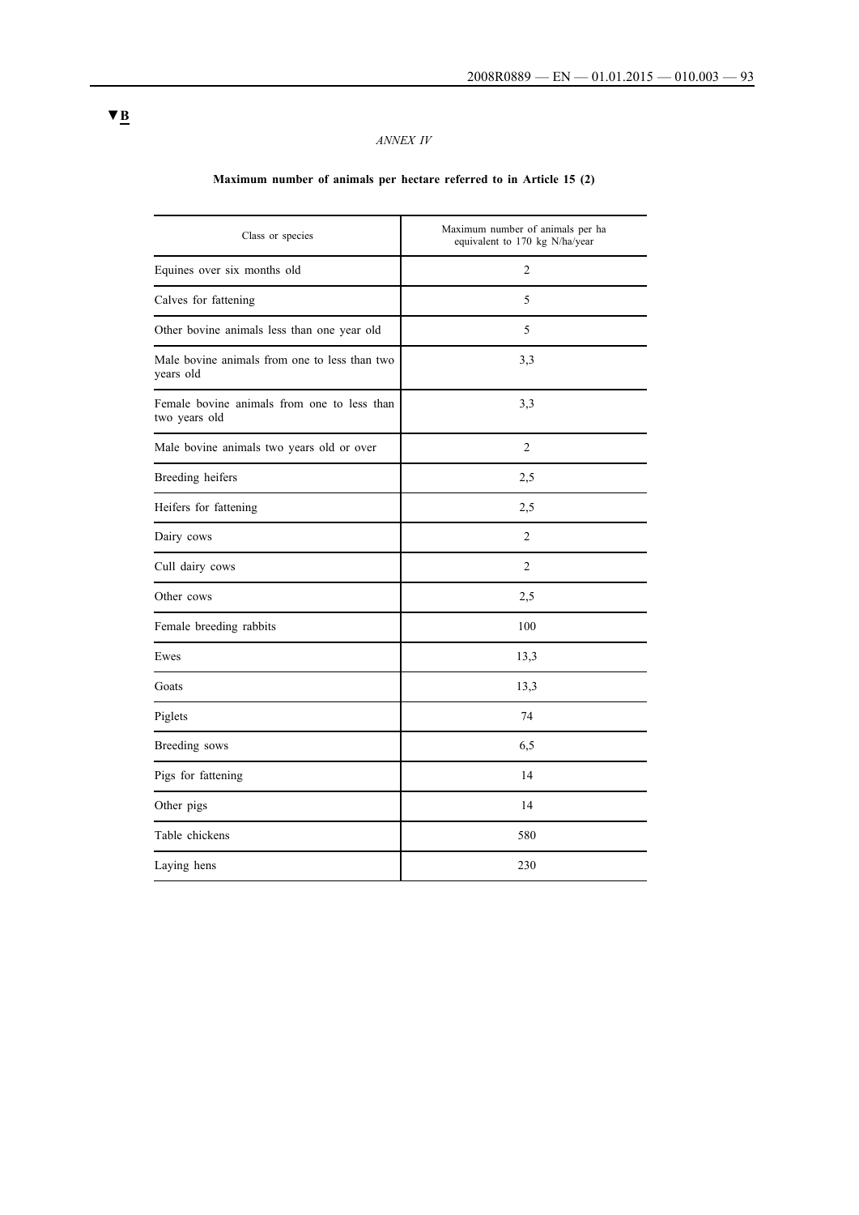▼B

*ANNEX IV*

**Maximum number of animals per hectare referred to in Article 15 (2)**

| Class or species | Maximum number of animals per ha equivalent to 170 kg N/ha/year |
|---|---|
| Equines over six months old | 2 |
| Calves for fattening | 5 |
| Other bovine animals less than one year old | 5 |
| Male bovine animals from one to less than two years old | 3,3 |
| Female bovine animals from one to less than two years old | 3,3 |
| Male bovine animals two years old or over | 2 |
| Breeding heifers | 2,5 |
| Heifers for fattening | 2,5 |
| Dairy cows | 2 |
| Cull dairy cows | 2 |
| Other cows | 2,5 |
| Female breeding rabbits | 100 |
| Ewes | 13,3 |
| Goats | 13,3 |
| Piglets | 74 |
| Breeding sows | 6,5 |
| Pigs for fattening | 14 |
| Other pigs | 14 |
| Table chickens | 580 |
| Laying hens | 230 |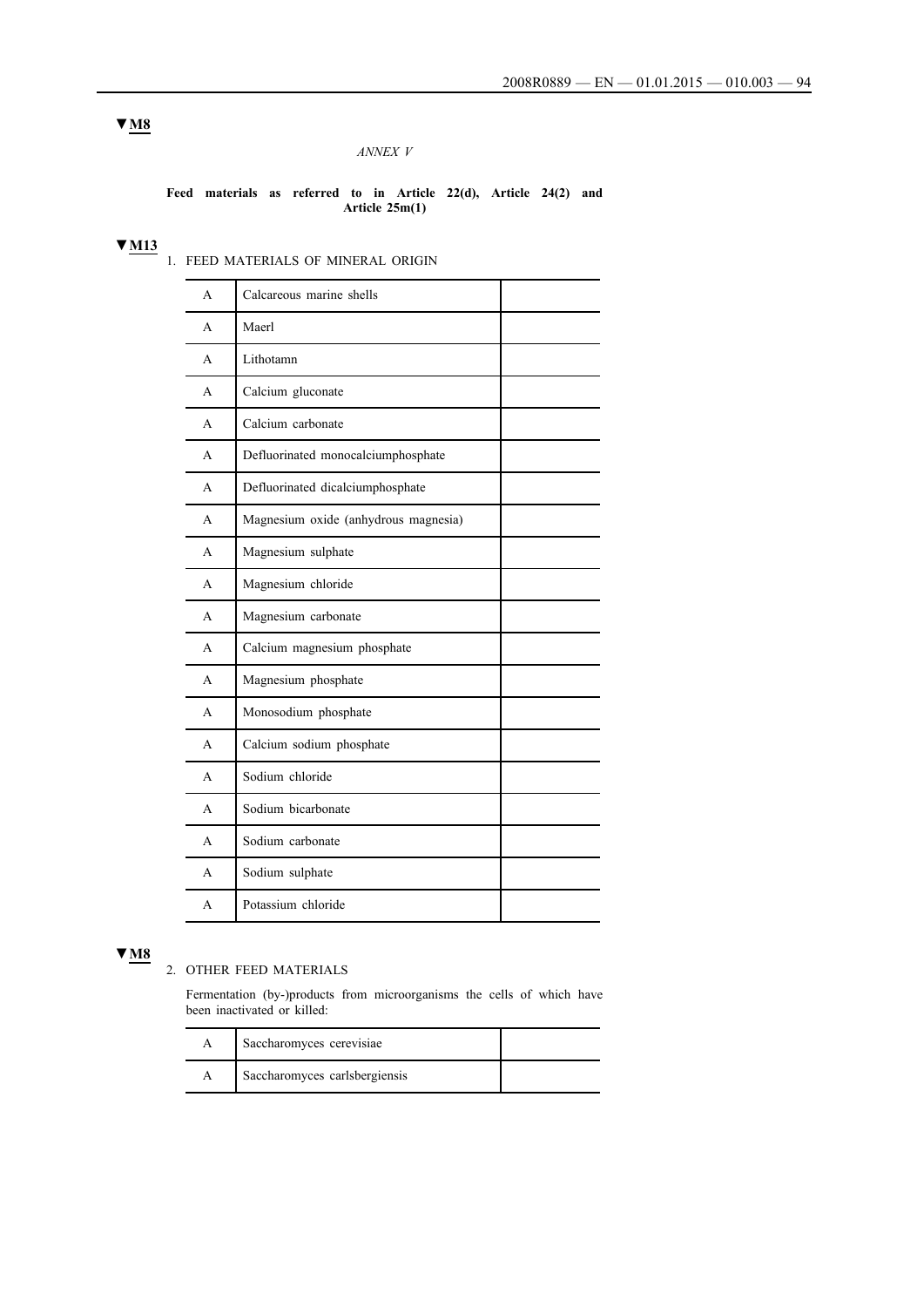▼M8

*ANNEX V*

**Feed materials as referred to in Article 22(d), Article 24(2) and Article 25m(1)**

▼M13

1. FEED MATERIALS OF MINERAL ORIGIN

| | | |
|---|---|---|
| A | Calcareous marine shells | |
| A | Maerl | |
| A | Lithotamn | |
| A | Calcium gluconate | |
| A | Calcium carbonate | |
| A | Defluorinated monocalciumphosphate | |
| A | Defluorinated dicalciumphosphate | |
| A | Magnesium oxide (anhydrous magnesia) | |
| A | Magnesium sulphate | |
| A | Magnesium chloride | |
| A | Magnesium carbonate | |
| A | Calcium magnesium phosphate | |
| A | Magnesium phosphate | |
| A | Monosodium phosphate | |
| A | Calcium sodium phosphate | |
| A | Sodium chloride | |
| A | Sodium bicarbonate | |
| A | Sodium carbonate | |
| A | Sodium sulphate | |
| A | Potassium chloride | |

▼M8

2. OTHER FEED MATERIALS

Fermentation (by-)products from microorganisms the cells of which have been inactivated or killed:

| | | |
|---|---|---|
| A | Saccharomyces cerevisiae | |
| A | Saccharomyces carlsbergiensis | |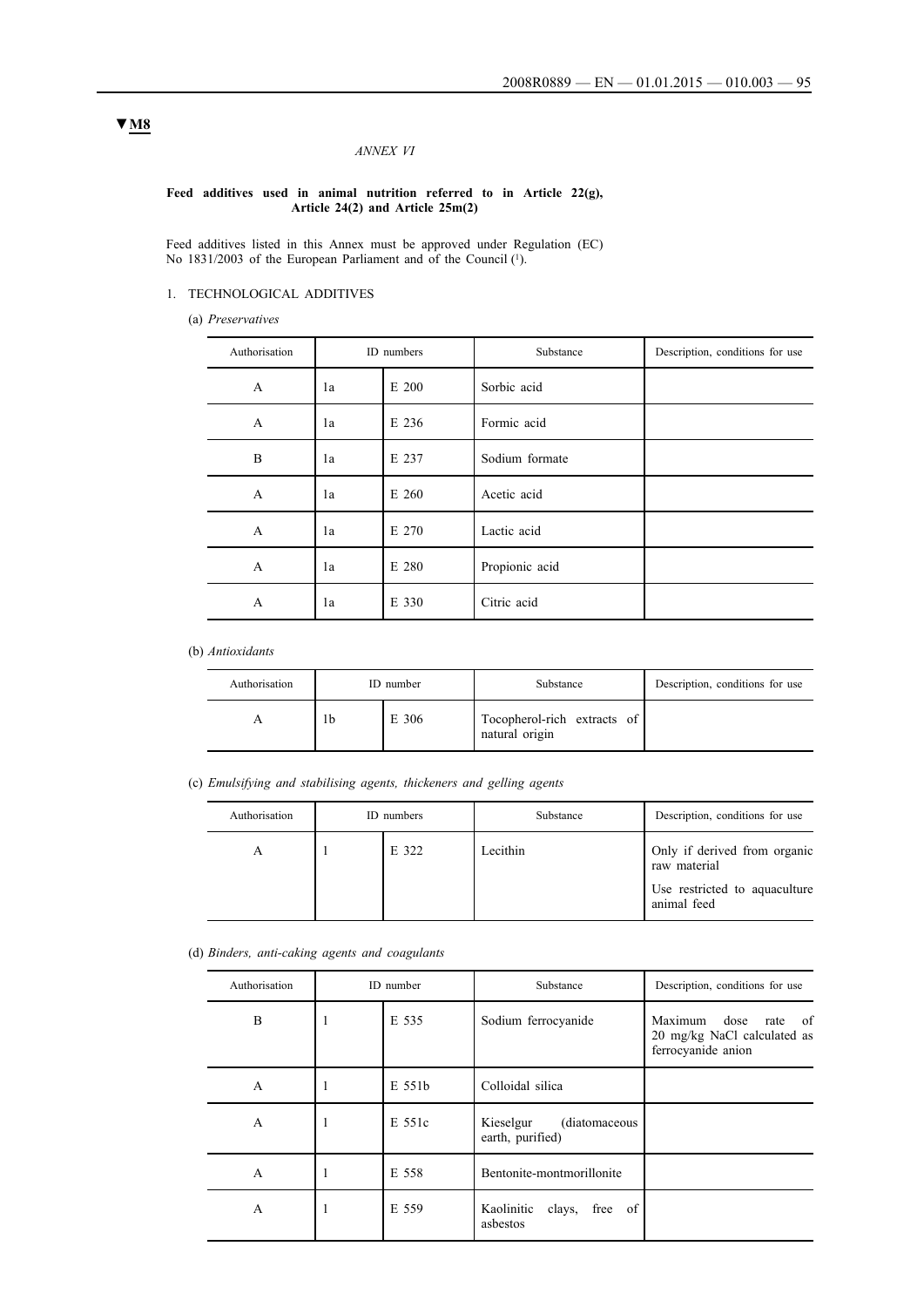▼M8

*ANNEX VI*

**Feed additives used in animal nutrition referred to in Article 22(g), Article 24(2) and Article 25m(2)**

Feed additives listed in this Annex must be approved under Regulation (EC) No 1831/2003 of the European Parliament and of the Council ([1]).

1. TECHNOLOGICAL ADDITIVES

(a) *Preservatives*

| Authorisation | ID numbers | | Substance | Description, conditions for use |
|---|---|---|---|---|
| A | 1a | E 200 | Sorbic acid | |
| A | 1a | E 236 | Formic acid | |
| B | 1a | E 237 | Sodium formate | |
| A | 1a | E 260 | Acetic acid | |
| A | 1a | E 270 | Lactic acid | |
| A | 1a | E 280 | Propionic acid | |
| A | 1a | E 330 | Citric acid | |

(b) *Antioxidants*

| Authorisation | ID number | | Substance | Description, conditions for use |
|---|---|---|---|---|
| A | 1b | E 306 | Tocopherol-rich extracts of natural origin | |

(c) *Emulsifying and stabilising agents, thickeners and gelling agents*

| Authorisation | ID numbers | | Substance | Description, conditions for use |
|---|---|---|---|---|
| A | 1 | E 322 | Lecithin | Only if derived from organic raw material<br><br>Use restricted to aquaculture animal feed |

(d) *Binders, anti-caking agents and coagulants*

| Authorisation | ID number | | Substance | Description, conditions for use |
|---|---|---|---|---|
| B | 1 | E 535 | Sodium ferrocyanide | Maximum dose rate of 20 mg/kg NaCl calculated as ferrocyanide anion |
| A | 1 | E 551b | Colloidal silica | |
| A | 1 | E 551c | Kieselgur (diatomaceous earth, purified) | |
| A | 1 | E 558 | Bentonite-montmorillonite | |
| A | 1 | E 559 | Kaolinitic clays, free of asbestos | |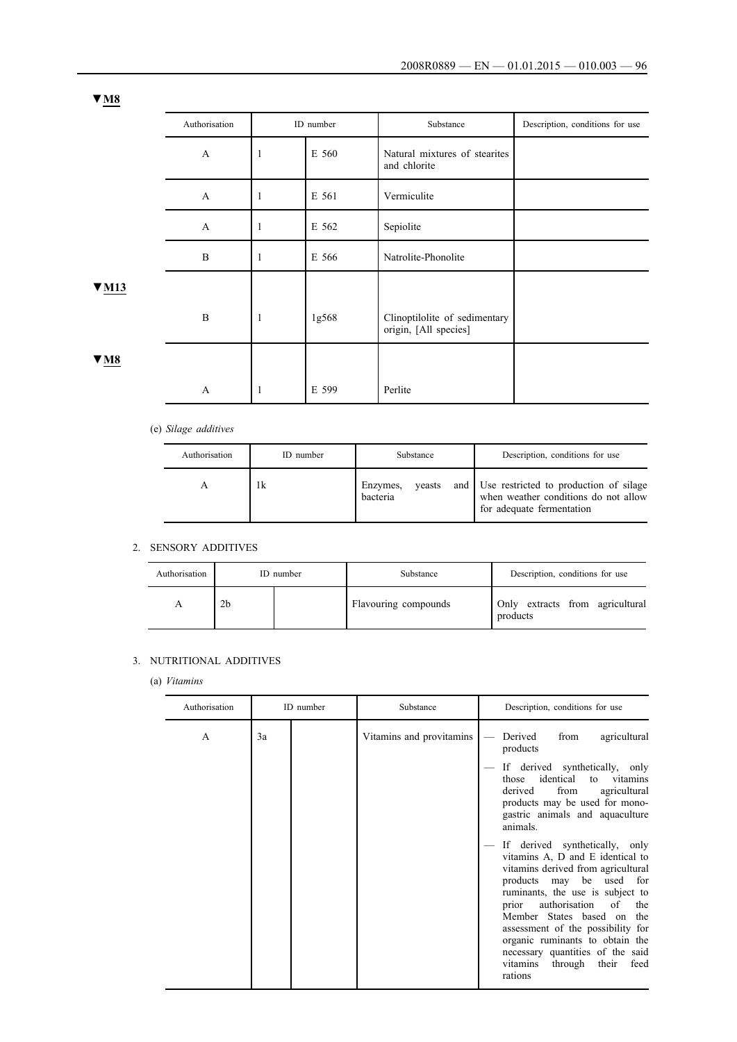▼**M8**

| Authorisation | ID number | | Substance | Description, conditions for use |
|---|---|---|---|---|
| A | 1 | E 560 | Natural mixtures of stearites and chlorite | |
| A | 1 | E 561 | Vermiculite | |
| A | 1 | E 562 | Sepiolite | |
| B | 1 | E 566 | Natrolite-Phonolite | |
| B | 1 | 1g568 | Clinoptilolite of sedimentary origin, [All species] | |
| A | 1 | E 599 | Perlite | |

▼**M13** (applies to the 1g568 row)

▼**M8** (applies to the E 599 row)

(e) *Silage additives*

| Authorisation | ID number | Substance | Description, conditions for use |
|---|---|---|---|
| A | 1k | Enzymes, yeasts and bacteria | Use restricted to production of silage when weather conditions do not allow for adequate fermentation |

2. SENSORY ADDITIVES

| Authorisation | ID number | | Substance | Description, conditions for use |
|---|---|---|---|---|
| A | 2b | | Flavouring compounds | Only extracts from agricultural products |

3. NUTRITIONAL ADDITIVES

(a) *Vitamins*

| Authorisation | ID number | | Substance | Description, conditions for use |
|---|---|---|---|---|
| A | 3a | | Vitamins and provitamins | — Derived from agricultural products<br>— If derived synthetically, only those identical to vitamins derived from agricultural products may be used for mono-gastric animals and aquaculture animals.<br>— If derived synthetically, only vitamins A, D and E identical to vitamins derived from agricultural products may be used for ruminants, the use is subject to prior authorisation of the Member States based on the assessment of the possibility for organic ruminants to obtain the necessary quantities of the said vitamins through their feed rations |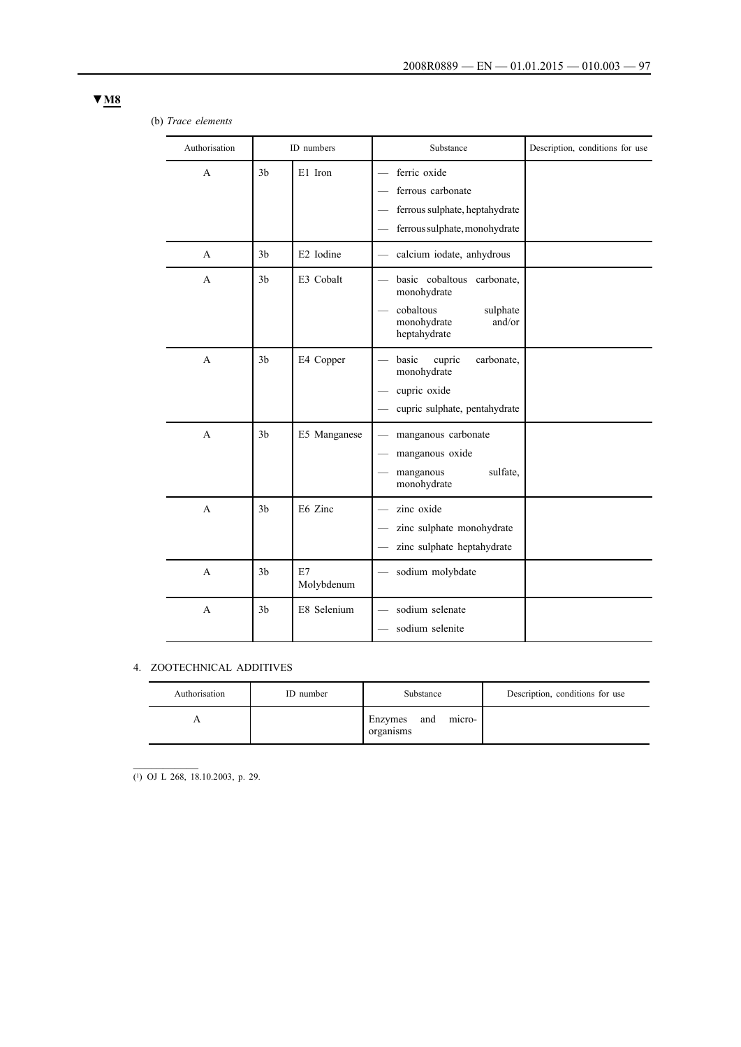**▼M8**

(b) *Trace elements*

| Authorisation | ID numbers | | Substance | Description, conditions for use |
|---|---|---|---|---|
| A | 3b | E1 Iron | — ferric oxide<br>— ferrous carbonate<br>— ferrous sulphate, heptahydrate<br>— ferrous sulphate, monohydrate | |
| A | 3b | E2 Iodine | — calcium iodate, anhydrous | |
| A | 3b | E3 Cobalt | — basic cobaltous carbonate, monohydrate<br>— cobaltous sulphate monohydrate and/or heptahydrate | |
| A | 3b | E4 Copper | — basic cupric carbonate, monohydrate<br>— cupric oxide<br>— cupric sulphate, pentahydrate | |
| A | 3b | E5 Manganese | — manganous carbonate<br>— manganous oxide<br>— manganous sulfate, monohydrate | |
| A | 3b | E6 Zinc | — zinc oxide<br>— zinc sulphate monohydrate<br>— zinc sulphate heptahydrate | |
| A | 3b | E7 Molybdenum | — sodium molybdate | |
| A | 3b | E8 Selenium | — sodium selenate<br>— sodium selenite | |

4. ZOOTECHNICAL ADDITIVES

| Authorisation | ID number | Substance | Description, conditions for use |
|---|---|---|---|
| A | | Enzymes and micro-organisms | |

(1) OJ L 268, 18.10.2003, p. 29.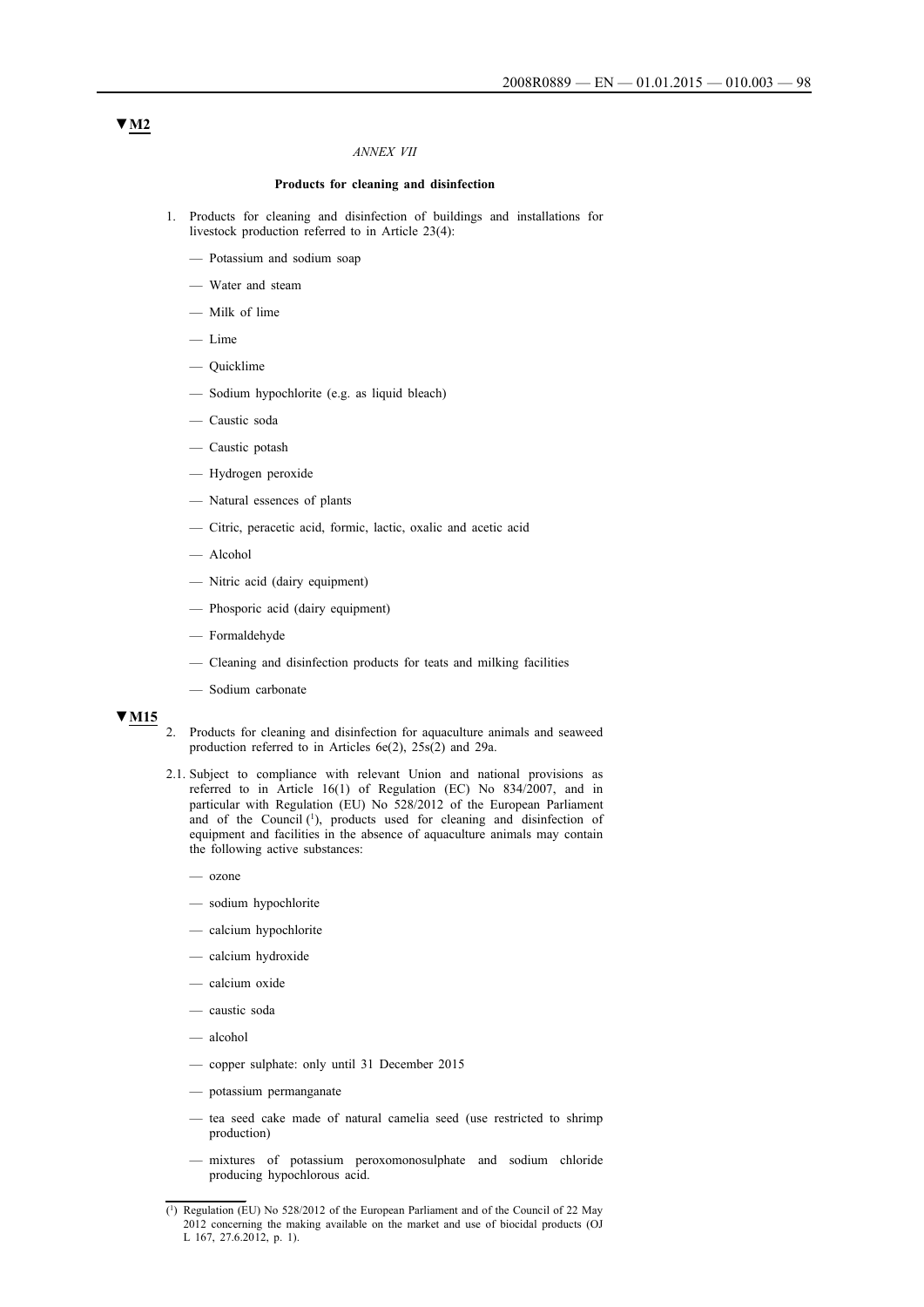▼M2

*ANNEX VII*

**Products for cleaning and disinfection**

1. Products for cleaning and disinfection of buildings and installations for livestock production referred to in Article 23(4):

— Potassium and sodium soap

— Water and steam

— Milk of lime

— Lime

— Quicklime

— Sodium hypochlorite (e.g. as liquid bleach)

— Caustic soda

— Caustic potash

— Hydrogen peroxide

— Natural essences of plants

— Citric, peracetic acid, formic, lactic, oxalic and acetic acid

— Alcohol

— Nitric acid (dairy equipment)

— Phosporic acid (dairy equipment)

— Formaldehyde

— Cleaning and disinfection products for teats and milking facilities

— Sodium carbonate

▼M15

2. Products for cleaning and disinfection for aquaculture animals and seaweed production referred to in Articles 6e(2), 25s(2) and 29a.

2.1. Subject to compliance with relevant Union and national provisions as referred to in Article 16(1) of Regulation (EC) No 834/2007, and in particular with Regulation (EU) No 528/2012 of the European Parliament and of the Council [1], products used for cleaning and disinfection of equipment and facilities in the absence of aquaculture animals may contain the following active substances:

— ozone

— sodium hypochlorite

— calcium hypochlorite

— calcium hydroxide

— calcium oxide

— caustic soda

— alcohol

— copper sulphate: only until 31 December 2015

— potassium permanganate

— tea seed cake made of natural camelia seed (use restricted to shrimp production)

— mixtures of potassium peroxomonosulphate and sodium chloride producing hypochlorous acid.

---

[1] Regulation (EU) No 528/2012 of the European Parliament and of the Council of 22 May 2012 concerning the making available on the market and use of biocidal products (OJ L 167, 27.6.2012, p. 1).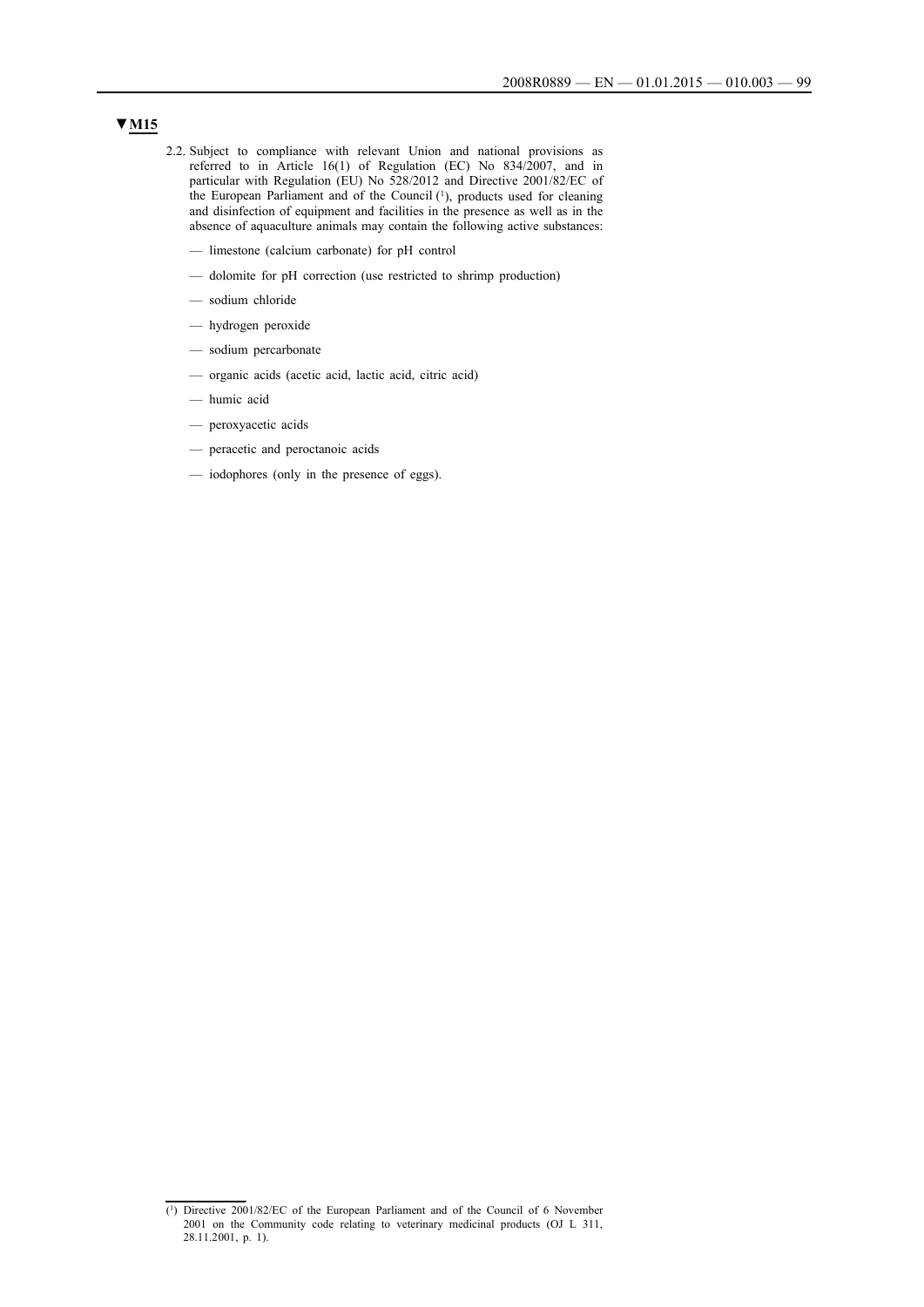**▼M15**

2.2. Subject to compliance with relevant Union and national provisions as referred to in Article 16(1) of Regulation (EC) No 834/2007, and in particular with Regulation (EU) No 528/2012 and Directive 2001/82/EC of the European Parliament and of the Council [1], products used for cleaning and disinfection of equipment and facilities in the presence as well as in the absence of aquaculture animals may contain the following active substances:

- limestone (calcium carbonate) for pH control
- dolomite for pH correction (use restricted to shrimp production)
- sodium chloride
- hydrogen peroxide
- sodium percarbonate
- organic acids (acetic acid, lactic acid, citric acid)
- humic acid
- peroxyacetic acids
- peracetic and peroctanoic acids
- iodophores (only in the presence of eggs).

---

[1] Directive 2001/82/EC of the European Parliament and of the Council of 6 November 2001 on the Community code relating to veterinary medicinal products (OJ L 311, 28.11.2001, p. 1).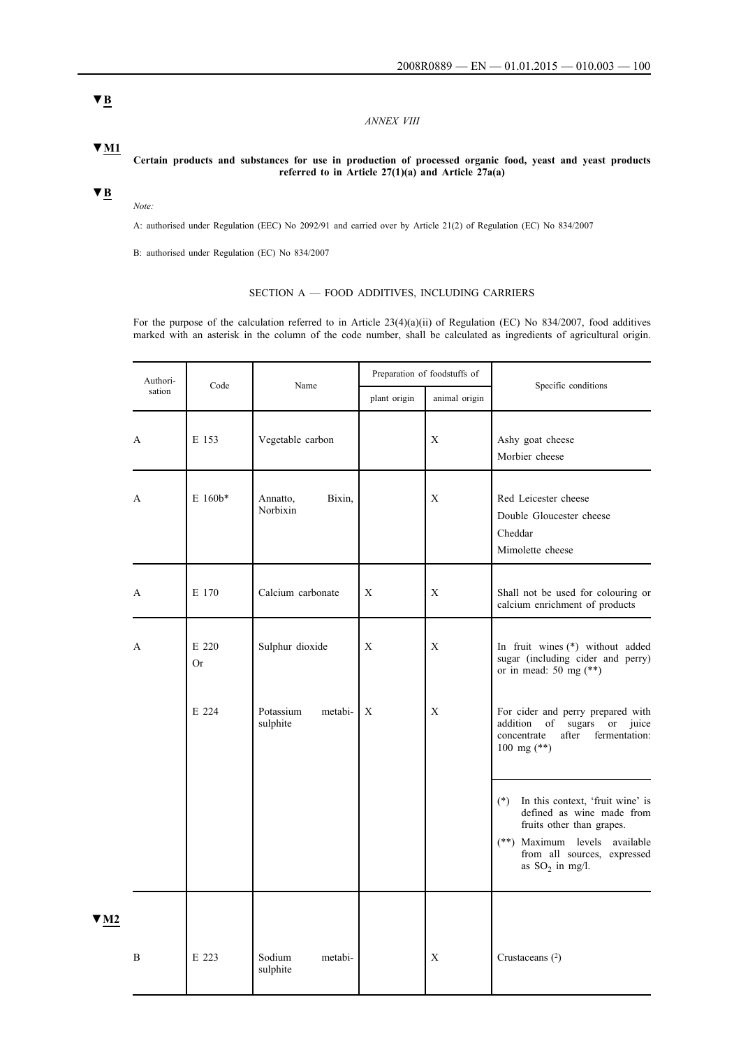▼B

*ANNEX VIII*

▼M1

**Certain products and substances for use in production of processed organic food, yeast and yeast products referred to in Article 27(1)(a) and Article 27a(a)**

▼B

*Note:*

A: authorised under Regulation (EEC) No 2092/91 and carried over by Article 21(2) of Regulation (EC) No 834/2007

B: authorised under Regulation (EC) No 834/2007

SECTION A — FOOD ADDITIVES, INCLUDING CARRIERS

For the purpose of the calculation referred to in Article 23(4)(a)(ii) of Regulation (EC) No 834/2007, food additives marked with an asterisk in the column of the code number, shall be calculated as ingredients of agricultural origin.

| Authorisation | Code | Name | Preparation of foodstuffs of | | Specific conditions |
|---|---|---|---|---|---|
| | | | plant origin | animal origin | |
| A | E 153 | Vegetable carbon | | X | Ashy goat cheese<br>Morbier cheese |
| A | E 160b* | Annatto, Bixin, Norbixin | | X | Red Leicester cheese<br>Double Gloucester cheese<br>Cheddar<br>Mimolette cheese |
| A | E 170 | Calcium carbonate | X | X | Shall not be used for colouring or calcium enrichment of products |
| A | E 220<br>Or | Sulphur dioxide | X | X | In fruit wines (*) without added sugar (including cider and perry) or in mead: 50 mg (**) |
| | E 224 | Potassium metabisulphite | X | X | For cider and perry prepared with addition of sugars or juice concentrate after fermentation: 100 mg (**)<br><br>(*) In this context, 'fruit wine' is defined as wine made from fruits other than grapes.<br>(**) Maximum levels available from all sources, expressed as $SO_2$ in mg/l. |
| ▼M2 | | | | | |
| B | E 223 | Sodium metabisulphite | | X | Crustaceans [2] |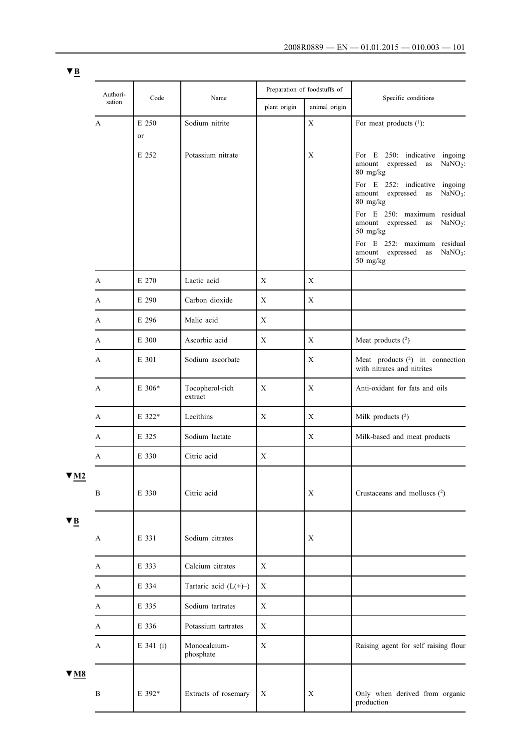▼B

| Authorisation | Code | Name | Preparation of foodstuffs of | | Specific conditions |
|---|---|---|---|---|---|
| | | | plant origin | animal origin | |
| A | E 250 or | Sodium nitrite | | X | For meat products (1): |
| | E 252 | Potassium nitrate | | X | For E 250: indicative ingoing amount expressed as $NaNO_2$: 80 mg/kg<br>For E 252: indicative ingoing amount expressed as $NaNO_3$: 80 mg/kg<br>For E 250: maximum residual amount expressed as $NaNO_2$: 50 mg/kg<br>For E 252: maximum residual amount expressed as $NaNO_3$: 50 mg/kg |
| A | E 270 | Lactic acid | X | X | |
| A | E 290 | Carbon dioxide | X | X | |
| A | E 296 | Malic acid | X | | |
| A | E 300 | Ascorbic acid | X | X | Meat products (2) |
| A | E 301 | Sodium ascorbate | | X | Meat products (2) in connection with nitrates and nitrites |
| A | E 306* | Tocopherol-rich extract | X | X | Anti-oxidant for fats and oils |
| A | E 322* | Lecithins | X | X | Milk products (2) |
| A | E 325 | Sodium lactate | | X | Milk-based and meat products |
| A | E 330 | Citric acid | X | | |
| ▼M2 | | | | | |
| B | E 330 | Citric acid | | X | Crustaceans and molluscs (2) |
| ▼B | | | | | |
| A | E 331 | Sodium citrates | | X | |
| A | E 333 | Calcium citrates | X | | |
| A | E 334 | Tartaric acid (L(+)–) | X | | |
| A | E 335 | Sodium tartrates | X | | |
| A | E 336 | Potassium tartrates | X | | |
| A | E 341 (i) | Monocalcium-phosphate | X | | Raising agent for self raising flour |
| ▼M8 | | | | | |
| B | E 392* | Extracts of rosemary | X | X | Only when derived from organic production |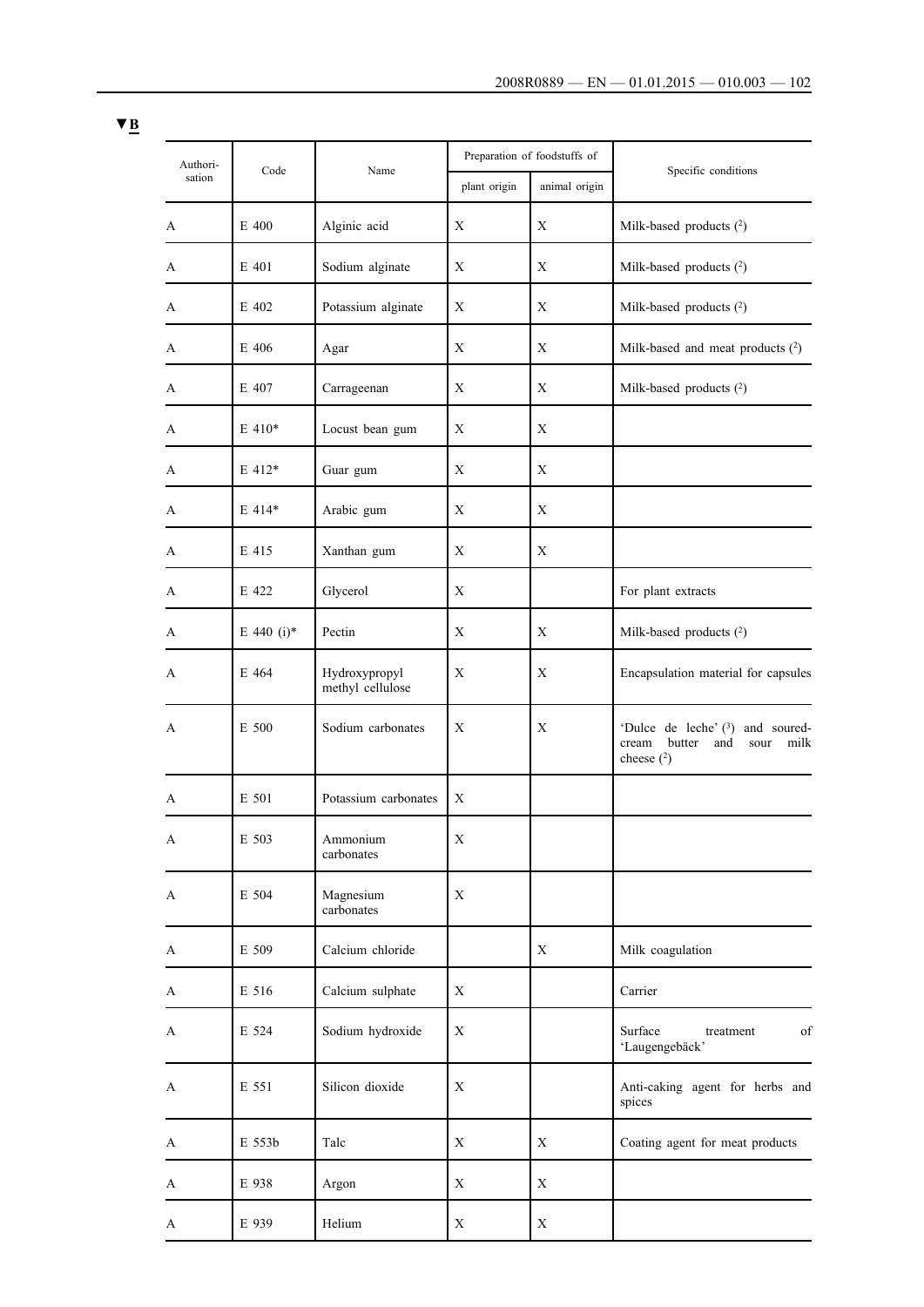▼B

| Authorisation | Code | Name | Preparation of foodstuffs of | | Specific conditions |
|---|---|---|---|---|---|
| | | | plant origin | animal origin | |
| A | E 400 | Alginic acid | X | X | Milk-based products [2] |
| A | E 401 | Sodium alginate | X | X | Milk-based products [2] |
| A | E 402 | Potassium alginate | X | X | Milk-based products [2] |
| A | E 406 | Agar | X | X | Milk-based and meat products [2] |
| A | E 407 | Carrageenan | X | X | Milk-based products [2] |
| A | E 410* | Locust bean gum | X | X | |
| A | E 412* | Guar gum | X | X | |
| A | E 414* | Arabic gum | X | X | |
| A | E 415 | Xanthan gum | X | X | |
| A | E 422 | Glycerol | X | | For plant extracts |
| A | E 440 (i)* | Pectin | X | X | Milk-based products [2] |
| A | E 464 | Hydroxypropyl methyl cellulose | X | X | Encapsulation material for capsules |
| A | E 500 | Sodium carbonates | X | X | 'Dulce de leche' [3] and soured-cream butter and sour milk cheese [2] |
| A | E 501 | Potassium carbonates | X | | |
| A | E 503 | Ammonium carbonates | X | | |
| A | E 504 | Magnesium carbonates | X | | |
| A | E 509 | Calcium chloride | | X | Milk coagulation |
| A | E 516 | Calcium sulphate | X | | Carrier |
| A | E 524 | Sodium hydroxide | X | | Surface treatment of 'Laugengebäck' |
| A | E 551 | Silicon dioxide | X | | Anti-caking agent for herbs and spices |
| A | E 553b | Talc | X | X | Coating agent for meat products |
| A | E 938 | Argon | X | X | |
| A | E 939 | Helium | X | X | |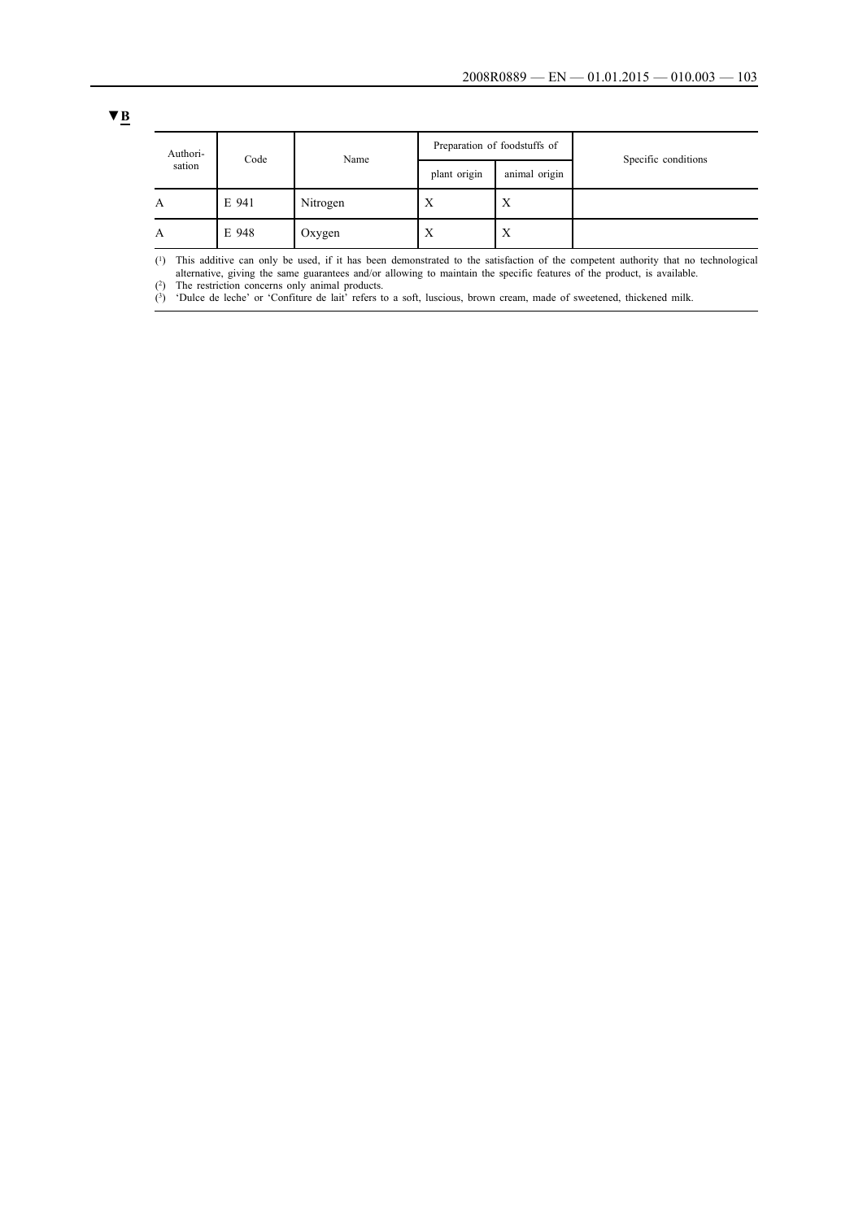▼B

| Authorisation | Code | Name | Preparation of foodstuffs of | | Specific conditions |
|---|---|---|---|---|---|
| | | | plant origin | animal origin | |
| A | E 941 | Nitrogen | X | X | |
| A | E 948 | Oxygen | X | X | |

(1) This additive can only be used, if it has been demonstrated to the satisfaction of the competent authority that no technological alternative, giving the same guarantees and/or allowing to maintain the specific features of the product, is available.

(2) The restriction concerns only animal products.

(3) 'Dulce de leche' or 'Confiture de lait' refers to a soft, luscious, brown cream, made of sweetened, thickened milk.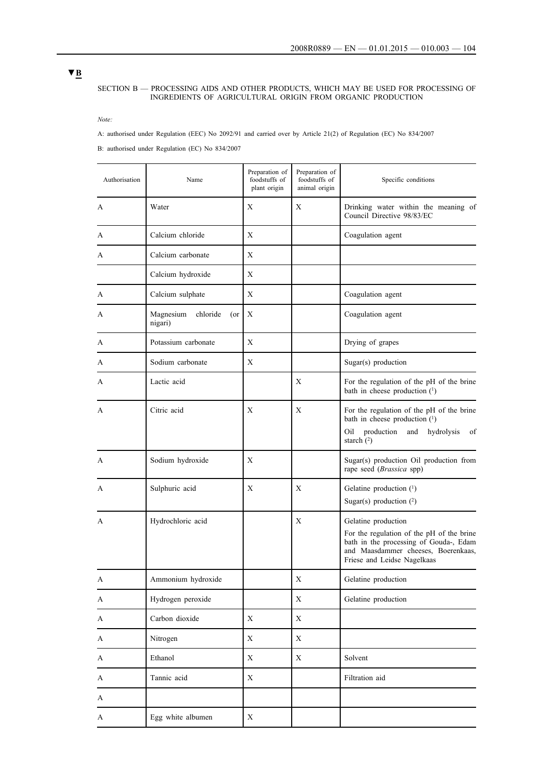▼B

SECTION B — PROCESSING AIDS AND OTHER PRODUCTS, WHICH MAY BE USED FOR PROCESSING OF INGREDIENTS OF AGRICULTURAL ORIGIN FROM ORGANIC PRODUCTION

*Note:*

A: authorised under Regulation (EEC) No 2092/91 and carried over by Article 21(2) of Regulation (EC) No 834/2007

B: authorised under Regulation (EC) No 834/2007

| Authorisation | Name | Preparation of foodstuffs of plant origin | Preparation of foodstuffs of animal origin | Specific conditions |
|---|---|---|---|---|
| A | Water | X | X | Drinking water within the meaning of Council Directive 98/83/EC |
| A | Calcium chloride | X | | Coagulation agent |
| A | Calcium carbonate | X | | |
| | Calcium hydroxide | X | | |
| A | Calcium sulphate | X | | Coagulation agent |
| A | Magnesium chloride (or nigari) | X | | Coagulation agent |
| A | Potassium carbonate | X | | Drying of grapes |
| A | Sodium carbonate | X | | Sugar(s) production |
| A | Lactic acid | | X | For the regulation of the pH of the brine bath in cheese production (1) |
| A | Citric acid | X | X | For the regulation of the pH of the brine bath in cheese production (1)<br>Oil production and hydrolysis of starch (2) |
| A | Sodium hydroxide | X | | Sugar(s) production Oil production from rape seed (*Brassica* spp) |
| A | Sulphuric acid | X | X | Gelatine production (1)<br>Sugar(s) production (2) |
| A | Hydrochloric acid | | X | Gelatine production<br>For the regulation of the pH of the brine bath in the processing of Gouda-, Edam and Maasdammer cheeses, Boerenkaas, Friese and Leidse Nagelkaas |
| A | Ammonium hydroxide | | X | Gelatine production |
| A | Hydrogen peroxide | | X | Gelatine production |
| A | Carbon dioxide | X | X | |
| A | Nitrogen | X | X | |
| A | Ethanol | X | X | Solvent |
| A | Tannic acid | X | | Filtration aid |
| A | | | | |
| A | Egg white albumen | X | | |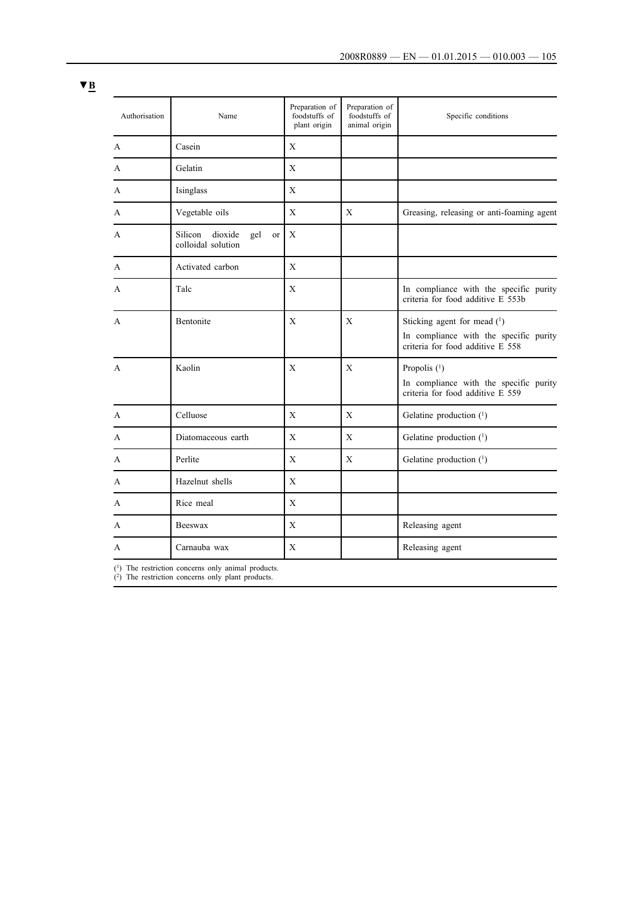▼B

| Authorisation | Name | Preparation of foodstuffs of plant origin | Preparation of foodstuffs of animal origin | Specific conditions |
|---|---|---|---|---|
| A | Casein | X | | |
| A | Gelatin | X | | |
| A | Isinglass | X | | |
| A | Vegetable oils | X | X | Greasing, releasing or anti-foaming agent |
| A | Silicon dioxide gel or colloidal solution | X | | |
| A | Activated carbon | X | | |
| A | Talc | X | | In compliance with the specific purity criteria for food additive E 553b |
| A | Bentonite | X | X | Sticking agent for mead (1)<br>In compliance with the specific purity criteria for food additive E 558 |
| A | Kaolin | X | X | Propolis (1)<br>In compliance with the specific purity criteria for food additive E 559 |
| A | Celluose | X | X | Gelatine production (1) |
| A | Diatomaceous earth | X | X | Gelatine production (1) |
| A | Perlite | X | X | Gelatine production (1) |
| A | Hazelnut shells | X | | |
| A | Rice meal | X | | |
| A | Beeswax | X | | Releasing agent |
| A | Carnauba wax | X | | Releasing agent |

(1) The restriction concerns only animal products.
(2) The restriction concerns only plant products.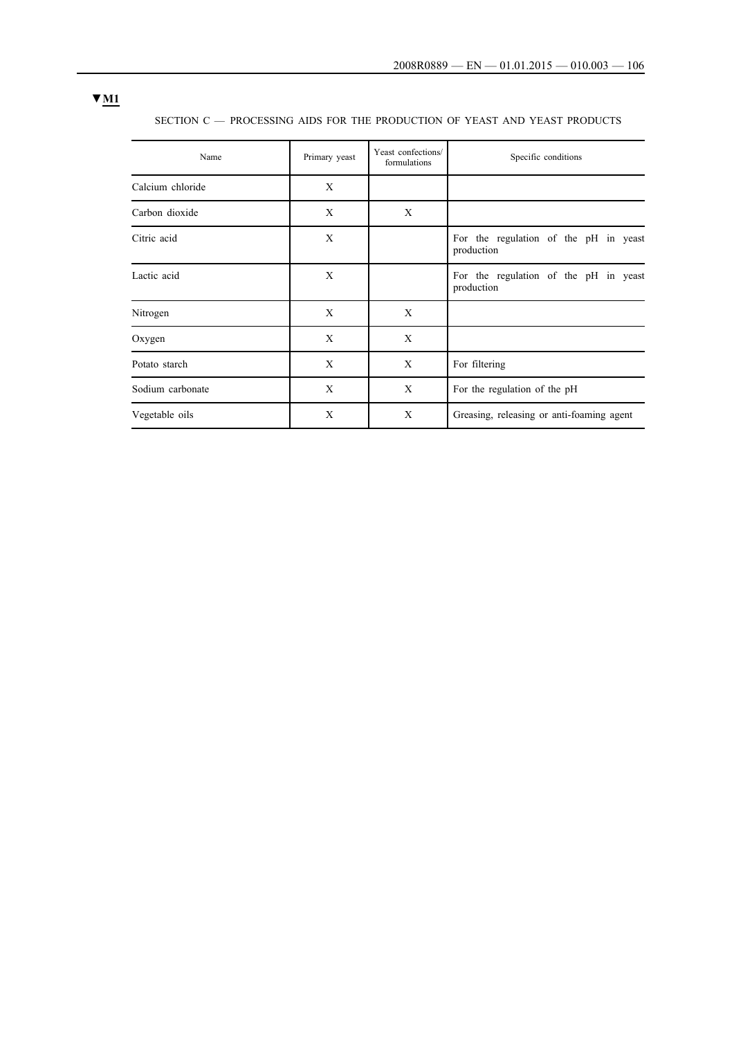▼M1

SECTION C — PROCESSING AIDS FOR THE PRODUCTION OF YEAST AND YEAST PRODUCTS

| Name | Primary yeast | Yeast confections/ formulations | Specific conditions |
|---|---|---|---|
| Calcium chloride | X | | |
| Carbon dioxide | X | X | |
| Citric acid | X | | For the regulation of the pH in yeast production |
| Lactic acid | X | | For the regulation of the pH in yeast production |
| Nitrogen | X | X | |
| Oxygen | X | X | |
| Potato starch | X | X | For filtering |
| Sodium carbonate | X | X | For the regulation of the pH |
| Vegetable oils | X | X | Greasing, releasing or anti-foaming agent |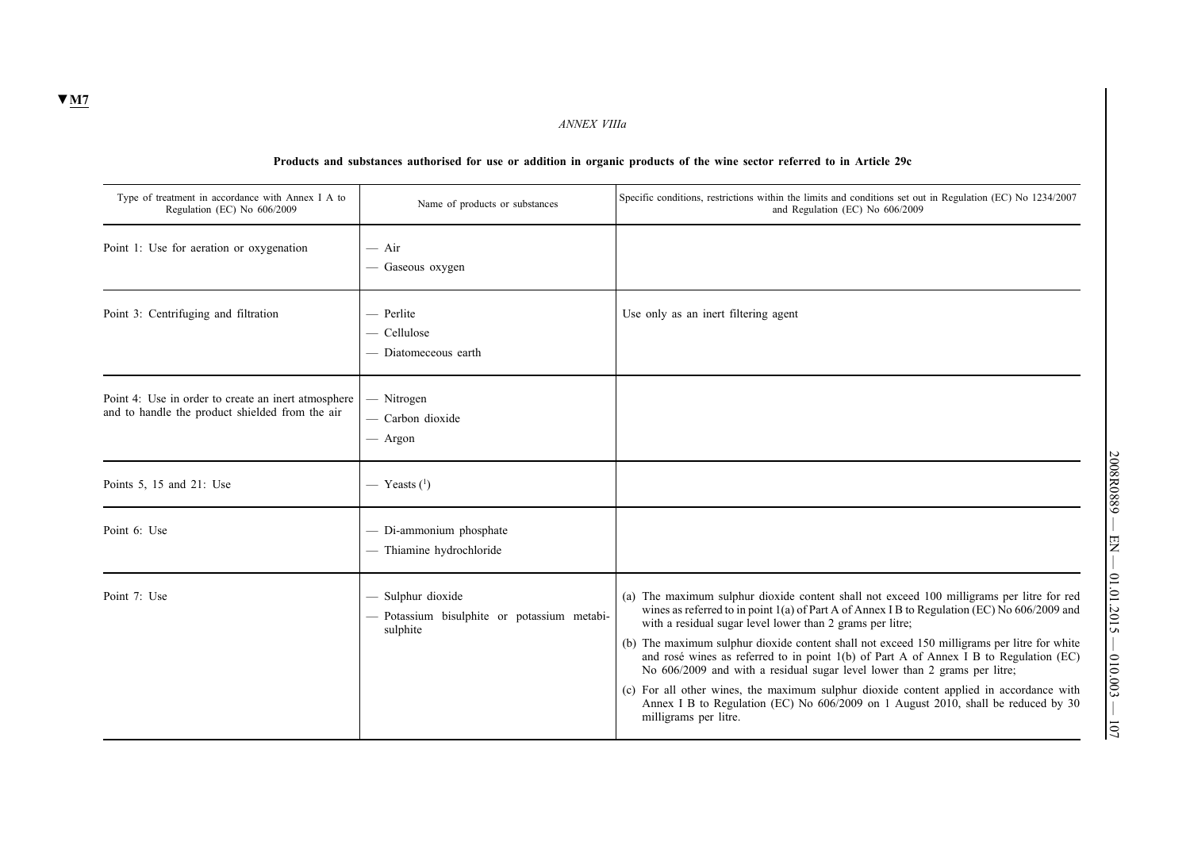▼M7

*ANNEX VIIIa*

**Products and substances authorised for use or addition in organic products of the wine sector referred to in Article 29c**

| Type of treatment in accordance with Annex I A to Regulation (EC) No 606/2009 | Name of products or substances | Specific conditions, restrictions within the limits and conditions set out in Regulation (EC) No 1234/2007 and Regulation (EC) No 606/2009 |
|---|---|---|
| Point 1: Use for aeration or oxygenation | — Air<br>— Gaseous oxygen | |
| Point 3: Centrifuging and filtration | — Perlite<br>— Cellulose<br>— Diatomeceous earth | Use only as an inert filtering agent |
| Point 4: Use in order to create an inert atmosphere and to handle the product shielded from the air | — Nitrogen<br>— Carbon dioxide<br>— Argon | |
| Points 5, 15 and 21: Use | — Yeasts [1] | |
| Point 6: Use | — Di-ammonium phosphate<br>— Thiamine hydrochloride | |
| Point 7: Use | — Sulphur dioxide<br>— Potassium bisulphite or potassium metabisulphite | (a) The maximum sulphur dioxide content shall not exceed 100 milligrams per litre for red wines as referred to in point 1(a) of Part A of Annex I B to Regulation (EC) No 606/2009 and with a residual sugar level lower than 2 grams per litre;<br>(b) The maximum sulphur dioxide content shall not exceed 150 milligrams per litre for white and rosé wines as referred to in point 1(b) of Part A of Annex I B to Regulation (EC) No 606/2009 and with a residual sugar level lower than 2 grams per litre;<br>(c) For all other wines, the maximum sulphur dioxide content applied in accordance with Annex I B to Regulation (EC) No 606/2009 on 1 August 2010, shall be reduced by 30 milligrams per litre. |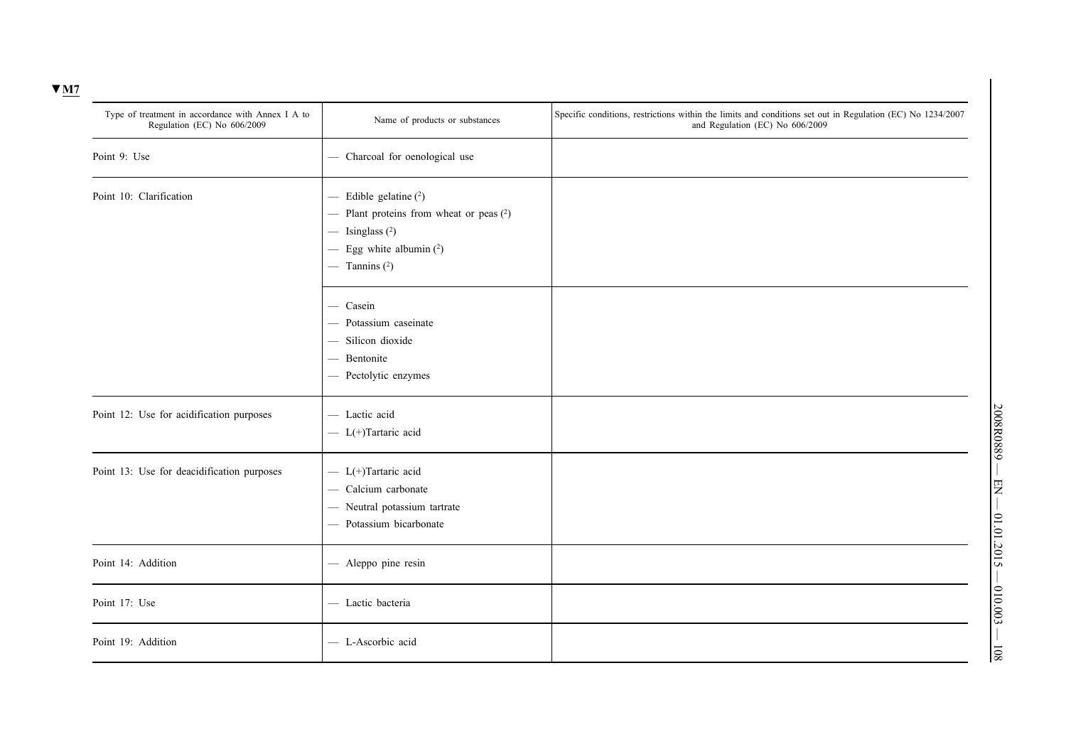▼M7

| Type of treatment in accordance with Annex I A to Regulation (EC) No 606/2009 | Name of products or substances | Specific conditions, restrictions within the limits and conditions set out in Regulation (EC) No 1234/2007 and Regulation (EC) No 606/2009 |
|---|---|---|
| Point 9: Use | — Charcoal for oenological use | |
| Point 10: Clarification | — Edible gelatine (2)<br>— Plant proteins from wheat or peas (2)<br>— Isinglass (2)<br>— Egg white albumin (2)<br>— Tannins (2) | |
| | — Casein<br>— Potassium caseinate<br>— Silicon dioxide<br>— Bentonite<br>— Pectolytic enzymes | |
| Point 12: Use for acidification purposes | — Lactic acid<br>— L(+)Tartaric acid | |
| Point 13: Use for deacidification purposes | — L(+)Tartaric acid<br>— Calcium carbonate<br>— Neutral potassium tartrate<br>— Potassium bicarbonate | |
| Point 14: Addition | — Aleppo pine resin | |
| Point 17: Use | — Lactic bacteria | |
| Point 19: Addition | — L-Ascorbic acid | |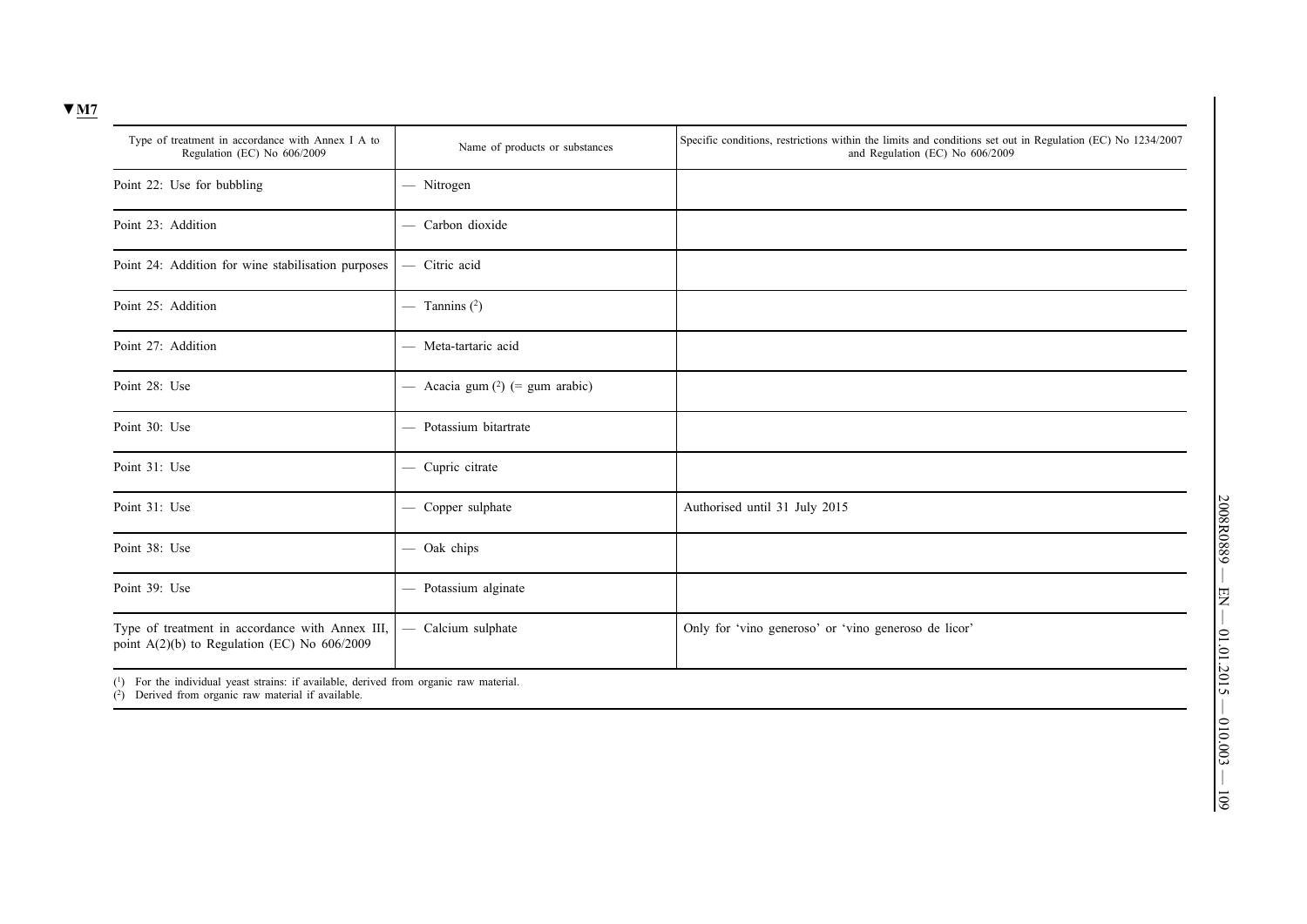▼M7

| Type of treatment in accordance with Annex I A to Regulation (EC) No 606/2009 | Name of products or substances | Specific conditions, restrictions within the limits and conditions set out in Regulation (EC) No 1234/2007 and Regulation (EC) No 606/2009 |
| --- | --- | --- |
| Point 22: Use for bubbling | — Nitrogen | |
| Point 23: Addition | — Carbon dioxide | |
| Point 24: Addition for wine stabilisation purposes | — Citric acid | |
| Point 25: Addition | — Tannins [2] | |
| Point 27: Addition | — Meta-tartaric acid | |
| Point 28: Use | — Acacia gum [2] (= gum arabic) | |
| Point 30: Use | — Potassium bitartrate | |
| Point 31: Use | — Cupric citrate | |
| Point 31: Use | — Copper sulphate | Authorised until 31 July 2015 |
| Point 38: Use | — Oak chips | |
| Point 39: Use | — Potassium alginate | |
| Type of treatment in accordance with Annex III, point A(2)(b) to Regulation (EC) No 606/2009 | — Calcium sulphate | Only for 'vino generoso' or 'vino generoso de licor' |

[1] For the individual yeast strains: if available, derived from organic raw material.
[2] Derived from organic raw material if available.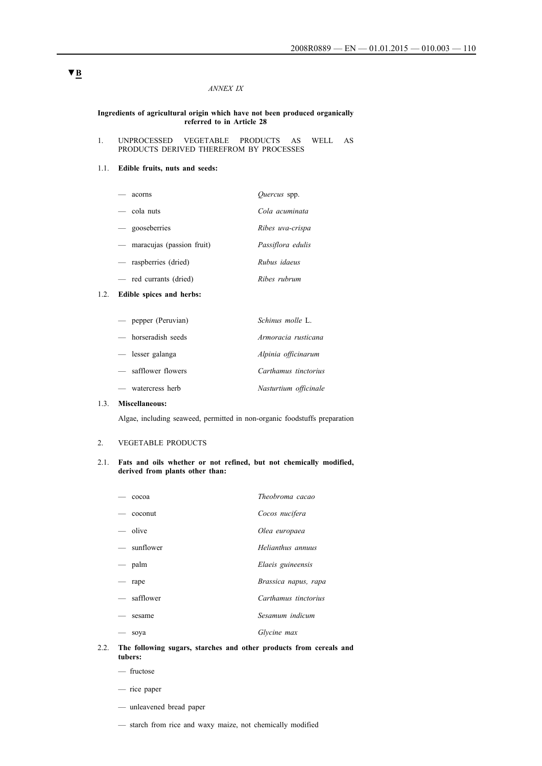▼B

*ANNEX IX*

**Ingredients of agricultural origin which have not been produced organically referred to in Article 28**

1. UNPROCESSED VEGETABLE PRODUCTS AS WELL AS PRODUCTS DERIVED THEREFROM BY PROCESSES

1.1. **Edible fruits, nuts and seeds:**

| | |
|---|---|
| — acorns | *Quercus* spp. |
| — cola nuts | *Cola acuminata* |
| — gooseberries | *Ribes uva-crispa* |
| — maracujas (passion fruit) | *Passiflora edulis* |
| — raspberries (dried) | *Rubus idaeus* |
| — red currants (dried) | *Ribes rubrum* |

1.2. **Edible spices and herbs:**

| | |
|---|---|
| — pepper (Peruvian) | *Schinus molle* L. |
| — horseradish seeds | *Armoracia rusticana* |
| — lesser galanga | *Alpinia officinarum* |
| — safflower flowers | *Carthamus tinctorius* |
| — watercress herb | *Nasturtium officinale* |

1.3. **Miscellaneous:**

Algae, including seaweed, permitted in non-organic foodstuffs preparation

2. VEGETABLE PRODUCTS

2.1. **Fats and oils whether or not refined, but not chemically modified, derived from plants other than:**

| | |
|---|---|
| — cocoa | *Theobroma cacao* |
| — coconut | *Cocos nucifera* |
| — olive | *Olea europaea* |
| — sunflower | *Helianthus annuus* |
| — palm | *Elaeis guineensis* |
| — rape | *Brassica napus, rapa* |
| — safflower | *Carthamus tinctorius* |
| — sesame | *Sesamum indicum* |
| — soya | *Glycine max* |

2.2. **The following sugars, starches and other products from cereals and tubers:**

— fructose

— rice paper

— unleavened bread paper

— starch from rice and waxy maize, not chemically modified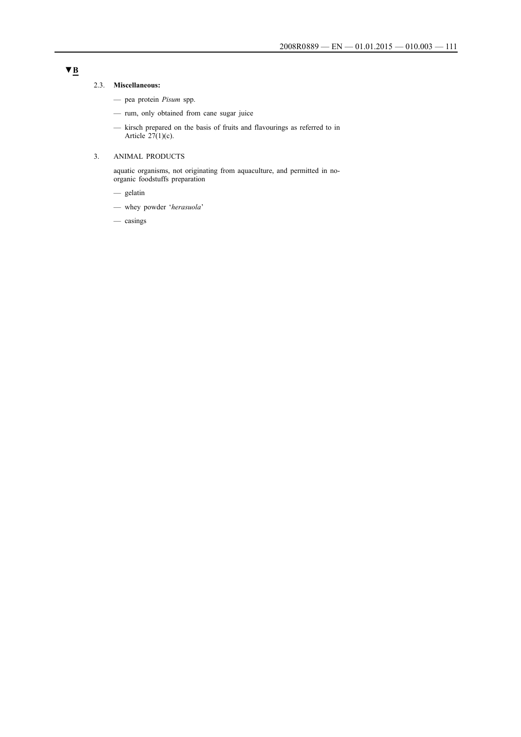▼B

2.3. **Miscellaneous:**

— pea protein *Pisum* spp.

— rum, only obtained from cane sugar juice

— kirsch prepared on the basis of fruits and flavourings as referred to in Article 27(1)(c).

3. ANIMAL PRODUCTS

aquatic organisms, not originating from aquaculture, and permitted in no-organic foodstuffs preparation

— gelatin

— whey powder '*herasuola*'

— casings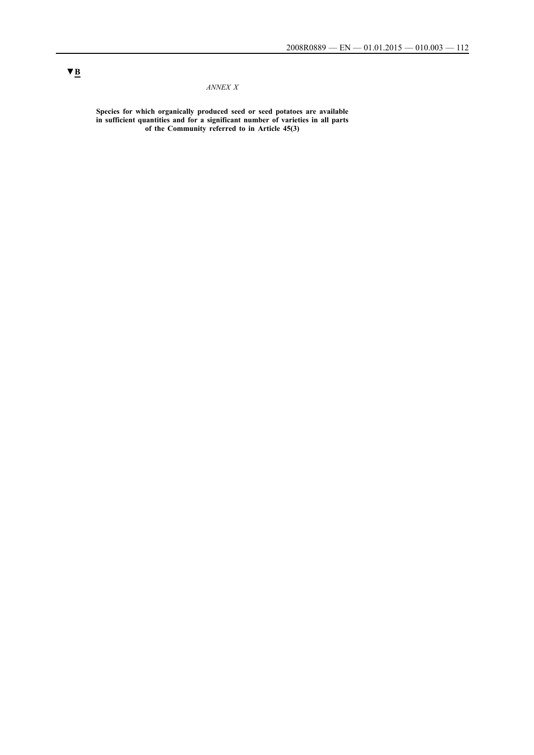▼B

*ANNEX X*

**Species for which organically produced seed or seed potatoes are available in sufficient quantities and for a significant number of varieties in all parts of the Community referred to in Article 45(3)**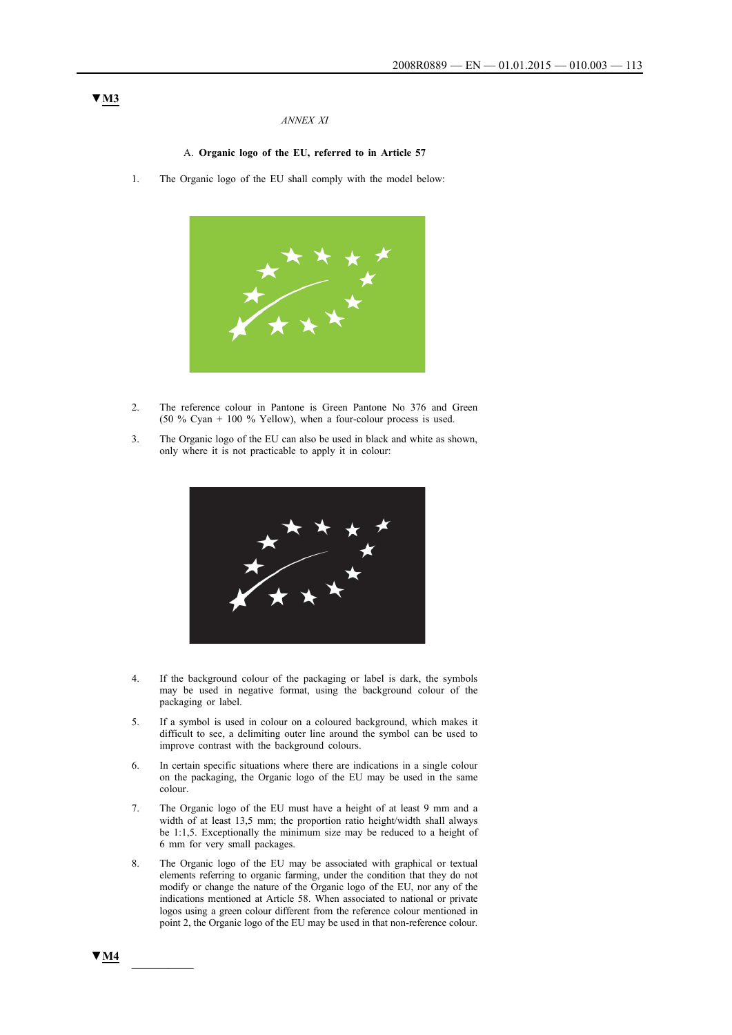▼M3

*ANNEX XI*

## A. **Organic logo of the EU, referred to in Article 57**

1. The Organic logo of the EU shall comply with the model below:

2. The reference colour in Pantone is Green Pantone No 376 and Green (50 % Cyan + 100 % Yellow), when a four-colour process is used.

3. The Organic logo of the EU can also be used in black and white as shown, only where it is not practicable to apply it in colour:

4. If the background colour of the packaging or label is dark, the symbols may be used in negative format, using the background colour of the packaging or label.

5. If a symbol is used in colour on a coloured background, which makes it difficult to see, a delimiting outer line around the symbol can be used to improve contrast with the background colours.

6. In certain specific situations where there are indications in a single colour on the packaging, the Organic logo of the EU may be used in the same colour.

7. The Organic logo of the EU must have a height of at least 9 mm and a width of at least 13,5 mm; the proportion ratio height/width shall always be 1:1,5. Exceptionally the minimum size may be reduced to a height of 6 mm for very small packages.

8. The Organic logo of the EU may be associated with graphical or textual elements referring to organic farming, under the condition that they do not modify or change the nature of the Organic logo of the EU, nor any of the indications mentioned at Article 58. When associated to national or private logos using a green colour different from the reference colour mentioned in point 2, the Organic logo of the EU may be used in that non-reference colour.

▼M4

---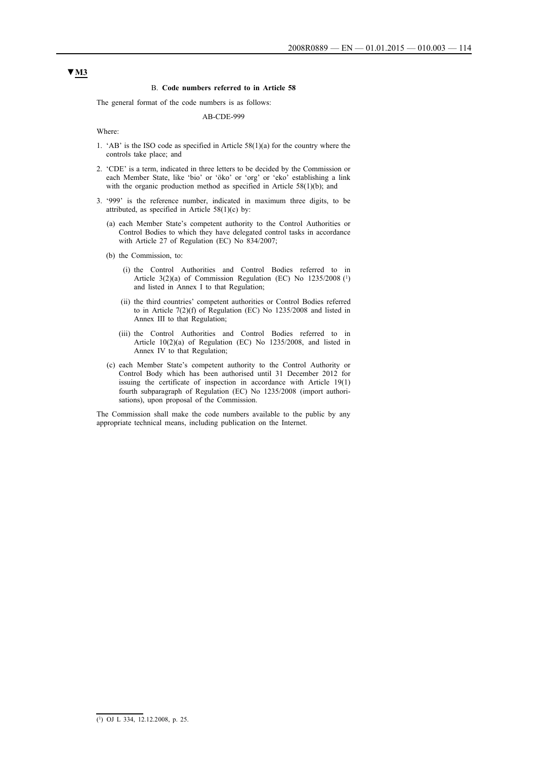▼M3

B. **Code numbers referred to in Article 58**

The general format of the code numbers is as follows:

AB-CDE-999

Where:

1. 'AB' is the ISO code as specified in Article 58(1)(a) for the country where the controls take place; and
2. 'CDE' is a term, indicated in three letters to be decided by the Commission or each Member State, like 'bio' or 'öko' or 'org' or 'eko' establishing a link with the organic production method as specified in Article 58(1)(b); and
3. '999' is the reference number, indicated in maximum three digits, to be attributed, as specified in Article 58(1)(c) by:

   (a) each Member State's competent authority to the Control Authorities or Control Bodies to which they have delegated control tasks in accordance with Article 27 of Regulation (EC) No 834/2007;

   (b) the Commission, to:

      (i) the Control Authorities and Control Bodies referred to in Article 3(2)(a) of Commission Regulation (EC) No 1235/2008 [1] and listed in Annex I to that Regulation;

      (ii) the third countries' competent authorities or Control Bodies referred to in Article 7(2)(f) of Regulation (EC) No 1235/2008 and listed in Annex III to that Regulation;

      (iii) the Control Authorities and Control Bodies referred to in Article 10(2)(a) of Regulation (EC) No 1235/2008, and listed in Annex IV to that Regulation;

   (c) each Member State's competent authority to the Control Authority or Control Body which has been authorised until 31 December 2012 for issuing the certificate of inspection in accordance with Article 19(1) fourth subparagraph of Regulation (EC) No 1235/2008 (import authorisations), upon proposal of the Commission.

The Commission shall make the code numbers available to the public by any appropriate technical means, including publication on the Internet.

---

[1] OJ L 334, 12.12.2008, p. 25.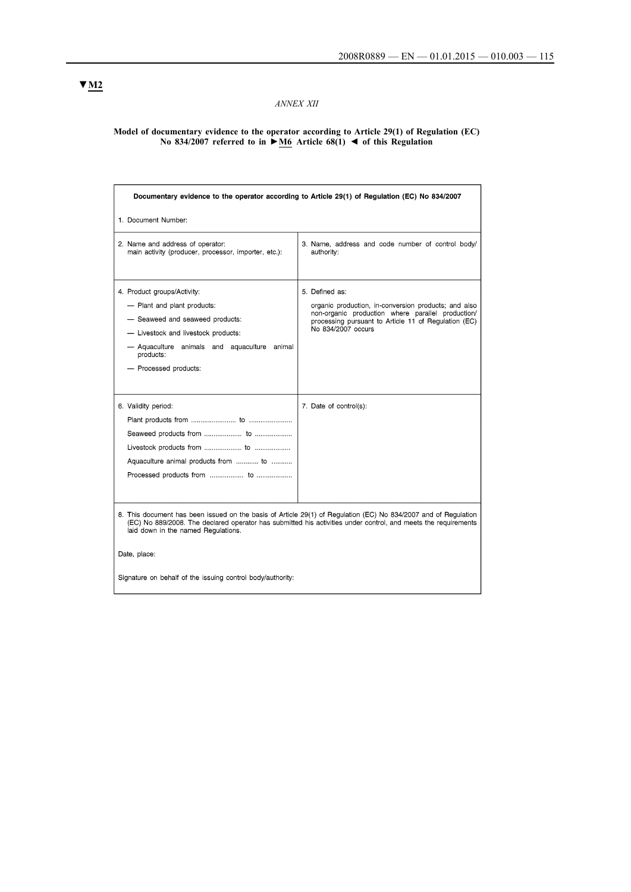▼M2

*ANNEX XII*

**Model of documentary evidence to the operator according to Article 29(1) of Regulation (EC) No 834/2007 referred to in ►M6 Article 68(1) ◄ of this Regulation**

| **Documentary evidence to the operator according to Article 29(1) of Regulation (EC) No 834/2007** | |
|---|---|
| 1. Document Number: | |
| 2. Name and address of operator: main activity (producer, processor, importer, etc.): | 3. Name, address and code number of control body/authority: |
| 4. Product groups/Activity:<br>— Plant and plant products:<br>— Seaweed and seaweed products:<br>— Livestock and livestock products:<br>— Aquaculture animals and aquaculture animal products:<br>— Processed products: | 5. Defined as:<br>organic production, in-conversion products; and also non-organic production where parallel production/processing pursuant to Article 11 of Regulation (EC) No 834/2007 occurs |
| 6. Validity period:<br>Plant products from ........................ to .......................<br>Seaweed products from .................... to ....................<br>Livestock products from .................... to ...................<br>Aquaculture animal products from ............ to ...........<br>Processed products from .................. to .................. | 7. Date of control(s): |
| 8. This document has been issued on the basis of Article 29(1) of Regulation (EC) No 834/2007 and of Regulation (EC) No 889/2008. The declared operator has submitted his activities under control, and meets the requirements laid down in the named Regulations.<br><br>Date, place:<br><br>Signature on behalf of the issuing control body/authority: | |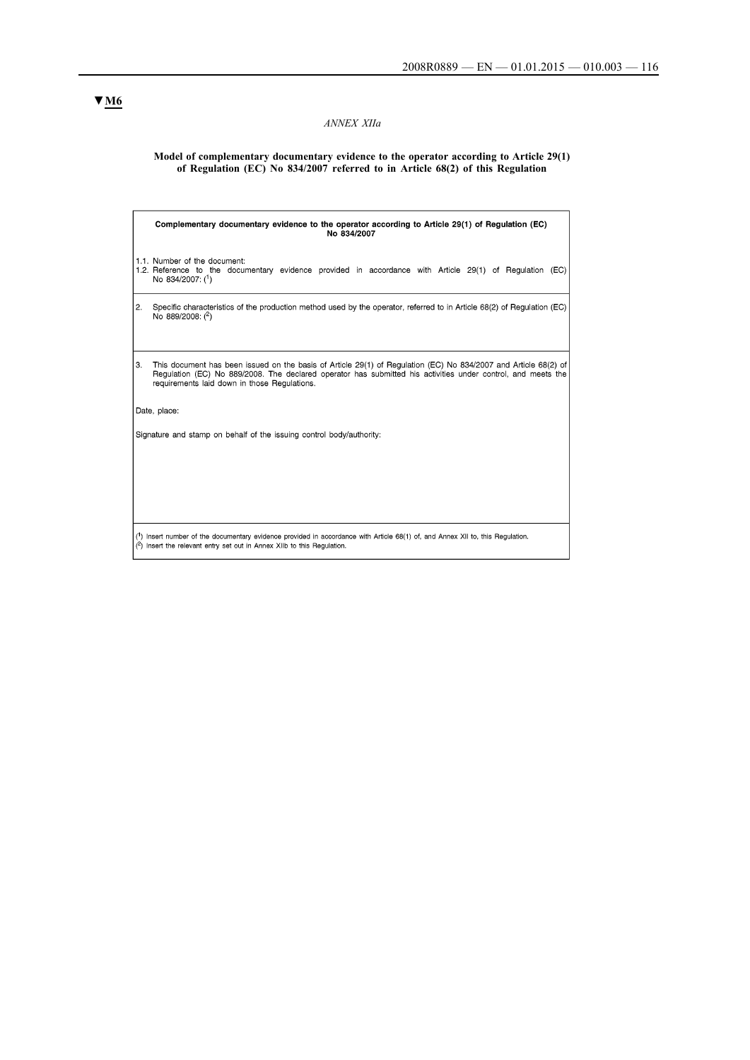▼M6

*ANNEX XIIa*

**Model of complementary documentary evidence to the operator according to Article 29(1) of Regulation (EC) No 834/2007 referred to in Article 68(2) of this Regulation**

| **Complementary documentary evidence to the operator according to Article 29(1) of Regulation (EC) No 834/2007** |
|---|
| 1.1. Number of the document:<br>1.2. Reference to the documentary evidence provided in accordance with Article 29(1) of Regulation (EC) No 834/2007: ([1]) |
| 2. Specific characteristics of the production method used by the operator, referred to in Article 68(2) of Regulation (EC) No 889/2008: ([2]) |
| 3. This document has been issued on the basis of Article 29(1) of Regulation (EC) No 834/2007 and Article 68(2) of Regulation (EC) No 889/2008. The declared operator has submitted his activities under control, and meets the requirements laid down in those Regulations.<br><br>Date, place:<br><br>Signature and stamp on behalf of the issuing control body/authority: |
| ([1]) Insert number of the documentary evidence provided in accordance with Article 68(1) of, and Annex XII to, this Regulation.<br>([2]) Insert the relevant entry set out in Annex XIIb to this Regulation. |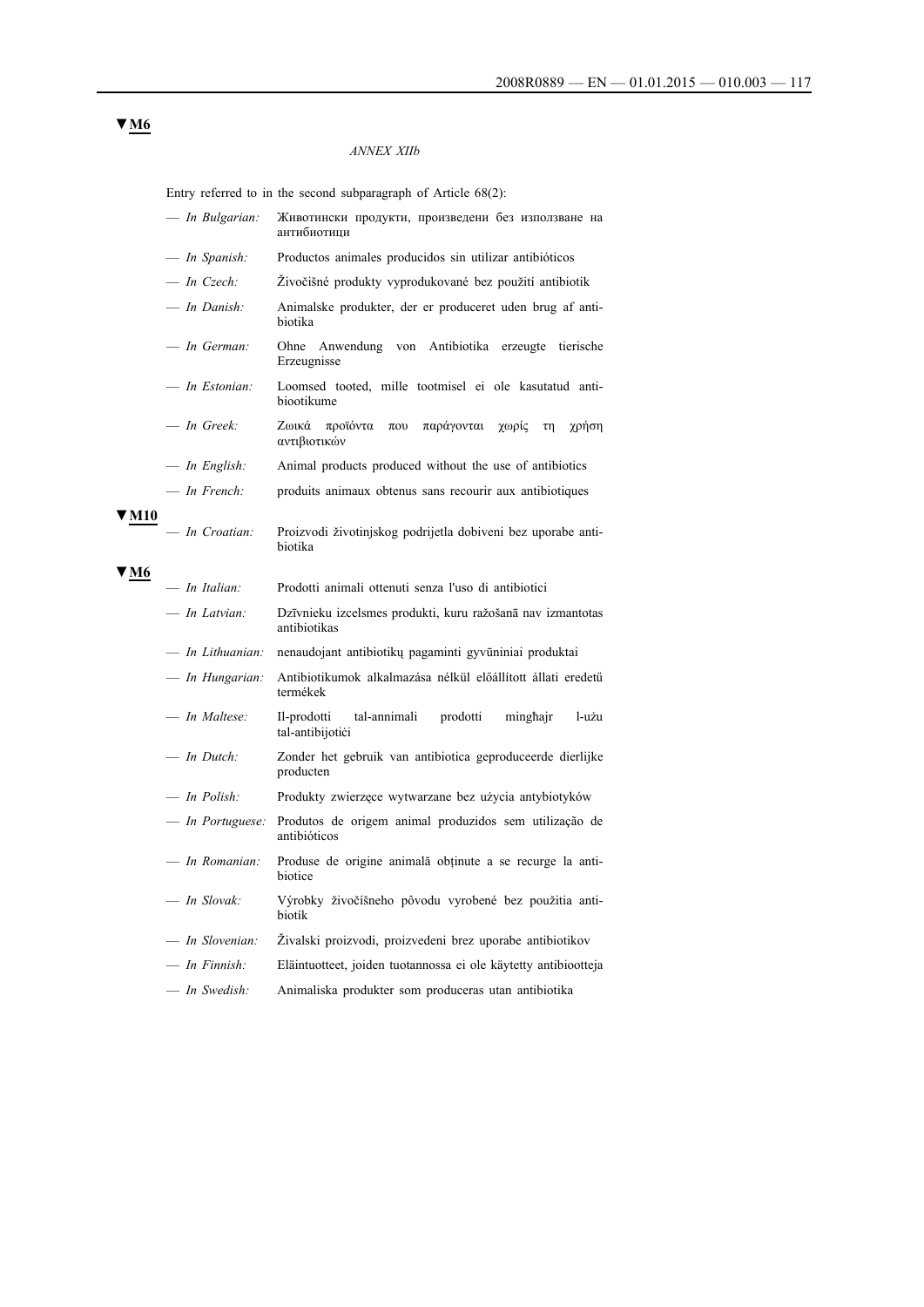▼M6

*ANNEX XIIb*

Entry referred to in the second subparagraph of Article 68(2):

— *In Bulgarian:* Животински продукти, произведени без използване на антибиотици

— *In Spanish:* Productos animales producidos sin utilizar antibióticos

— *In Czech:* Živočišné produkty vyprodukované bez použití antibiotik

— *In Danish:* Animalske produkter, der er produceret uden brug af antibiotika

— *In German:* Ohne Anwendung von Antibiotika erzeugte tierische Erzeugnisse

— *In Estonian:* Loomsed tooted, mille tootmisel ei ole kasutatud antibiootikume

— *In Greek:* Ζωικά προϊόντα που παράγονται χωρίς τη χρήση αντιβιοτικών

— *In English:* Animal products produced without the use of antibiotics

— *In French:* produits animaux obtenus sans recourir aux antibiotiques

▼M10

— *In Croatian:* Proizvodi životinjskog podrijetla dobiveni bez uporabe antibiotika

▼M6

— *In Italian:* Prodotti animali ottenuti senza l'uso di antibiotici

— *In Latvian:* Dzīvnieku izcelsmes produkti, kuru ražošanā nav izmantotas antibiotikas

— *In Lithuanian:* nenaudojant antibiotikų pagaminti gyvūniniai produktai

— *In Hungarian:* Antibiotikumok alkalmazása nélkül előállított állati eredetű termékek

— *In Maltese:* Il-prodotti tal-annimali prodotti mingħajr l-użu tal-antibijotiċi

— *In Dutch:* Zonder het gebruik van antibiotica geproduceerde dierlijke producten

— *In Polish:* Produkty zwierzęce wytwarzane bez użycia antybiotyków

— *In Portuguese:* Produtos de origem animal produzidos sem utilização de antibióticos

— *In Romanian:* Produse de origine animală obținute a se recurge la antibiotice

— *In Slovak:* Výrobky živočíšneho pôvodu vyrobené bez použitia antibiotík

— *In Slovenian:* Živalski proizvodi, proizvedeni brez uporabe antibiotikov

— *In Finnish:* Eläintuotteet, joiden tuotannossa ei ole käytetty antibiootteja

— *In Swedish:* Animaliska produkter som produceras utan antibiotika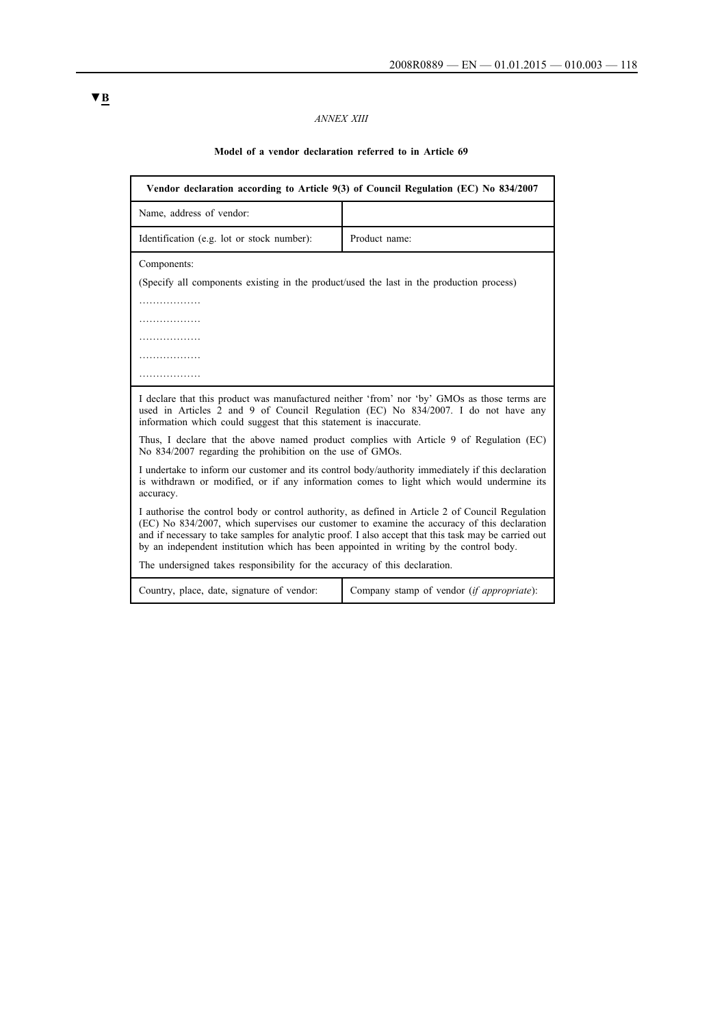▼B

*ANNEX XIII*

**Model of a vendor declaration referred to in Article 69**

| **Vendor declaration according to Article 9(3) of Council Regulation (EC) No 834/2007** | |
|---|---|
| Name, address of vendor: | |
| Identification (e.g. lot or stock number): | Product name: |
| Components:<br><br>(Specify all components existing in the product/used the last in the production process)<br><br>………………<br>………………<br>………………<br>………………<br>……………… | |
| I declare that this product was manufactured neither 'from' nor 'by' GMOs as those terms are used in Articles 2 and 9 of Council Regulation (EC) No 834/2007. I do not have any information which could suggest that this statement is inaccurate.<br><br>Thus, I declare that the above named product complies with Article 9 of Regulation (EC) No 834/2007 regarding the prohibition on the use of GMOs.<br><br>I undertake to inform our customer and its control body/authority immediately if this declaration is withdrawn or modified, or if any information comes to light which would undermine its accuracy.<br><br>I authorise the control body or control authority, as defined in Article 2 of Council Regulation (EC) No 834/2007, which supervises our customer to examine the accuracy of this declaration and if necessary to take samples for analytic proof. I also accept that this task may be carried out by an independent institution which has been appointed in writing by the control body.<br><br>The undersigned takes responsibility for the accuracy of this declaration. | |
| Country, place, date, signature of vendor: | Company stamp of vendor (*if appropriate*): |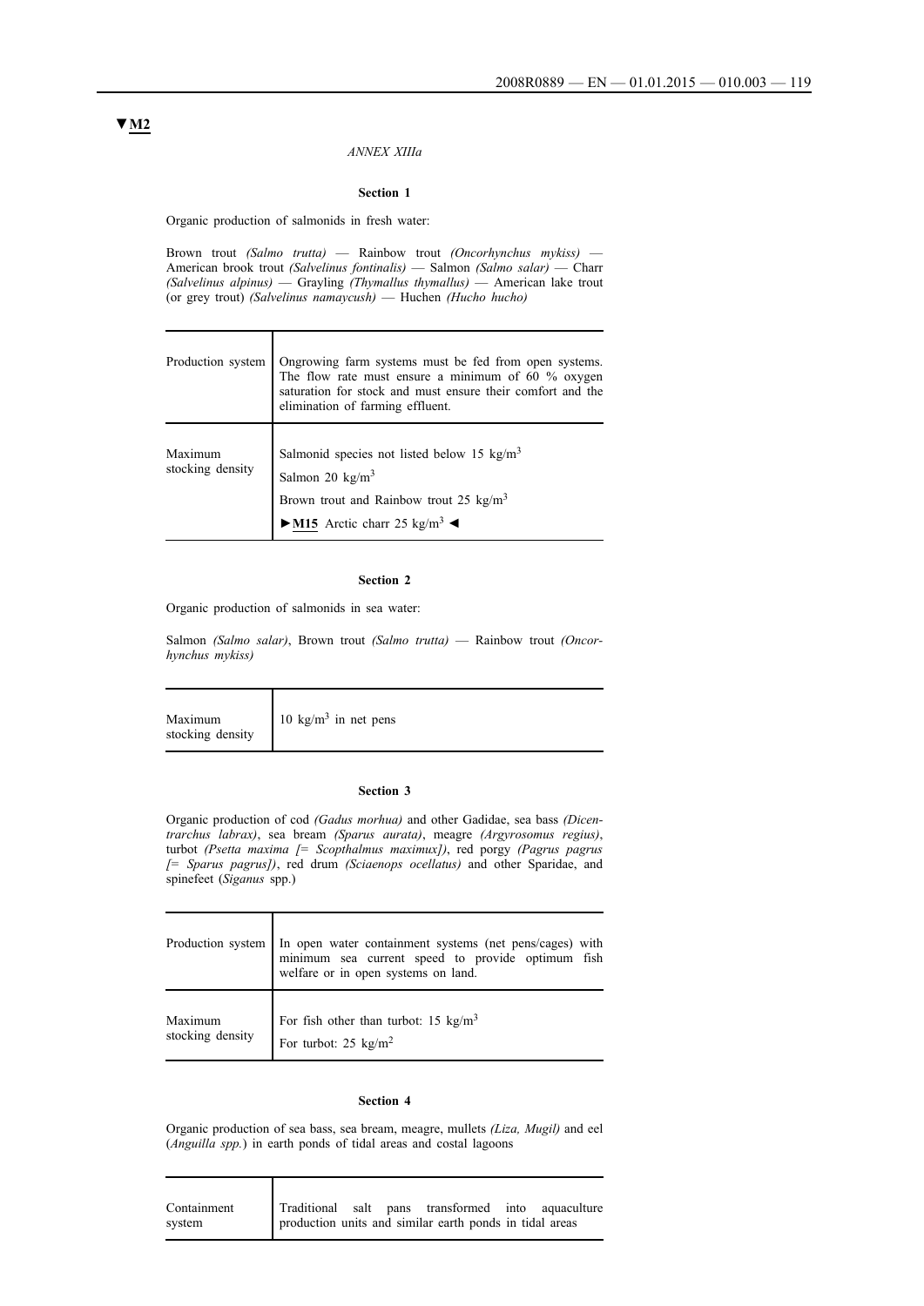▼M2

*ANNEX XIIIa*

**Section 1**

Organic production of salmonids in fresh water:

Brown trout *(Salmo trutta)* — Rainbow trout *(Oncorhynchus mykiss)* — American brook trout *(Salvelinus fontinalis)* — Salmon *(Salmo salar)* — Charr *(Salvelinus alpinus)* — Grayling *(Thymallus thymallus)* — American lake trout (or grey trout) *(Salvelinus namaycush)* — Huchen *(Hucho hucho)*

| | |
|---|---|
| Production system | Ongrowing farm systems must be fed from open systems. The flow rate must ensure a minimum of 60 % oxygen saturation for stock and must ensure their comfort and the elimination of farming effluent. |
| Maximum stocking density | Salmonid species not listed below 15 kg/m$^3$<br>Salmon 20 kg/m$^3$<br>Brown trout and Rainbow trout 25 kg/m$^3$<br>►M15 Arctic charr 25 kg/m$^3$ ◄ |

**Section 2**

Organic production of salmonids in sea water:

Salmon *(Salmo salar)*, Brown trout *(Salmo trutta)* — Rainbow trout *(Oncorhynchus mykiss)*

| | |
|---|---|
| Maximum stocking density | 10 kg/m$^3$ in net pens |

**Section 3**

Organic production of cod *(Gadus morhua)* and other Gadidae, sea bass *(Dicentrarchus labrax)*, sea bream *(Sparus aurata)*, meagre *(Argyrosomus regius)*, turbot *(Psetta maxima [= Scopthalmus maximux])*, red porgy *(Pagrus pagrus [= Sparus pagrus])*, red drum *(Sciaenops ocellatus)* and other Sparidae, and spinefeet (*Siganus* spp.)

| | |
|---|---|
| Production system | In open water containment systems (net pens/cages) with minimum sea current speed to provide optimum fish welfare or in open systems on land. |
| Maximum stocking density | For fish other than turbot: 15 kg/m$^3$<br>For turbot: 25 kg/m$^2$ |

**Section 4**

Organic production of sea bass, sea bream, meagre, mullets *(Liza, Mugil)* and eel (*Anguilla spp.*) in earth ponds of tidal areas and costal lagoons

| | |
|---|---|
| Containment system | Traditional salt pans transformed into aquaculture production units and similar earth ponds in tidal areas |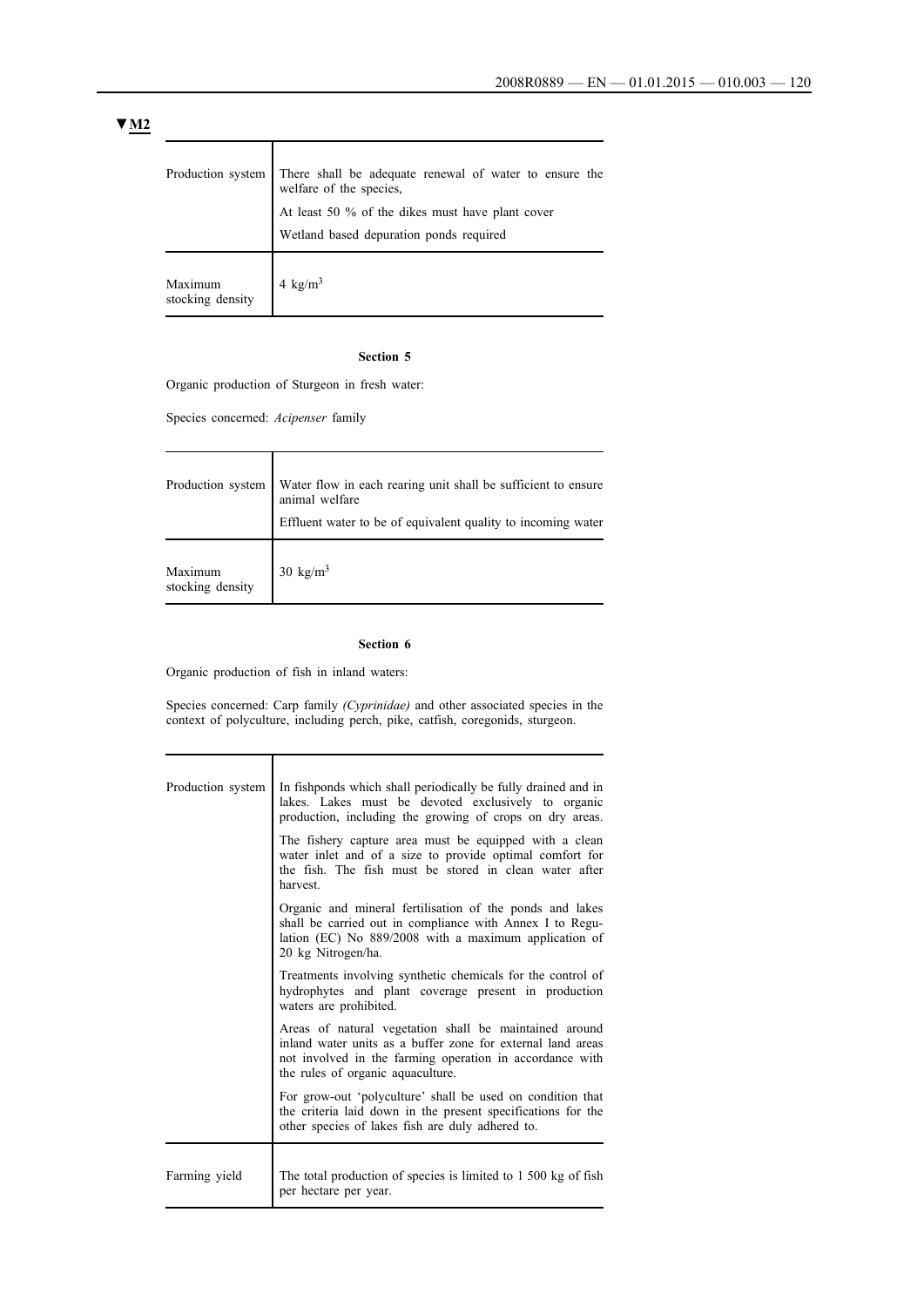▼M2

| | |
|---|---|
| Production system | There shall be adequate renewal of water to ensure the welfare of the species,<br>At least 50 % of the dikes must have plant cover<br>Wetland based depuration ponds required |
| Maximum stocking density | 4 $kg/m^3$ |

**Section 5**

Organic production of Sturgeon in fresh water:

Species concerned: *Acipenser* family

| | |
|---|---|
| Production system | Water flow in each rearing unit shall be sufficient to ensure animal welfare<br>Effluent water to be of equivalent quality to incoming water |
| Maximum stocking density | 30 $kg/m^3$ |

**Section 6**

Organic production of fish in inland waters:

Species concerned: Carp family *(Cyprinidae)* and other associated species in the context of polyculture, including perch, pike, catfish, coregonids, sturgeon.

| | |
|---|---|
| Production system | In fishponds which shall periodically be fully drained and in lakes. Lakes must be devoted exclusively to organic production, including the growing of crops on dry areas.<br>The fishery capture area must be equipped with a clean water inlet and of a size to provide optimal comfort for the fish. The fish must be stored in clean water after harvest.<br>Organic and mineral fertilisation of the ponds and lakes shall be carried out in compliance with Annex I to Regulation (EC) No 889/2008 with a maximum application of 20 kg Nitrogen/ha.<br>Treatments involving synthetic chemicals for the control of hydrophytes and plant coverage present in production waters are prohibited.<br>Areas of natural vegetation shall be maintained around inland water units as a buffer zone for external land areas not involved in the farming operation in accordance with the rules of organic aquaculture.<br>For grow-out 'polyculture' shall be used on condition that the criteria laid down in the present specifications for the other species of lakes fish are duly adhered to. |
| Farming yield | The total production of species is limited to 1 500 kg of fish per hectare per year. |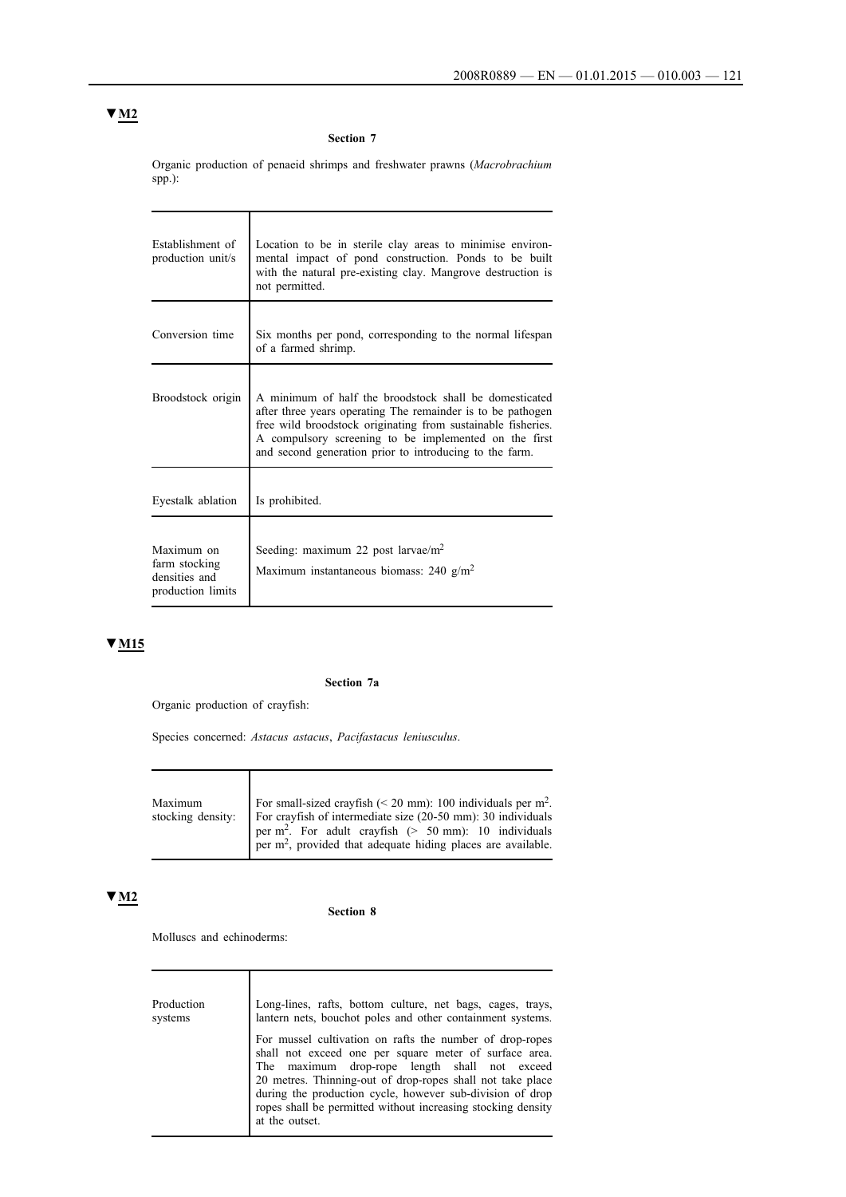▼M2

**Section 7**

Organic production of penaeid shrimps and freshwater prawns (*Macrobrachium* spp.):

| | |
|---|---|
| Establishment of production unit/s | Location to be in sterile clay areas to minimise environmental impact of pond construction. Ponds to be built with the natural pre-existing clay. Mangrove destruction is not permitted. |
| Conversion time | Six months per pond, corresponding to the normal lifespan of a farmed shrimp. |
| Broodstock origin | A minimum of half the broodstock shall be domesticated after three years operating The remainder is to be pathogen free wild broodstock originating from sustainable fisheries. A compulsory screening to be implemented on the first and second generation prior to introducing to the farm. |
| Eyestalk ablation | Is prohibited. |
| Maximum on farm stocking densities and production limits | Seeding: maximum 22 post larvae/$m^2$<br>Maximum instantaneous biomass: 240 g/$m^2$ |

▼M15

**Section 7a**

Organic production of crayfish:

Species concerned: *Astacus astacus*, *Pacifastacus leniusculus*.

| | |
|---|---|
| Maximum stocking density: | For small-sized crayfish (< 20 mm): 100 individuals per $m^2$. For crayfish of intermediate size (20-50 mm): 30 individuals per $m^2$. For adult crayfish (> 50 mm): 10 individuals per $m^2$, provided that adequate hiding places are available. |

▼M2

**Section 8**

Molluscs and echinoderms:

| | |
|---|---|
| Production systems | Long-lines, rafts, bottom culture, net bags, cages, trays, lantern nets, bouchot poles and other containment systems.<br>For mussel cultivation on rafts the number of drop-ropes shall not exceed one per square meter of surface area. The maximum drop-rope length shall not exceed 20 metres. Thinning-out of drop-ropes shall not take place during the production cycle, however sub-division of drop ropes shall be permitted without increasing stocking density at the outset. |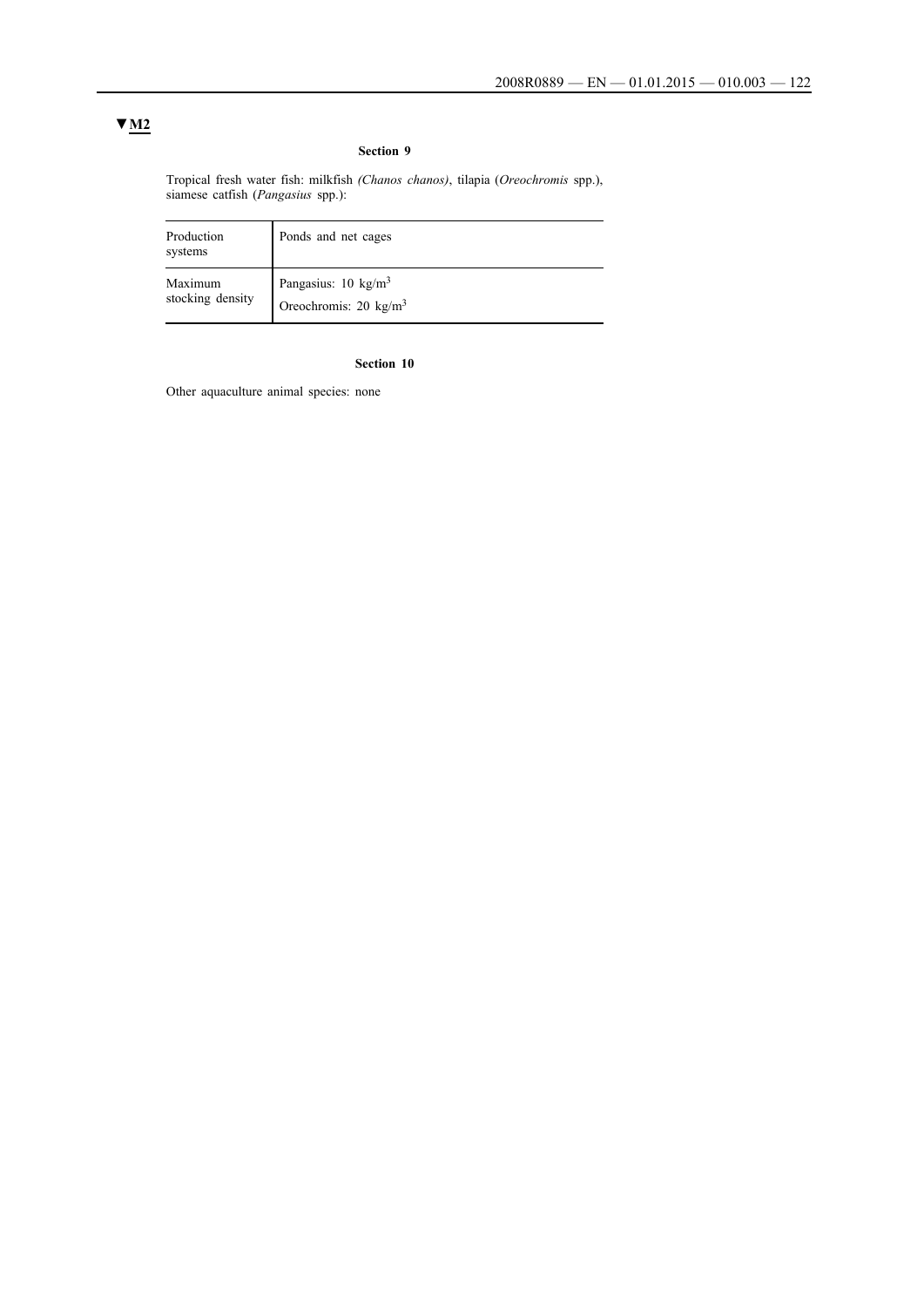▼M2

### Section 9

Tropical fresh water fish: milkfish *(Chanos chanos)*, tilapia (*Oreochromis* spp.), siamese catfish (*Pangasius* spp.):

| Production systems | Ponds and net cages |
|---|---|
| Maximum stocking density | Pangasius: 10 kg/$m^3$<br>Oreochromis: 20 kg/$m^3$ |

### Section 10

Other aquaculture animal species: none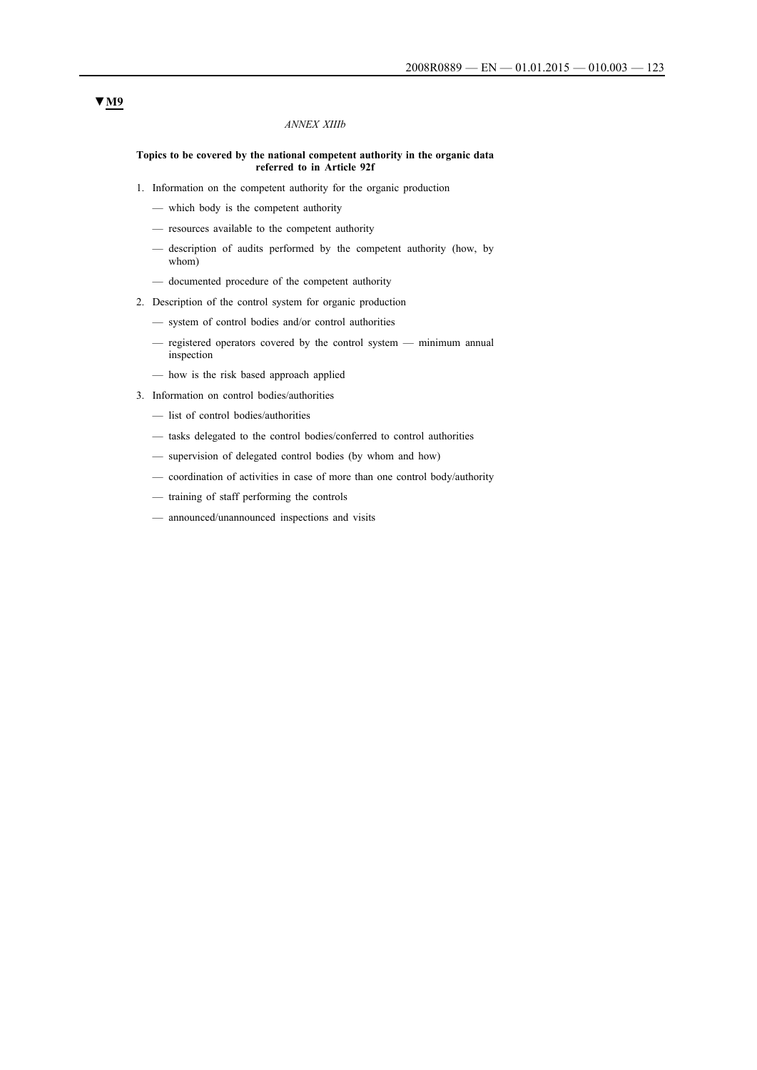▼M9

*ANNEX XIIIb*

**Topics to be covered by the national competent authority in the organic data referred to in Article 92f**

1. Information on the competent authority for the organic production
   - which body is the competent authority
   - resources available to the competent authority
   - description of audits performed by the competent authority (how, by whom)
   - documented procedure of the competent authority
2. Description of the control system for organic production
   - system of control bodies and/or control authorities
   - registered operators covered by the control system — minimum annual inspection
   - how is the risk based approach applied
3. Information on control bodies/authorities
   - list of control bodies/authorities
   - tasks delegated to the control bodies/conferred to control authorities
   - supervision of delegated control bodies (by whom and how)
   - coordination of activities in case of more than one control body/authority
   - training of staff performing the controls
   - announced/unannounced inspections and visits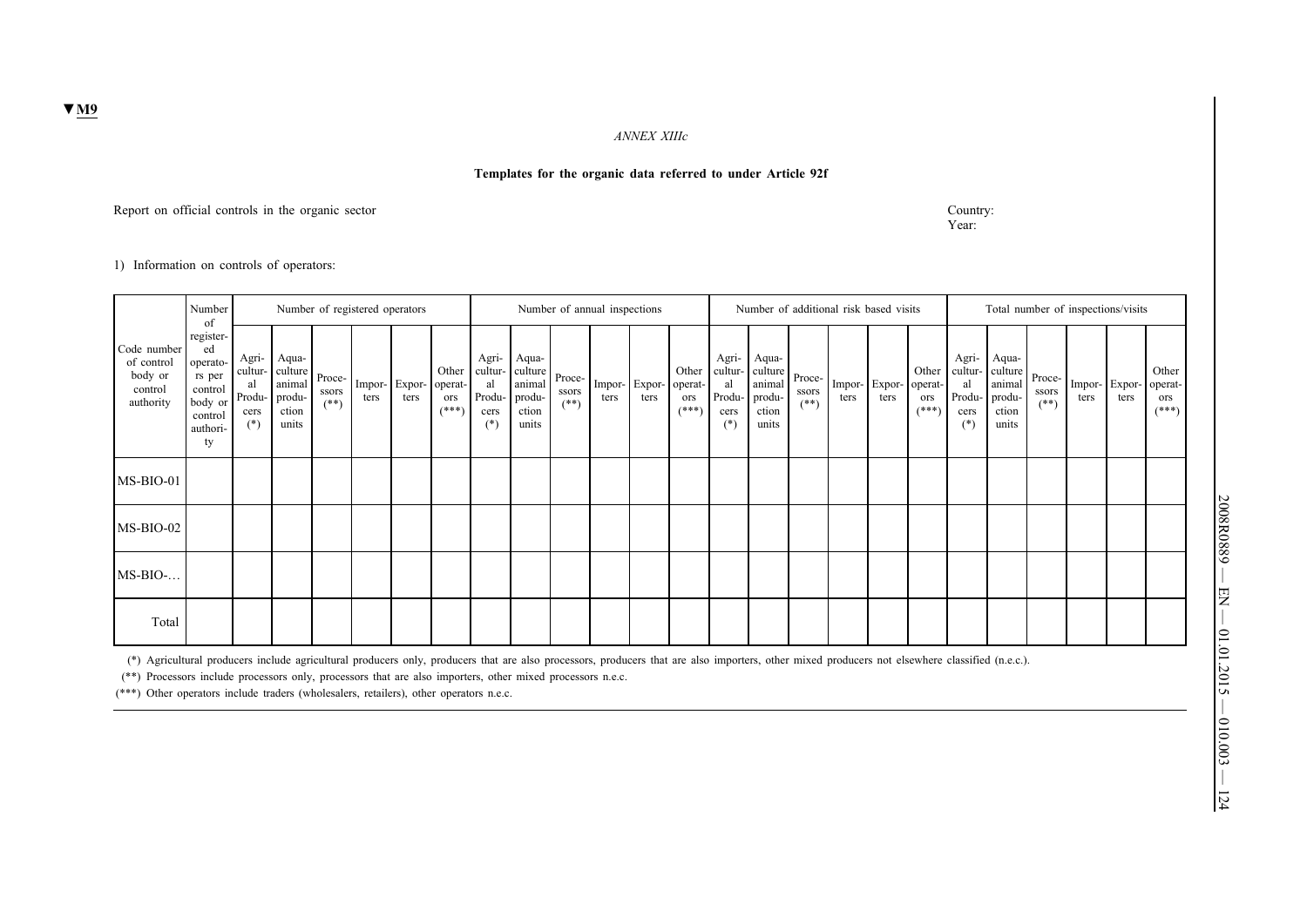▼M9

*ANNEX XIIIc*

**Templates for the organic data referred to under Article 92f**

Report on official controls in the organic sector

Country:
Year:

1) Information on controls of operators:

| Code number of control body or control authority | Number of registered operators per control body or control authority | Number of registered operators | | | | | | Number of annual inspections | | | | | | Number of additional risk based visits | | | | | | Total number of inspections/visits | | | | | |
|---|---|---|---|---|---|---|---|---|---|---|---|---|---|---|---|---|---|---|---|---|---|---|---|---|---|
| | | Agricultural Producers (*) | Aquaculture animal production units | Processors (**) | Importers | Exporters | Other operators (***) | Agricultural Producers (*) | Aquaculture animal production units | Processors (**) | Importers | Exporters | Other operators (***) | Agricultural Producers (*) | Aquaculture animal production units | Processors (**) | Importers | Exporters | Other operators (***) | Agricultural Producers (*) | Aquaculture animal production units | Processors (**) | Importers | Exporters | Other operators (***) |
| MS-BIO-01 | | | | | | | | | | | | | | | | | | | | | | | | | |
| MS-BIO-02 | | | | | | | | | | | | | | | | | | | | | | | | | |
| MS-BIO-… | | | | | | | | | | | | | | | | | | | | | | | | | |
| Total | | | | | | | | | | | | | | | | | | | | | | | | | |

(*) Agricultural producers include agricultural producers only, producers that are also processors, producers that are also importers, other mixed producers not elsewhere classified (n.e.c.).

(**) Processors include processors only, processors that are also importers, other mixed processors n.e.c.

(***) Other operators include traders (wholesalers, retailers), other operators n.e.c.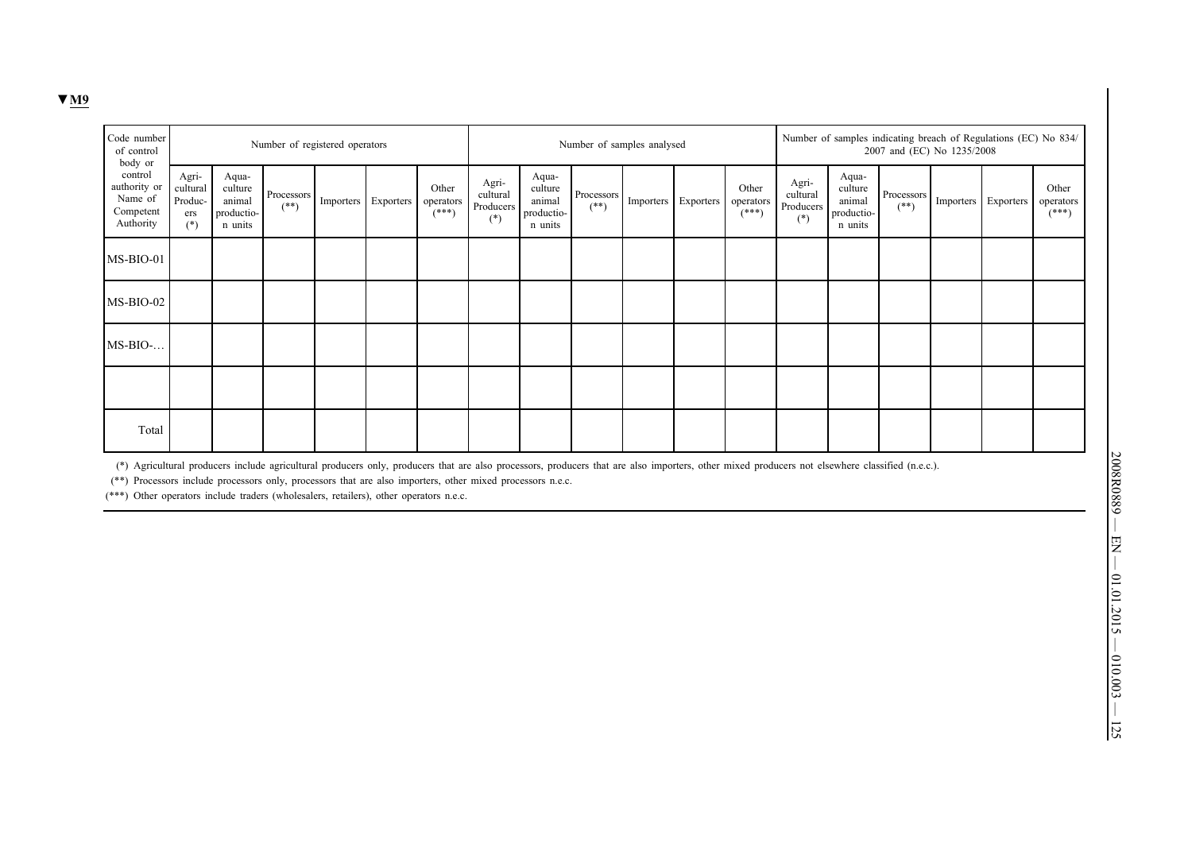▼M9

| Code number of control body or control authority or Name of Competent Authority | Number of registered operators | | | | | | Number of samples analysed | | | | | | Number of samples indicating breach of Regulations (EC) No 834/2007 and (EC) No 1235/2008 | | | | | |
|---|---|---|---|---|---|---|---|---|---|---|---|---|---|---|---|---|---|---|
| | Agricultural Producers (*) | Aquaculture animal production units | Processors (**) | Importers | Exporters | Other operators (***) | Agricultural Producers (*) | Aquaculture animal production units | Processors (**) | Importers | Exporters | Other operators (***) | Agricultural Producers (*) | Aquaculture animal production units | Processors (**) | Importers | Exporters | Other operators (***) |
| MS-BIO-01 | | | | | | | | | | | | | | | | | | |
| MS-BIO-02 | | | | | | | | | | | | | | | | | | |
| MS-BIO-… | | | | | | | | | | | | | | | | | | |
| | | | | | | | | | | | | | | | | | | |
| Total | | | | | | | | | | | | | | | | | | |

(*) Agricultural producers include agricultural producers only, producers that are also processors, producers that are also importers, other mixed producers not elsewhere classified (n.e.c.).

(**) Processors include processors only, processors that are also importers, other mixed processors n.e.c.

(***) Other operators include traders (wholesalers, retailers), other operators n.e.c.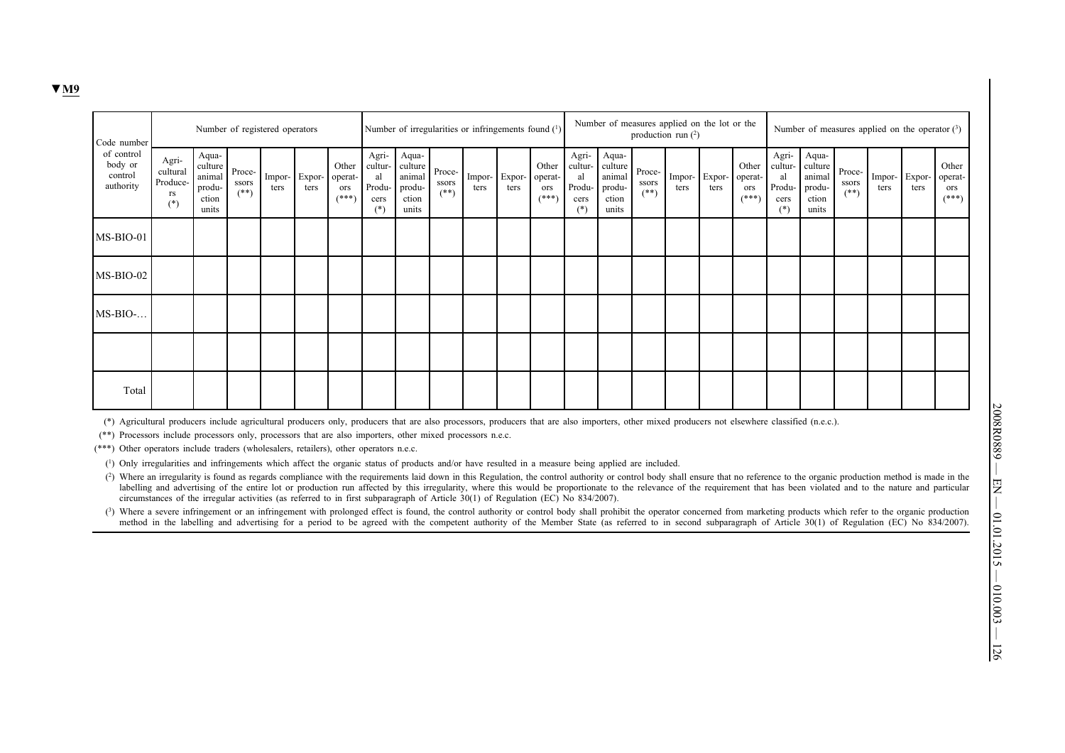▼M9

| Code number of control body or control authority | Number of registered operators | | | | | | Number of irregularities or infringements found (1) | | | | | | Number of measures applied on the lot or the production run (2) | | | | | | Number of measures applied on the operator (3) | | | | | |
|---|---|---|---|---|---|---|---|---|---|---|---|---|---|---|---|---|---|---|---|---|---|---|---|---|
| | Agricultural Producers (*) | Aquaculture animal production units | Processors (**) | Importers | Exporters | Other operators (***) | Agricultural Producers (*) | Aquaculture animal production units | Processors (**) | Importers | Exporters | Other operators (***) | Agricultural Producers (*) | Aquaculture animal production units | Processors (**) | Importers | Exporters | Other operators (***) | Agricultural Producers (*) | Aquaculture animal production units | Processors (**) | Importers | Exporters | Other operators (***) |
| MS-BIO-01 | | | | | | | | | | | | | | | | | | | | | | | | |
| MS-BIO-02 | | | | | | | | | | | | | | | | | | | | | | | | |
| MS-BIO-… | | | | | | | | | | | | | | | | | | | | | | | | |
| | | | | | | | | | | | | | | | | | | | | | | | | |
| Total | | | | | | | | | | | | | | | | | | | | | | | | |

(*) Agricultural producers include agricultural producers only, producers that are also processors, producers that are also importers, other mixed producers not elsewhere classified (n.e.c.).

(**) Processors include processors only, processors that are also importers, other mixed processors n.e.c.

(***) Other operators include traders (wholesalers, retailers), other operators n.e.c.

(1) Only irregularities and infringements which affect the organic status of products and/or have resulted in a measure being applied are included.

(2) Where an irregularity is found as regards compliance with the requirements laid down in this Regulation, the control authority or control body shall ensure that no reference to the organic production method is made in the labelling and advertising of the entire lot or production run affected by this irregularity, where this would be proportionate to the relevance of the requirement that has been violated and to the nature and particular circumstances of the irregular activities (as referred to in first subparagraph of Article 30(1) of Regulation (EC) No 834/2007).

(3) Where a severe infringement or an infringement with prolonged effect is found, the control authority or control body shall prohibit the operator concerned from marketing products which refer to the organic production method in the labelling and advertising for a period to be agreed with the competent authority of the Member State (as referred to in second subparagraph of Article 30(1) of Regulation (EC) No 834/2007).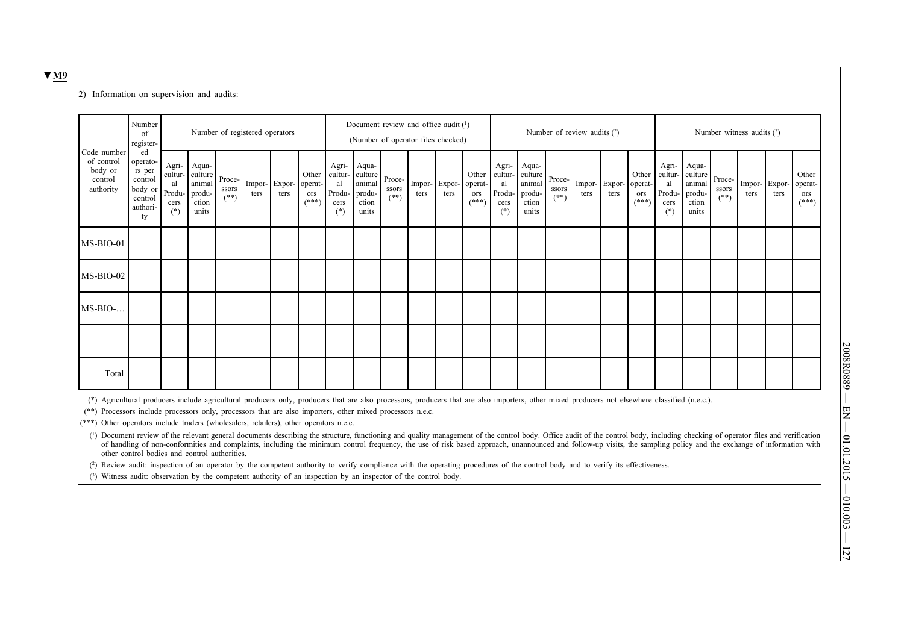▼M9

2) Information on supervision and audits:

| Code number of control body or control authority | Number of registered operators per control body or control authority | Number of registered operators | | | | | | Document review and office audit (1) (Number of operator files checked) | | | | | | Number of review audits (2) | | | | | | Number witness audits (3) | | | | | |
|---|---|---|---|---|---|---|---|---|---|---|---|---|---|---|---|---|---|---|---|---|---|---|---|---|---|
| | | Agricultural Producers (*) | Aquaculture animal production units | Processors (**) | Importers | Exporters | Other operators (***) | Agricultural Producers (*) | Aquaculture animal production units | Processors (**) | Importers | Exporters | Other operators (***) | Agricultural Producers (*) | Aquaculture animal production units | Processors (**) | Importers | Exporters | Other operators (***) | Agricultural Producers (*) | Aquaculture animal production units | Processors (**) | Importers | Exporters | Other operators (***) |
| MS-BIO-01 | | | | | | | | | | | | | | | | | | | | | | | | | |
| MS-BIO-02 | | | | | | | | | | | | | | | | | | | | | | | | | |
| MS-BIO-… | | | | | | | | | | | | | | | | | | | | | | | | | |
| | | | | | | | | | | | | | | | | | | | | | | | | | |
| Total | | | | | | | | | | | | | | | | | | | | | | | | | |

(*) Agricultural producers include agricultural producers only, producers that are also processors, producers that are also importers, other mixed producers not elsewhere classified (n.e.c.).

(**) Processors include processors only, processors that are also importers, other mixed processors n.e.c.

(***) Other operators include traders (wholesalers, retailers), other operators n.e.c.

(1) Document review of the relevant general documents describing the structure, functioning and quality management of the control body. Office audit of the control body, including checking of operator files and verification of handling of non-conformities and complaints, including the minimum control frequency, the use of risk based approach, unannounced and follow-up visits, the sampling policy and the exchange of information with other control bodies and control authorities.

(2) Review audit: inspection of an operator by the competent authority to verify compliance with the operating procedures of the control body and to verify its effectiveness.

(3) Witness audit: observation by the competent authority of an inspection by an inspector of the control body.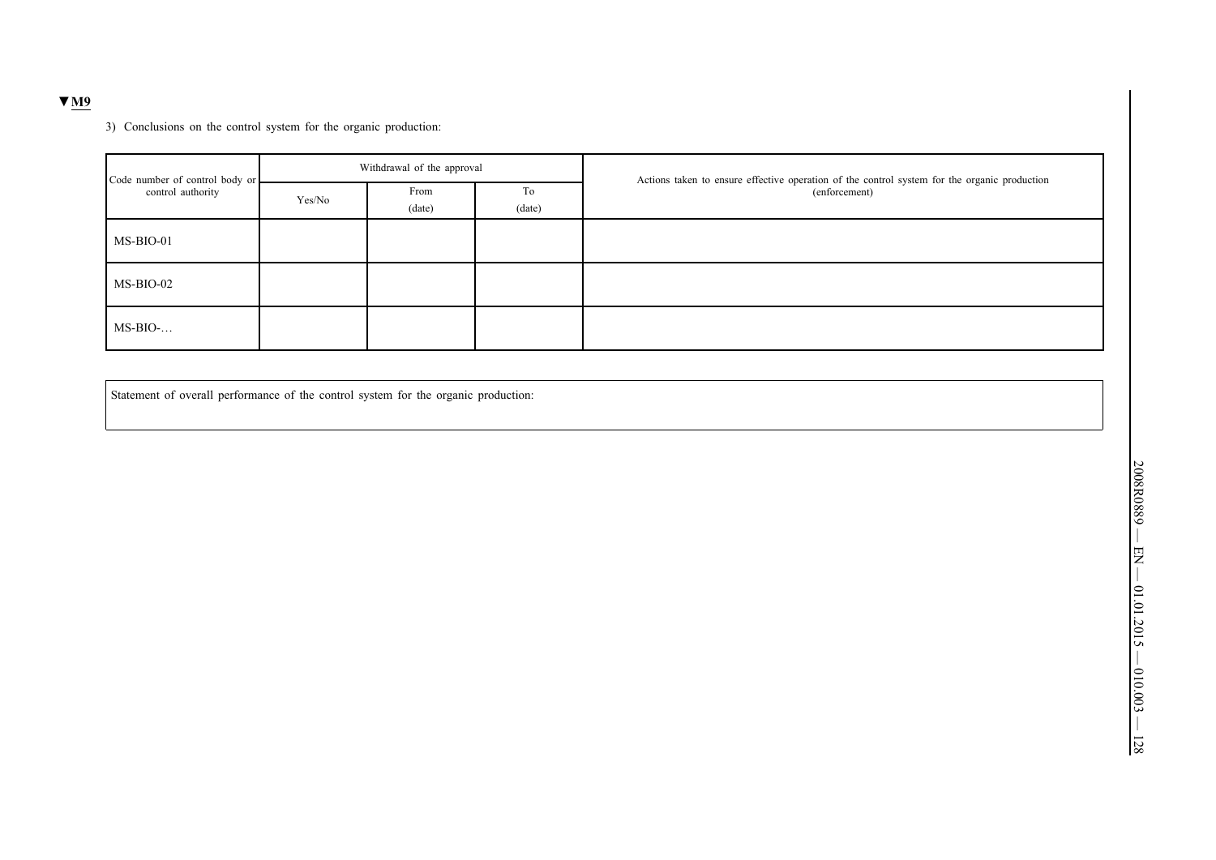▼M9

3) Conclusions on the control system for the organic production:

| Code number of control body or control authority | Withdrawal of the approval | | | Actions taken to ensure effective operation of the control system for the organic production (enforcement) |
|---|---|---|---|---|
| | Yes/No | From (date) | To (date) | |
| MS-BIO-01 | | | | |
| MS-BIO-02 | | | | |
| MS-BIO-… | | | | |

| Statement of overall performance of the control system for the organic production: |
|---|
| |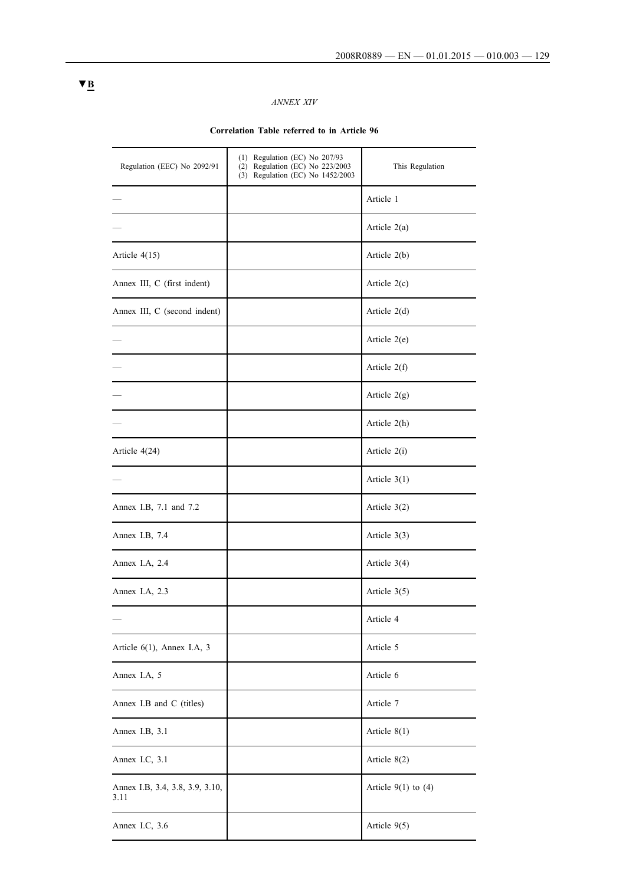▼B

*ANNEX XIV*

**Correlation Table referred to in Article 96**

| Regulation (EEC) No 2092/91 | (1) Regulation (EC) No 207/93<br>(2) Regulation (EC) No 223/2003<br>(3) Regulation (EC) No 1452/2003 | This Regulation |
|---|---|---|
| — | | Article 1 |
| — | | Article 2(a) |
| Article 4(15) | | Article 2(b) |
| Annex III, C (first indent) | | Article 2(c) |
| Annex III, C (second indent) | | Article 2(d) |
| — | | Article 2(e) |
| — | | Article 2(f) |
| — | | Article 2(g) |
| — | | Article 2(h) |
| Article 4(24) | | Article 2(i) |
| — | | Article 3(1) |
| Annex I.B, 7.1 and 7.2 | | Article 3(2) |
| Annex I.B, 7.4 | | Article 3(3) |
| Annex I.A, 2.4 | | Article 3(4) |
| Annex I.A, 2.3 | | Article 3(5) |
| — | | Article 4 |
| Article 6(1), Annex I.A, 3 | | Article 5 |
| Annex I.A, 5 | | Article 6 |
| Annex I.B and C (titles) | | Article 7 |
| Annex I.B, 3.1 | | Article 8(1) |
| Annex I.C, 3.1 | | Article 8(2) |
| Annex I.B, 3.4, 3.8, 3.9, 3.10, 3.11 | | Article 9(1) to (4) |
| Annex I.C, 3.6 | | Article 9(5) |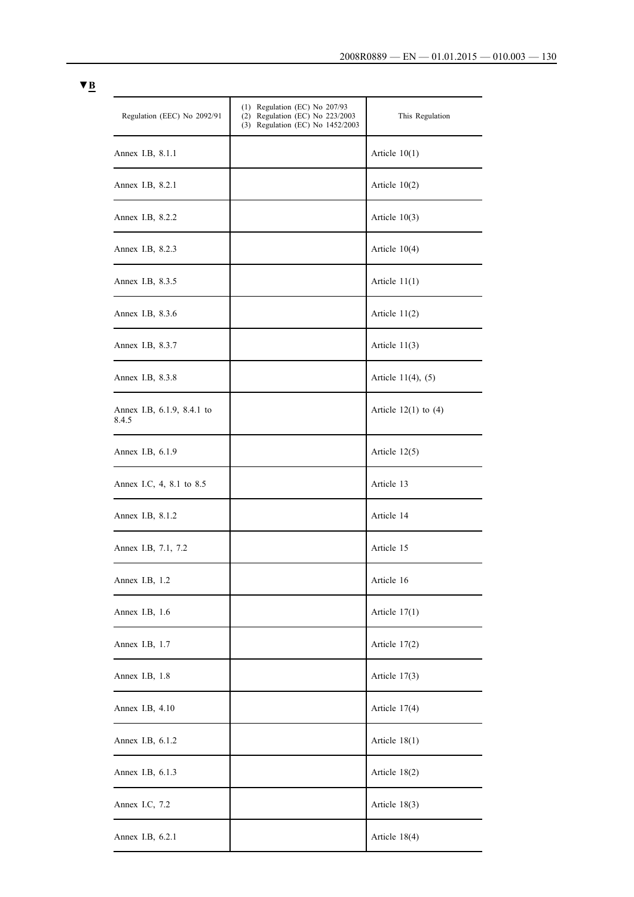▼B

| Regulation (EEC) No 2092/91 | (1) Regulation (EC) No 207/93 (2) Regulation (EC) No 223/2003 (3) Regulation (EC) No 1452/2003 | This Regulation |
|---|---|---|
| Annex I.B, 8.1.1 | | Article 10(1) |
| Annex I.B, 8.2.1 | | Article 10(2) |
| Annex I.B, 8.2.2 | | Article 10(3) |
| Annex I.B, 8.2.3 | | Article 10(4) |
| Annex I.B, 8.3.5 | | Article 11(1) |
| Annex I.B, 8.3.6 | | Article 11(2) |
| Annex I.B, 8.3.7 | | Article 11(3) |
| Annex I.B, 8.3.8 | | Article 11(4), (5) |
| Annex I.B, 6.1.9, 8.4.1 to 8.4.5 | | Article 12(1) to (4) |
| Annex I.B, 6.1.9 | | Article 12(5) |
| Annex I.C, 4, 8.1 to 8.5 | | Article 13 |
| Annex I.B, 8.1.2 | | Article 14 |
| Annex I.B, 7.1, 7.2 | | Article 15 |
| Annex I.B, 1.2 | | Article 16 |
| Annex I.B, 1.6 | | Article 17(1) |
| Annex I.B, 1.7 | | Article 17(2) |
| Annex I.B, 1.8 | | Article 17(3) |
| Annex I.B, 4.10 | | Article 17(4) |
| Annex I.B, 6.1.2 | | Article 18(1) |
| Annex I.B, 6.1.3 | | Article 18(2) |
| Annex I.C, 7.2 | | Article 18(3) |
| Annex I.B, 6.2.1 | | Article 18(4) |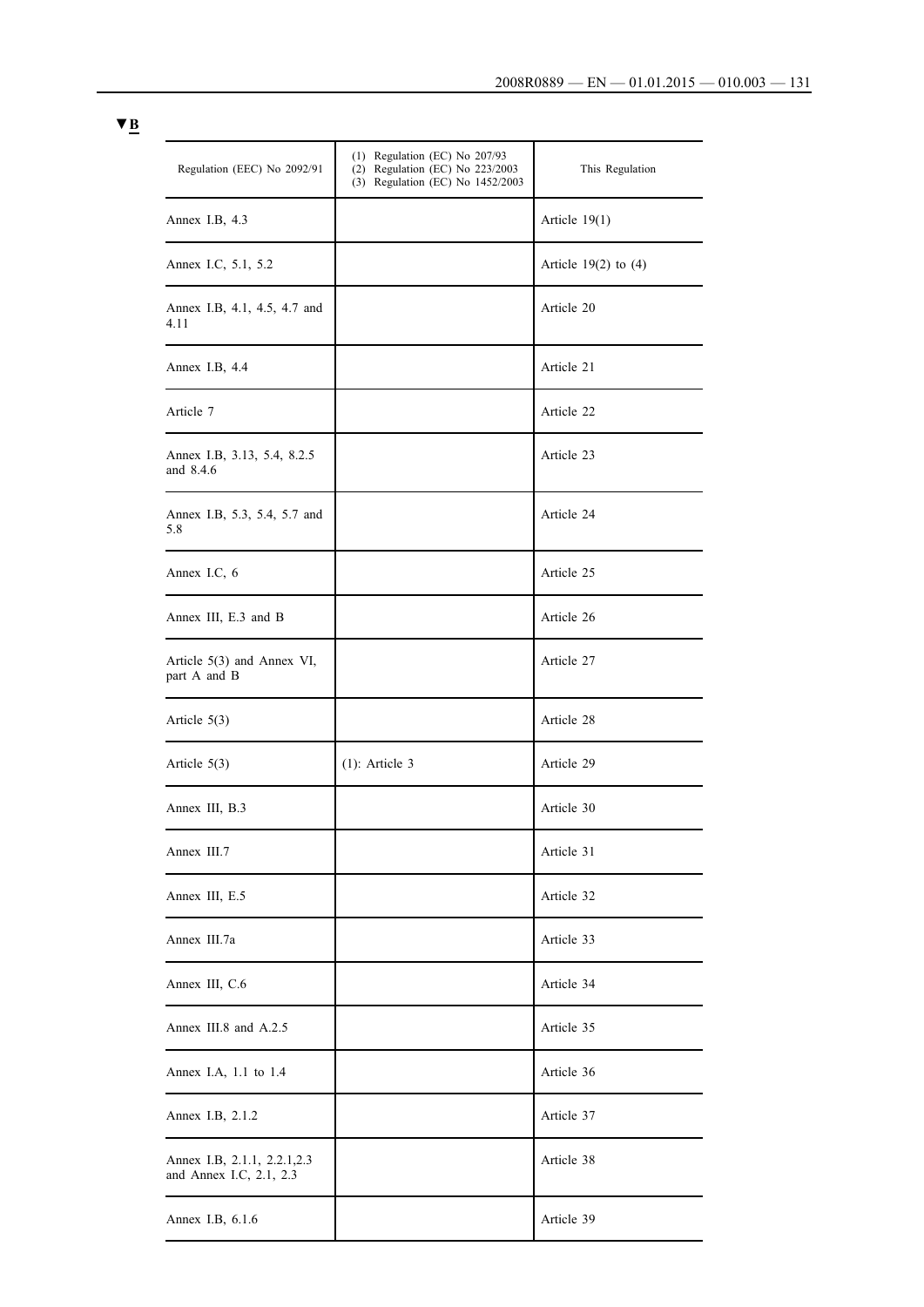▼B

| Regulation (EEC) No 2092/91 | (1) Regulation (EC) No 207/93 (2) Regulation (EC) No 223/2003 (3) Regulation (EC) No 1452/2003 | This Regulation |
|---|---|---|
| Annex I.B, 4.3 | | Article 19(1) |
| Annex I.C, 5.1, 5.2 | | Article 19(2) to (4) |
| Annex I.B, 4.1, 4.5, 4.7 and 4.11 | | Article 20 |
| Annex I.B, 4.4 | | Article 21 |
| Article 7 | | Article 22 |
| Annex I.B, 3.13, 5.4, 8.2.5 and 8.4.6 | | Article 23 |
| Annex I.B, 5.3, 5.4, 5.7 and 5.8 | | Article 24 |
| Annex I.C, 6 | | Article 25 |
| Annex III, E.3 and B | | Article 26 |
| Article 5(3) and Annex VI, part A and B | | Article 27 |
| Article 5(3) | | Article 28 |
| Article 5(3) | (1): Article 3 | Article 29 |
| Annex III, B.3 | | Article 30 |
| Annex III.7 | | Article 31 |
| Annex III, E.5 | | Article 32 |
| Annex III.7a | | Article 33 |
| Annex III, C.6 | | Article 34 |
| Annex III.8 and A.2.5 | | Article 35 |
| Annex I.A, 1.1 to 1.4 | | Article 36 |
| Annex I.B, 2.1.2 | | Article 37 |
| Annex I.B, 2.1.1, 2.2.1,2.3 and Annex I.C, 2.1, 2.3 | | Article 38 |
| Annex I.B, 6.1.6 | | Article 39 |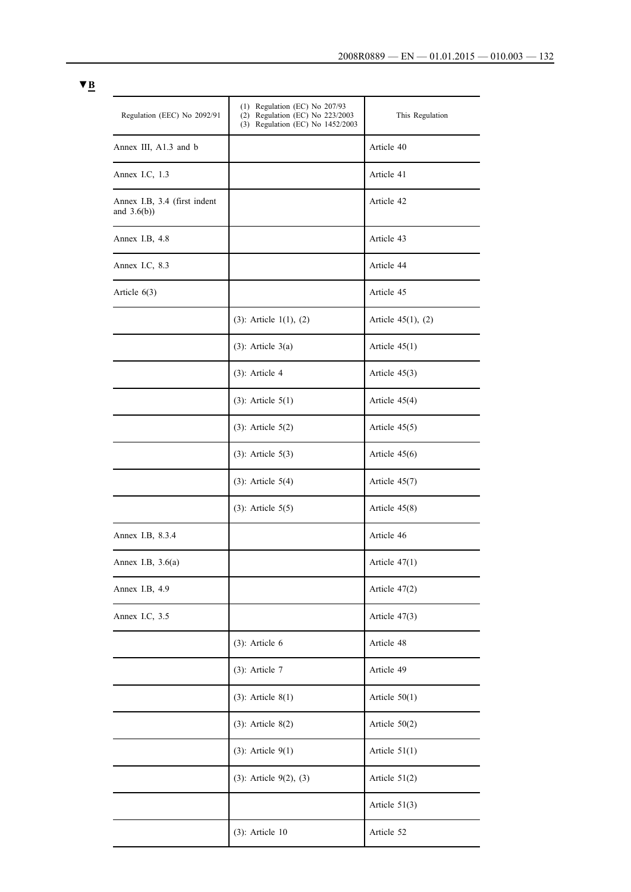▼B

| Regulation (EEC) No 2092/91 | (1) Regulation (EC) No 207/93<br>(2) Regulation (EC) No 223/2003<br>(3) Regulation (EC) No 1452/2003 | This Regulation |
|---|---|---|
| Annex III, A1.3 and b | | Article 40 |
| Annex I.C, 1.3 | | Article 41 |
| Annex I.B, 3.4 (first indent and 3.6(b)) | | Article 42 |
| Annex I.B, 4.8 | | Article 43 |
| Annex I.C, 8.3 | | Article 44 |
| Article 6(3) | | Article 45 |
| | (3): Article 1(1), (2) | Article 45(1), (2) |
| | (3): Article 3(a) | Article 45(1) |
| | (3): Article 4 | Article 45(3) |
| | (3): Article 5(1) | Article 45(4) |
| | (3): Article 5(2) | Article 45(5) |
| | (3): Article 5(3) | Article 45(6) |
| | (3): Article 5(4) | Article 45(7) |
| | (3): Article 5(5) | Article 45(8) |
| Annex I.B, 8.3.4 | | Article 46 |
| Annex I.B, 3.6(a) | | Article 47(1) |
| Annex I.B, 4.9 | | Article 47(2) |
| Annex I.C, 3.5 | | Article 47(3) |
| | (3): Article 6 | Article 48 |
| | (3): Article 7 | Article 49 |
| | (3): Article 8(1) | Article 50(1) |
| | (3): Article 8(2) | Article 50(2) |
| | (3): Article 9(1) | Article 51(1) |
| | (3): Article 9(2), (3) | Article 51(2) |
| | | Article 51(3) |
| | (3): Article 10 | Article 52 |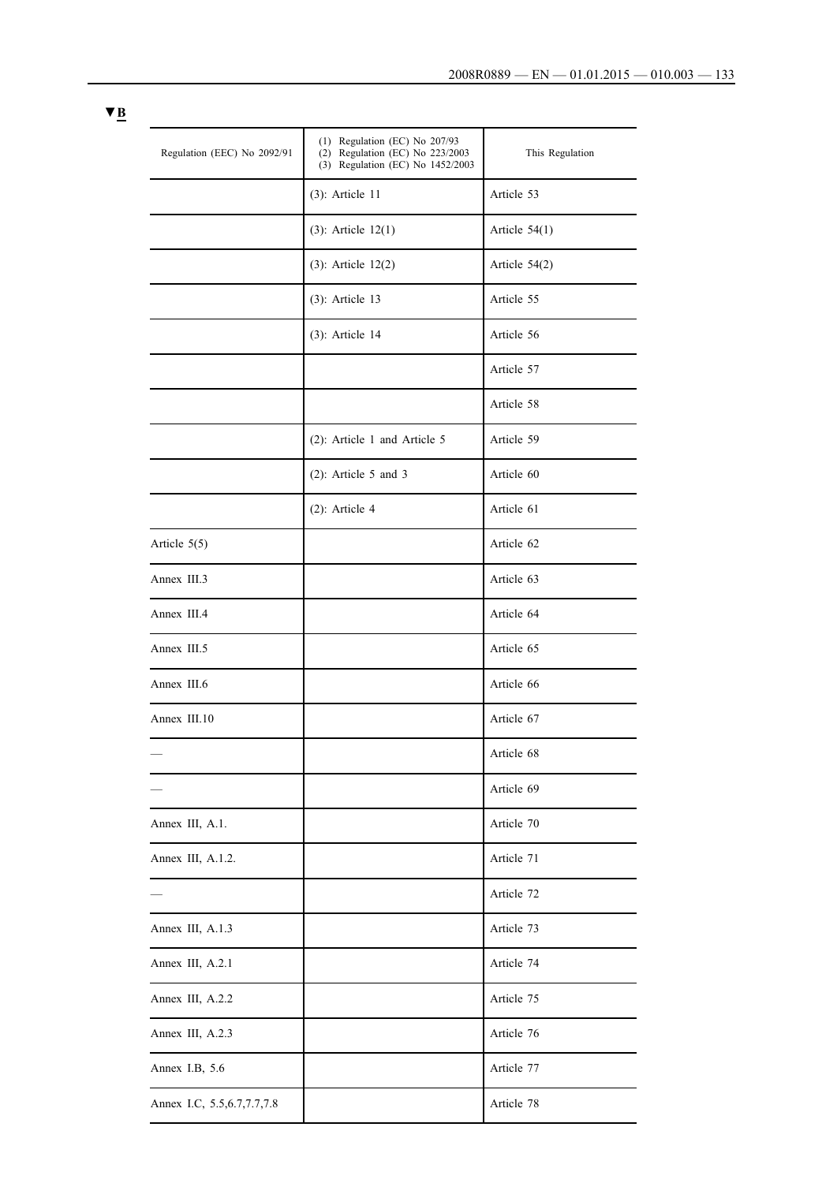▼B

| Regulation (EEC) No 2092/91 | (1) Regulation (EC) No 207/93 (2) Regulation (EC) No 223/2003 (3) Regulation (EC) No 1452/2003 | This Regulation |
|---|---|---|
| | (3): Article 11 | Article 53 |
| | (3): Article 12(1) | Article 54(1) |
| | (3): Article 12(2) | Article 54(2) |
| | (3): Article 13 | Article 55 |
| | (3): Article 14 | Article 56 |
| | | Article 57 |
| | | Article 58 |
| | (2): Article 1 and Article 5 | Article 59 |
| | (2): Article 5 and 3 | Article 60 |
| | (2): Article 4 | Article 61 |
| Article 5(5) | | Article 62 |
| Annex III.3 | | Article 63 |
| Annex III.4 | | Article 64 |
| Annex III.5 | | Article 65 |
| Annex III.6 | | Article 66 |
| Annex III.10 | | Article 67 |
| — | | Article 68 |
| — | | Article 69 |
| Annex III, A.1. | | Article 70 |
| Annex III, A.1.2. | | Article 71 |
| — | | Article 72 |
| Annex III, A.1.3 | | Article 73 |
| Annex III, A.2.1 | | Article 74 |
| Annex III, A.2.2 | | Article 75 |
| Annex III, A.2.3 | | Article 76 |
| Annex I.B, 5.6 | | Article 77 |
| Annex I.C, 5.5,6.7,7.7,7.8 | | Article 78 |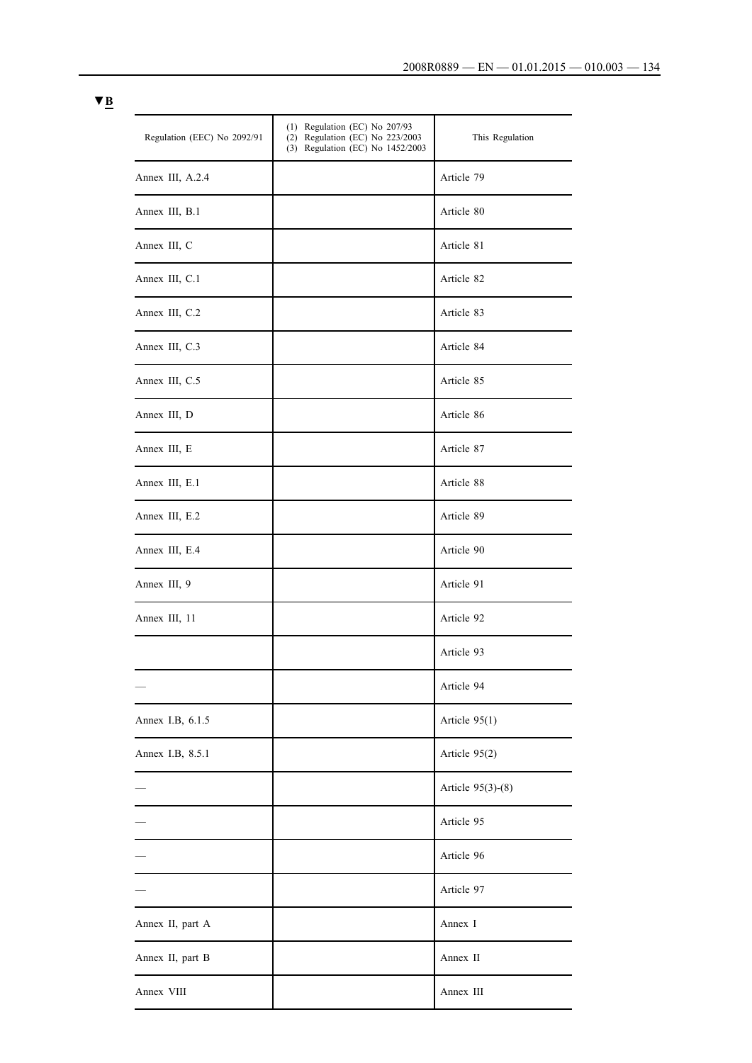▼B

| Regulation (EEC) No 2092/91 | (1) Regulation (EC) No 207/93<br>(2) Regulation (EC) No 223/2003<br>(3) Regulation (EC) No 1452/2003 | This Regulation |
|---|---|---|
| Annex III, A.2.4 | | Article 79 |
| Annex III, B.1 | | Article 80 |
| Annex III, C | | Article 81 |
| Annex III, C.1 | | Article 82 |
| Annex III, C.2 | | Article 83 |
| Annex III, C.3 | | Article 84 |
| Annex III, C.5 | | Article 85 |
| Annex III, D | | Article 86 |
| Annex III, E | | Article 87 |
| Annex III, E.1 | | Article 88 |
| Annex III, E.2 | | Article 89 |
| Annex III, E.4 | | Article 90 |
| Annex III, 9 | | Article 91 |
| Annex III, 11 | | Article 92 |
| | | Article 93 |
| — | | Article 94 |
| Annex I.B, 6.1.5 | | Article 95(1) |
| Annex I.B, 8.5.1 | | Article 95(2) |
| — | | Article 95(3)-(8) |
| — | | Article 95 |
| — | | Article 96 |
| — | | Article 97 |
| Annex II, part A | | Annex I |
| Annex II, part B | | Annex II |
| Annex VIII | | Annex III |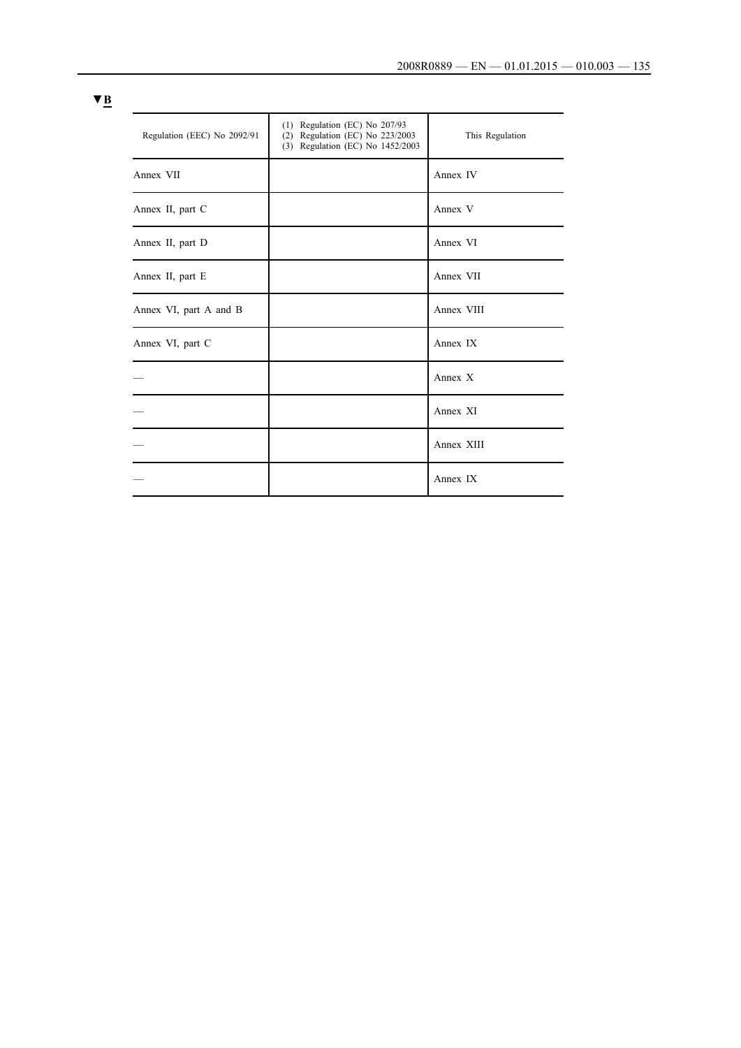▼B

| Regulation (EEC) No 2092/91 | (1) Regulation (EC) No 207/93 (2) Regulation (EC) No 223/2003 (3) Regulation (EC) No 1452/2003 | This Regulation |
|---|---|---|
| Annex VII | | Annex IV |
| Annex II, part C | | Annex V |
| Annex II, part D | | Annex VI |
| Annex II, part E | | Annex VII |
| Annex VI, part A and B | | Annex VIII |
| Annex VI, part C | | Annex IX |
| — | | Annex X |
| — | | Annex XI |
| — | | Annex XIII |
| — | | Annex IX |